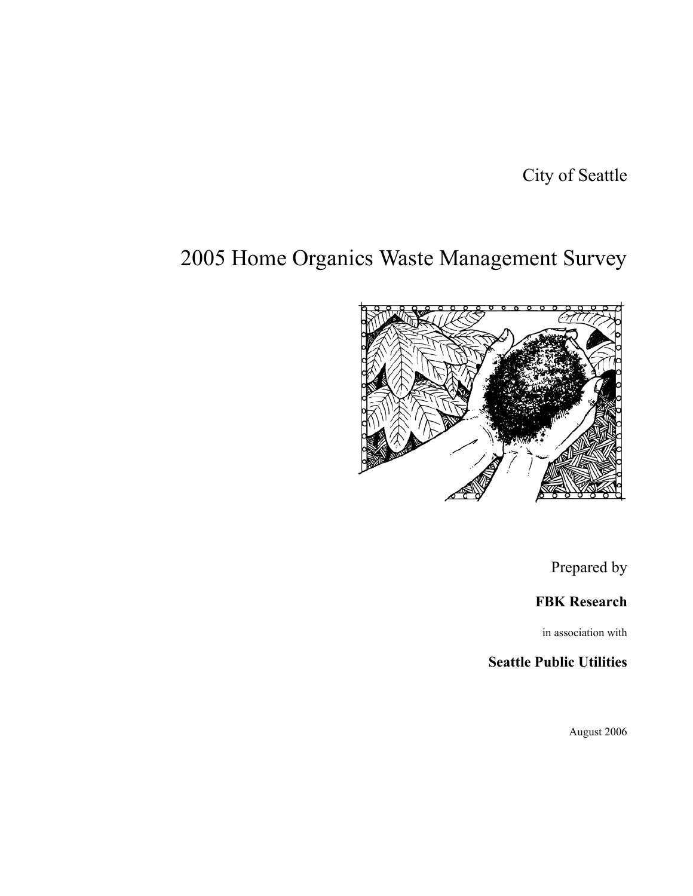City of Seattle

# 2005 Home Organics Waste Management Survey

Prepared by

**FBK Research**

in association with

**Seattle Public Utilities**

August 2006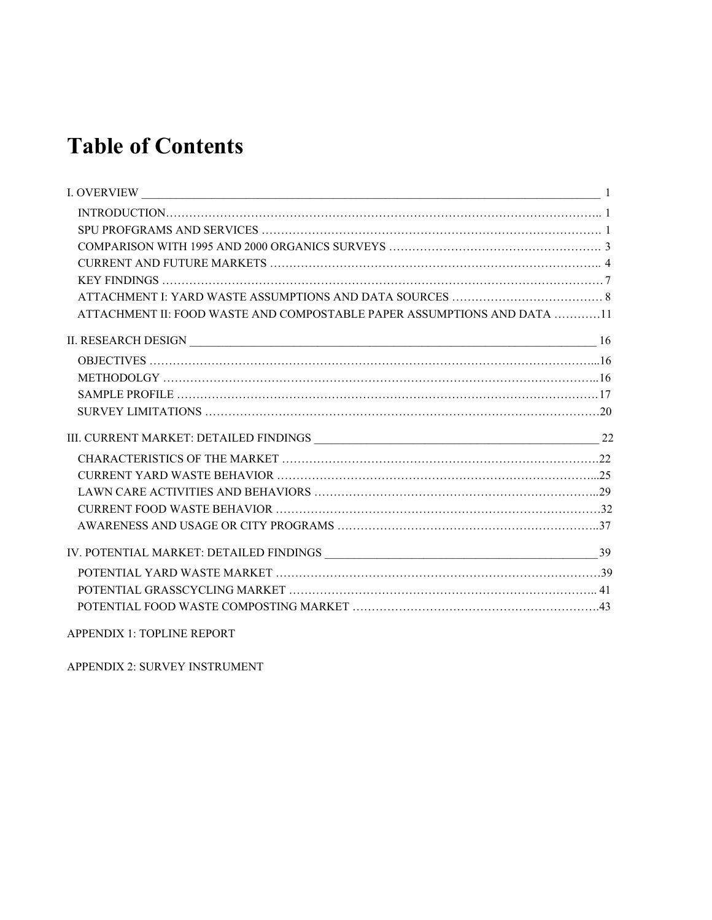# Table of Contents

I. OVERVIEW ____________________________________________________________________________ 1

- INTRODUCTION……………………………………………………………………………………………….. 1
- SPU PROFGRAMS AND SERVICES ……………………………………………………………………………. 1
- COMPARISON WITH 1995 AND 2000 ORGANICS SURVEYS ………………………………………………. 3
- CURRENT AND FUTURE MARKETS ………………………………………………………………………….. 4
- KEY FINDINGS ………………………………………………………………………………………………… 7
- ATTACHMENT I: YARD WASTE ASSUMPTIONS AND DATA SOURCES ………………………………… 8
- ATTACHMENT II: FOOD WASTE AND COMPOSTABLE PAPER ASSUMPTIONS AND DATA …………11

II. RESEARCH DESIGN ______________________________________________________________ 16

- OBJECTIVES …………………………………………………………………………………………………...16
- METHODOLGY ……………………………………………………………………………………………...16
- SAMPLE PROFILE ……………………………………………………………………………………………17
- SURVEY LIMITATIONS ………………………………………………………………………………………20

III. CURRENT MARKET: DETAILED FINDINGS ________________________________________ 22

- CHARACTERISTICS OF THE MARKET ……………………………………………………………………22
- CURRENT YARD WASTE BEHAVIOR ……………………………………………………………………...25
- LAWN CARE ACTIVITIES AND BEHAVIORS ………………………………………………………………..29
- CURRENT FOOD WASTE BEHAVIOR …………………………………………………………………………32
- AWARENESS AND USAGE OR CITY PROGRAMS …………………………………………………………..37

IV. POTENTIAL MARKET: DETAILED FINDINGS ______________________________________39

- POTENTIAL YARD WASTE MARKET ……………………………………………………………………………39
- POTENTIAL GRASSCYCLING MARKET ………………………………………………………………….. 41
- POTENTIAL FOOD WASTE COMPOSTING MARKET ……………………………………………………….43

APPENDIX 1: TOPLINE REPORT

APPENDIX 2: SURVEY INSTRUMENT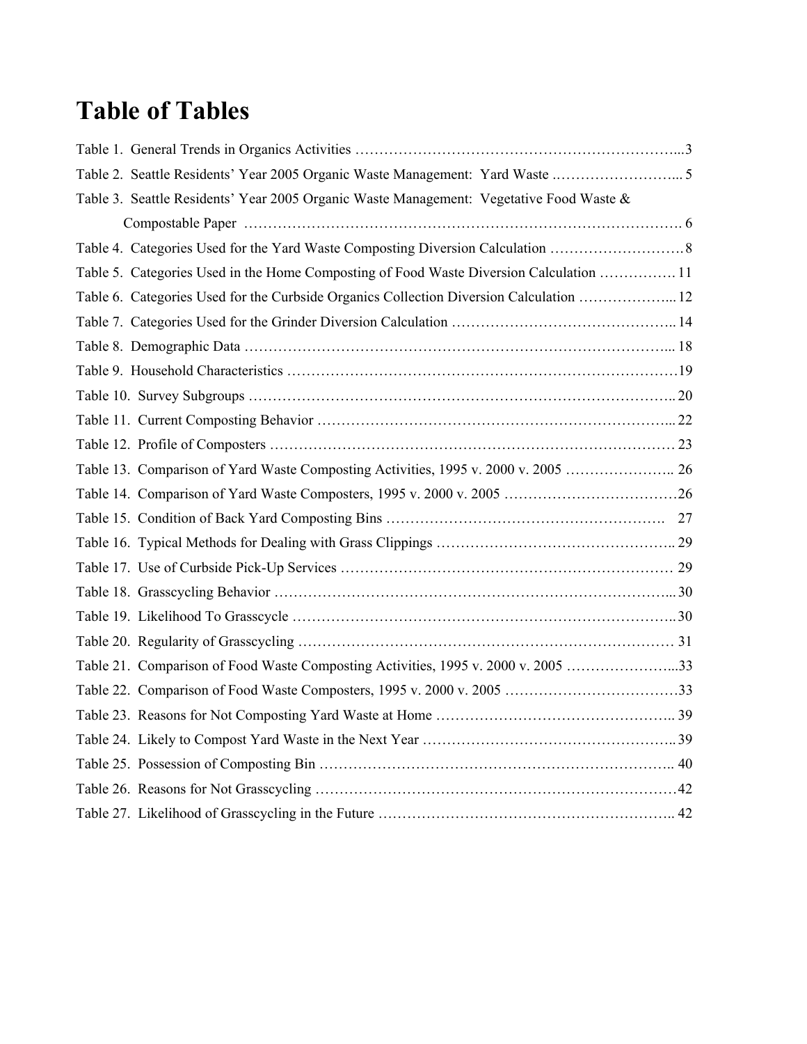# Table of Tables

Table 1. General Trends in Organics Activities …………………………………………………………...3

Table 2. Seattle Residents' Year 2005 Organic Waste Management: Yard Waste .……………………... 5

Table 3. Seattle Residents' Year 2005 Organic Waste Management: Vegetative Food Waste & Compostable Paper ……………………………………………………………………………. 6

Table 4. Categories Used for the Yard Waste Composting Diversion Calculation ………………………. 8

Table 5. Categories Used in the Home Composting of Food Waste Diversion Calculation ……………. 11

Table 6. Categories Used for the Curbside Organics Collection Diversion Calculation ………………... 12

Table 7. Categories Used for the Grinder Diversion Calculation ……………………………………….. 14

Table 8. Demographic Data …………………………………………………………………………... 18

Table 9. Household Characteristics ……………………………………………………………………19

Table 10. Survey Subgroups …………………………………………………………………………. 20

Table 11. Current Composting Behavior ……………………………………………………………... 22

Table 12. Profile of Composters ………………………………………………………………………… 23

Table 13. Comparison of Yard Waste Composting Activities, 1995 v. 2000 v. 2005 ………………….. 26

Table 14. Comparison of Yard Waste Composters, 1995 v. 2000 v. 2005 ………………………………26

Table 15. Condition of Back Yard Composting Bins …………………………………………………. 27

Table 16. Typical Methods for Dealing with Grass Clippings ………………………………………….. 29

Table 17. Use of Curbside Pick-Up Services …………………………………………………………… 29

Table 18. Grasscycling Behavior ……………………………………………………………………... 30

Table 19. Likelihood To Grasscycle …………………………………………………………………..30

Table 20. Regularity of Grasscycling ………………………………………………………………… 31

Table 21. Comparison of Food Waste Composting Activities, 1995 v. 2000 v. 2005 …………………...33

Table 22. Comparison of Food Waste Composters, 1995 v. 2000 v. 2005 ………………………………33

Table 23. Reasons for Not Composting Yard Waste at Home ………………………………………….. 39

Table 24. Likely to Compost Yard Waste in the Next Year ……………………………………………..39

Table 25. Possession of Composting Bin ……………………………………………………………….. 40

Table 26. Reasons for Not Grasscycling ………………………………………………………………42

Table 27. Likelihood of Grasscycling in the Future …………………………………………………….. 42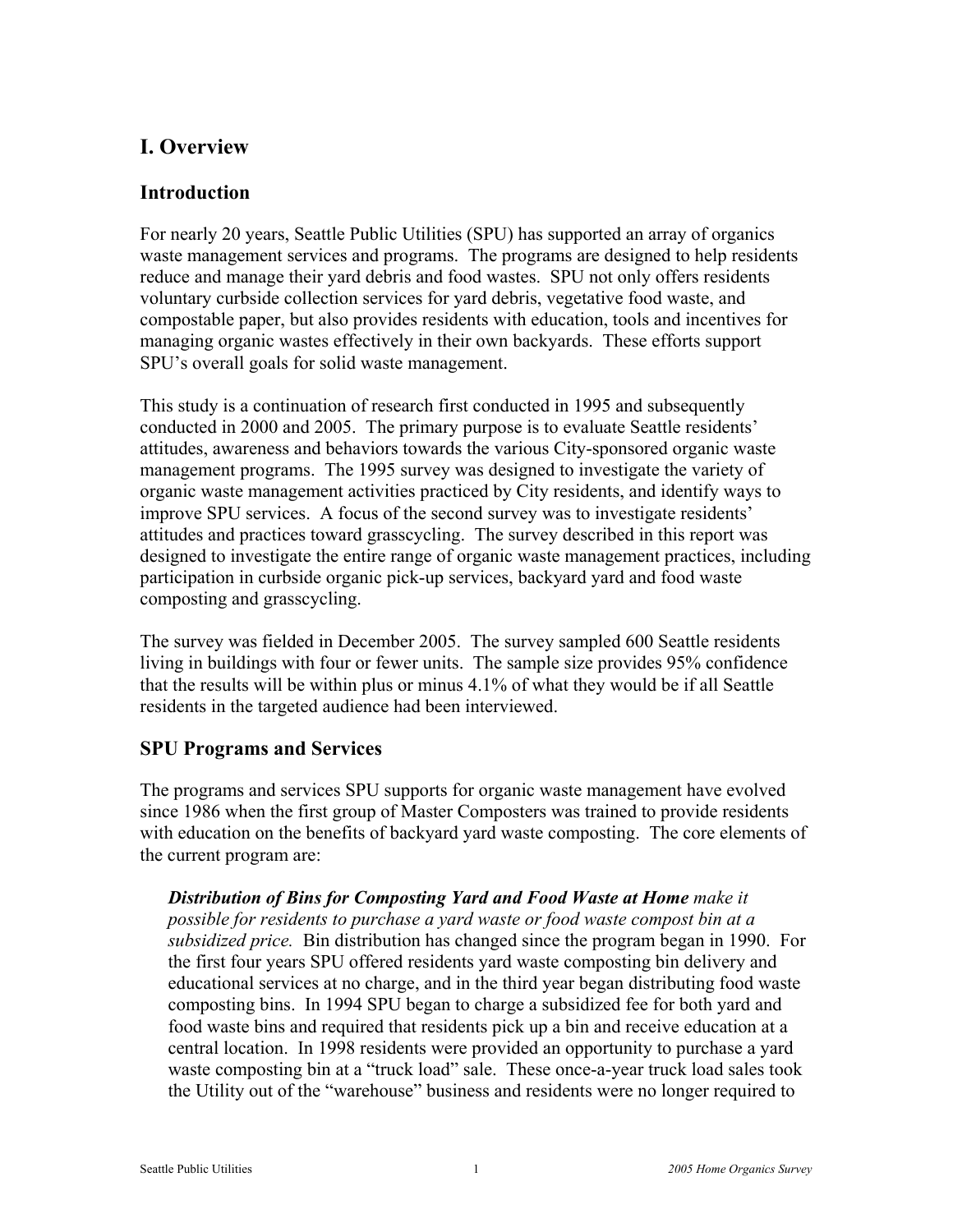# I. Overview

## Introduction

For nearly 20 years, Seattle Public Utilities (SPU) has supported an array of organics waste management services and programs. The programs are designed to help residents reduce and manage their yard debris and food wastes. SPU not only offers residents voluntary curbside collection services for yard debris, vegetative food waste, and compostable paper, but also provides residents with education, tools and incentives for managing organic wastes effectively in their own backyards. These efforts support SPU's overall goals for solid waste management.

This study is a continuation of research first conducted in 1995 and subsequently conducted in 2000 and 2005. The primary purpose is to evaluate Seattle residents' attitudes, awareness and behaviors towards the various City-sponsored organic waste management programs. The 1995 survey was designed to investigate the variety of organic waste management activities practiced by City residents, and identify ways to improve SPU services. A focus of the second survey was to investigate residents' attitudes and practices toward grasscycling. The survey described in this report was designed to investigate the entire range of organic waste management practices, including participation in curbside organic pick-up services, backyard yard and food waste composting and grasscycling.

The survey was fielded in December 2005. The survey sampled 600 Seattle residents living in buildings with four or fewer units. The sample size provides 95% confidence that the results will be within plus or minus 4.1% of what they would be if all Seattle residents in the targeted audience had been interviewed.

## SPU Programs and Services

The programs and services SPU supports for organic waste management have evolved since 1986 when the first group of Master Composters was trained to provide residents with education on the benefits of backyard yard waste composting. The core elements of the current program are:

> ***Distribution of Bins for Composting Yard and Food Waste at Home*** *make it possible for residents to purchase a yard waste or food waste compost bin at a subsidized price.* Bin distribution has changed since the program began in 1990. For the first four years SPU offered residents yard waste composting bin delivery and educational services at no charge, and in the third year began distributing food waste composting bins. In 1994 SPU began to charge a subsidized fee for both yard and food waste bins and required that residents pick up a bin and receive education at a central location. In 1998 residents were provided an opportunity to purchase a yard waste composting bin at a "truck load" sale. These once-a-year truck load sales took the Utility out of the "warehouse" business and residents were no longer required to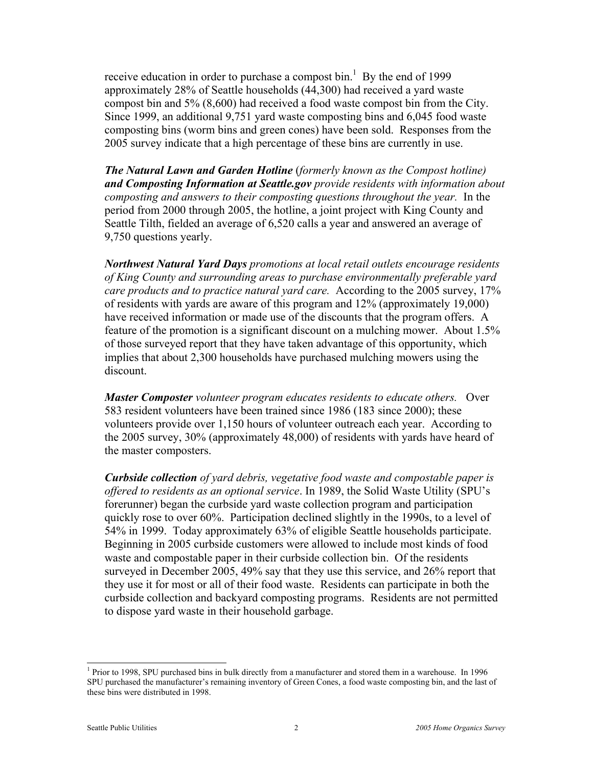receive education in order to purchase a compost bin.[1] By the end of 1999 approximately 28% of Seattle households (44,300) had received a yard waste compost bin and 5% (8,600) had received a food waste compost bin from the City. Since 1999, an additional 9,751 yard waste composting bins and 6,045 food waste composting bins (worm bins and green cones) have been sold. Responses from the 2005 survey indicate that a high percentage of these bins are currently in use.

***The Natural Lawn and Garden Hotline*** (*formerly known as the Compost hotline)* ***and Composting Information at Seattle.gov*** *provide residents with information about composting and answers to their composting questions throughout the year.* In the period from 2000 through 2005, the hotline, a joint project with King County and Seattle Tilth, fielded an average of 6,520 calls a year and answered an average of 9,750 questions yearly.

***Northwest Natural Yard Days*** *promotions at local retail outlets encourage residents of King County and surrounding areas to purchase environmentally preferable yard care products and to practice natural yard care.* According to the 2005 survey, 17% of residents with yards are aware of this program and 12% (approximately 19,000) have received information or made use of the discounts that the program offers. A feature of the promotion is a significant discount on a mulching mower. About 1.5% of those surveyed report that they have taken advantage of this opportunity, which implies that about 2,300 households have purchased mulching mowers using the discount.

***Master Composter*** *volunteer program educates residents to educate others.* Over 583 resident volunteers have been trained since 1986 (183 since 2000); these volunteers provide over 1,150 hours of volunteer outreach each year. According to the 2005 survey, 30% (approximately 48,000) of residents with yards have heard of the master composters.

***Curbside collection*** *of yard debris, vegetative food waste and compostable paper is offered to residents as an optional service*. In 1989, the Solid Waste Utility (SPU's forerunner) began the curbside yard waste collection program and participation quickly rose to over 60%. Participation declined slightly in the 1990s, to a level of 54% in 1999. Today approximately 63% of eligible Seattle households participate. Beginning in 2005 curbside customers were allowed to include most kinds of food waste and compostable paper in their curbside collection bin. Of the residents surveyed in December 2005, 49% say that they use this service, and 26% report that they use it for most or all of their food waste. Residents can participate in both the curbside collection and backyard composting programs. Residents are not permitted to dispose yard waste in their household garbage.

---

[1] Prior to 1998, SPU purchased bins in bulk directly from a manufacturer and stored them in a warehouse. In 1996 SPU purchased the manufacturer's remaining inventory of Green Cones, a food waste composting bin, and the last of these bins were distributed in 1998.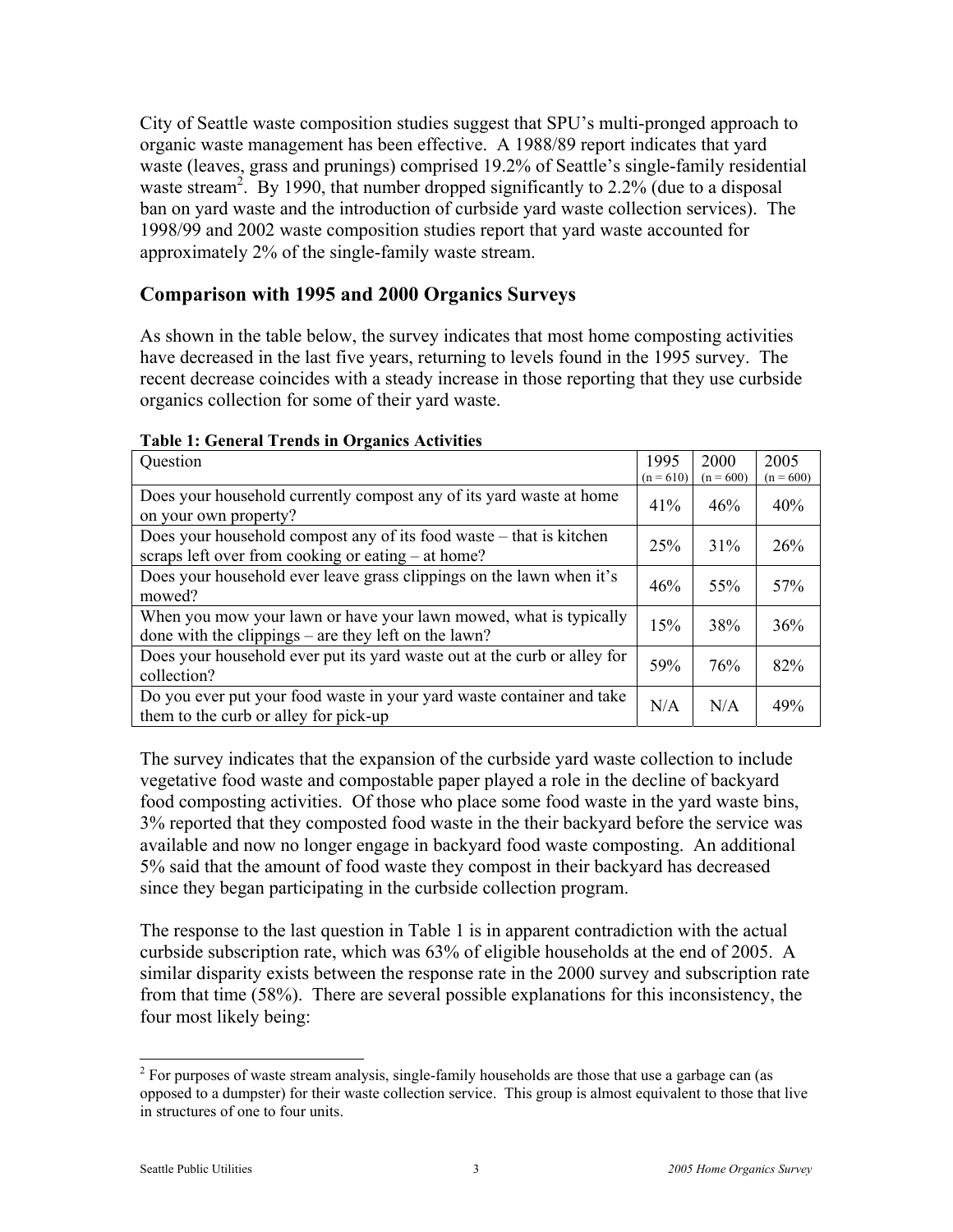City of Seattle waste composition studies suggest that SPU's multi-pronged approach to organic waste management has been effective. A 1988/89 report indicates that yard waste (leaves, grass and prunings) comprised 19.2% of Seattle's single-family residential waste stream[2]. By 1990, that number dropped significantly to 2.2% (due to a disposal ban on yard waste and the introduction of curbside yard waste collection services). The 1998/99 and 2002 waste composition studies report that yard waste accounted for approximately 2% of the single-family waste stream.

## Comparison with 1995 and 2000 Organics Surveys

As shown in the table below, the survey indicates that most home composting activities have decreased in the last five years, returning to levels found in the 1995 survey. The recent decrease coincides with a steady increase in those reporting that they use curbside organics collection for some of their yard waste.

**Table 1: General Trends in Organics Activities**

| Question | 1995 (n = 610) | 2000 (n = 600) | 2005 (n = 600) |
|---|---|---|---|
| Does your household currently compost any of its yard waste at home on your own property? | 41% | 46% | 40% |
| Does your household compost any of its food waste – that is kitchen scraps left over from cooking or eating – at home? | 25% | 31% | 26% |
| Does your household ever leave grass clippings on the lawn when it's mowed? | 46% | 55% | 57% |
| When you mow your lawn or have your lawn mowed, what is typically done with the clippings – are they left on the lawn? | 15% | 38% | 36% |
| Does your household ever put its yard waste out at the curb or alley for collection? | 59% | 76% | 82% |
| Do you ever put your food waste in your yard waste container and take them to the curb or alley for pick-up | N/A | N/A | 49% |

The survey indicates that the expansion of the curbside yard waste collection to include vegetative food waste and compostable paper played a role in the decline of backyard food composting activities. Of those who place some food waste in the yard waste bins, 3% reported that they composted food waste in the their backyard before the service was available and now no longer engage in backyard food waste composting. An additional 5% said that the amount of food waste they compost in their backyard has decreased since they began participating in the curbside collection program.

The response to the last question in Table 1 is in apparent contradiction with the actual curbside subscription rate, which was 63% of eligible households at the end of 2005. A similar disparity exists between the response rate in the 2000 survey and subscription rate from that time (58%). There are several possible explanations for this inconsistency, the four most likely being:

[2] For purposes of waste stream analysis, single-family households are those that use a garbage can (as opposed to a dumpster) for their waste collection service. This group is almost equivalent to those that live in structures of one to four units.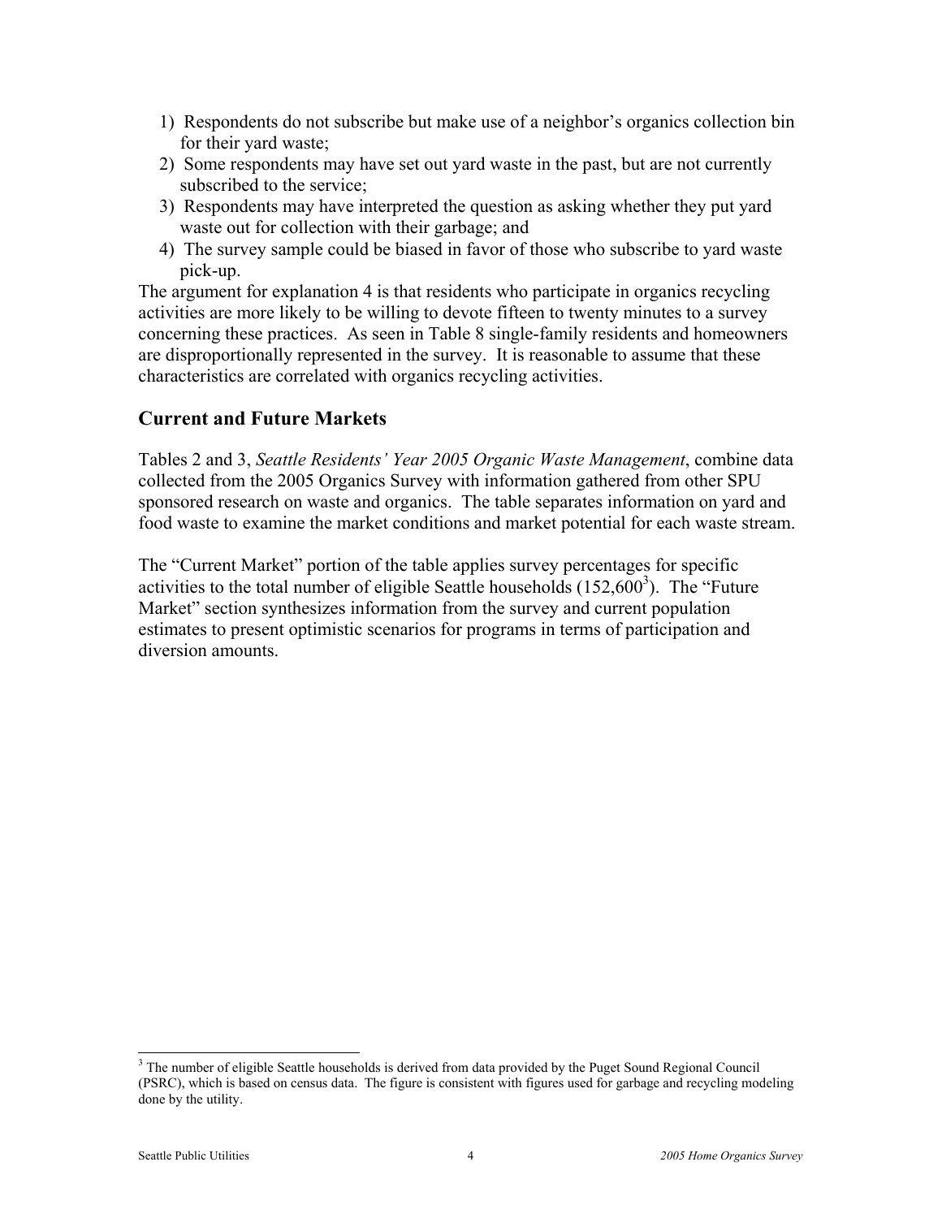1) Respondents do not subscribe but make use of a neighbor's organics collection bin for their yard waste;
2) Some respondents may have set out yard waste in the past, but are not currently subscribed to the service;
3) Respondents may have interpreted the question as asking whether they put yard waste out for collection with their garbage; and
4) The survey sample could be biased in favor of those who subscribe to yard waste pick-up.

The argument for explanation 4 is that residents who participate in organics recycling activities are more likely to be willing to devote fifteen to twenty minutes to a survey concerning these practices. As seen in Table 8 single-family residents and homeowners are disproportionally represented in the survey. It is reasonable to assume that these characteristics are correlated with organics recycling activities.

## Current and Future Markets

Tables 2 and 3, *Seattle Residents' Year 2005 Organic Waste Management*, combine data collected from the 2005 Organics Survey with information gathered from other SPU sponsored research on waste and organics. The table separates information on yard and food waste to examine the market conditions and market potential for each waste stream.

The "Current Market" portion of the table applies survey percentages for specific activities to the total number of eligible Seattle households (152,600[3]). The "Future Market" section synthesizes information from the survey and current population estimates to present optimistic scenarios for programs in terms of participation and diversion amounts.

[3] The number of eligible Seattle households is derived from data provided by the Puget Sound Regional Council (PSRC), which is based on census data. The figure is consistent with figures used for garbage and recycling modeling done by the utility.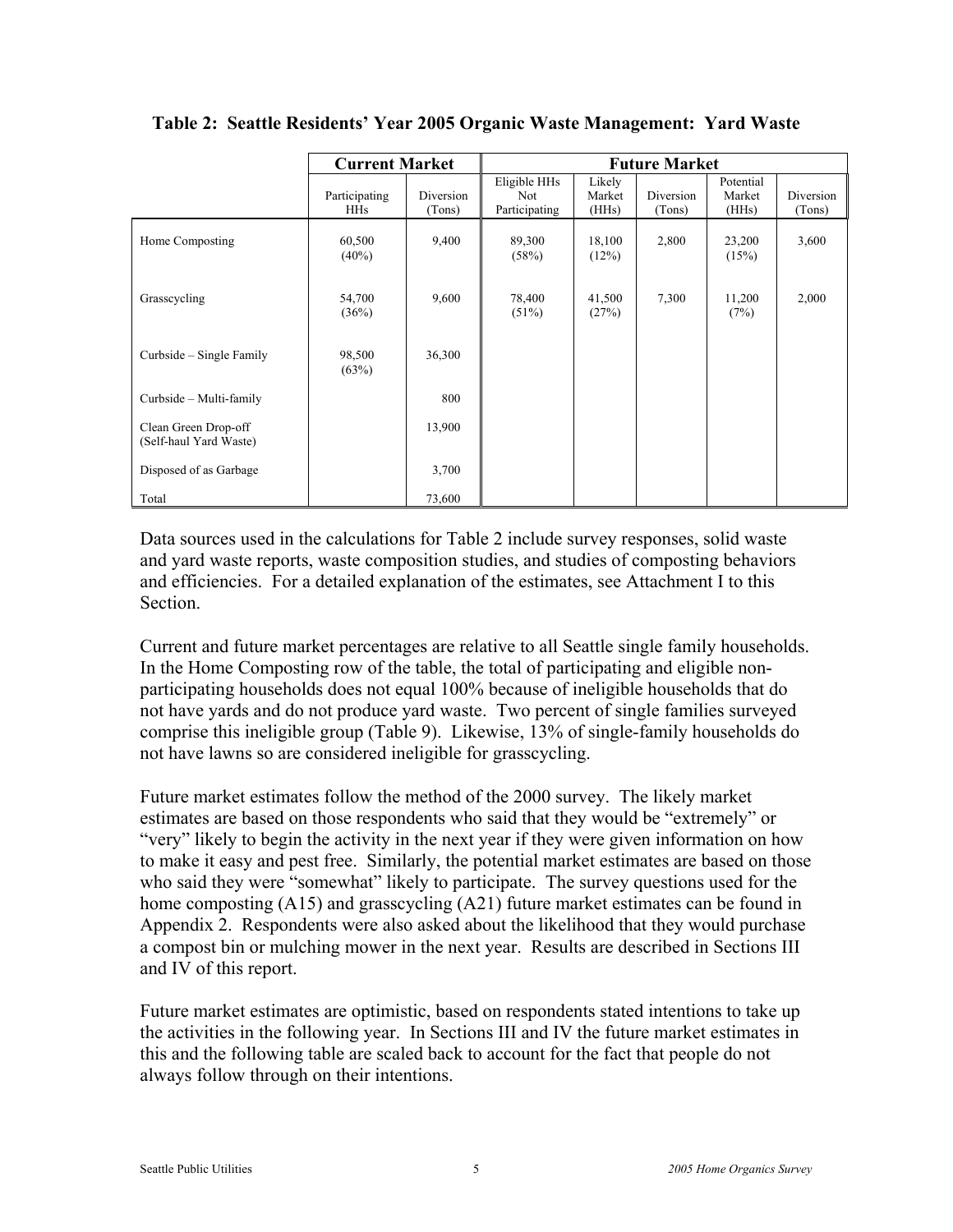**Table 2: Seattle Residents' Year 2005 Organic Waste Management: Yard Waste**

| | Current Market | | Future Market | | | | |
|---|---|---|---|---|---|---|---|
| | Participating HHs | Diversion (Tons) | Eligible HHs Not Participating | Likely Market (HHs) | Diversion (Tons) | Potential Market (HHs) | Diversion (Tons) |
| Home Composting | 60,500 (40%) | 9,400 | 89,300 (58%) | 18,100 (12%) | 2,800 | 23,200 (15%) | 3,600 |
| Grasscycling | 54,700 (36%) | 9,600 | 78,400 (51%) | 41,500 (27%) | 7,300 | 11,200 (7%) | 2,000 |
| Curbside – Single Family | 98,500 (63%) | 36,300 | | | | | |
| Curbside – Multi-family | | 800 | | | | | |
| Clean Green Drop-off (Self-haul Yard Waste) | | 13,900 | | | | | |
| Disposed of as Garbage | | 3,700 | | | | | |
| Total | | 73,600 | | | | | |

Data sources used in the calculations for Table 2 include survey responses, solid waste and yard waste reports, waste composition studies, and studies of composting behaviors and efficiencies. For a detailed explanation of the estimates, see Attachment I to this Section.

Current and future market percentages are relative to all Seattle single family households. In the Home Composting row of the table, the total of participating and eligible non-participating households does not equal 100% because of ineligible households that do not have yards and do not produce yard waste. Two percent of single families surveyed comprise this ineligible group (Table 9). Likewise, 13% of single-family households do not have lawns so are considered ineligible for grasscycling.

Future market estimates follow the method of the 2000 survey. The likely market estimates are based on those respondents who said that they would be "extremely" or "very" likely to begin the activity in the next year if they were given information on how to make it easy and pest free. Similarly, the potential market estimates are based on those who said they were "somewhat" likely to participate. The survey questions used for the home composting (A15) and grasscycling (A21) future market estimates can be found in Appendix 2. Respondents were also asked about the likelihood that they would purchase a compost bin or mulching mower in the next year. Results are described in Sections III and IV of this report.

Future market estimates are optimistic, based on respondents stated intentions to take up the activities in the following year. In Sections III and IV the future market estimates in this and the following table are scaled back to account for the fact that people do not always follow through on their intentions.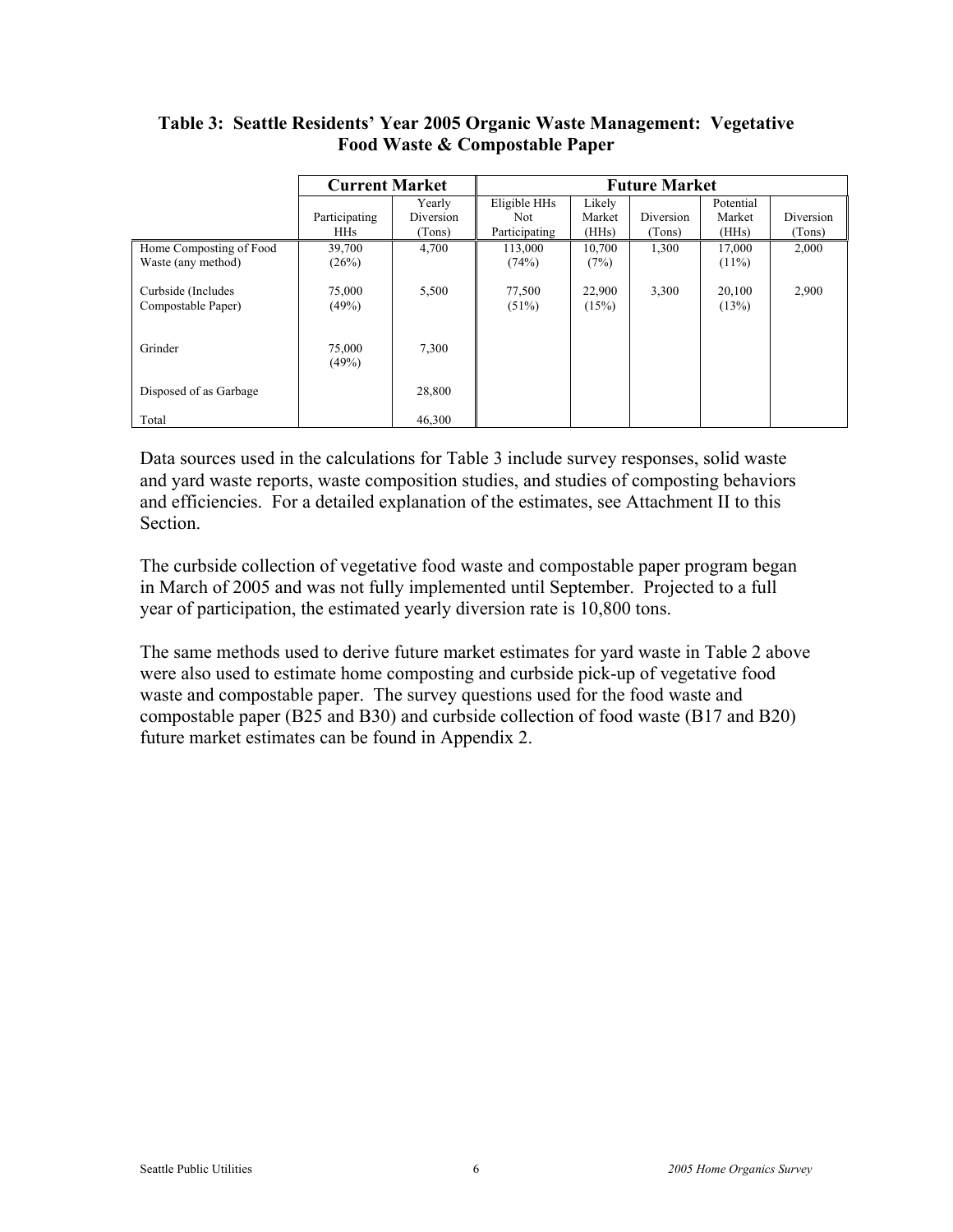**Table 3: Seattle Residents' Year 2005 Organic Waste Management: Vegetative Food Waste & Compostable Paper**

| | Current Market | | Future Market | | | | |
|---|---|---|---|---|---|---|---|
| | Participating HHs | Yearly Diversion (Tons) | Eligible HHs Not Participating | Likely Market (HHs) | Diversion (Tons) | Potential Market (HHs) | Diversion (Tons) |
| Home Composting of Food Waste (any method) | 39,700 (26%) | 4,700 | 113,000 (74%) | 10,700 (7%) | 1,300 | 17,000 (11%) | 2,000 |
| Curbside (Includes Compostable Paper) | 75,000 (49%) | 5,500 | 77,500 (51%) | 22,900 (15%) | 3,300 | 20,100 (13%) | 2,900 |
| Grinder | 75,000 (49%) | 7,300 | | | | | |
| Disposed of as Garbage | | 28,800 | | | | | |
| Total | | 46,300 | | | | | |

Data sources used in the calculations for Table 3 include survey responses, solid waste and yard waste reports, waste composition studies, and studies of composting behaviors and efficiencies. For a detailed explanation of the estimates, see Attachment II to this Section.

The curbside collection of vegetative food waste and compostable paper program began in March of 2005 and was not fully implemented until September. Projected to a full year of participation, the estimated yearly diversion rate is 10,800 tons.

The same methods used to derive future market estimates for yard waste in Table 2 above were also used to estimate home composting and curbside pick-up of vegetative food waste and compostable paper. The survey questions used for the food waste and compostable paper (B25 and B30) and curbside collection of food waste (B17 and B20) future market estimates can be found in Appendix 2.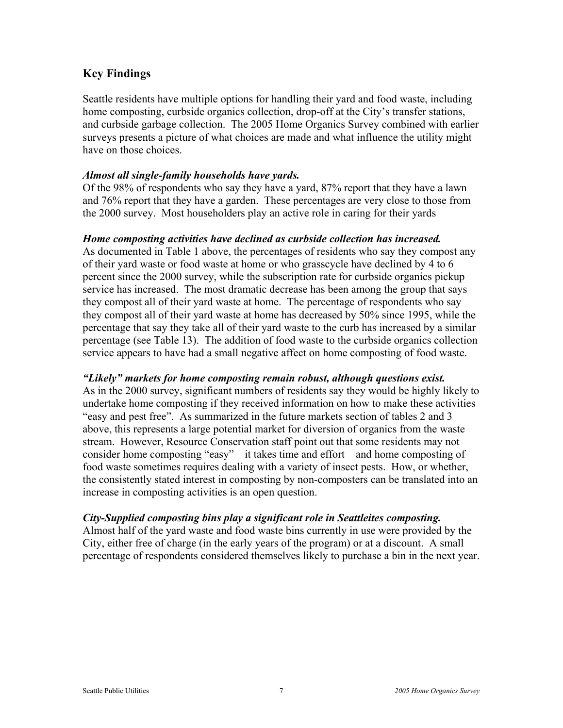## Key Findings

Seattle residents have multiple options for handling their yard and food waste, including home composting, curbside organics collection, drop-off at the City's transfer stations, and curbside garbage collection. The 2005 Home Organics Survey combined with earlier surveys presents a picture of what choices are made and what influence the utility might have on those choices.

***Almost all single-family households have yards.***
Of the 98% of respondents who say they have a yard, 87% report that they have a lawn and 76% report that they have a garden. These percentages are very close to those from the 2000 survey. Most householders play an active role in caring for their yards

***Home composting activities have declined as curbside collection has increased.***
As documented in Table 1 above, the percentages of residents who say they compost any of their yard waste or food waste at home or who grasscycle have declined by 4 to 6 percent since the 2000 survey, while the subscription rate for curbside organics pickup service has increased. The most dramatic decrease has been among the group that says they compost all of their yard waste at home. The percentage of respondents who say they compost all of their yard waste at home has decreased by 50% since 1995, while the percentage that say they take all of their yard waste to the curb has increased by a similar percentage (see Table 13). The addition of food waste to the curbside organics collection service appears to have had a small negative affect on home composting of food waste.

***"Likely" markets for home composting remain robust, although questions exist.***
As in the 2000 survey, significant numbers of residents say they would be highly likely to undertake home composting if they received information on how to make these activities "easy and pest free". As summarized in the future markets section of tables 2 and 3 above, this represents a large potential market for diversion of organics from the waste stream. However, Resource Conservation staff point out that some residents may not consider home composting "easy" – it takes time and effort – and home composting of food waste sometimes requires dealing with a variety of insect pests. How, or whether, the consistently stated interest in composting by non-composters can be translated into an increase in composting activities is an open question.

***City-Supplied composting bins play a significant role in Seattleites composting.***
Almost half of the yard waste and food waste bins currently in use were provided by the City, either free of charge (in the early years of the program) or at a discount. A small percentage of respondents considered themselves likely to purchase a bin in the next year.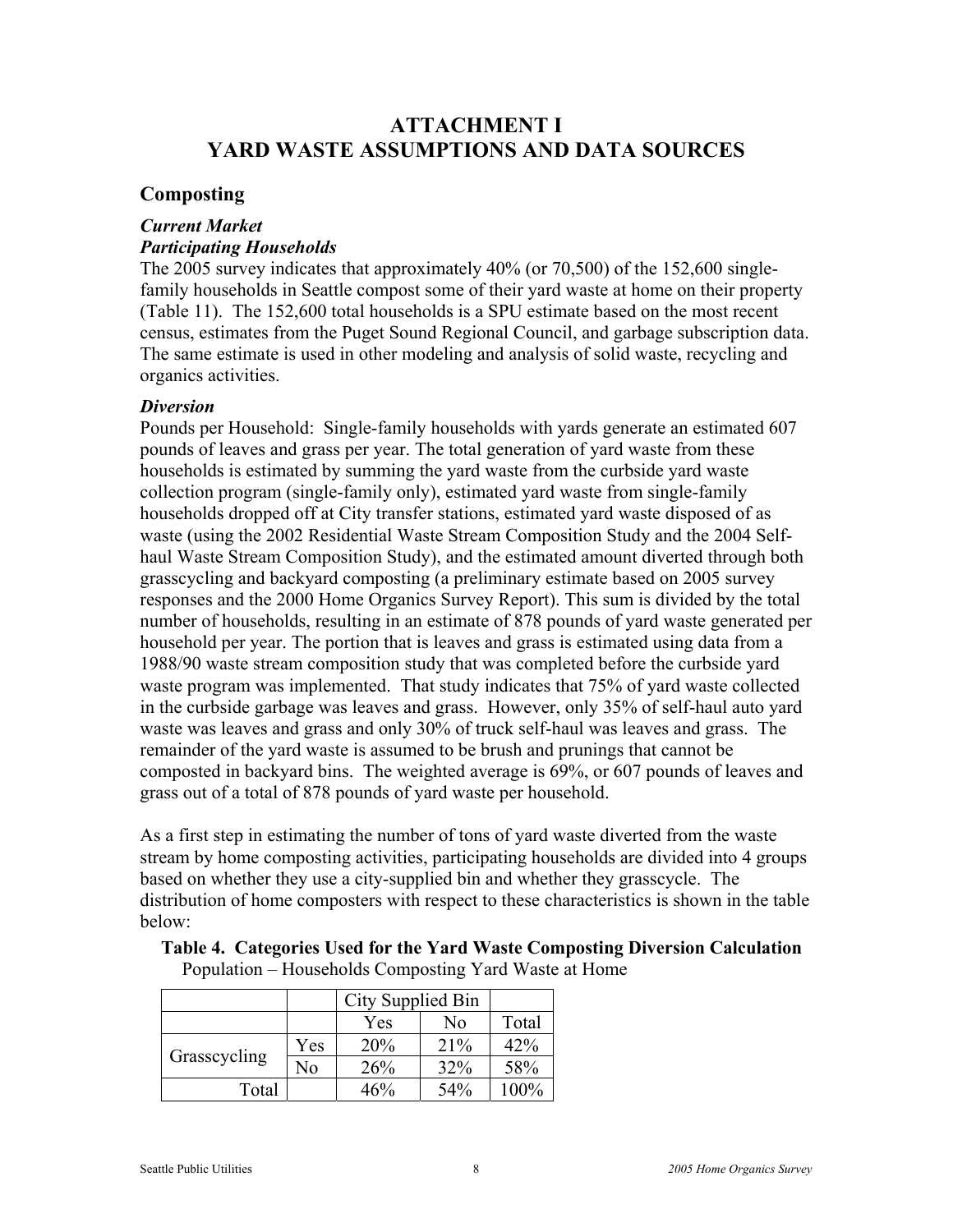# ATTACHMENT I
# YARD WASTE ASSUMPTIONS AND DATA SOURCES

## Composting

### *Current Market*
### *Participating Households*

The 2005 survey indicates that approximately 40% (or 70,500) of the 152,600 single-family households in Seattle compost some of their yard waste at home on their property (Table 11). The 152,600 total households is a SPU estimate based on the most recent census, estimates from the Puget Sound Regional Council, and garbage subscription data. The same estimate is used in other modeling and analysis of solid waste, recycling and organics activities.

### *Diversion*

Pounds per Household: Single-family households with yards generate an estimated 607 pounds of leaves and grass per year. The total generation of yard waste from these households is estimated by summing the yard waste from the curbside yard waste collection program (single-family only), estimated yard waste from single-family households dropped off at City transfer stations, estimated yard waste disposed of as waste (using the 2002 Residential Waste Stream Composition Study and the 2004 Self-haul Waste Stream Composition Study), and the estimated amount diverted through both grasscycling and backyard composting (a preliminary estimate based on 2005 survey responses and the 2000 Home Organics Survey Report). This sum is divided by the total number of households, resulting in an estimate of 878 pounds of yard waste generated per household per year. The portion that is leaves and grass is estimated using data from a 1988/90 waste stream composition study that was completed before the curbside yard waste program was implemented. That study indicates that 75% of yard waste collected in the curbside garbage was leaves and grass. However, only 35% of self-haul auto yard waste was leaves and grass and only 30% of truck self-haul was leaves and grass. The remainder of the yard waste is assumed to be brush and prunings that cannot be composted in backyard bins. The weighted average is 69%, or 607 pounds of leaves and grass out of a total of 878 pounds of yard waste per household.

As a first step in estimating the number of tons of yard waste diverted from the waste stream by home composting activities, participating households are divided into 4 groups based on whether they use a city-supplied bin and whether they grasscycle. The distribution of home composters with respect to these characteristics is shown in the table below:

**Table 4. Categories Used for the Yard Waste Composting Diversion Calculation**
Population – Households Composting Yard Waste at Home

| | | City Supplied Bin | | |
|---|---|---|---|---|
| | | Yes | No | Total |
| Grasscycling | Yes | 20% | 21% | 42% |
| | No | 26% | 32% | 58% |
| Total | | 46% | 54% | 100% |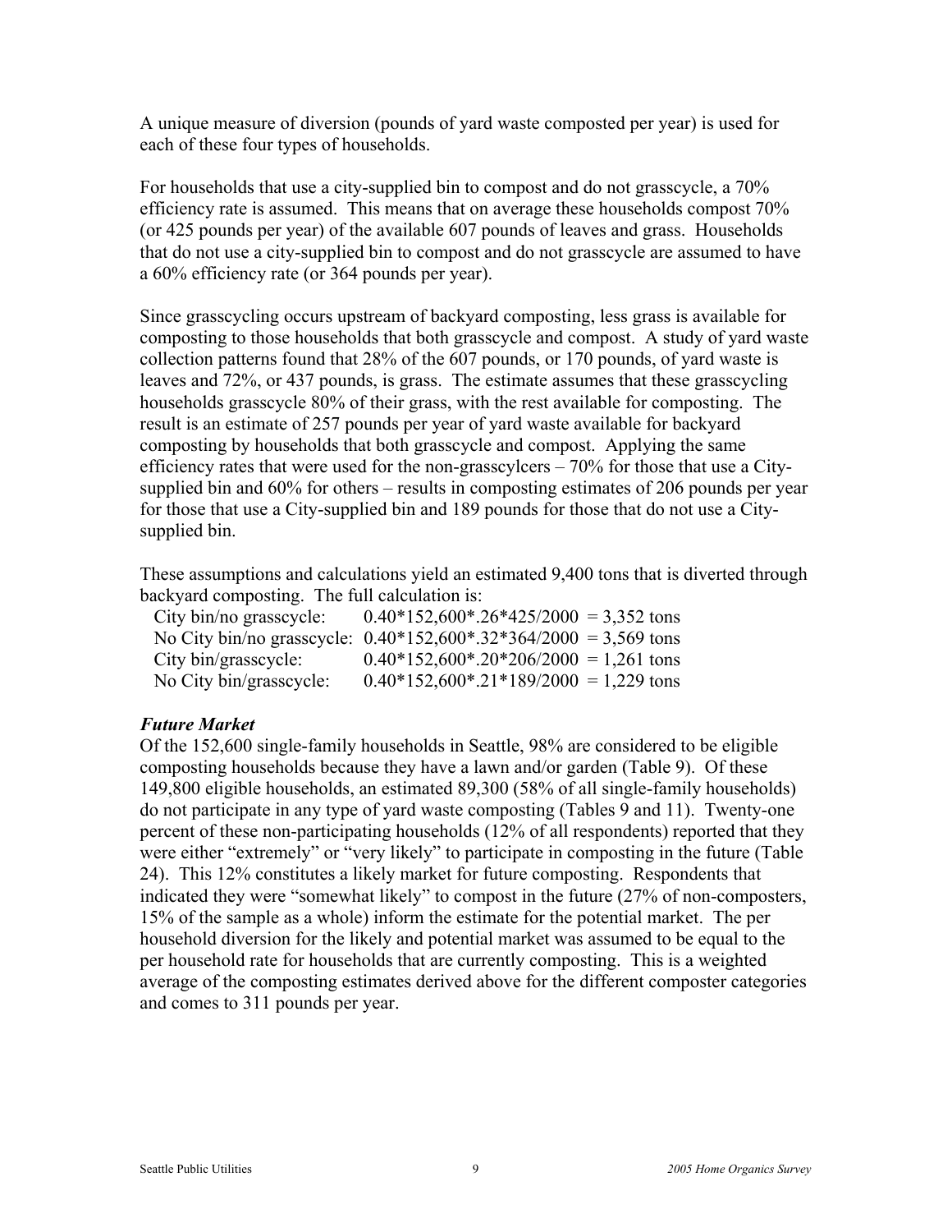A unique measure of diversion (pounds of yard waste composted per year) is used for each of these four types of households.

For households that use a city-supplied bin to compost and do not grasscycle, a 70% efficiency rate is assumed. This means that on average these households compost 70% (or 425 pounds per year) of the available 607 pounds of leaves and grass. Households that do not use a city-supplied bin to compost and do not grasscycle are assumed to have a 60% efficiency rate (or 364 pounds per year).

Since grasscycling occurs upstream of backyard composting, less grass is available for composting to those households that both grasscycle and compost. A study of yard waste collection patterns found that 28% of the 607 pounds, or 170 pounds, of yard waste is leaves and 72%, or 437 pounds, is grass. The estimate assumes that these grasscycling households grasscycle 80% of their grass, with the rest available for composting. The result is an estimate of 257 pounds per year of yard waste available for backyard composting by households that both grasscycle and compost. Applying the same efficiency rates that were used for the non-grasscylcers – 70% for those that use a City-supplied bin and 60% for others – results in composting estimates of 206 pounds per year for those that use a City-supplied bin and 189 pounds for those that do not use a City-supplied bin.

These assumptions and calculations yield an estimated 9,400 tons that is diverted through backyard composting. The full calculation is:

| | |
|---|---|
| City bin/no grasscycle: | 0.40*152,600*.26*425/2000 = 3,352 tons |
| No City bin/no grasscycle: | 0.40*152,600*.32*364/2000 = 3,569 tons |
| City bin/grasscycle: | 0.40*152,600*.20*206/2000 = 1,261 tons |
| No City bin/grasscycle: | 0.40*152,600*.21*189/2000 = 1,229 tons |

### *Future Market*

Of the 152,600 single-family households in Seattle, 98% are considered to be eligible composting households because they have a lawn and/or garden (Table 9). Of these 149,800 eligible households, an estimated 89,300 (58% of all single-family households) do not participate in any type of yard waste composting (Tables 9 and 11). Twenty-one percent of these non-participating households (12% of all respondents) reported that they were either "extremely" or "very likely" to participate in composting in the future (Table 24). This 12% constitutes a likely market for future composting. Respondents that indicated they were "somewhat likely" to compost in the future (27% of non-composters, 15% of the sample as a whole) inform the estimate for the potential market. The per household diversion for the likely and potential market was assumed to be equal to the per household rate for households that are currently composting. This is a weighted average of the composting estimates derived above for the different composter categories and comes to 311 pounds per year.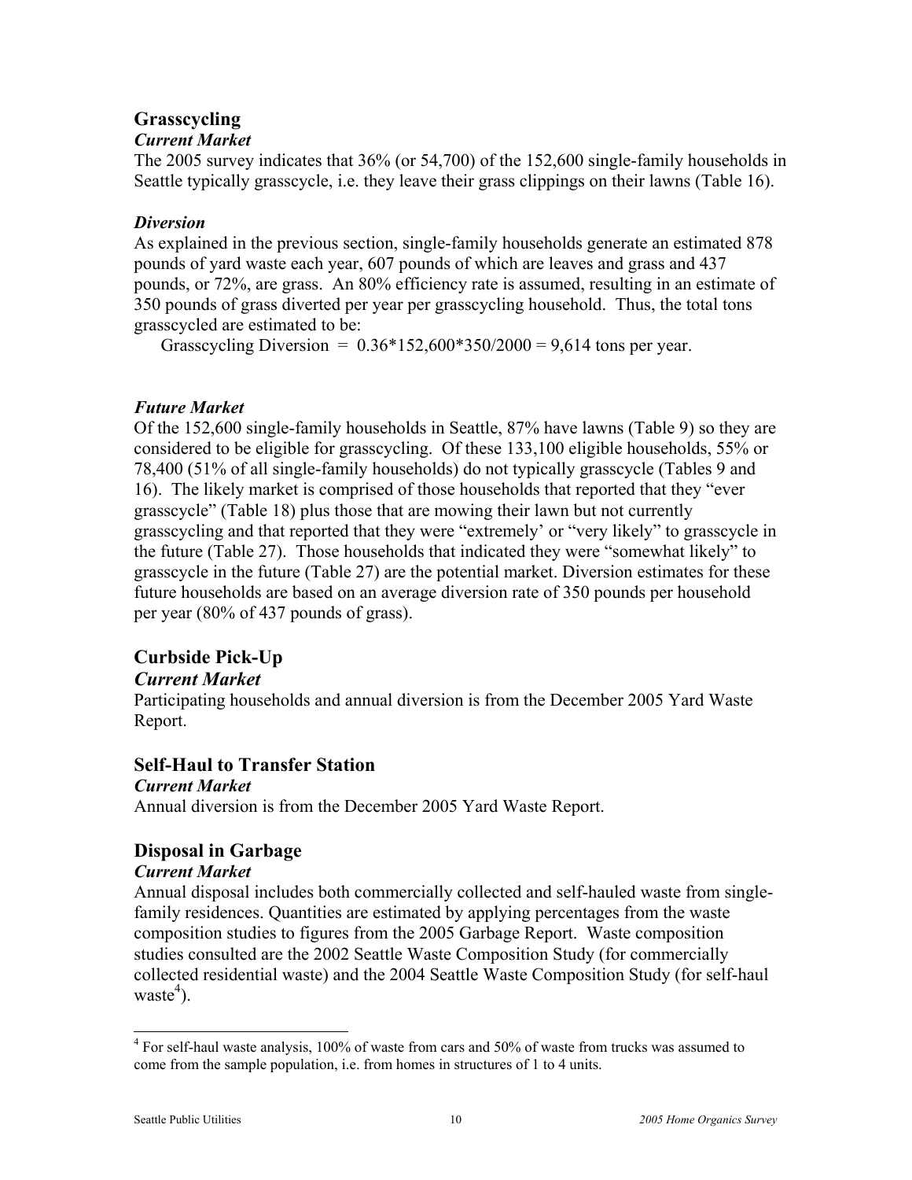## Grasscycling

### *Current Market*

The 2005 survey indicates that 36% (or 54,700) of the 152,600 single-family households in Seattle typically grasscycle, i.e. they leave their grass clippings on their lawns (Table 16).

### *Diversion*

As explained in the previous section, single-family households generate an estimated 878 pounds of yard waste each year, 607 pounds of which are leaves and grass and 437 pounds, or 72%, are grass. An 80% efficiency rate is assumed, resulting in an estimate of 350 pounds of grass diverted per year per grasscycling household. Thus, the total tons grasscycled are estimated to be:

Grasscycling Diversion = 0.36*152,600*350/2000 = 9,614 tons per year.

### *Future Market*

Of the 152,600 single-family households in Seattle, 87% have lawns (Table 9) so they are considered to be eligible for grasscycling. Of these 133,100 eligible households, 55% or 78,400 (51% of all single-family households) do not typically grasscycle (Tables 9 and 16). The likely market is comprised of those households that reported that they "ever grasscycle" (Table 18) plus those that are mowing their lawn but not currently grasscycling and that reported that they were "extremely' or "very likely" to grasscycle in the future (Table 27). Those households that indicated they were "somewhat likely" to grasscycle in the future (Table 27) are the potential market. Diversion estimates for these future households are based on an average diversion rate of 350 pounds per household per year (80% of 437 pounds of grass).

## Curbside Pick-Up

### *Current Market*

Participating households and annual diversion is from the December 2005 Yard Waste Report.

## Self-Haul to Transfer Station

### *Current Market*

Annual diversion is from the December 2005 Yard Waste Report.

## Disposal in Garbage

### *Current Market*

Annual disposal includes both commercially collected and self-hauled waste from single-family residences. Quantities are estimated by applying percentages from the waste composition studies to figures from the 2005 Garbage Report. Waste composition studies consulted are the 2002 Seattle Waste Composition Study (for commercially collected residential waste) and the 2004 Seattle Waste Composition Study (for self-haul waste[4]).

[4] For self-haul waste analysis, 100% of waste from cars and 50% of waste from trucks was assumed to come from the sample population, i.e. from homes in structures of 1 to 4 units.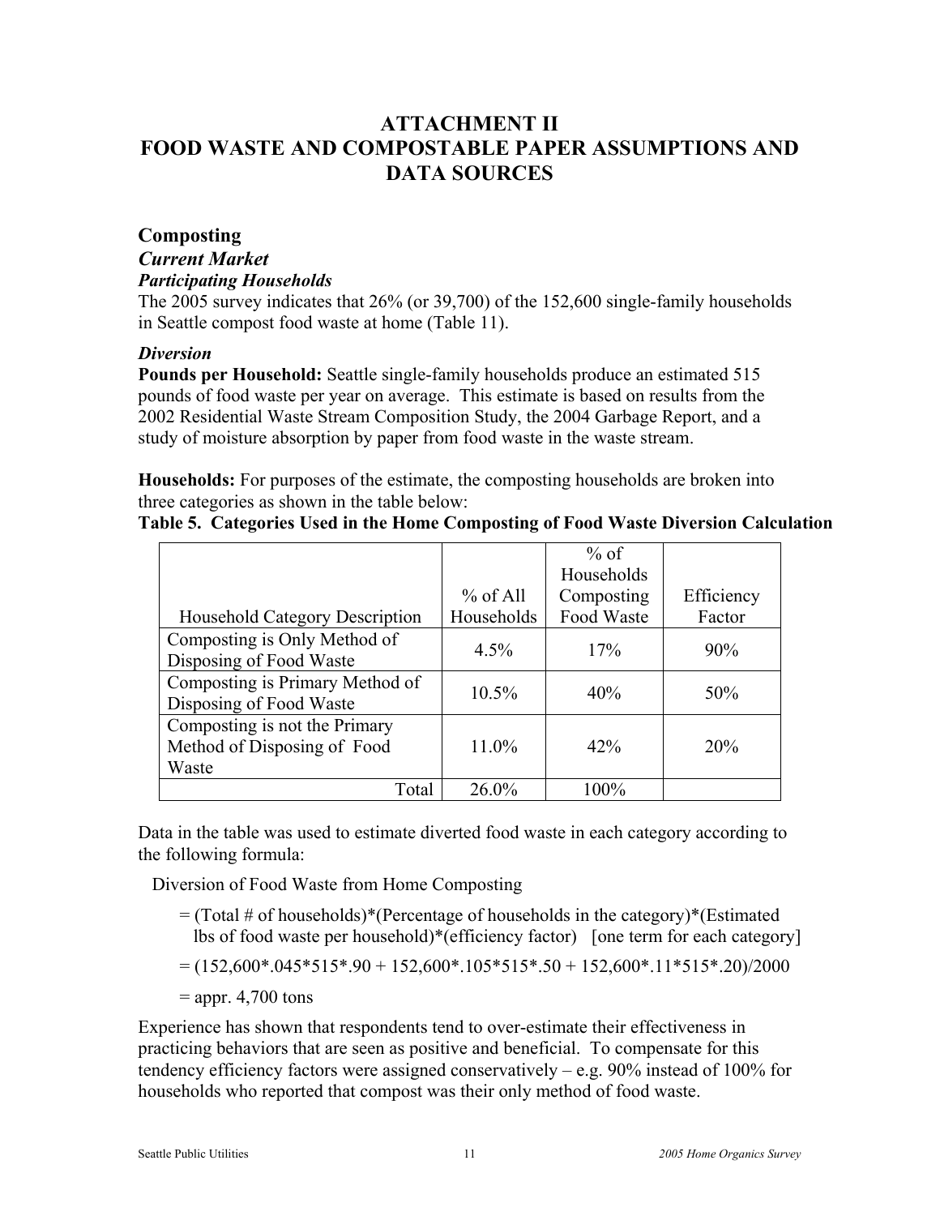# ATTACHMENT II
# FOOD WASTE AND COMPOSTABLE PAPER ASSUMPTIONS AND DATA SOURCES

## Composting

### *Current Market*

#### *Participating Households*

The 2005 survey indicates that 26% (or 39,700) of the 152,600 single-family households in Seattle compost food waste at home (Table 11).

#### *Diversion*

**Pounds per Household:** Seattle single-family households produce an estimated 515 pounds of food waste per year on average. This estimate is based on results from the 2002 Residential Waste Stream Composition Study, the 2004 Garbage Report, and a study of moisture absorption by paper from food waste in the waste stream.

**Households:** For purposes of the estimate, the composting households are broken into three categories as shown in the table below:

**Table 5. Categories Used in the Home Composting of Food Waste Diversion Calculation**

| Household Category Description | % of All Households | % of Households Composting Food Waste | Efficiency Factor |
|---|---|---|---|
| Composting is Only Method of Disposing of Food Waste | 4.5% | 17% | 90% |
| Composting is Primary Method of Disposing of Food Waste | 10.5% | 40% | 50% |
| Composting is not the Primary Method of Disposing of Food Waste | 11.0% | 42% | 20% |
| Total | 26.0% | 100% | |

Data in the table was used to estimate diverted food waste in each category according to the following formula:

Diversion of Food Waste from Home Composting

= (Total # of households)*(Percentage of households in the category)*(Estimated lbs of food waste per household)*(efficiency factor) [one term for each category]

= (152,600*.045*515*.90 + 152,600*.105*515*.50 + 152,600*.11*515*.20)/2000

= appr. 4,700 tons

Experience has shown that respondents tend to over-estimate their effectiveness in practicing behaviors that are seen as positive and beneficial. To compensate for this tendency efficiency factors were assigned conservatively – e.g. 90% instead of 100% for households who reported that compost was their only method of food waste.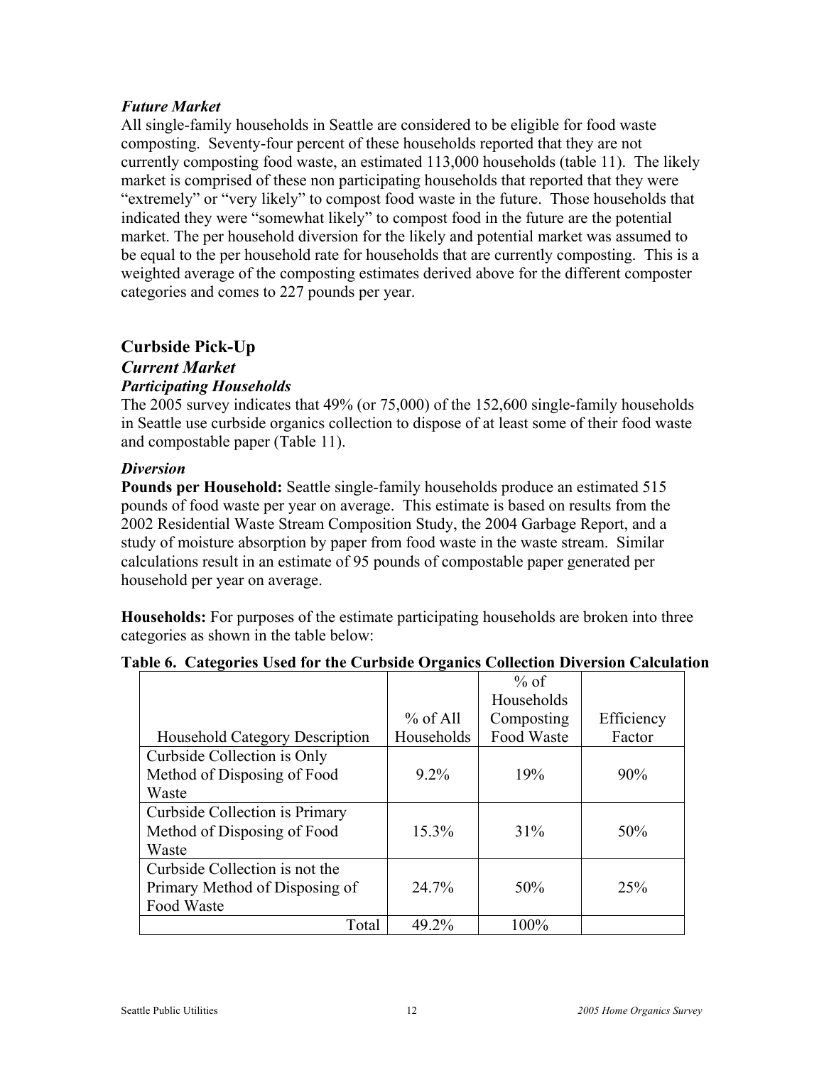### *Future Market*

All single-family households in Seattle are considered to be eligible for food waste composting. Seventy-four percent of these households reported that they are not currently composting food waste, an estimated 113,000 households (table 11). The likely market is comprised of these non participating households that reported that they were "extremely" or "very likely" to compost food waste in the future. Those households that indicated they were "somewhat likely" to compost food in the future are the potential market. The per household diversion for the likely and potential market was assumed to be equal to the per household rate for households that are currently composting. This is a weighted average of the composting estimates derived above for the different composter categories and comes to 227 pounds per year.

## Curbside Pick-Up

### *Current Market*

#### *Participating Households*

The 2005 survey indicates that 49% (or 75,000) of the 152,600 single-family households in Seattle use curbside organics collection to dispose of at least some of their food waste and compostable paper (Table 11).

#### *Diversion*

**Pounds per Household:** Seattle single-family households produce an estimated 515 pounds of food waste per year on average. This estimate is based on results from the 2002 Residential Waste Stream Composition Study, the 2004 Garbage Report, and a study of moisture absorption by paper from food waste in the waste stream. Similar calculations result in an estimate of 95 pounds of compostable paper generated per household per year on average.

**Households:** For purposes of the estimate participating households are broken into three categories as shown in the table below:

**Table 6. Categories Used for the Curbside Organics Collection Diversion Calculation**

| Household Category Description | % of All Households | % of Households Composting Food Waste | Efficiency Factor |
|---|---|---|---|
| Curbside Collection is Only Method of Disposing of Food Waste | 9.2% | 19% | 90% |
| Curbside Collection is Primary Method of Disposing of Food Waste | 15.3% | 31% | 50% |
| Curbside Collection is not the Primary Method of Disposing of Food Waste | 24.7% | 50% | 25% |
| Total | 49.2% | 100% | |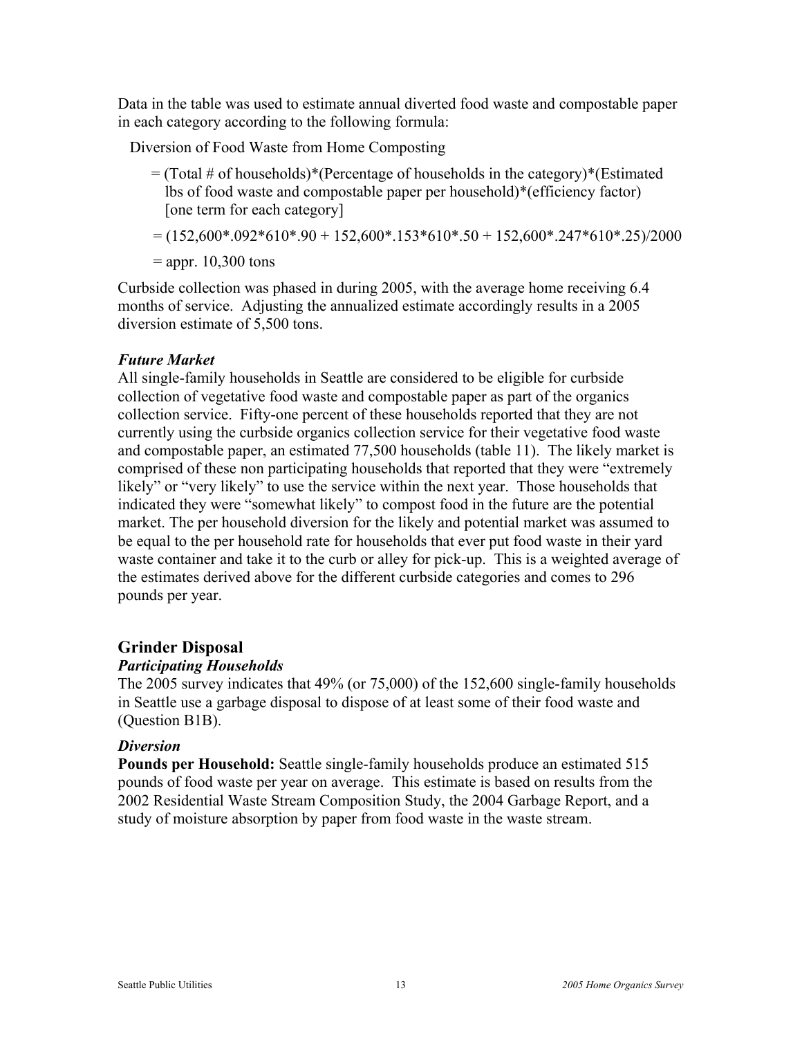Data in the table was used to estimate annual diverted food waste and compostable paper in each category according to the following formula:

Diversion of Food Waste from Home Composting

= (Total # of households)*(Percentage of households in the category)*(Estimated lbs of food waste and compostable paper per household)*(efficiency factor) [one term for each category]

= (152,600*.092*610*.90 + 152,600*.153*610*.50 + 152,600*.247*610*.25)/2000

= appr. 10,300 tons

Curbside collection was phased in during 2005, with the average home receiving 6.4 months of service. Adjusting the annualized estimate accordingly results in a 2005 diversion estimate of 5,500 tons.

### *Future Market*

All single-family households in Seattle are considered to be eligible for curbside collection of vegetative food waste and compostable paper as part of the organics collection service. Fifty-one percent of these households reported that they are not currently using the curbside organics collection service for their vegetative food waste and compostable paper, an estimated 77,500 households (table 11). The likely market is comprised of these non participating households that reported that they were "extremely likely" or "very likely" to use the service within the next year. Those households that indicated they were "somewhat likely" to compost food in the future are the potential market. The per household diversion for the likely and potential market was assumed to be equal to the per household rate for households that ever put food waste in their yard waste container and take it to the curb or alley for pick-up. This is a weighted average of the estimates derived above for the different curbside categories and comes to 296 pounds per year.

## Grinder Disposal

### *Participating Households*

The 2005 survey indicates that 49% (or 75,000) of the 152,600 single-family households in Seattle use a garbage disposal to dispose of at least some of their food waste and (Question B1B).

### *Diversion*

**Pounds per Household:** Seattle single-family households produce an estimated 515 pounds of food waste per year on average. This estimate is based on results from the 2002 Residential Waste Stream Composition Study, the 2004 Garbage Report, and a study of moisture absorption by paper from food waste in the waste stream.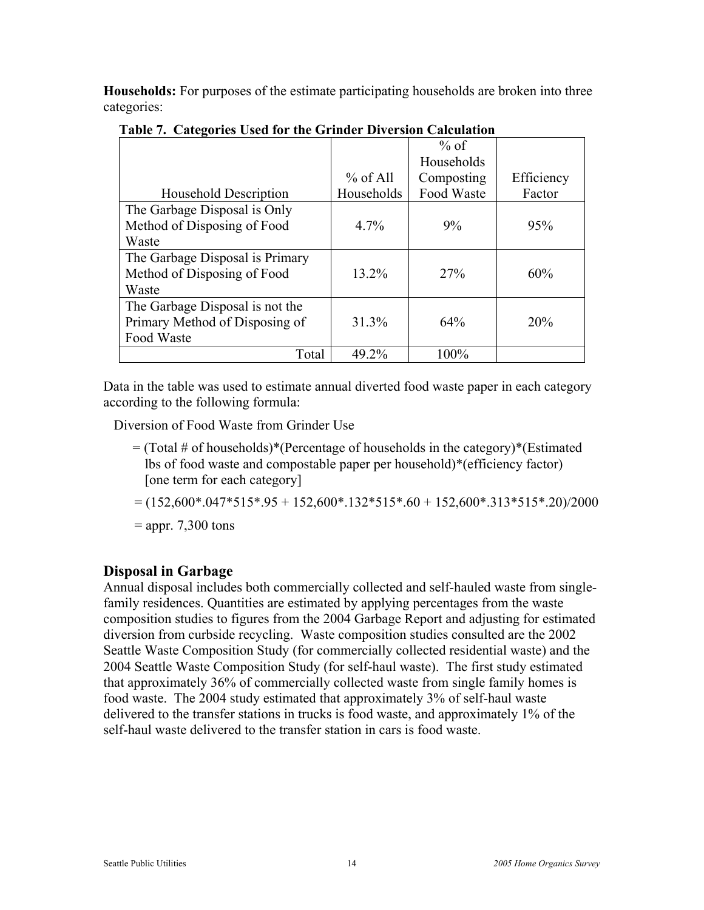**Households:** For purposes of the estimate participating households are broken into three categories:

**Table 7. Categories Used for the Grinder Diversion Calculation**

| Household Description | % of All Households | % of Households Composting Food Waste | Efficiency Factor |
|---|---|---|---|
| The Garbage Disposal is Only Method of Disposing of Food Waste | 4.7% | 9% | 95% |
| The Garbage Disposal is Primary Method of Disposing of Food Waste | 13.2% | 27% | 60% |
| The Garbage Disposal is not the Primary Method of Disposing of Food Waste | 31.3% | 64% | 20% |
| Total | 49.2% | 100% | |

Data in the table was used to estimate annual diverted food waste paper in each category according to the following formula:

Diversion of Food Waste from Grinder Use

= (Total # of households)*(Percentage of households in the category)*(Estimated lbs of food waste and compostable paper per household)*(efficiency factor) [one term for each category]

= (152,600*.047*515*.95 + 152,600*.132*515*.60 + 152,600*.313*515*.20)/2000

= appr. 7,300 tons

## Disposal in Garbage

Annual disposal includes both commercially collected and self-hauled waste from single-family residences. Quantities are estimated by applying percentages from the waste composition studies to figures from the 2004 Garbage Report and adjusting for estimated diversion from curbside recycling. Waste composition studies consulted are the 2002 Seattle Waste Composition Study (for commercially collected residential waste) and the 2004 Seattle Waste Composition Study (for self-haul waste). The first study estimated that approximately 36% of commercially collected waste from single family homes is food waste. The 2004 study estimated that approximately 3% of self-haul waste delivered to the transfer stations in trucks is food waste, and approximately 1% of the self-haul waste delivered to the transfer station in cars is food waste.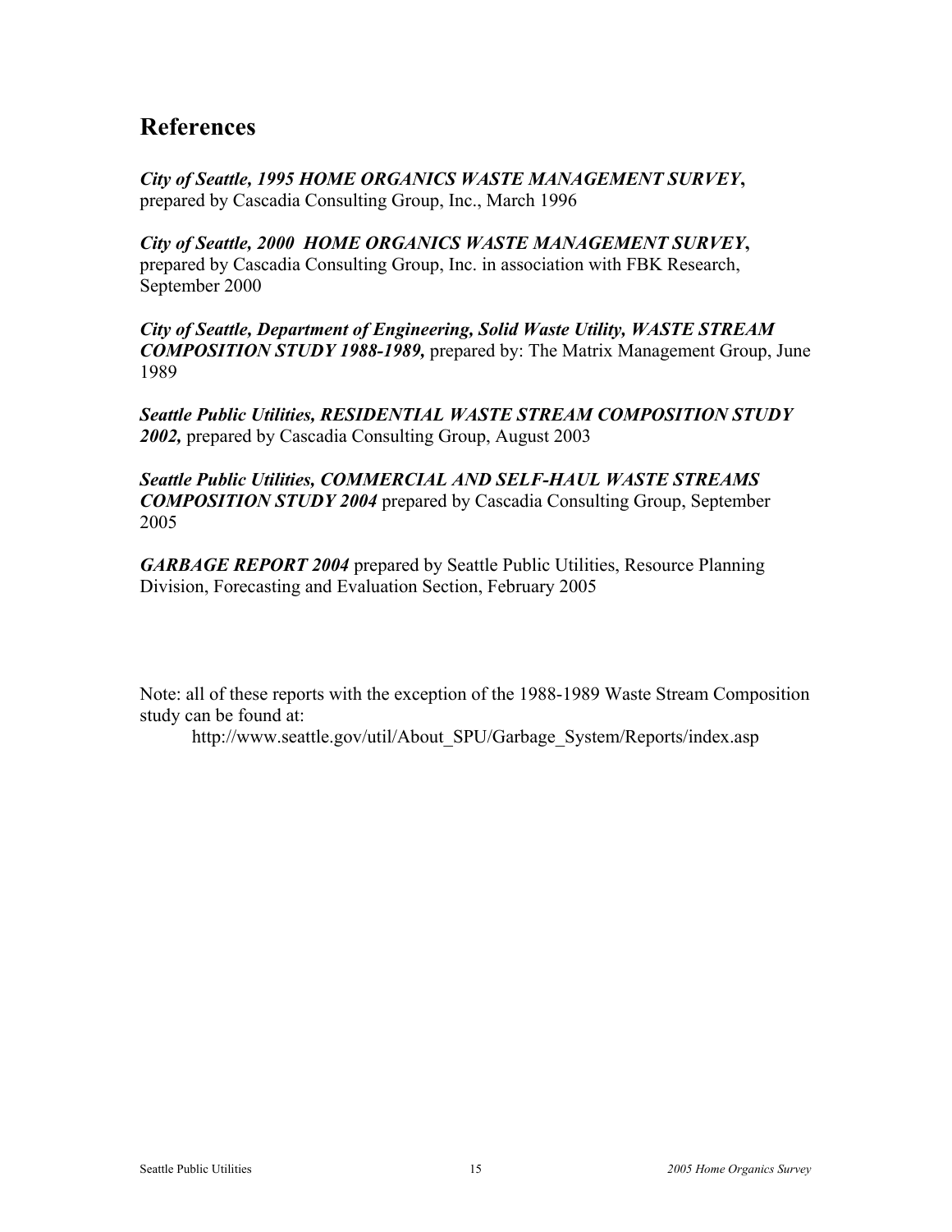## References

***City of Seattle, 1995 HOME ORGANICS WASTE MANAGEMENT SURVEY***, prepared by Cascadia Consulting Group, Inc., March 1996

***City of Seattle, 2000 HOME ORGANICS WASTE MANAGEMENT SURVEY***, prepared by Cascadia Consulting Group, Inc. in association with FBK Research, September 2000

***City of Seattle, Department of Engineering, Solid Waste Utility, WASTE STREAM COMPOSITION STUDY 1988-1989,*** prepared by: The Matrix Management Group, June 1989

***Seattle Public Utilities, RESIDENTIAL WASTE STREAM COMPOSITION STUDY 2002,*** prepared by Cascadia Consulting Group, August 2003

***Seattle Public Utilities, COMMERCIAL AND SELF-HAUL WASTE STREAMS COMPOSITION STUDY 2004*** prepared by Cascadia Consulting Group, September 2005

***GARBAGE REPORT 2004*** prepared by Seattle Public Utilities, Resource Planning Division, Forecasting and Evaluation Section, February 2005

Note: all of these reports with the exception of the 1988-1989 Waste Stream Composition study can be found at:

http://www.seattle.gov/util/About_SPU/Garbage_System/Reports/index.asp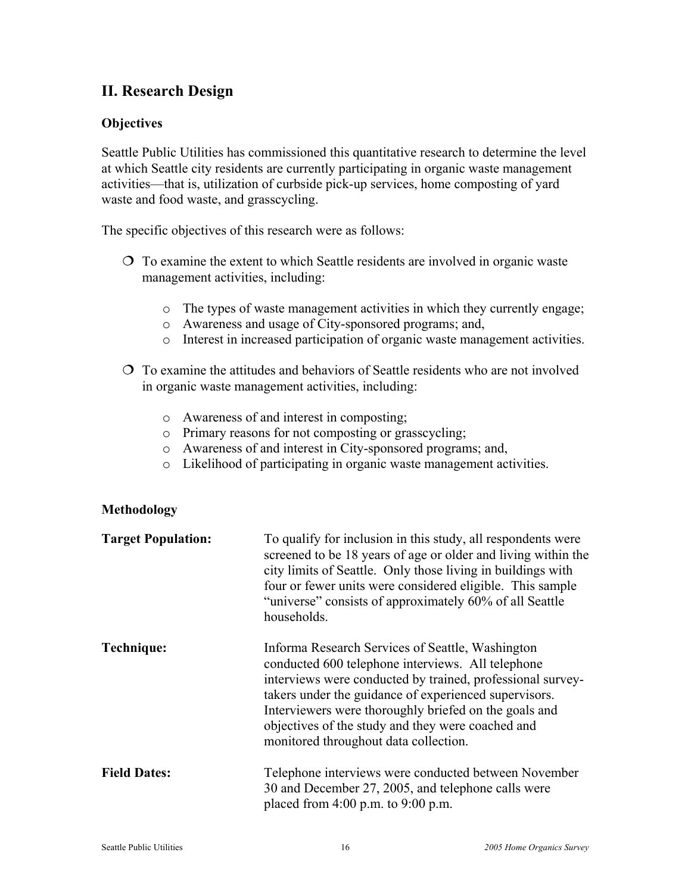## II. Research Design

### Objectives

Seattle Public Utilities has commissioned this quantitative research to determine the level at which Seattle city residents are currently participating in organic waste management activities—that is, utilization of curbside pick-up services, home composting of yard waste and food waste, and grasscycling.

The specific objectives of this research were as follows:

- To examine the extent to which Seattle residents are involved in organic waste management activities, including:
  - The types of waste management activities in which they currently engage;
  - Awareness and usage of City-sponsored programs; and,
  - Interest in increased participation of organic waste management activities.
- To examine the attitudes and behaviors of Seattle residents who are not involved in organic waste management activities, including:
  - Awareness of and interest in composting;
  - Primary reasons for not composting or grasscycling;
  - Awareness of and interest in City-sponsored programs; and,
  - Likelihood of participating in organic waste management activities.

### Methodology

**Target Population:** To qualify for inclusion in this study, all respondents were screened to be 18 years of age or older and living within the city limits of Seattle. Only those living in buildings with four or fewer units were considered eligible. This sample "universe" consists of approximately 60% of all Seattle households.

**Technique:** Informa Research Services of Seattle, Washington conducted 600 telephone interviews. All telephone interviews were conducted by trained, professional survey-takers under the guidance of experienced supervisors. Interviewers were thoroughly briefed on the goals and objectives of the study and they were coached and monitored throughout data collection.

**Field Dates:** Telephone interviews were conducted between November 30 and December 27, 2005, and telephone calls were placed from 4:00 p.m. to 9:00 p.m.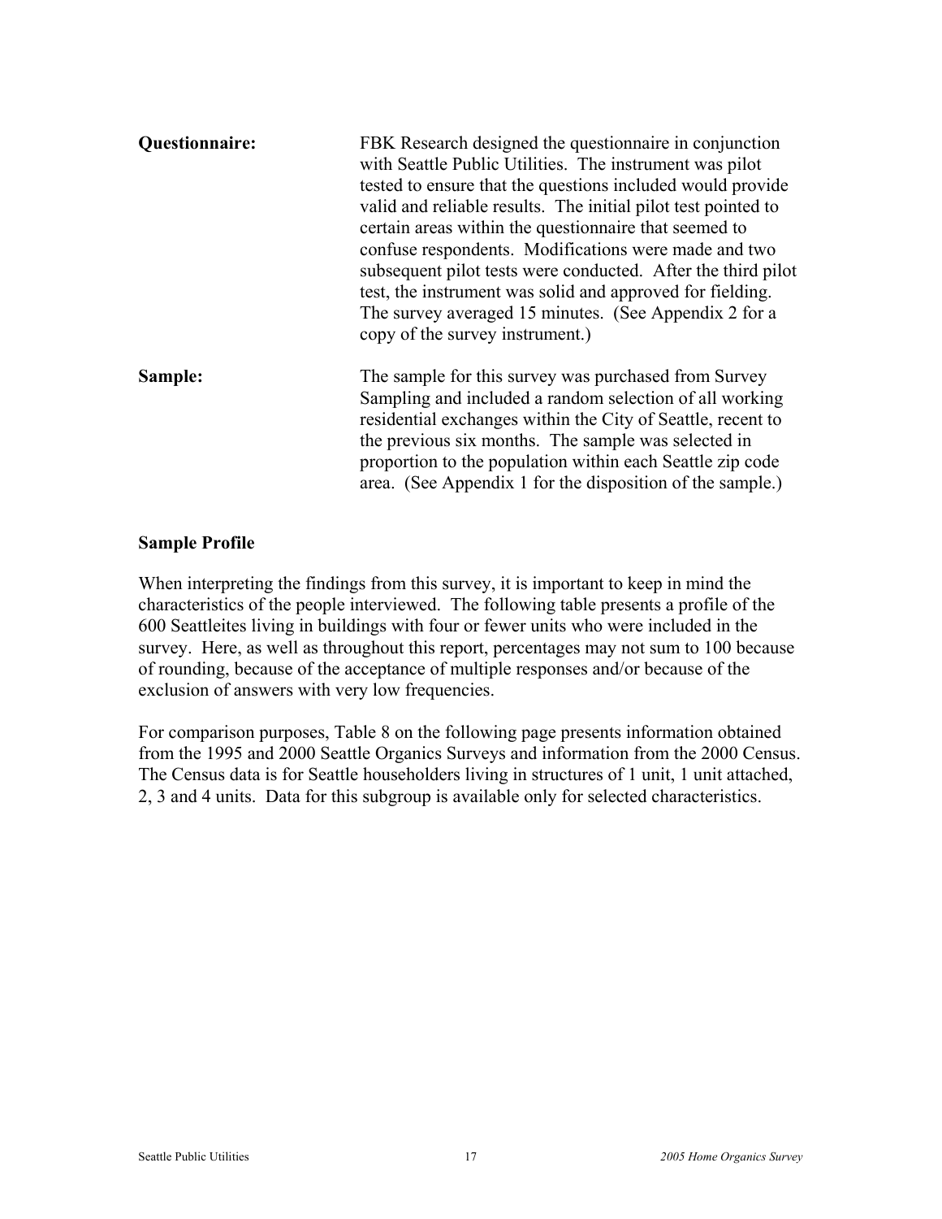**Questionnaire:** FBK Research designed the questionnaire in conjunction with Seattle Public Utilities. The instrument was pilot tested to ensure that the questions included would provide valid and reliable results. The initial pilot test pointed to certain areas within the questionnaire that seemed to confuse respondents. Modifications were made and two subsequent pilot tests were conducted. After the third pilot test, the instrument was solid and approved for fielding. The survey averaged 15 minutes. (See Appendix 2 for a copy of the survey instrument.)

**Sample:** The sample for this survey was purchased from Survey Sampling and included a random selection of all working residential exchanges within the City of Seattle, recent to the previous six months. The sample was selected in proportion to the population within each Seattle zip code area. (See Appendix 1 for the disposition of the sample.)

### Sample Profile

When interpreting the findings from this survey, it is important to keep in mind the characteristics of the people interviewed. The following table presents a profile of the 600 Seattleites living in buildings with four or fewer units who were included in the survey. Here, as well as throughout this report, percentages may not sum to 100 because of rounding, because of the acceptance of multiple responses and/or because of the exclusion of answers with very low frequencies.

For comparison purposes, Table 8 on the following page presents information obtained from the 1995 and 2000 Seattle Organics Surveys and information from the 2000 Census. The Census data is for Seattle householders living in structures of 1 unit, 1 unit attached, 2, 3 and 4 units. Data for this subgroup is available only for selected characteristics.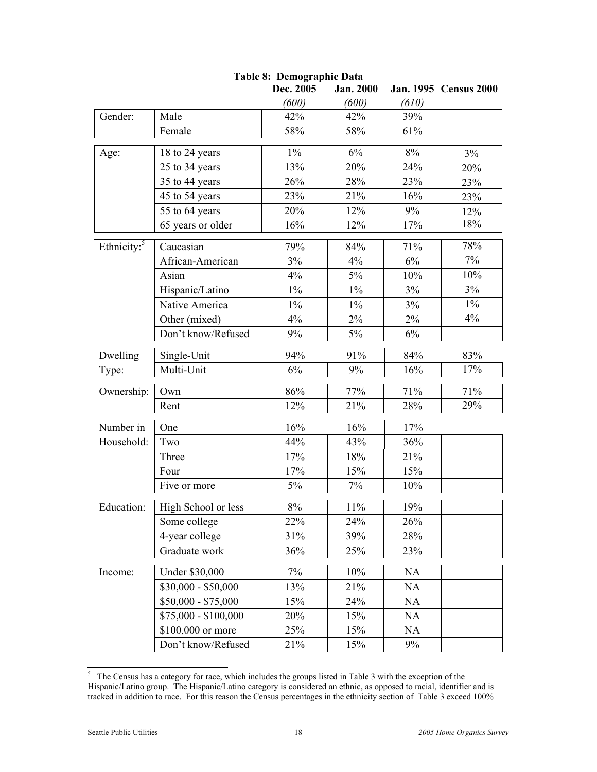**Table 8: Demographic Data**

| | | Dec. 2005 *(600)* | Jan. 2000 *(600)* | Jan. 1995 *(610)* | Census 2000 |
|---|---|---|---|---|---|
| Gender: | Male | 42% | 42% | 39% | |
| | Female | 58% | 58% | 61% | |
| Age: | 18 to 24 years | 1% | 6% | 8% | 3% |
| | 25 to 34 years | 13% | 20% | 24% | 20% |
| | 35 to 44 years | 26% | 28% | 23% | 23% |
| | 45 to 54 years | 23% | 21% | 16% | 23% |
| | 55 to 64 years | 20% | 12% | 9% | 12% |
| | 65 years or older | 16% | 12% | 17% | 18% |
| Ethnicity:[5] | Caucasian | 79% | 84% | 71% | 78% |
| | African-American | 3% | 4% | 6% | 7% |
| | Asian | 4% | 5% | 10% | 10% |
| | Hispanic/Latino | 1% | 1% | 3% | 3% |
| | Native America | 1% | 1% | 3% | 1% |
| | Other (mixed) | 4% | 2% | 2% | 4% |
| | Don't know/Refused | 9% | 5% | 6% | |
| Dwelling Type: | Single-Unit | 94% | 91% | 84% | 83% |
| | Multi-Unit | 6% | 9% | 16% | 17% |
| Ownership: | Own | 86% | 77% | 71% | 71% |
| | Rent | 12% | 21% | 28% | 29% |
| Number in Household: | One | 16% | 16% | 17% | |
| | Two | 44% | 43% | 36% | |
| | Three | 17% | 18% | 21% | |
| | Four | 17% | 15% | 15% | |
| | Five or more | 5% | 7% | 10% | |
| Education: | High School or less | 8% | 11% | 19% | |
| | Some college | 22% | 24% | 26% | |
| | 4-year college | 31% | 39% | 28% | |
| | Graduate work | 36% | 25% | 23% | |
| Income: | Under $30,000 | 7% | 10% | NA | |
| | $30,000 - $50,000 | 13% | 21% | NA | |
| | $50,000 - $75,000 | 15% | 24% | NA | |
| | $75,000 - $100,000 | 20% | 15% | NA | |
| | $100,000 or more | 25% | 15% | NA | |
| | Don't know/Refused | 21% | 15% | 9% | |

[5] The Census has a category for race, which includes the groups listed in Table 3 with the exception of the Hispanic/Latino group. The Hispanic/Latino category is considered an ethnic, as opposed to racial, identifier and is tracked in addition to race. For this reason the Census percentages in the ethnicity section of Table 3 exceed 100%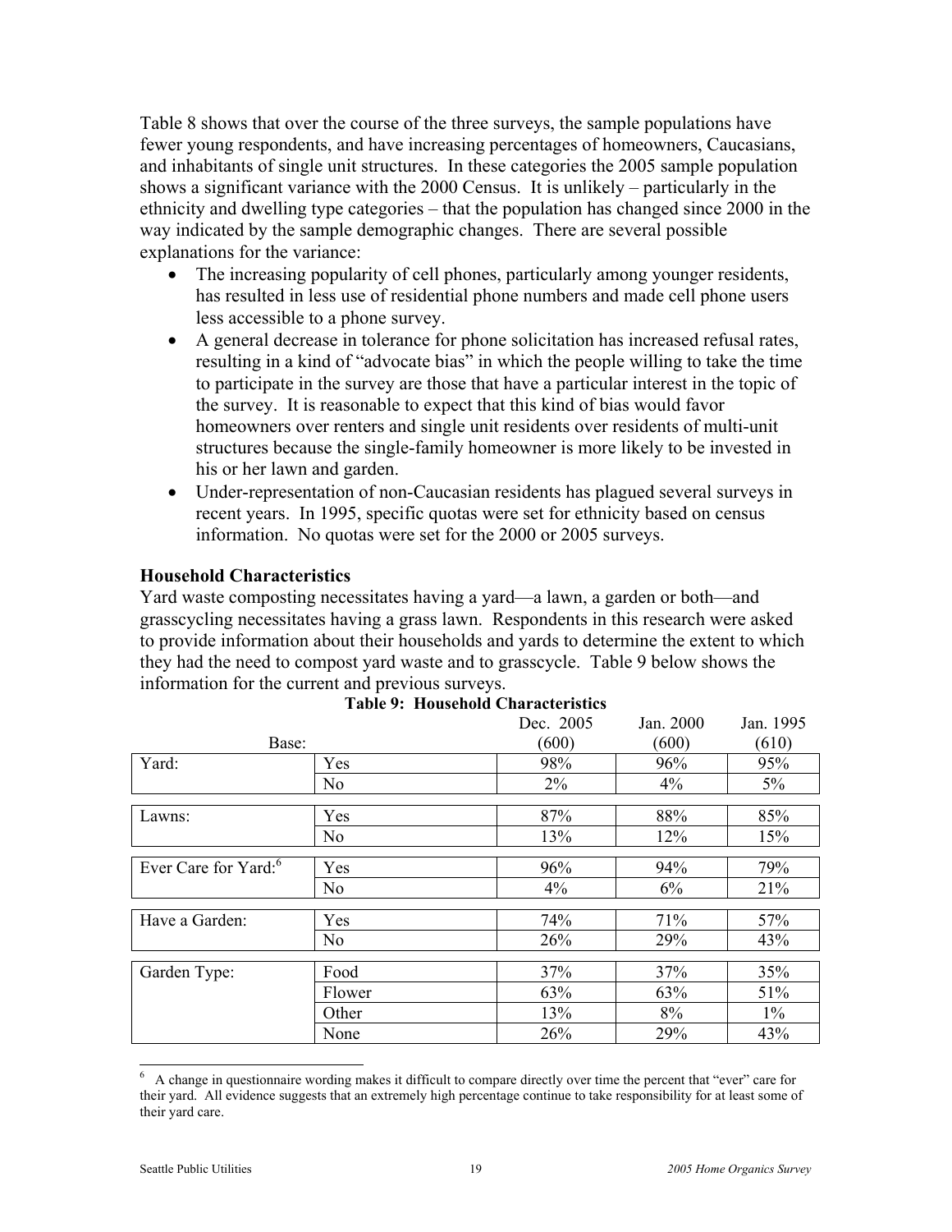Table 8 shows that over the course of the three surveys, the sample populations have fewer young respondents, and have increasing percentages of homeowners, Caucasians, and inhabitants of single unit structures. In these categories the 2005 sample population shows a significant variance with the 2000 Census. It is unlikely – particularly in the ethnicity and dwelling type categories – that the population has changed since 2000 in the way indicated by the sample demographic changes. There are several possible explanations for the variance:

- The increasing popularity of cell phones, particularly among younger residents, has resulted in less use of residential phone numbers and made cell phone users less accessible to a phone survey.
- A general decrease in tolerance for phone solicitation has increased refusal rates, resulting in a kind of "advocate bias" in which the people willing to take the time to participate in the survey are those that have a particular interest in the topic of the survey. It is reasonable to expect that this kind of bias would favor homeowners over renters and single unit residents over residents of multi-unit structures because the single-family homeowner is more likely to be invested in his or her lawn and garden.
- Under-representation of non-Caucasian residents has plagued several surveys in recent years. In 1995, specific quotas were set for ethnicity based on census information. No quotas were set for the 2000 or 2005 surveys.

### Household Characteristics

Yard waste composting necessitates having a yard—a lawn, a garden or both—and grasscycling necessitates having a grass lawn. Respondents in this research were asked to provide information about their households and yards to determine the extent to which they had the need to compost yard waste and to grasscycle. Table 9 below shows the information for the current and previous surveys.

**Table 9: Household Characteristics**

| | Base: | Dec. 2005 (600) | Jan. 2000 (600) | Jan. 1995 (610) |
|---|---|---|---|---|
| Yard: | Yes | 98% | 96% | 95% |
| | No | 2% | 4% | 5% |
| Lawns: | Yes | 87% | 88% | 85% |
| | No | 13% | 12% | 15% |
| Ever Care for Yard:[6] | Yes | 96% | 94% | 79% |
| | No | 4% | 6% | 21% |
| Have a Garden: | Yes | 74% | 71% | 57% |
| | No | 26% | 29% | 43% |
| Garden Type: | Food | 37% | 37% | 35% |
| | Flower | 63% | 63% | 51% |
| | Other | 13% | 8% | 1% |
| | None | 26% | 29% | 43% |

[6] A change in questionnaire wording makes it difficult to compare directly over time the percent that "ever" care for their yard. All evidence suggests that an extremely high percentage continue to take responsibility for at least some of their yard care.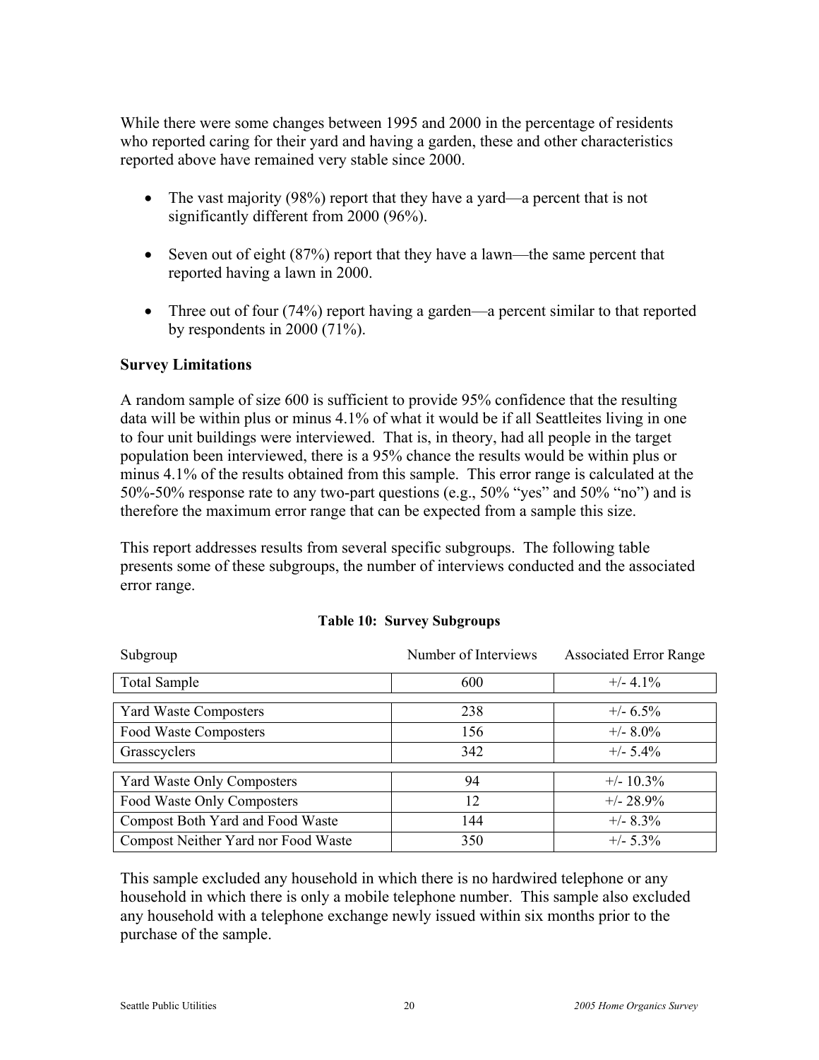While there were some changes between 1995 and 2000 in the percentage of residents who reported caring for their yard and having a garden, these and other characteristics reported above have remained very stable since 2000.

- The vast majority (98%) report that they have a yard—a percent that is not significantly different from 2000 (96%).
- Seven out of eight (87%) report that they have a lawn—the same percent that reported having a lawn in 2000.
- Three out of four (74%) report having a garden—a percent similar to that reported by respondents in 2000 (71%).

**Survey Limitations**

A random sample of size 600 is sufficient to provide 95% confidence that the resulting data will be within plus or minus 4.1% of what it would be if all Seattleites living in one to four unit buildings were interviewed. That is, in theory, had all people in the target population been interviewed, there is a 95% chance the results would be within plus or minus 4.1% of the results obtained from this sample. This error range is calculated at the 50%-50% response rate to any two-part questions (e.g., 50% "yes" and 50% "no") and is therefore the maximum error range that can be expected from a sample this size.

This report addresses results from several specific subgroups. The following table presents some of these subgroups, the number of interviews conducted and the associated error range.

**Table 10: Survey Subgroups**

| Subgroup | Number of Interviews | Associated Error Range |
|---|---|---|
| Total Sample | 600 | +/- 4.1% |
| Yard Waste Composters | 238 | +/- 6.5% |
| Food Waste Composters | 156 | +/- 8.0% |
| Grasscyclers | 342 | +/- 5.4% |
| Yard Waste Only Composters | 94 | +/- 10.3% |
| Food Waste Only Composters | 12 | +/- 28.9% |
| Compost Both Yard and Food Waste | 144 | +/- 8.3% |
| Compost Neither Yard nor Food Waste | 350 | +/- 5.3% |

This sample excluded any household in which there is no hardwired telephone or any household in which there is only a mobile telephone number. This sample also excluded any household with a telephone exchange newly issued within six months prior to the purchase of the sample.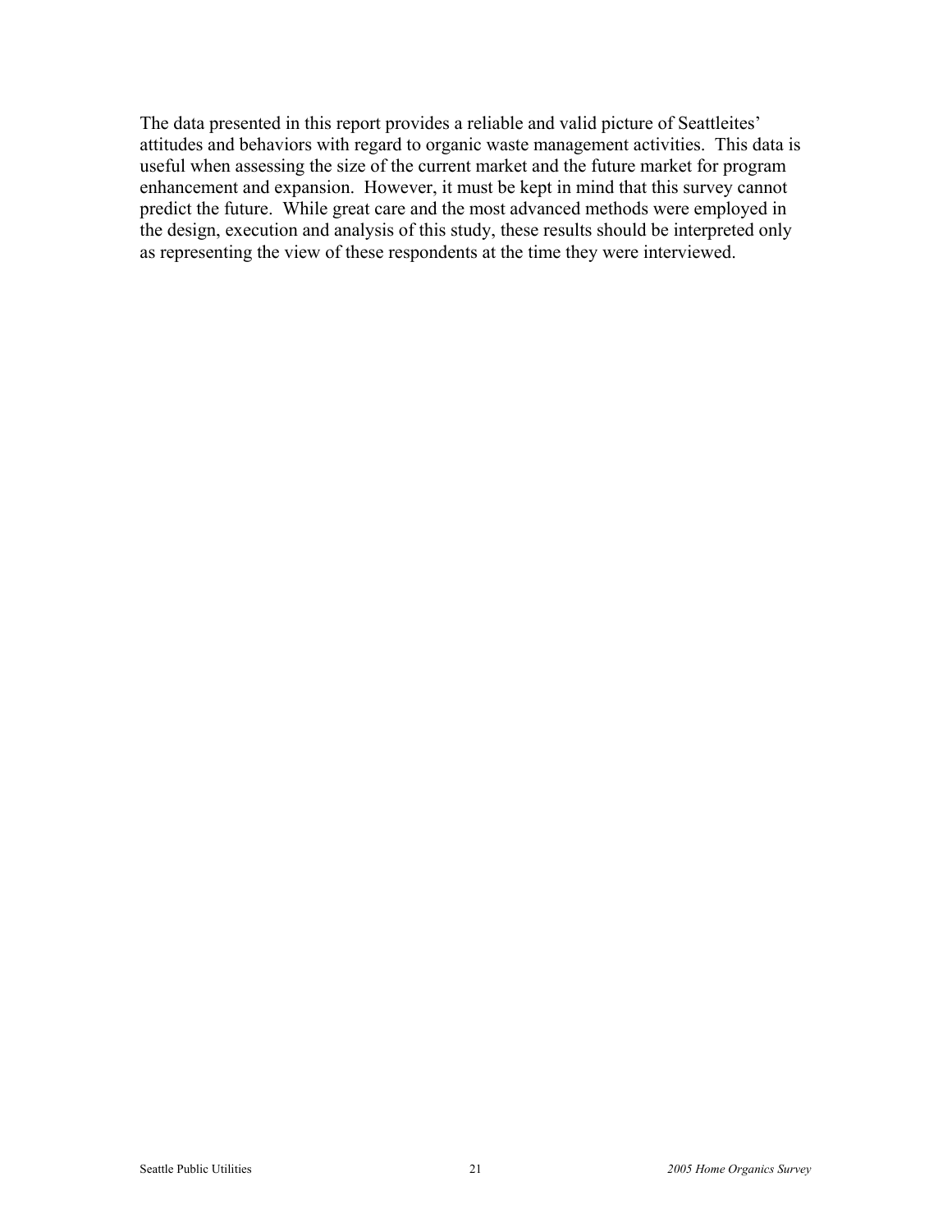The data presented in this report provides a reliable and valid picture of Seattleites' attitudes and behaviors with regard to organic waste management activities. This data is useful when assessing the size of the current market and the future market for program enhancement and expansion. However, it must be kept in mind that this survey cannot predict the future. While great care and the most advanced methods were employed in the design, execution and analysis of this study, these results should be interpreted only as representing the view of these respondents at the time they were interviewed.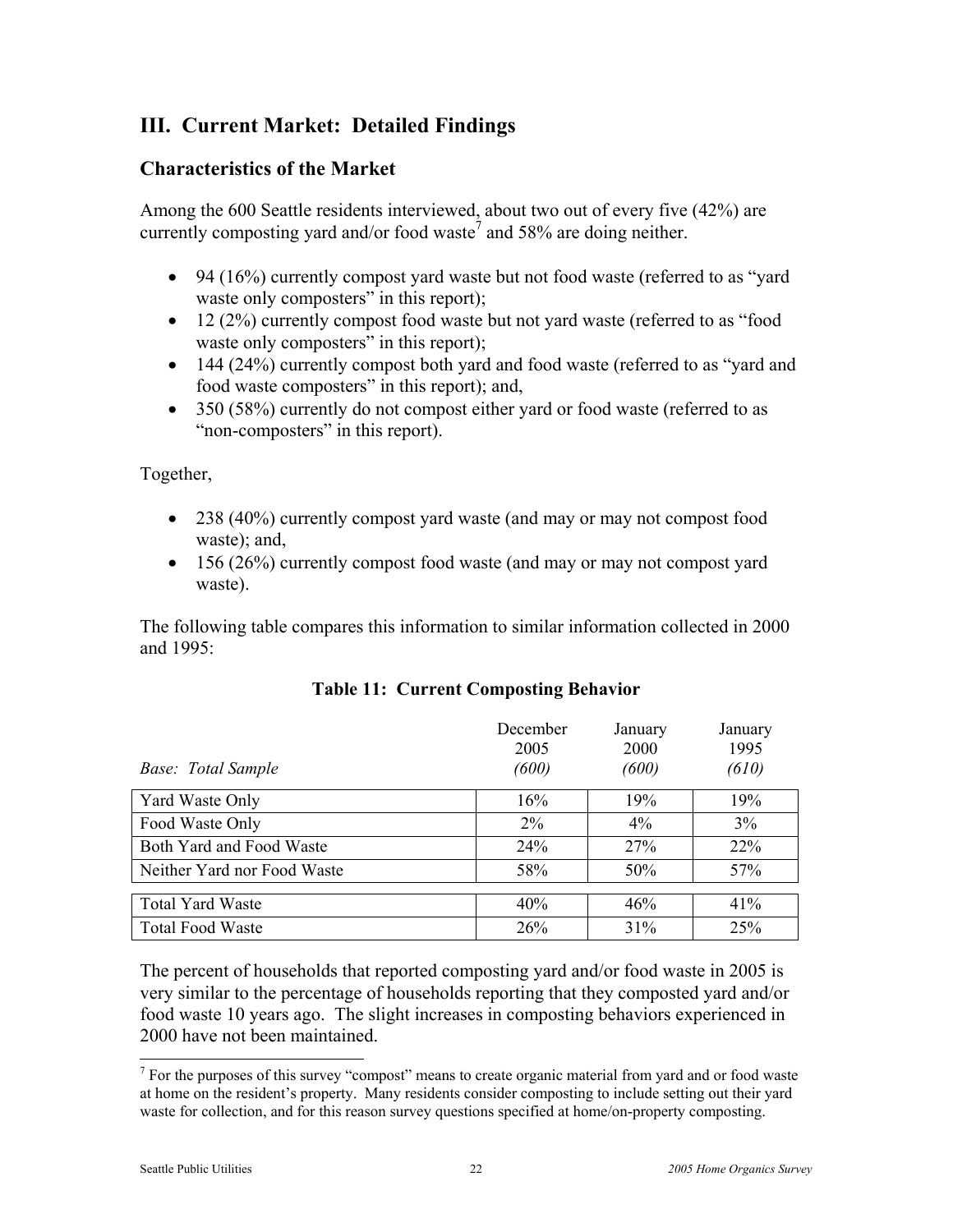## III. Current Market: Detailed Findings

### Characteristics of the Market

Among the 600 Seattle residents interviewed, about two out of every five (42%) are currently composting yard and/or food waste[7] and 58% are doing neither.

- 94 (16%) currently compost yard waste but not food waste (referred to as "yard waste only composters" in this report);
- 12 (2%) currently compost food waste but not yard waste (referred to as "food waste only composters" in this report);
- 144 (24%) currently compost both yard and food waste (referred to as "yard and food waste composters" in this report); and,
- 350 (58%) currently do not compost either yard or food waste (referred to as "non-composters" in this report).

Together,

- 238 (40%) currently compost yard waste (and may or may not compost food waste); and,
- 156 (26%) currently compost food waste (and may or may not compost yard waste).

The following table compares this information to similar information collected in 2000 and 1995:

**Table 11: Current Composting Behavior**

| *Base: Total Sample* | December 2005 *(600)* | January 2000 *(600)* | January 1995 *(610)* |
|---|---|---|---|
| Yard Waste Only | 16% | 19% | 19% |
| Food Waste Only | 2% | 4% | 3% |
| Both Yard and Food Waste | 24% | 27% | 22% |
| Neither Yard nor Food Waste | 58% | 50% | 57% |
| Total Yard Waste | 40% | 46% | 41% |
| Total Food Waste | 26% | 31% | 25% |

The percent of households that reported composting yard and/or food waste in 2005 is very similar to the percentage of households reporting that they composted yard and/or food waste 10 years ago. The slight increases in composting behaviors experienced in 2000 have not been maintained.

[7] For the purposes of this survey "compost" means to create organic material from yard and or food waste at home on the resident's property. Many residents consider composting to include setting out their yard waste for collection, and for this reason survey questions specified at home/on-property composting.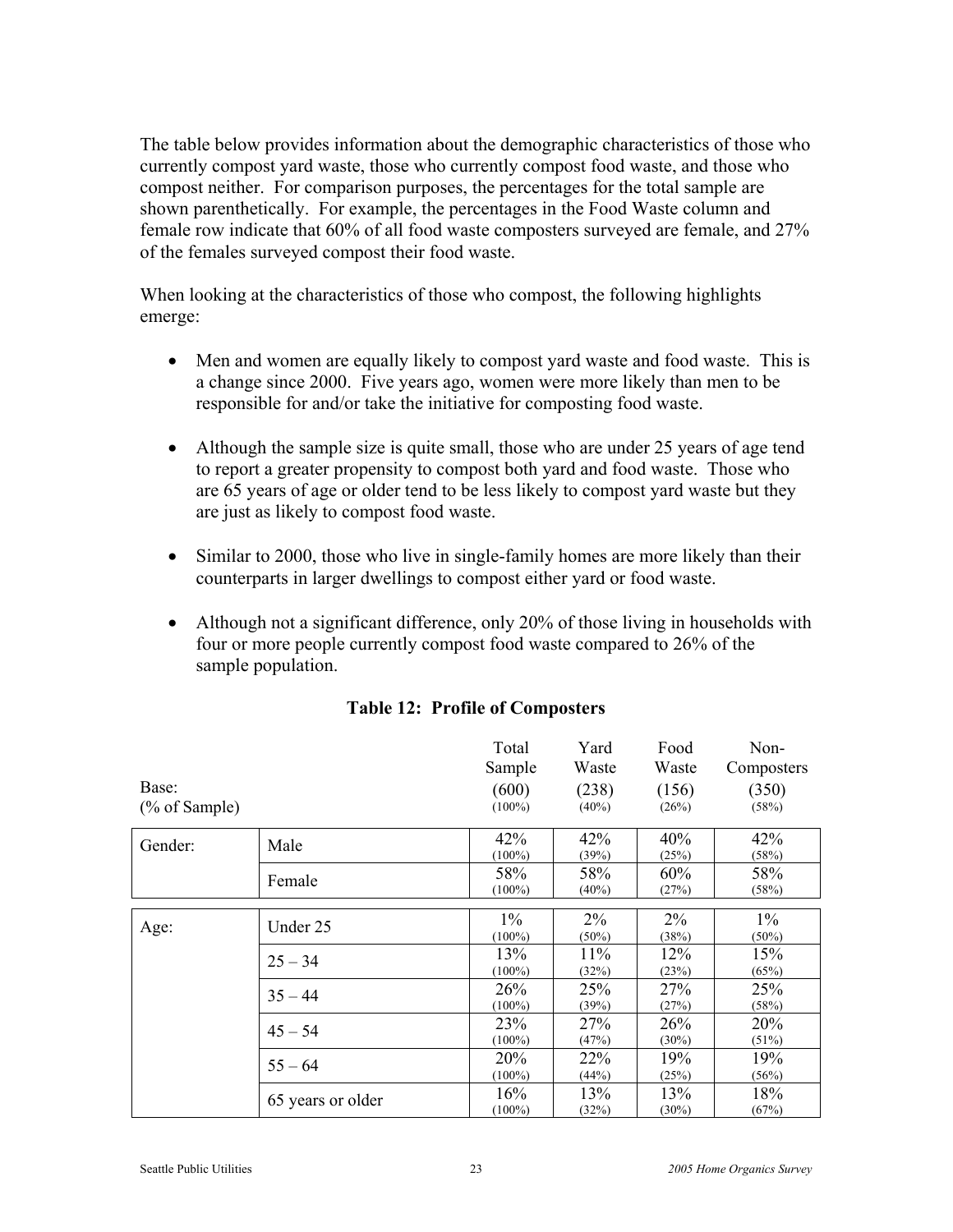The table below provides information about the demographic characteristics of those who currently compost yard waste, those who currently compost food waste, and those who compost neither. For comparison purposes, the percentages for the total sample are shown parenthetically. For example, the percentages in the Food Waste column and female row indicate that 60% of all food waste composters surveyed are female, and 27% of the females surveyed compost their food waste.

When looking at the characteristics of those who compost, the following highlights emerge:

- Men and women are equally likely to compost yard waste and food waste. This is a change since 2000. Five years ago, women were more likely than men to be responsible for and/or take the initiative for composting food waste.
- Although the sample size is quite small, those who are under 25 years of age tend to report a greater propensity to compost both yard and food waste. Those who are 65 years of age or older tend to be less likely to compost yard waste but they are just as likely to compost food waste.
- Similar to 2000, those who live in single-family homes are more likely than their counterparts in larger dwellings to compost either yard or food waste.
- Although not a significant difference, only 20% of those living in households with four or more people currently compost food waste compared to 26% of the sample population.

**Table 12: Profile of Composters**

| Base: (% of Sample) | | Total Sample (600) (100%) | Yard Waste (238) (40%) | Food Waste (156) (26%) | Non-Composters (350) (58%) |
|---|---|---|---|---|---|
| Gender: | Male | 42% (100%) | 42% (39%) | 40% (25%) | 42% (58%) |
| | Female | 58% (100%) | 58% (40%) | 60% (27%) | 58% (58%) |
| Age: | Under 25 | 1% (100%) | 2% (50%) | 2% (38%) | 1% (50%) |
| | 25 – 34 | 13% (100%) | 11% (32%) | 12% (23%) | 15% (65%) |
| | 35 – 44 | 26% (100%) | 25% (39%) | 27% (27%) | 25% (58%) |
| | 45 – 54 | 23% (100%) | 27% (47%) | 26% (30%) | 20% (51%) |
| | 55 – 64 | 20% (100%) | 22% (44%) | 19% (25%) | 19% (56%) |
| | 65 years or older | 16% (100%) | 13% (32%) | 13% (30%) | 18% (67%) |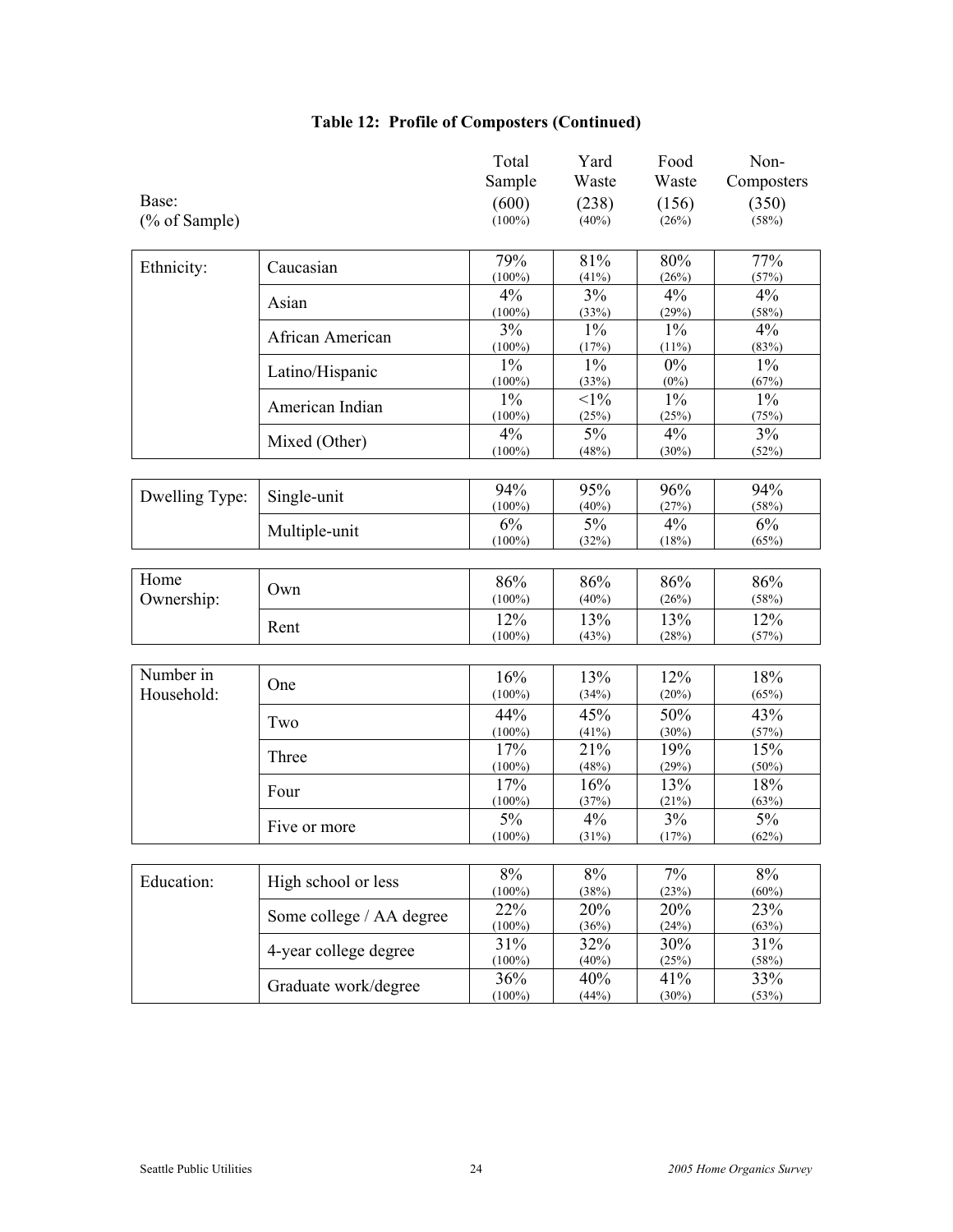### Table 12: Profile of Composters (Continued)

| | | Total Sample | Yard Waste | Food Waste | Non-Composters |
|---|---|---|---|---|---|
| Base: | | (600) | (238) | (156) | (350) |
| (% of Sample) | | (100%) | (40%) | (26%) | (58%) |
| Ethnicity: | Caucasian | 79% (100%) | 81% (41%) | 80% (26%) | 77% (57%) |
| | Asian | 4% (100%) | 3% (33%) | 4% (29%) | 4% (58%) |
| | African American | 3% (100%) | 1% (17%) | 1% (11%) | 4% (83%) |
| | Latino/Hispanic | 1% (100%) | 1% (33%) | 0% (0%) | 1% (67%) |
| | American Indian | 1% (100%) | <1% (25%) | 1% (25%) | 1% (75%) |
| | Mixed (Other) | 4% (100%) | 5% (48%) | 4% (30%) | 3% (52%) |
| Dwelling Type: | Single-unit | 94% (100%) | 95% (40%) | 96% (27%) | 94% (58%) |
| | Multiple-unit | 6% (100%) | 5% (32%) | 4% (18%) | 6% (65%) |
| Home Ownership: | Own | 86% (100%) | 86% (40%) | 86% (26%) | 86% (58%) |
| | Rent | 12% (100%) | 13% (43%) | 13% (28%) | 12% (57%) |
| Number in Household: | One | 16% (100%) | 13% (34%) | 12% (20%) | 18% (65%) |
| | Two | 44% (100%) | 45% (41%) | 50% (30%) | 43% (57%) |
| | Three | 17% (100%) | 21% (48%) | 19% (29%) | 15% (50%) |
| | Four | 17% (100%) | 16% (37%) | 13% (21%) | 18% (63%) |
| | Five or more | 5% (100%) | 4% (31%) | 3% (17%) | 5% (62%) |
| Education: | High school or less | 8% (100%) | 8% (38%) | 7% (23%) | 8% (60%) |
| | Some college / AA degree | 22% (100%) | 20% (36%) | 20% (24%) | 23% (63%) |
| | 4-year college degree | 31% (100%) | 32% (40%) | 30% (25%) | 31% (58%) |
| | Graduate work/degree | 36% (100%) | 40% (44%) | 41% (30%) | 33% (53%) |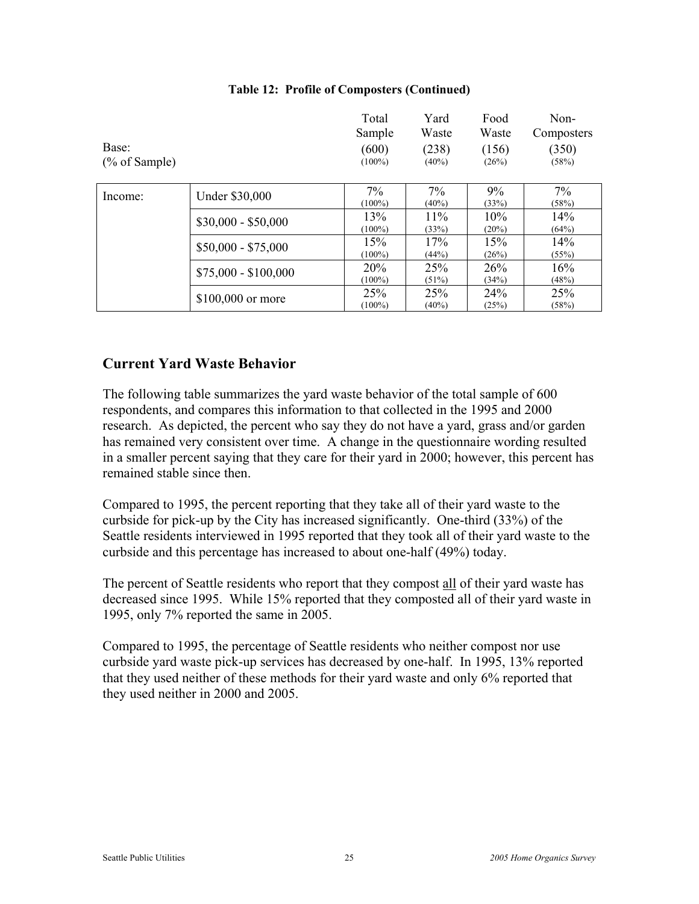**Table 12: Profile of Composters (Continued)**

| | | Total Sample | Yard Waste | Food Waste | Non-Composters |
|---|---|---|---|---|---|
| Base: | | (600) | (238) | (156) | (350) |
| (% of Sample) | | (100%) | (40%) | (26%) | (58%) |
| Income: | Under $30,000 | 7% (100%) | 7% (40%) | 9% (33%) | 7% (58%) |
| | $30,000 - $50,000 | 13% (100%) | 11% (33%) | 10% (20%) | 14% (64%) |
| | $50,000 - $75,000 | 15% (100%) | 17% (44%) | 15% (26%) | 14% (55%) |
| | $75,000 - $100,000 | 20% (100%) | 25% (51%) | 26% (34%) | 16% (48%) |
| | $100,000 or more | 25% (100%) | 25% (40%) | 24% (25%) | 25% (58%) |

## Current Yard Waste Behavior

The following table summarizes the yard waste behavior of the total sample of 600 respondents, and compares this information to that collected in the 1995 and 2000 research. As depicted, the percent who say they do not have a yard, grass and/or garden has remained very consistent over time. A change in the questionnaire wording resulted in a smaller percent saying that they care for their yard in 2000; however, this percent has remained stable since then.

Compared to 1995, the percent reporting that they take all of their yard waste to the curbside for pick-up by the City has increased significantly. One-third (33%) of the Seattle residents interviewed in 1995 reported that they took all of their yard waste to the curbside and this percentage has increased to about one-half (49%) today.

The percent of Seattle residents who report that they compost <u>all</u> of their yard waste has decreased since 1995. While 15% reported that they composted all of their yard waste in 1995, only 7% reported the same in 2005.

Compared to 1995, the percentage of Seattle residents who neither compost nor use curbside yard waste pick-up services has decreased by one-half. In 1995, 13% reported that they used neither of these methods for their yard waste and only 6% reported that they used neither in 2000 and 2005.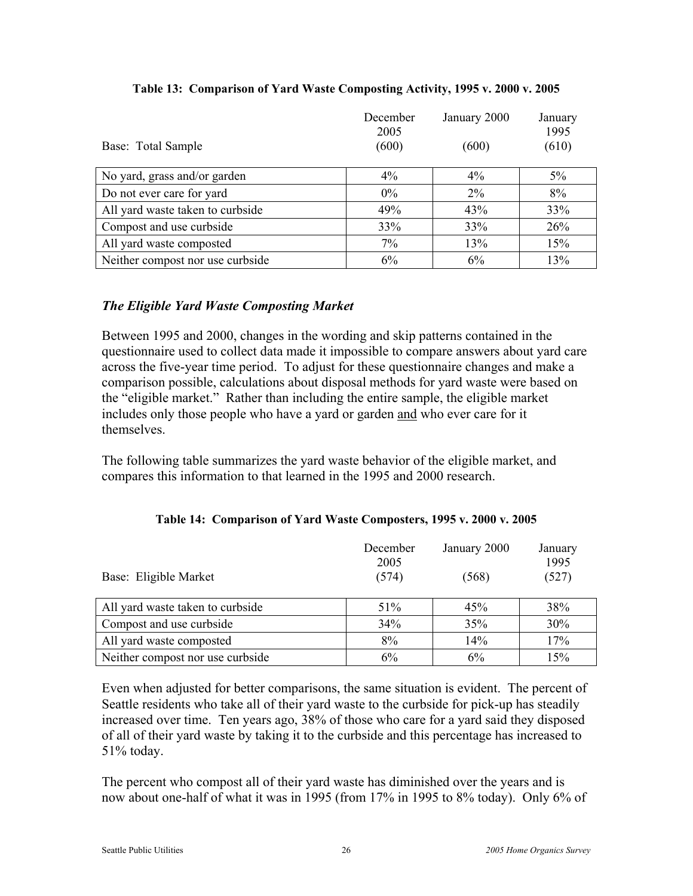**Table 13: Comparison of Yard Waste Composting Activity, 1995 v. 2000 v. 2005**

| Base: Total Sample | December 2005 (600) | January 2000 (600) | January 1995 (610) |
|---|---|---|---|
| No yard, grass and/or garden | 4% | 4% | 5% |
| Do not ever care for yard | 0% | 2% | 8% |
| All yard waste taken to curbside | 49% | 43% | 33% |
| Compost and use curbside | 33% | 33% | 26% |
| All yard waste composted | 7% | 13% | 15% |
| Neither compost nor use curbside | 6% | 6% | 13% |

### *The Eligible Yard Waste Composting Market*

Between 1995 and 2000, changes in the wording and skip patterns contained in the questionnaire used to collect data made it impossible to compare answers about yard care across the five-year time period. To adjust for these questionnaire changes and make a comparison possible, calculations about disposal methods for yard waste were based on the "eligible market." Rather than including the entire sample, the eligible market includes only those people who have a yard or garden and who ever care for it themselves.

The following table summarizes the yard waste behavior of the eligible market, and compares this information to that learned in the 1995 and 2000 research.

**Table 14: Comparison of Yard Waste Composters, 1995 v. 2000 v. 2005**

| Base: Eligible Market | December 2005 (574) | January 2000 (568) | January 1995 (527) |
|---|---|---|---|
| All yard waste taken to curbside | 51% | 45% | 38% |
| Compost and use curbside | 34% | 35% | 30% |
| All yard waste composted | 8% | 14% | 17% |
| Neither compost nor use curbside | 6% | 6% | 15% |

Even when adjusted for better comparisons, the same situation is evident. The percent of Seattle residents who take all of their yard waste to the curbside for pick-up has steadily increased over time. Ten years ago, 38% of those who care for a yard said they disposed of all of their yard waste by taking it to the curbside and this percentage has increased to 51% today.

The percent who compost all of their yard waste has diminished over the years and is now about one-half of what it was in 1995 (from 17% in 1995 to 8% today). Only 6% of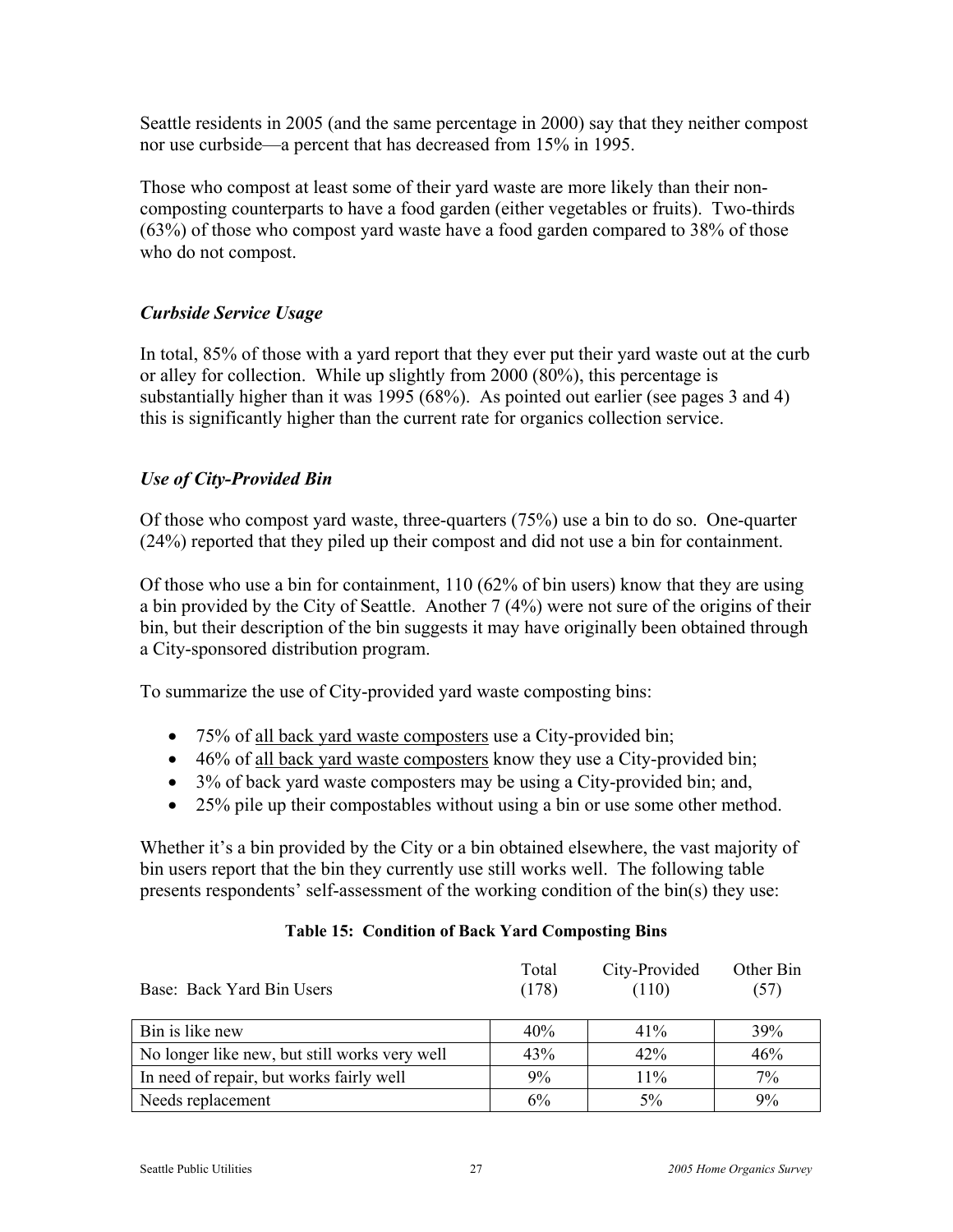Seattle residents in 2005 (and the same percentage in 2000) say that they neither compost nor use curbside—a percent that has decreased from 15% in 1995.

Those who compost at least some of their yard waste are more likely than their non-composting counterparts to have a food garden (either vegetables or fruits). Two-thirds (63%) of those who compost yard waste have a food garden compared to 38% of those who do not compost.

### *Curbside Service Usage*

In total, 85% of those with a yard report that they ever put their yard waste out at the curb or alley for collection. While up slightly from 2000 (80%), this percentage is substantially higher than it was 1995 (68%). As pointed out earlier (see pages 3 and 4) this is significantly higher than the current rate for organics collection service.

### *Use of City-Provided Bin*

Of those who compost yard waste, three-quarters (75%) use a bin to do so. One-quarter (24%) reported that they piled up their compost and did not use a bin for containment.

Of those who use a bin for containment, 110 (62% of bin users) know that they are using a bin provided by the City of Seattle. Another 7 (4%) were not sure of the origins of their bin, but their description of the bin suggests it may have originally been obtained through a City-sponsored distribution program.

To summarize the use of City-provided yard waste composting bins:

- 75% of <u>all back yard waste composters</u> use a City-provided bin;
- 46% of <u>all back yard waste composters</u> know they use a City-provided bin;
- 3% of back yard waste composters may be using a City-provided bin; and,
- 25% pile up their compostables without using a bin or use some other method.

Whether it's a bin provided by the City or a bin obtained elsewhere, the vast majority of bin users report that the bin they currently use still works well. The following table presents respondents' self-assessment of the working condition of the bin(s) they use:

**Table 15: Condition of Back Yard Composting Bins**

| Base: Back Yard Bin Users | Total (178) | City-Provided (110) | Other Bin (57) |
|---|---|---|---|
| Bin is like new | 40% | 41% | 39% |
| No longer like new, but still works very well | 43% | 42% | 46% |
| In need of repair, but works fairly well | 9% | 11% | 7% |
| Needs replacement | 6% | 5% | 9% |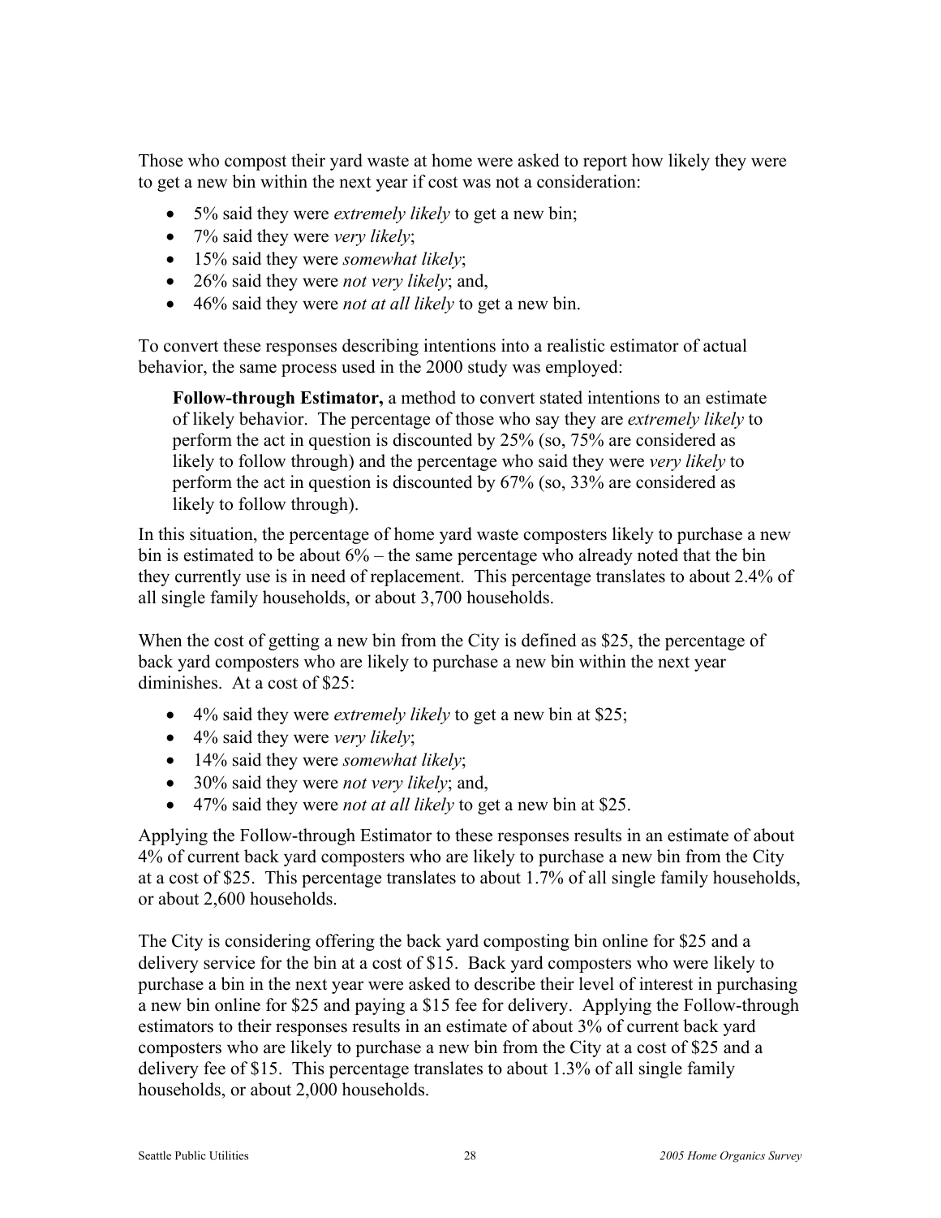Those who compost their yard waste at home were asked to report how likely they were to get a new bin within the next year if cost was not a consideration:

- 5% said they were *extremely likely* to get a new bin;
- 7% said they were *very likely*;
- 15% said they were *somewhat likely*;
- 26% said they were *not very likely*; and,
- 46% said they were *not at all likely* to get a new bin.

To convert these responses describing intentions into a realistic estimator of actual behavior, the same process used in the 2000 study was employed:

> **Follow-through Estimator,** a method to convert stated intentions to an estimate of likely behavior. The percentage of those who say they are *extremely likely* to perform the act in question is discounted by 25% (so, 75% are considered as likely to follow through) and the percentage who said they were *very likely* to perform the act in question is discounted by 67% (so, 33% are considered as likely to follow through).

In this situation, the percentage of home yard waste composters likely to purchase a new bin is estimated to be about 6% – the same percentage who already noted that the bin they currently use is in need of replacement. This percentage translates to about 2.4% of all single family households, or about 3,700 households.

When the cost of getting a new bin from the City is defined as $25, the percentage of back yard composters who are likely to purchase a new bin within the next year diminishes. At a cost of $25:

- 4% said they were *extremely likely* to get a new bin at $25;
- 4% said they were *very likely*;
- 14% said they were *somewhat likely*;
- 30% said they were *not very likely*; and,
- 47% said they were *not at all likely* to get a new bin at $25.

Applying the Follow-through Estimator to these responses results in an estimate of about 4% of current back yard composters who are likely to purchase a new bin from the City at a cost of $25. This percentage translates to about 1.7% of all single family households, or about 2,600 households.

The City is considering offering the back yard composting bin online for $25 and a delivery service for the bin at a cost of $15. Back yard composters who were likely to purchase a bin in the next year were asked to describe their level of interest in purchasing a new bin online for $25 and paying a $15 fee for delivery. Applying the Follow-through estimators to their responses results in an estimate of about 3% of current back yard composters who are likely to purchase a new bin from the City at a cost of $25 and a delivery fee of $15. This percentage translates to about 1.3% of all single family households, or about 2,000 households.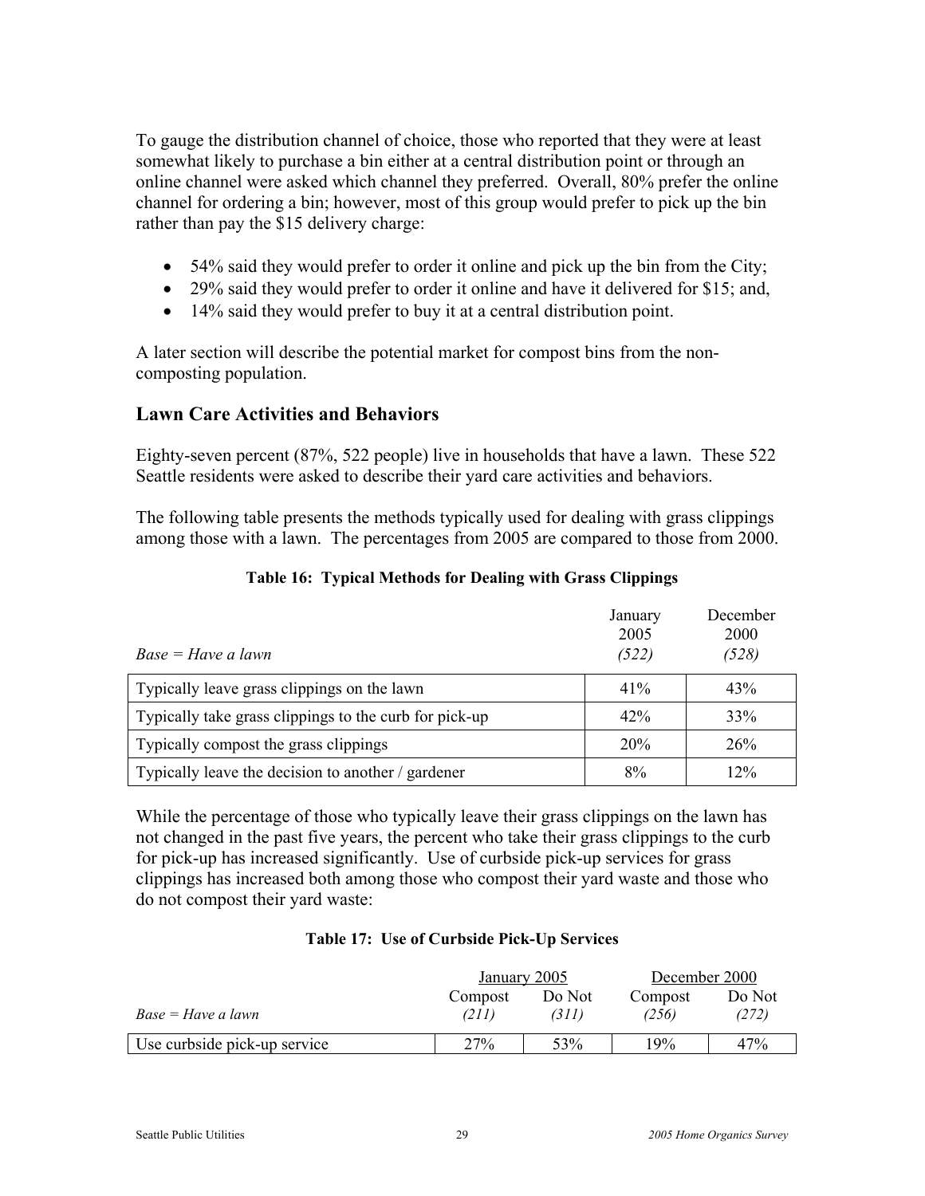To gauge the distribution channel of choice, those who reported that they were at least somewhat likely to purchase a bin either at a central distribution point or through an online channel were asked which channel they preferred. Overall, 80% prefer the online channel for ordering a bin; however, most of this group would prefer to pick up the bin rather than pay the $15 delivery charge:

- 54% said they would prefer to order it online and pick up the bin from the City;
- 29% said they would prefer to order it online and have it delivered for $15; and,
- 14% said they would prefer to buy it at a central distribution point.

A later section will describe the potential market for compost bins from the non-composting population.

## Lawn Care Activities and Behaviors

Eighty-seven percent (87%, 522 people) live in households that have a lawn. These 522 Seattle residents were asked to describe their yard care activities and behaviors.

The following table presents the methods typically used for dealing with grass clippings among those with a lawn. The percentages from 2005 are compared to those from 2000.

**Table 16: Typical Methods for Dealing with Grass Clippings**

| *Base = Have a lawn* | January 2005 *(522)* | December 2000 *(528)* |
|---|---|---|
| Typically leave grass clippings on the lawn | 41% | 43% |
| Typically take grass clippings to the curb for pick-up | 42% | 33% |
| Typically compost the grass clippings | 20% | 26% |
| Typically leave the decision to another / gardener | 8% | 12% |

While the percentage of those who typically leave their grass clippings on the lawn has not changed in the past five years, the percent who take their grass clippings to the curb for pick-up has increased significantly. Use of curbside pick-up services for grass clippings has increased both among those who compost their yard waste and those who do not compost their yard waste:

**Table 17: Use of Curbside Pick-Up Services**

| | January 2005 | | December 2000 | |
|---|---|---|---|---|
| *Base = Have a lawn* | Compost *(211)* | Do Not *(311)* | Compost *(256)* | Do Not *(272)* |
| Use curbside pick-up service | 27% | 53% | 19% | 47% |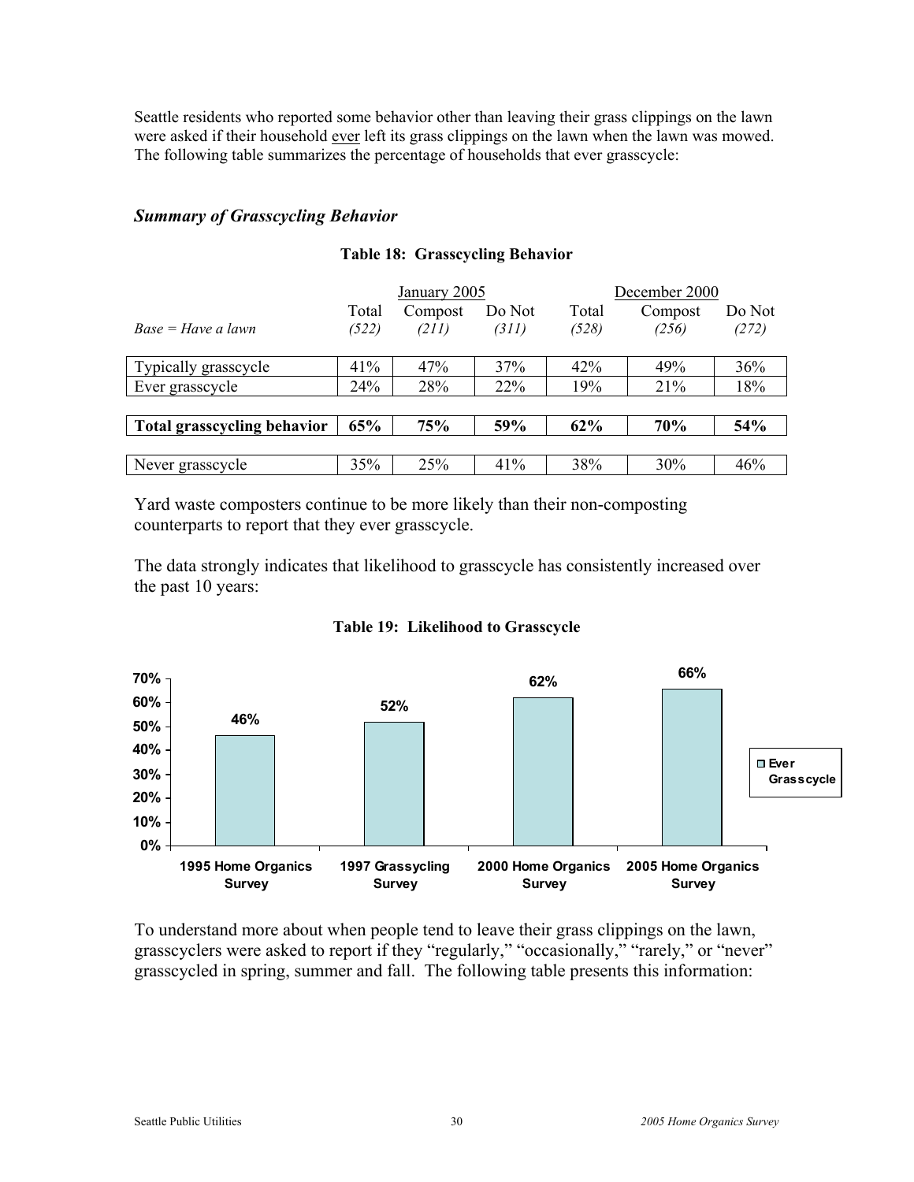Seattle residents who reported some behavior other than leaving their grass clippings on the lawn were asked if their household ever left its grass clippings on the lawn when the lawn was mowed. The following table summarizes the percentage of households that ever grasscycle:

### *Summary of Grasscycling Behavior*

**Table 18: Grasscycling Behavior**

| | January 2005 | | | December 2000 | | |
|---|---|---|---|---|---|---|
| *Base = Have a lawn* | Total *(522)* | Compost *(211)* | Do Not *(311)* | Total *(528)* | Compost *(256)* | Do Not *(272)* |
| Typically grasscycle | 41% | 47% | 37% | 42% | 49% | 36% |
| Ever grasscycle | 24% | 28% | 22% | 19% | 21% | 18% |
| **Total grasscycling behavior** | **65%** | **75%** | **59%** | **62%** | **70%** | **54%** |
| Never grasscycle | 35% | 25% | 41% | 38% | 30% | 46% |

Yard waste composters continue to be more likely than their non-composting counterparts to report that they ever grasscycle.

The data strongly indicates that likelihood to grasscycle has consistently increased over the past 10 years:

**Table 19: Likelihood to Grasscycle**

| | Ever Grasscycle |
|---|---|
| 1995 Home Organics Survey | 46% |
| 1997 Grassycling Survey | 52% |
| 2000 Home Organics Survey | 62% |
| 2005 Home Organics Survey | 66% |

To understand more about when people tend to leave their grass clippings on the lawn, grasscyclers were asked to report if they "regularly," "occasionally," "rarely," or "never" grasscycled in spring, summer and fall. The following table presents this information: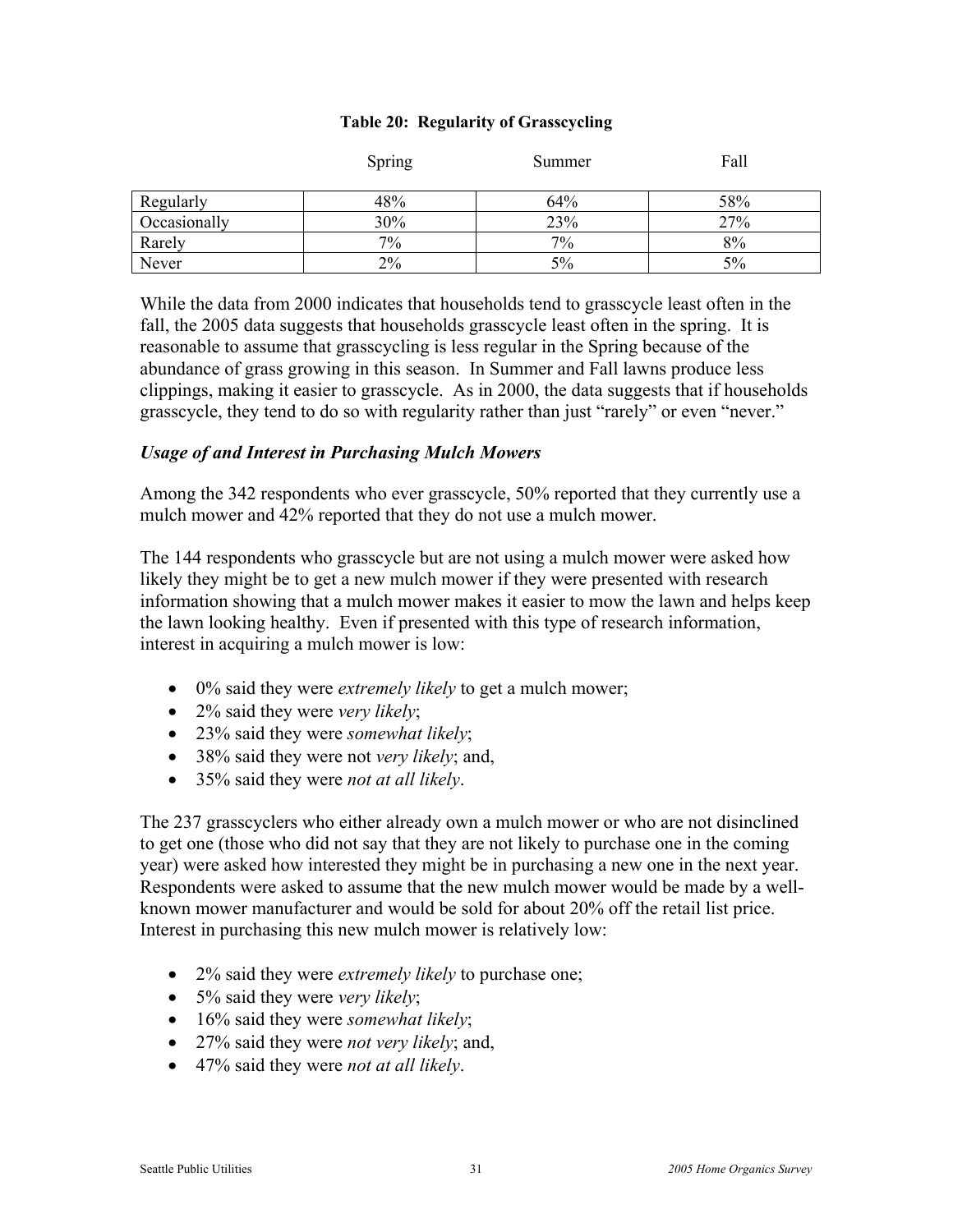**Table 20: Regularity of Grasscycling**

| | Spring | Summer | Fall |
|---|---|---|---|
| Regularly | 48% | 64% | 58% |
| Occasionally | 30% | 23% | 27% |
| Rarely | 7% | 7% | 8% |
| Never | 2% | 5% | 5% |

While the data from 2000 indicates that households tend to grasscycle least often in the fall, the 2005 data suggests that households grasscycle least often in the spring. It is reasonable to assume that grasscycling is less regular in the Spring because of the abundance of grass growing in this season. In Summer and Fall lawns produce less clippings, making it easier to grasscycle. As in 2000, the data suggests that if households grasscycle, they tend to do so with regularity rather than just "rarely" or even "never."

### *Usage of and Interest in Purchasing Mulch Mowers*

Among the 342 respondents who ever grasscycle, 50% reported that they currently use a mulch mower and 42% reported that they do not use a mulch mower.

The 144 respondents who grasscycle but are not using a mulch mower were asked how likely they might be to get a new mulch mower if they were presented with research information showing that a mulch mower makes it easier to mow the lawn and helps keep the lawn looking healthy. Even if presented with this type of research information, interest in acquiring a mulch mower is low:

- 0% said they were *extremely likely* to get a mulch mower;
- 2% said they were *very likely*;
- 23% said they were *somewhat likely*;
- 38% said they were not *very likely*; and,
- 35% said they were *not at all likely*.

The 237 grasscyclers who either already own a mulch mower or who are not disinclined to get one (those who did not say that they are not likely to purchase one in the coming year) were asked how interested they might be in purchasing a new one in the next year. Respondents were asked to assume that the new mulch mower would be made by a well-known mower manufacturer and would be sold for about 20% off the retail list price. Interest in purchasing this new mulch mower is relatively low:

- 2% said they were *extremely likely* to purchase one;
- 5% said they were *very likely*;
- 16% said they were *somewhat likely*;
- 27% said they were *not very likely*; and,
- 47% said they were *not at all likely*.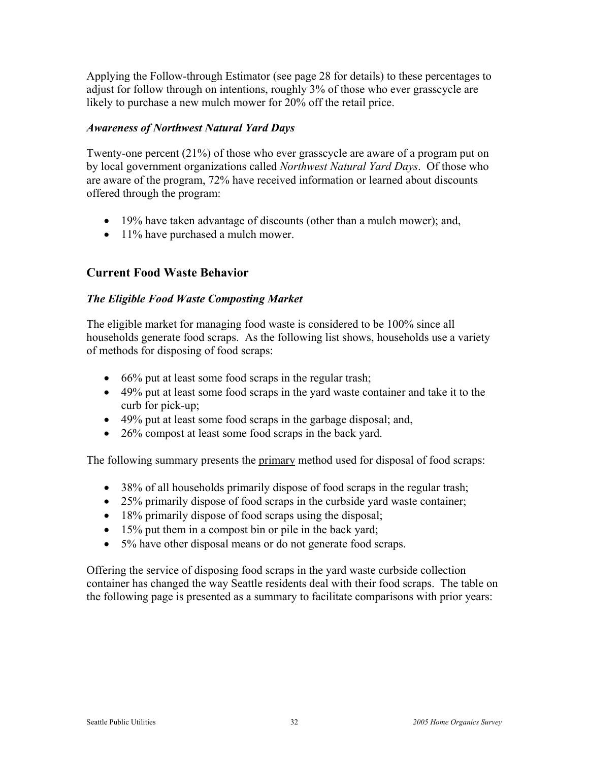Applying the Follow-through Estimator (see page 28 for details) to these percentages to adjust for follow through on intentions, roughly 3% of those who ever grasscycle are likely to purchase a new mulch mower for 20% off the retail price.

### *Awareness of Northwest Natural Yard Days*

Twenty-one percent (21%) of those who ever grasscycle are aware of a program put on by local government organizations called *Northwest Natural Yard Days*. Of those who are aware of the program, 72% have received information or learned about discounts offered through the program:

- 19% have taken advantage of discounts (other than a mulch mower); and,
- 11% have purchased a mulch mower.

## Current Food Waste Behavior

### *The Eligible Food Waste Composting Market*

The eligible market for managing food waste is considered to be 100% since all households generate food scraps. As the following list shows, households use a variety of methods for disposing of food scraps:

- 66% put at least some food scraps in the regular trash;
- 49% put at least some food scraps in the yard waste container and take it to the curb for pick-up;
- 49% put at least some food scraps in the garbage disposal; and,
- 26% compost at least some food scraps in the back yard.

The following summary presents the <u>primary</u> method used for disposal of food scraps:

- 38% of all households primarily dispose of food scraps in the regular trash;
- 25% primarily dispose of food scraps in the curbside yard waste container;
- 18% primarily dispose of food scraps using the disposal;
- 15% put them in a compost bin or pile in the back yard;
- 5% have other disposal means or do not generate food scraps.

Offering the service of disposing food scraps in the yard waste curbside collection container has changed the way Seattle residents deal with their food scraps. The table on the following page is presented as a summary to facilitate comparisons with prior years: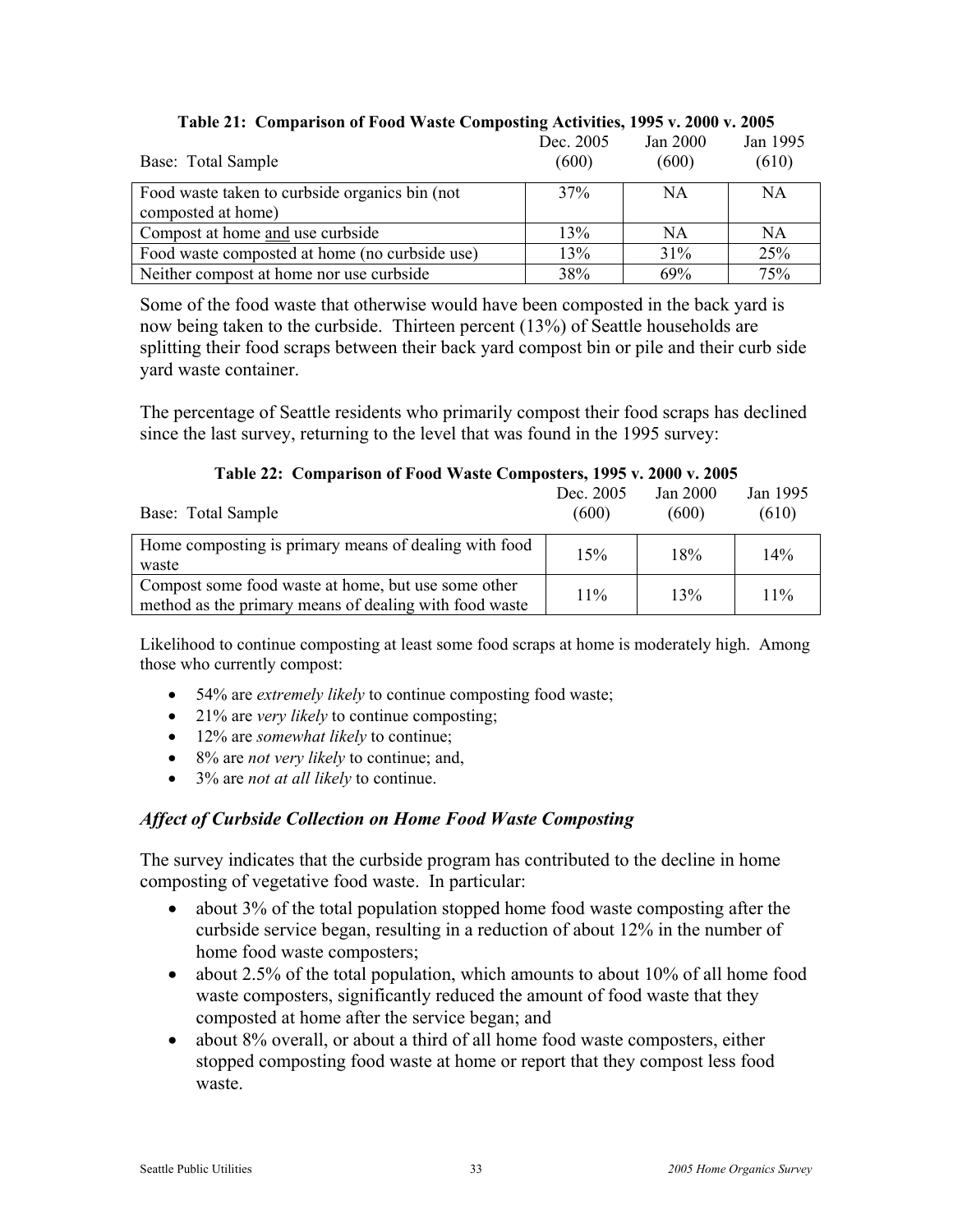**Table 21: Comparison of Food Waste Composting Activities, 1995 v. 2000 v. 2005**

| Base: Total Sample | Dec. 2005 (600) | Jan 2000 (600) | Jan 1995 (610) |
|---|---|---|---|
| Food waste taken to curbside organics bin (not composted at home) | 37% | NA | NA |
| Compost at home and use curbside | 13% | NA | NA |
| Food waste composted at home (no curbside use) | 13% | 31% | 25% |
| Neither compost at home nor use curbside | 38% | 69% | 75% |

Some of the food waste that otherwise would have been composted in the back yard is now being taken to the curbside. Thirteen percent (13%) of Seattle households are splitting their food scraps between their back yard compost bin or pile and their curb side yard waste container.

The percentage of Seattle residents who primarily compost their food scraps has declined since the last survey, returning to the level that was found in the 1995 survey:

**Table 22: Comparison of Food Waste Composters, 1995 v. 2000 v. 2005**

| Base: Total Sample | Dec. 2005 (600) | Jan 2000 (600) | Jan 1995 (610) |
|---|---|---|---|
| Home composting is primary means of dealing with food waste | 15% | 18% | 14% |
| Compost some food waste at home, but use some other method as the primary means of dealing with food waste | 11% | 13% | 11% |

Likelihood to continue composting at least some food scraps at home is moderately high. Among those who currently compost:

- 54% are *extremely likely* to continue composting food waste;
- 21% are *very likely* to continue composting;
- 12% are *somewhat likely* to continue;
- 8% are *not very likely* to continue; and,
- 3% are *not at all likely* to continue.

### *Affect of Curbside Collection on Home Food Waste Composting*

The survey indicates that the curbside program has contributed to the decline in home composting of vegetative food waste. In particular:

- about 3% of the total population stopped home food waste composting after the curbside service began, resulting in a reduction of about 12% in the number of home food waste composters;
- about 2.5% of the total population, which amounts to about 10% of all home food waste composters, significantly reduced the amount of food waste that they composted at home after the service began; and
- about 8% overall, or about a third of all home food waste composters, either stopped composting food waste at home or report that they compost less food waste.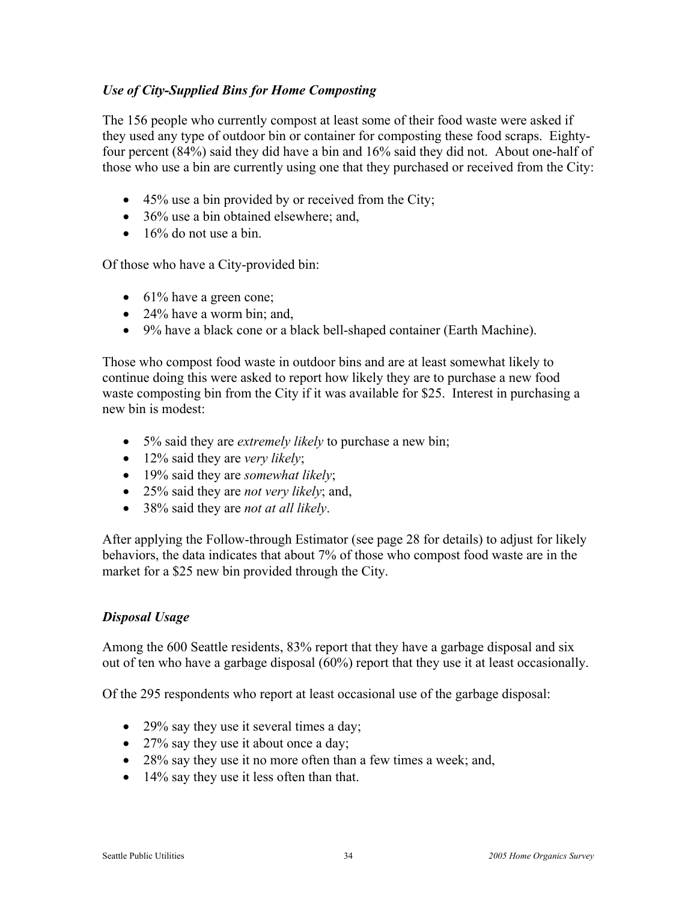### *Use of City-Supplied Bins for Home Composting*

The 156 people who currently compost at least some of their food waste were asked if they used any type of outdoor bin or container for composting these food scraps. Eighty-four percent (84%) said they did have a bin and 16% said they did not. About one-half of those who use a bin are currently using one that they purchased or received from the City:

- 45% use a bin provided by or received from the City;
- 36% use a bin obtained elsewhere; and,
- 16% do not use a bin.

Of those who have a City-provided bin:

- 61% have a green cone;
- 24% have a worm bin; and,
- 9% have a black cone or a black bell-shaped container (Earth Machine).

Those who compost food waste in outdoor bins and are at least somewhat likely to continue doing this were asked to report how likely they are to purchase a new food waste composting bin from the City if it was available for $25. Interest in purchasing a new bin is modest:

- 5% said they are *extremely likely* to purchase a new bin;
- 12% said they are *very likely*;
- 19% said they are *somewhat likely*;
- 25% said they are *not very likely*; and,
- 38% said they are *not at all likely*.

After applying the Follow-through Estimator (see page 28 for details) to adjust for likely behaviors, the data indicates that about 7% of those who compost food waste are in the market for a $25 new bin provided through the City.

### *Disposal Usage*

Among the 600 Seattle residents, 83% report that they have a garbage disposal and six out of ten who have a garbage disposal (60%) report that they use it at least occasionally.

Of the 295 respondents who report at least occasional use of the garbage disposal:

- 29% say they use it several times a day;
- 27% say they use it about once a day;
- 28% say they use it no more often than a few times a week; and,
- 14% say they use it less often than that.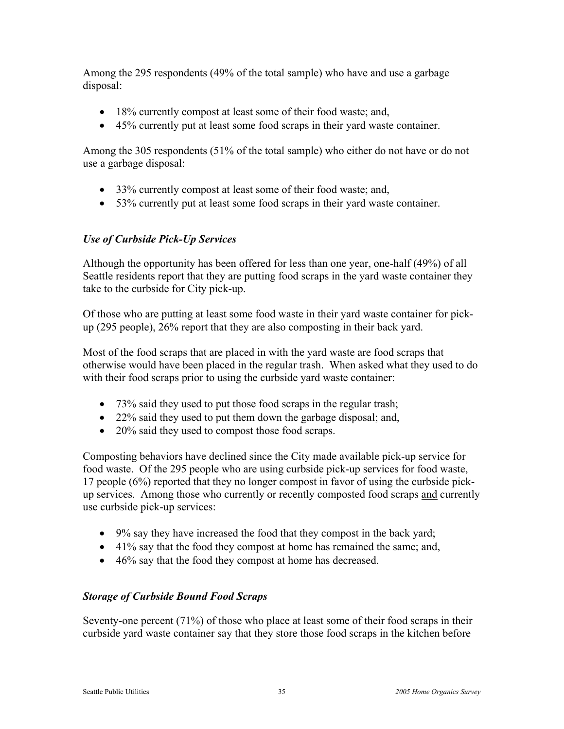Among the 295 respondents (49% of the total sample) who have and use a garbage disposal:

- 18% currently compost at least some of their food waste; and,
- 45% currently put at least some food scraps in their yard waste container.

Among the 305 respondents (51% of the total sample) who either do not have or do not use a garbage disposal:

- 33% currently compost at least some of their food waste; and,
- 53% currently put at least some food scraps in their yard waste container.

### *Use of Curbside Pick-Up Services*

Although the opportunity has been offered for less than one year, one-half (49%) of all Seattle residents report that they are putting food scraps in the yard waste container they take to the curbside for City pick-up.

Of those who are putting at least some food waste in their yard waste container for pick-up (295 people), 26% report that they are also composting in their back yard.

Most of the food scraps that are placed in with the yard waste are food scraps that otherwise would have been placed in the regular trash. When asked what they used to do with their food scraps prior to using the curbside yard waste container:

- 73% said they used to put those food scraps in the regular trash;
- 22% said they used to put them down the garbage disposal; and,
- 20% said they used to compost those food scraps.

Composting behaviors have declined since the City made available pick-up service for food waste. Of the 295 people who are using curbside pick-up services for food waste, 17 people (6%) reported that they no longer compost in favor of using the curbside pick-up services. Among those who currently or recently composted food scraps <u>and</u> currently use curbside pick-up services:

- 9% say they have increased the food that they compost in the back yard;
- 41% say that the food they compost at home has remained the same; and,
- 46% say that the food they compost at home has decreased.

### *Storage of Curbside Bound Food Scraps*

Seventy-one percent (71%) of those who place at least some of their food scraps in their curbside yard waste container say that they store those food scraps in the kitchen before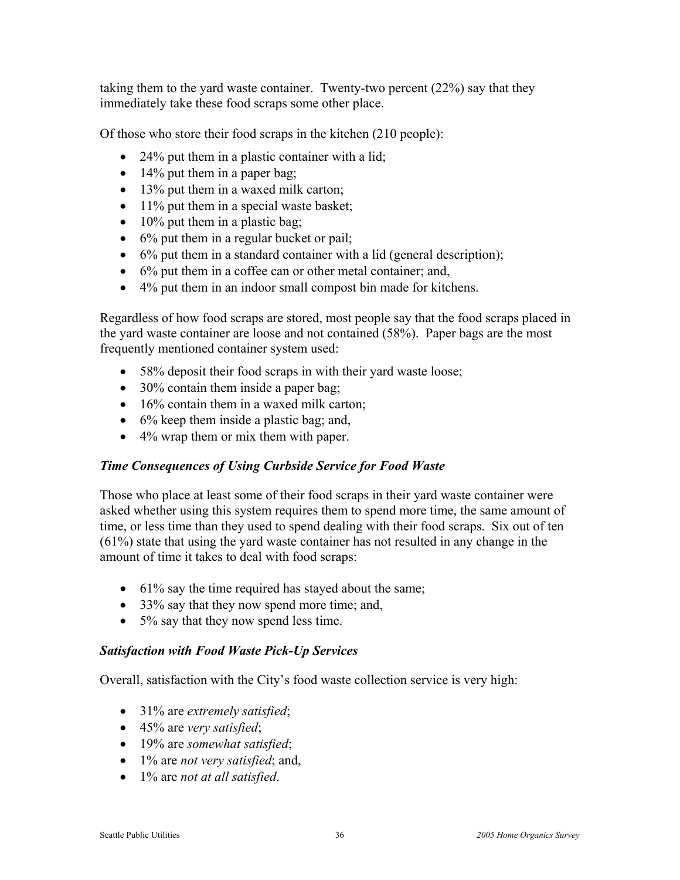taking them to the yard waste container. Twenty-two percent (22%) say that they immediately take these food scraps some other place.

Of those who store their food scraps in the kitchen (210 people):

- 24% put them in a plastic container with a lid;
- 14% put them in a paper bag;
- 13% put them in a waxed milk carton;
- 11% put them in a special waste basket;
- 10% put them in a plastic bag;
- 6% put them in a regular bucket or pail;
- 6% put them in a standard container with a lid (general description);
- 6% put them in a coffee can or other metal container; and,
- 4% put them in an indoor small compost bin made for kitchens.

Regardless of how food scraps are stored, most people say that the food scraps placed in the yard waste container are loose and not contained (58%). Paper bags are the most frequently mentioned container system used:

- 58% deposit their food scraps in with their yard waste loose;
- 30% contain them inside a paper bag;
- 16% contain them in a waxed milk carton;
- 6% keep them inside a plastic bag; and,
- 4% wrap them or mix them with paper.

### *Time Consequences of Using Curbside Service for Food Waste*

Those who place at least some of their food scraps in their yard waste container were asked whether using this system requires them to spend more time, the same amount of time, or less time than they used to spend dealing with their food scraps. Six out of ten (61%) state that using the yard waste container has not resulted in any change in the amount of time it takes to deal with food scraps:

- 61% say the time required has stayed about the same;
- 33% say that they now spend more time; and,
- 5% say that they now spend less time.

### *Satisfaction with Food Waste Pick-Up Services*

Overall, satisfaction with the City's food waste collection service is very high:

- 31% are *extremely satisfied*;
- 45% are *very satisfied*;
- 19% are *somewhat satisfied*;
- 1% are *not very satisfied*; and,
- 1% are *not at all satisfied*.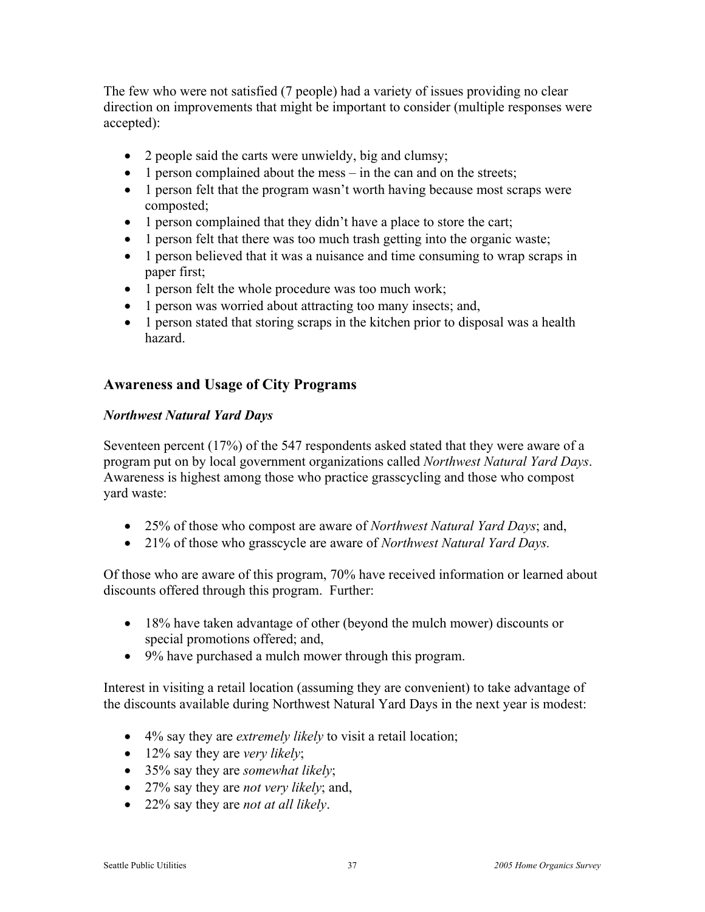The few who were not satisfied (7 people) had a variety of issues providing no clear direction on improvements that might be important to consider (multiple responses were accepted):

- 2 people said the carts were unwieldy, big and clumsy;
- 1 person complained about the mess – in the can and on the streets;
- 1 person felt that the program wasn't worth having because most scraps were composted;
- 1 person complained that they didn't have a place to store the cart;
- 1 person felt that there was too much trash getting into the organic waste;
- 1 person believed that it was a nuisance and time consuming to wrap scraps in paper first;
- 1 person felt the whole procedure was too much work;
- 1 person was worried about attracting too many insects; and,
- 1 person stated that storing scraps in the kitchen prior to disposal was a health hazard.

## Awareness and Usage of City Programs

### *Northwest Natural Yard Days*

Seventeen percent (17%) of the 547 respondents asked stated that they were aware of a program put on by local government organizations called *Northwest Natural Yard Days*. Awareness is highest among those who practice grasscycling and those who compost yard waste:

- 25% of those who compost are aware of *Northwest Natural Yard Days*; and,
- 21% of those who grasscycle are aware of *Northwest Natural Yard Days.*

Of those who are aware of this program, 70% have received information or learned about discounts offered through this program. Further:

- 18% have taken advantage of other (beyond the mulch mower) discounts or special promotions offered; and,
- 9% have purchased a mulch mower through this program.

Interest in visiting a retail location (assuming they are convenient) to take advantage of the discounts available during Northwest Natural Yard Days in the next year is modest:

- 4% say they are *extremely likely* to visit a retail location;
- 12% say they are *very likely*;
- 35% say they are *somewhat likely*;
- 27% say they are *not very likely*; and,
- 22% say they are *not at all likely*.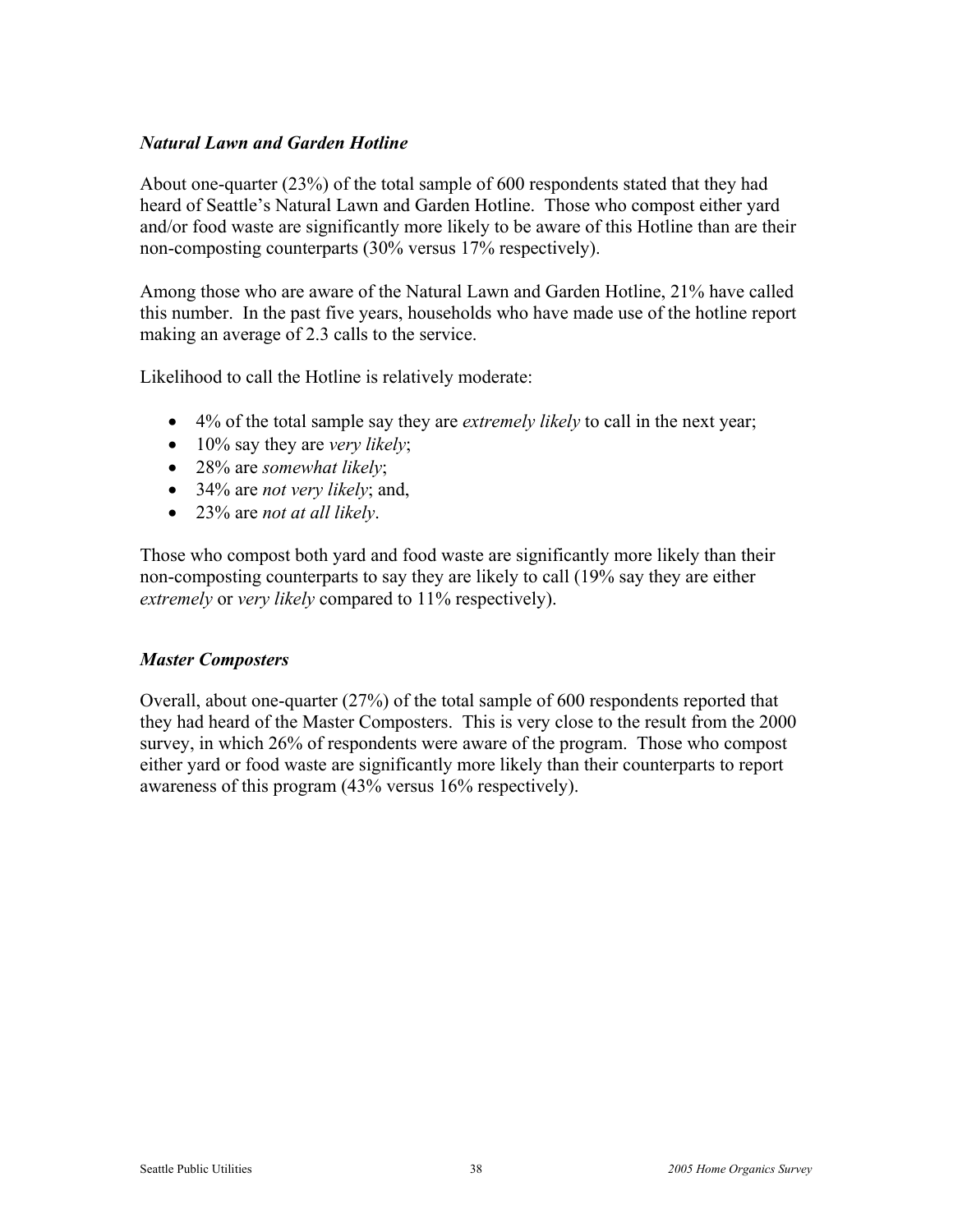### *Natural Lawn and Garden Hotline*

About one-quarter (23%) of the total sample of 600 respondents stated that they had heard of Seattle's Natural Lawn and Garden Hotline. Those who compost either yard and/or food waste are significantly more likely to be aware of this Hotline than are their non-composting counterparts (30% versus 17% respectively).

Among those who are aware of the Natural Lawn and Garden Hotline, 21% have called this number. In the past five years, households who have made use of the hotline report making an average of 2.3 calls to the service.

Likelihood to call the Hotline is relatively moderate:

- 4% of the total sample say they are *extremely likely* to call in the next year;
- 10% say they are *very likely*;
- 28% are *somewhat likely*;
- 34% are *not very likely*; and,
- 23% are *not at all likely*.

Those who compost both yard and food waste are significantly more likely than their non-composting counterparts to say they are likely to call (19% say they are either *extremely* or *very likely* compared to 11% respectively).

### *Master Composters*

Overall, about one-quarter (27%) of the total sample of 600 respondents reported that they had heard of the Master Composters. This is very close to the result from the 2000 survey, in which 26% of respondents were aware of the program. Those who compost either yard or food waste are significantly more likely than their counterparts to report awareness of this program (43% versus 16% respectively).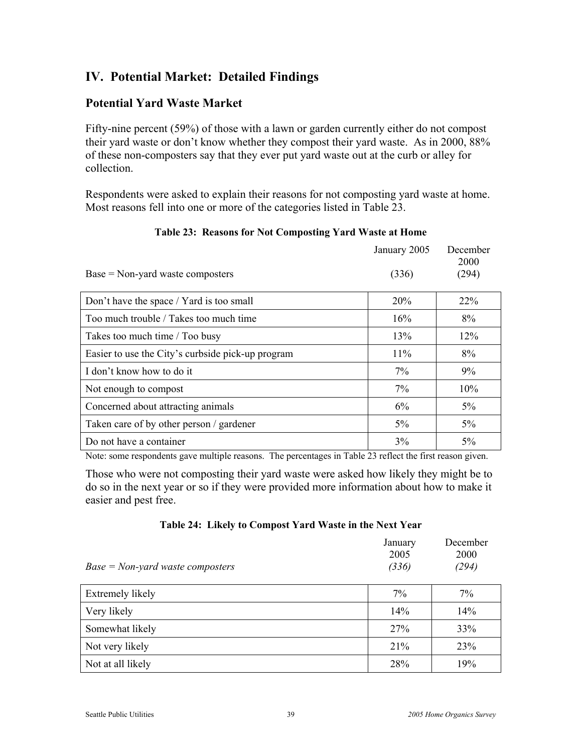## IV. Potential Market: Detailed Findings

### Potential Yard Waste Market

Fifty-nine percent (59%) of those with a lawn or garden currently either do not compost their yard waste or don't know whether they compost their yard waste. As in 2000, 88% of these non-composters say that they ever put yard waste out at the curb or alley for collection.

Respondents were asked to explain their reasons for not composting yard waste at home. Most reasons fell into one or more of the categories listed in Table 23.

**Table 23: Reasons for Not Composting Yard Waste at Home**

| Base = Non-yard waste composters | January 2005 (336) | December 2000 (294) |
|---|---|---|
| Don't have the space / Yard is too small | 20% | 22% |
| Too much trouble / Takes too much time | 16% | 8% |
| Takes too much time / Too busy | 13% | 12% |
| Easier to use the City's curbside pick-up program | 11% | 8% |
| I don't know how to do it | 7% | 9% |
| Not enough to compost | 7% | 10% |
| Concerned about attracting animals | 6% | 5% |
| Taken care of by other person / gardener | 5% | 5% |
| Do not have a container | 3% | 5% |

Note: some respondents gave multiple reasons. The percentages in Table 23 reflect the first reason given.

Those who were not composting their yard waste were asked how likely they might be to do so in the next year or so if they were provided more information about how to make it easier and pest free.

**Table 24: Likely to Compost Yard Waste in the Next Year**

| *Base = Non-yard waste composters* | January 2005 *(336)* | December 2000 *(294)* |
|---|---|---|
| Extremely likely | 7% | 7% |
| Very likely | 14% | 14% |
| Somewhat likely | 27% | 33% |
| Not very likely | 21% | 23% |
| Not at all likely | 28% | 19% |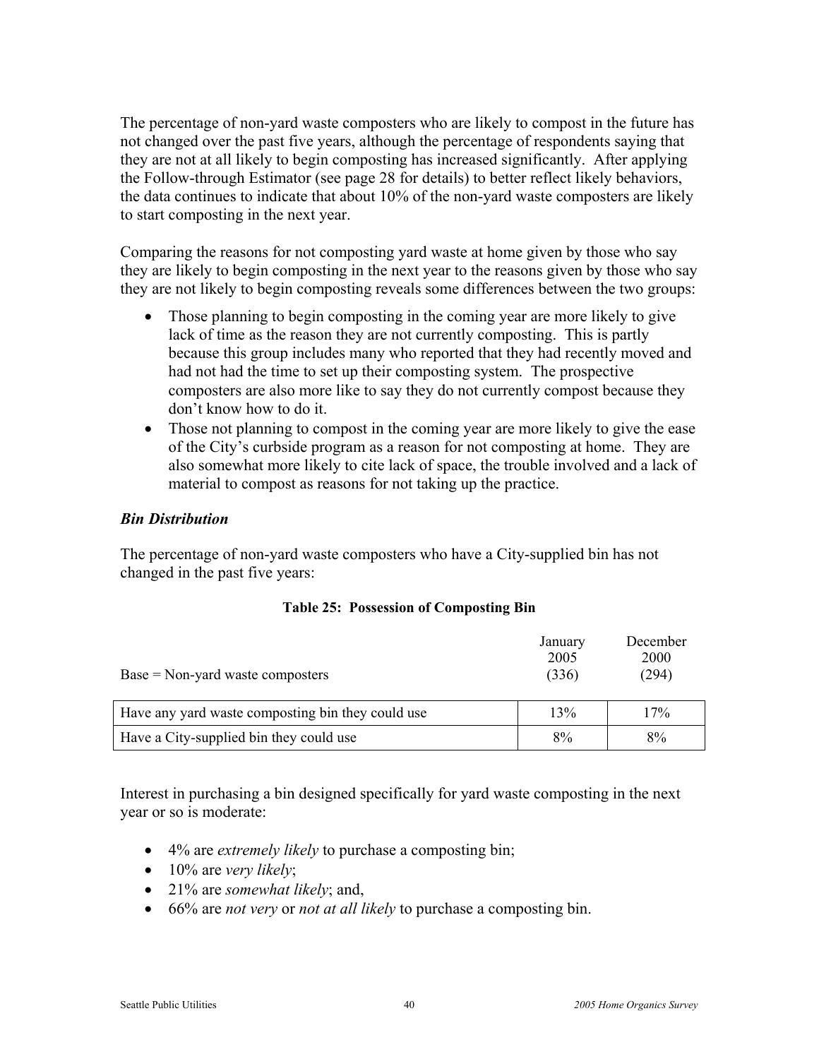The percentage of non-yard waste composters who are likely to compost in the future has not changed over the past five years, although the percentage of respondents saying that they are not at all likely to begin composting has increased significantly. After applying the Follow-through Estimator (see page 28 for details) to better reflect likely behaviors, the data continues to indicate that about 10% of the non-yard waste composters are likely to start composting in the next year.

Comparing the reasons for not composting yard waste at home given by those who say they are likely to begin composting in the next year to the reasons given by those who say they are not likely to begin composting reveals some differences between the two groups:

- Those planning to begin composting in the coming year are more likely to give lack of time as the reason they are not currently composting. This is partly because this group includes many who reported that they had recently moved and had not had the time to set up their composting system. The prospective composters are also more like to say they do not currently compost because they don't know how to do it.
- Those not planning to compost in the coming year are more likely to give the ease of the City's curbside program as a reason for not composting at home. They are also somewhat more likely to cite lack of space, the trouble involved and a lack of material to compost as reasons for not taking up the practice.

### *Bin Distribution*

The percentage of non-yard waste composters who have a City-supplied bin has not changed in the past five years:

**Table 25: Possession of Composting Bin**

| Base = Non-yard waste composters | January 2005 (336) | December 2000 (294) |
|---|---|---|
| Have any yard waste composting bin they could use | 13% | 17% |
| Have a City-supplied bin they could use | 8% | 8% |

Interest in purchasing a bin designed specifically for yard waste composting in the next year or so is moderate:

- 4% are *extremely likely* to purchase a composting bin;
- 10% are *very likely*;
- 21% are *somewhat likely*; and,
- 66% are *not very* or *not at all likely* to purchase a composting bin.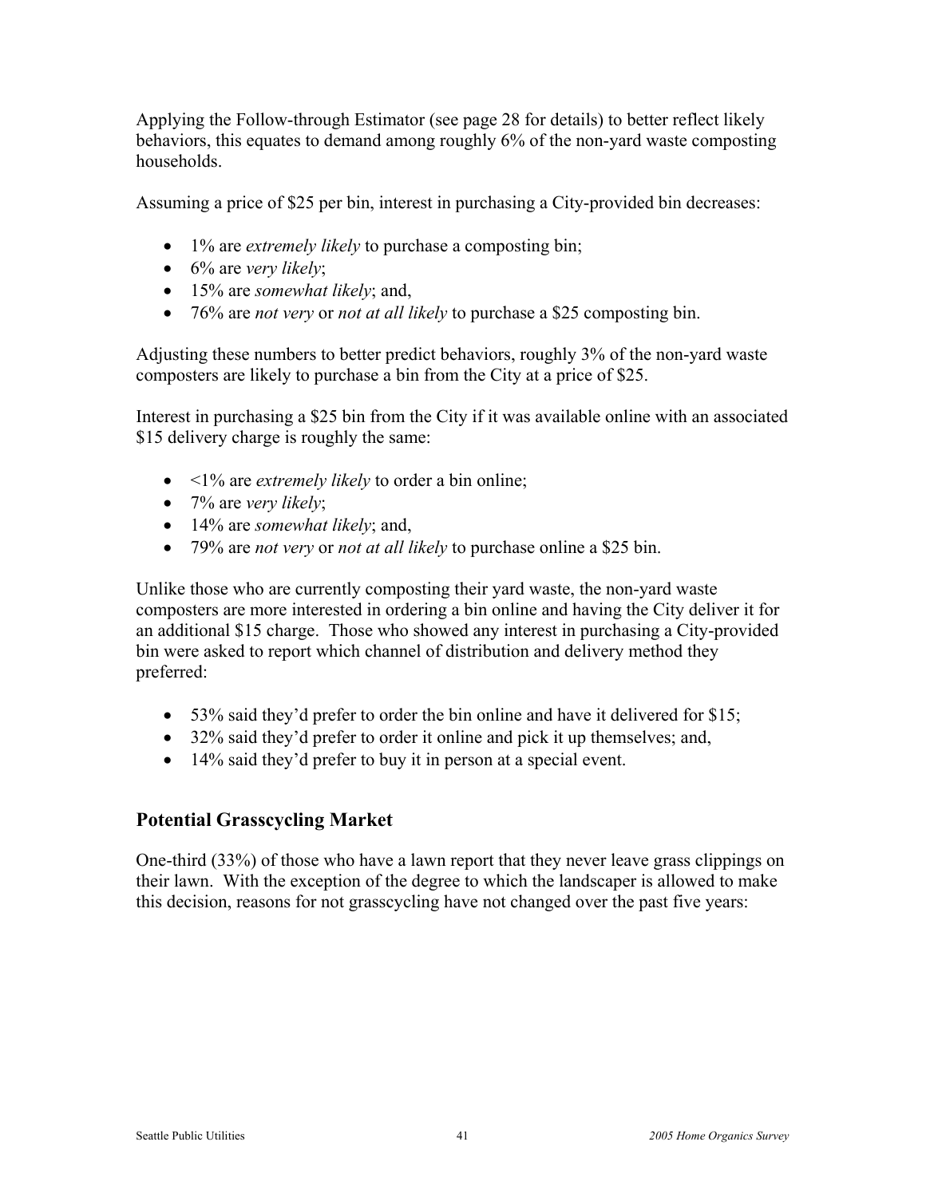Applying the Follow-through Estimator (see page 28 for details) to better reflect likely behaviors, this equates to demand among roughly 6% of the non-yard waste composting households.

Assuming a price of $25 per bin, interest in purchasing a City-provided bin decreases:

- 1% are *extremely likely* to purchase a composting bin;
- 6% are *very likely*;
- 15% are *somewhat likely*; and,
- 76% are *not very* or *not at all likely* to purchase a $25 composting bin.

Adjusting these numbers to better predict behaviors, roughly 3% of the non-yard waste composters are likely to purchase a bin from the City at a price of $25.

Interest in purchasing a $25 bin from the City if it was available online with an associated $15 delivery charge is roughly the same:

- <1% are *extremely likely* to order a bin online;
- 7% are *very likely*;
- 14% are *somewhat likely*; and,
- 79% are *not very* or *not at all likely* to purchase online a $25 bin.

Unlike those who are currently composting their yard waste, the non-yard waste composters are more interested in ordering a bin online and having the City deliver it for an additional $15 charge. Those who showed any interest in purchasing a City-provided bin were asked to report which channel of distribution and delivery method they preferred:

- 53% said they'd prefer to order the bin online and have it delivered for $15;
- 32% said they'd prefer to order it online and pick it up themselves; and,
- 14% said they'd prefer to buy it in person at a special event.

## Potential Grasscycling Market

One-third (33%) of those who have a lawn report that they never leave grass clippings on their lawn. With the exception of the degree to which the landscaper is allowed to make this decision, reasons for not grasscycling have not changed over the past five years: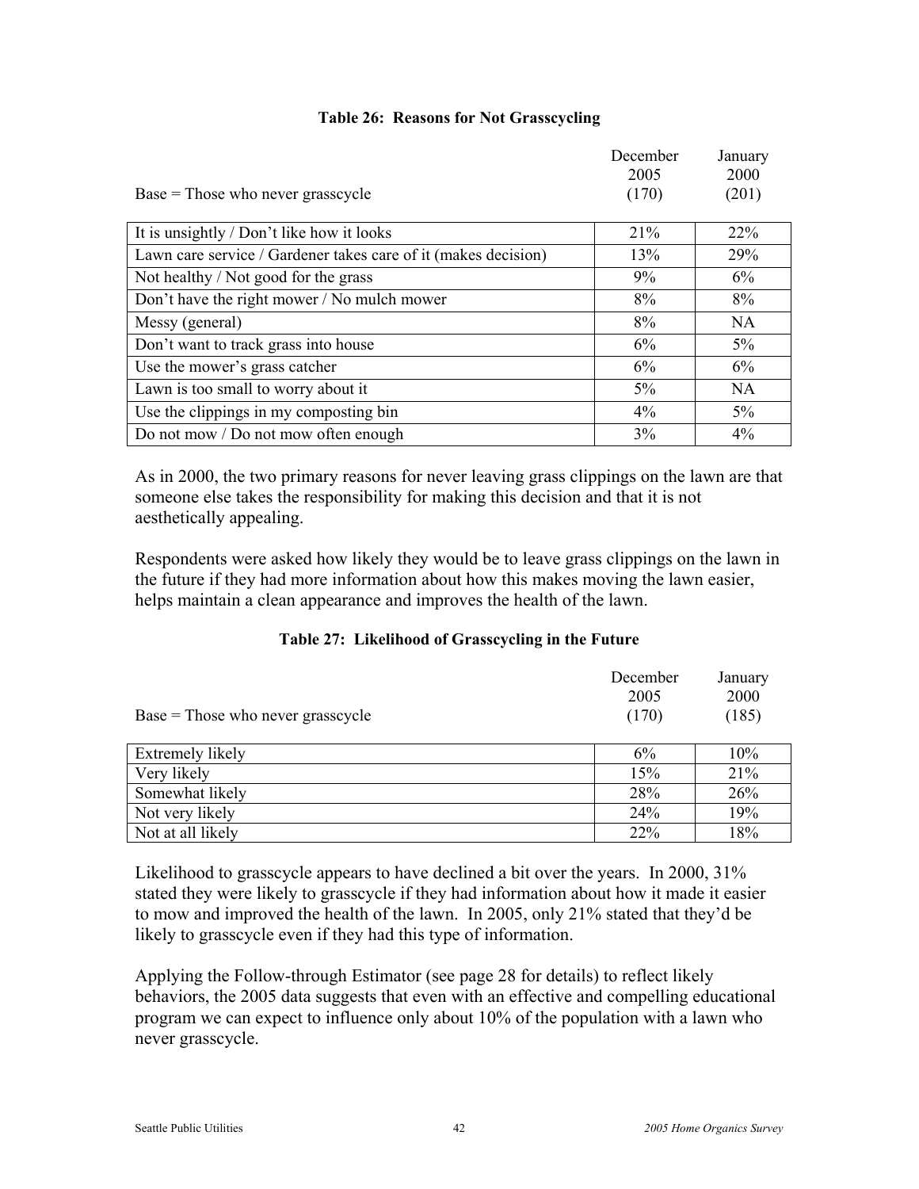**Table 26: Reasons for Not Grasscycling**

| Base = Those who never grasscycle | December 2005 (170) | January 2000 (201) |
|---|---|---|
| It is unsightly / Don’t like how it looks | 21% | 22% |
| Lawn care service / Gardener takes care of it (makes decision) | 13% | 29% |
| Not healthy / Not good for the grass | 9% | 6% |
| Don’t have the right mower / No mulch mower | 8% | 8% |
| Messy (general) | 8% | NA |
| Don’t want to track grass into house | 6% | 5% |
| Use the mower’s grass catcher | 6% | 6% |
| Lawn is too small to worry about it | 5% | NA |
| Use the clippings in my composting bin | 4% | 5% |
| Do not mow / Do not mow often enough | 3% | 4% |

As in 2000, the two primary reasons for never leaving grass clippings on the lawn are that someone else takes the responsibility for making this decision and that it is not aesthetically appealing.

Respondents were asked how likely they would be to leave grass clippings on the lawn in the future if they had more information about how this makes moving the lawn easier, helps maintain a clean appearance and improves the health of the lawn.

**Table 27: Likelihood of Grasscycling in the Future**

| Base = Those who never grasscycle | December 2005 (170) | January 2000 (185) |
|---|---|---|
| Extremely likely | 6% | 10% |
| Very likely | 15% | 21% |
| Somewhat likely | 28% | 26% |
| Not very likely | 24% | 19% |
| Not at all likely | 22% | 18% |

Likelihood to grasscycle appears to have declined a bit over the years. In 2000, 31% stated they were likely to grasscycle if they had information about how it made it easier to mow and improved the health of the lawn. In 2005, only 21% stated that they'd be likely to grasscycle even if they had this type of information.

Applying the Follow-through Estimator (see page 28 for details) to reflect likely behaviors, the 2005 data suggests that even with an effective and compelling educational program we can expect to influence only about 10% of the population with a lawn who never grasscycle.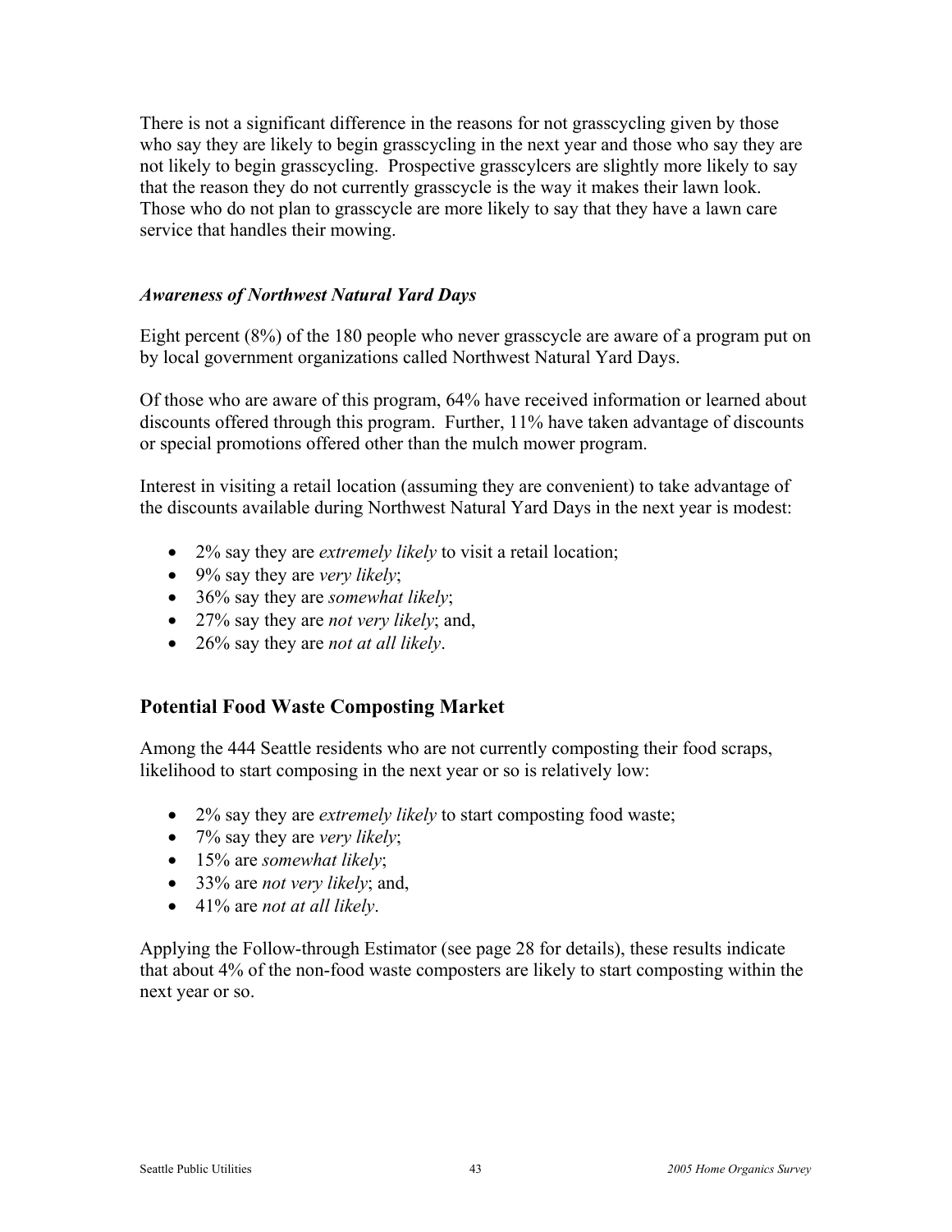There is not a significant difference in the reasons for not grasscycling given by those who say they are likely to begin grasscycling in the next year and those who say they are not likely to begin grasscycling. Prospective grasscylcers are slightly more likely to say that the reason they do not currently grasscycle is the way it makes their lawn look. Those who do not plan to grasscycle are more likely to say that they have a lawn care service that handles their mowing.

### *Awareness of Northwest Natural Yard Days*

Eight percent (8%) of the 180 people who never grasscycle are aware of a program put on by local government organizations called Northwest Natural Yard Days.

Of those who are aware of this program, 64% have received information or learned about discounts offered through this program. Further, 11% have taken advantage of discounts or special promotions offered other than the mulch mower program.

Interest in visiting a retail location (assuming they are convenient) to take advantage of the discounts available during Northwest Natural Yard Days in the next year is modest:

- 2% say they are *extremely likely* to visit a retail location;
- 9% say they are *very likely*;
- 36% say they are *somewhat likely*;
- 27% say they are *not very likely*; and,
- 26% say they are *not at all likely*.

## Potential Food Waste Composting Market

Among the 444 Seattle residents who are not currently composting their food scraps, likelihood to start composing in the next year or so is relatively low:

- 2% say they are *extremely likely* to start composting food waste;
- 7% say they are *very likely*;
- 15% are *somewhat likely*;
- 33% are *not very likely*; and,
- 41% are *not at all likely*.

Applying the Follow-through Estimator (see page 28 for details), these results indicate that about 4% of the non-food waste composters are likely to start composting within the next year or so.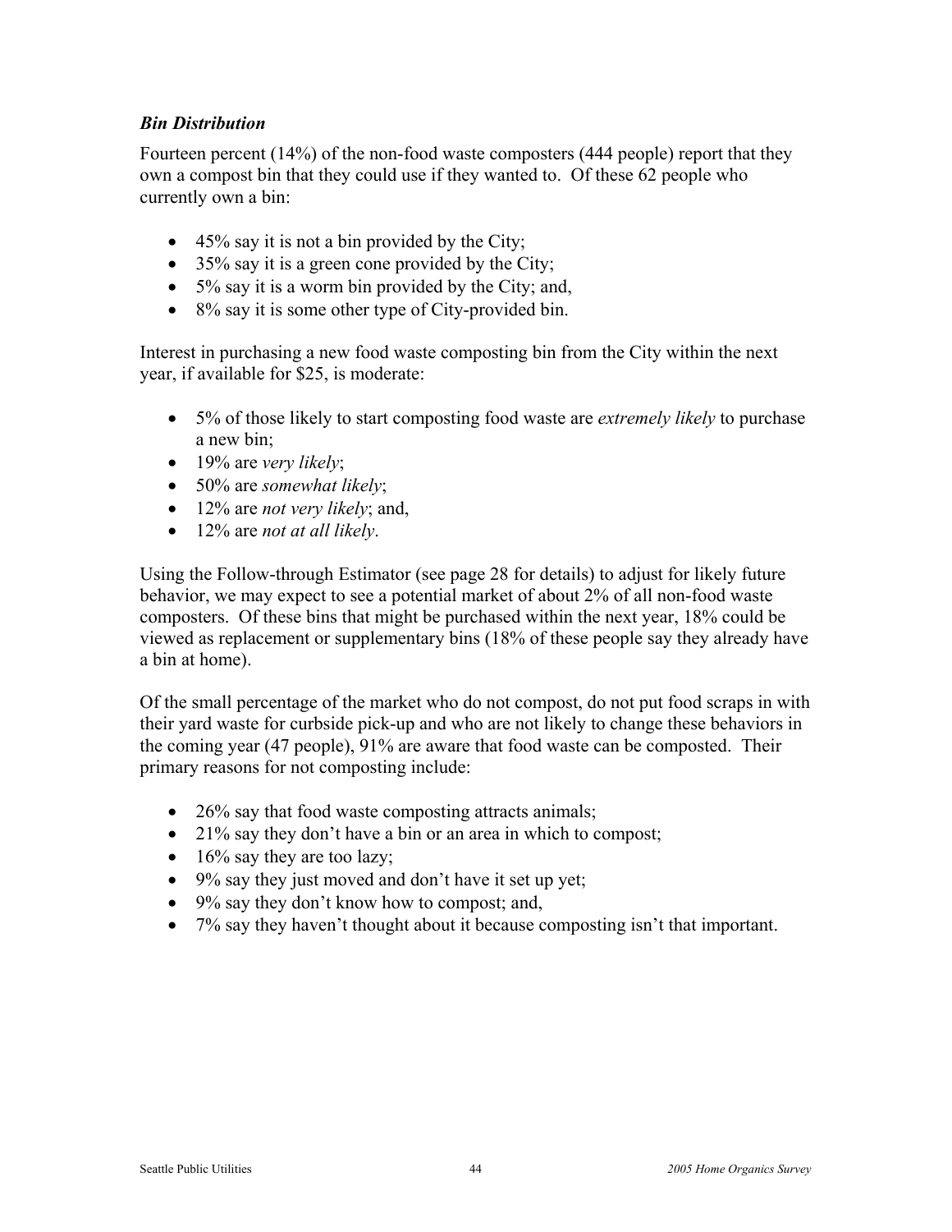### *Bin Distribution*

Fourteen percent (14%) of the non-food waste composters (444 people) report that they own a compost bin that they could use if they wanted to. Of these 62 people who currently own a bin:

- 45% say it is not a bin provided by the City;
- 35% say it is a green cone provided by the City;
- 5% say it is a worm bin provided by the City; and,
- 8% say it is some other type of City-provided bin.

Interest in purchasing a new food waste composting bin from the City within the next year, if available for $25, is moderate:

- 5% of those likely to start composting food waste are *extremely likely* to purchase a new bin;
- 19% are *very likely*;
- 50% are *somewhat likely*;
- 12% are *not very likely*; and,
- 12% are *not at all likely*.

Using the Follow-through Estimator (see page 28 for details) to adjust for likely future behavior, we may expect to see a potential market of about 2% of all non-food waste composters. Of these bins that might be purchased within the next year, 18% could be viewed as replacement or supplementary bins (18% of these people say they already have a bin at home).

Of the small percentage of the market who do not compost, do not put food scraps in with their yard waste for curbside pick-up and who are not likely to change these behaviors in the coming year (47 people), 91% are aware that food waste can be composted. Their primary reasons for not composting include:

- 26% say that food waste composting attracts animals;
- 21% say they don't have a bin or an area in which to compost;
- 16% say they are too lazy;
- 9% say they just moved and don't have it set up yet;
- 9% say they don't know how to compost; and,
- 7% say they haven't thought about it because composting isn't that important.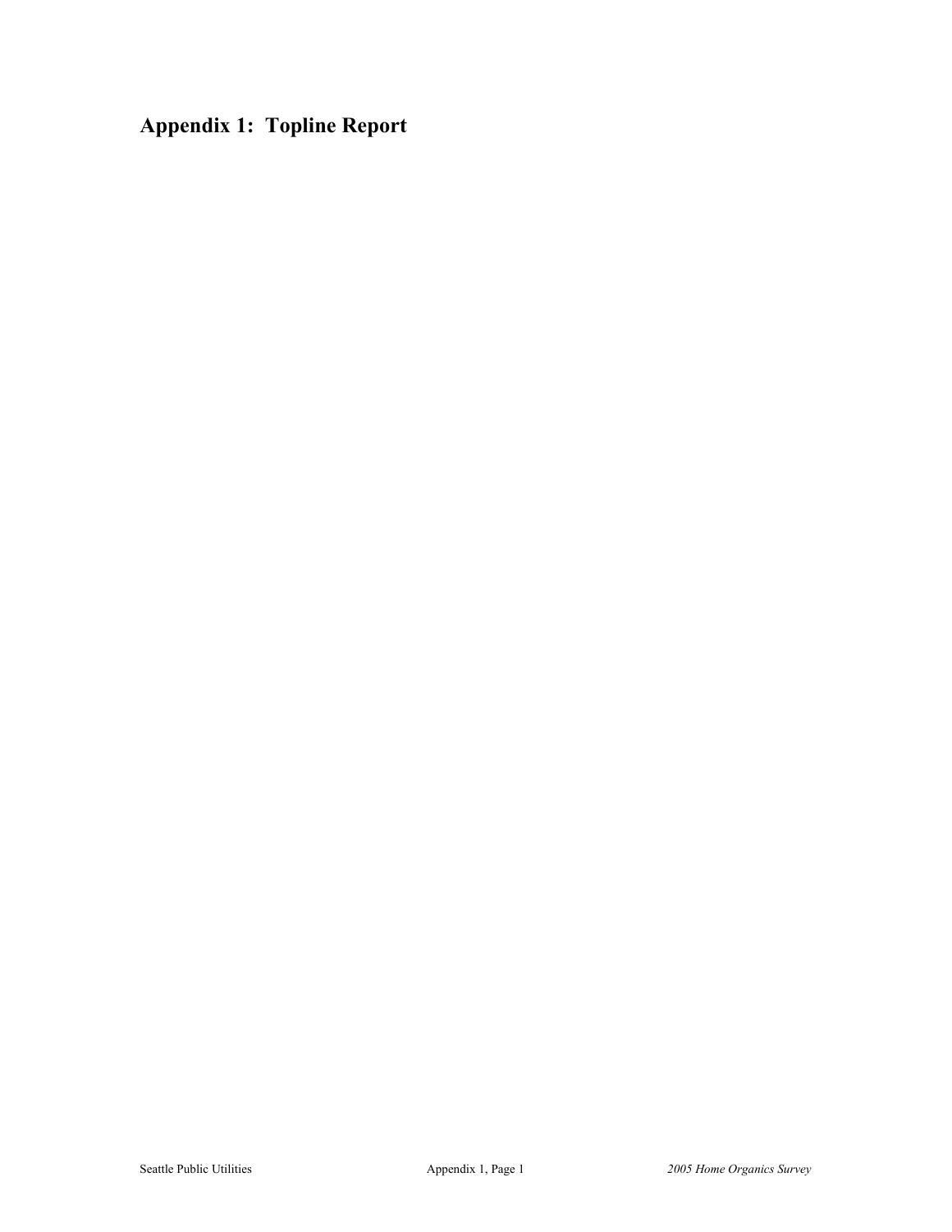# Appendix 1:  Topline Report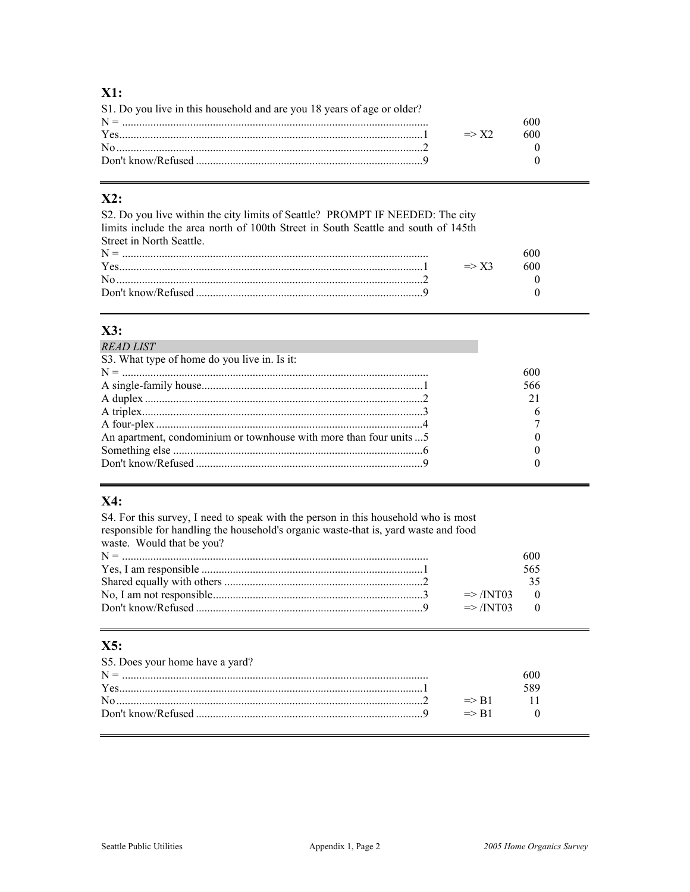## X1:

S1. Do you live in this household and are you 18 years of age or older?

| | | | |
|---|---|---|---|
| N = | | | 600 |
| Yes | 1 | => X2 | 600 |
| No | 2 | | 0 |
| Don't know/Refused | 9 | | 0 |

---

## X2:

S2. Do you live within the city limits of Seattle? PROMPT IF NEEDED: The city limits include the area north of 100th Street in South Seattle and south of 145th Street in North Seattle.

| | | | |
|---|---|---|---|
| N = | | | 600 |
| Yes | 1 | => X3 | 600 |
| No | 2 | | 0 |
| Don't know/Refused | 9 | | 0 |

---

## X3:

*READ LIST*

S3. What type of home do you live in. Is it:

| | | |
|---|---|---|
| N = | | 600 |
| A single-family house | 1 | 566 |
| A duplex | 2 | 21 |
| A triplex | 3 | 6 |
| A four-plex | 4 | 7 |
| An apartment, condominium or townhouse with more than four units | 5 | 0 |
| Something else | 6 | 0 |
| Don't know/Refused | 9 | 0 |

---

## X4:

S4. For this survey, I need to speak with the person in this household who is most responsible for handling the household's organic waste-that is, yard waste and food waste. Would that be you?

| | | | |
|---|---|---|---|
| N = | | | 600 |
| Yes, I am responsible | 1 | | 565 |
| Shared equally with others | 2 | | 35 |
| No, I am not responsible | 3 | => /INT03 | 0 |
| Don't know/Refused | 9 | => /INT03 | 0 |

---

## X5:

S5. Does your home have a yard?

| | | | |
|---|---|---|---|
| N = | | | 600 |
| Yes | 1 | | 589 |
| No | 2 | => B1 | 11 |
| Don't know/Refused | 9 | => B1 | 0 |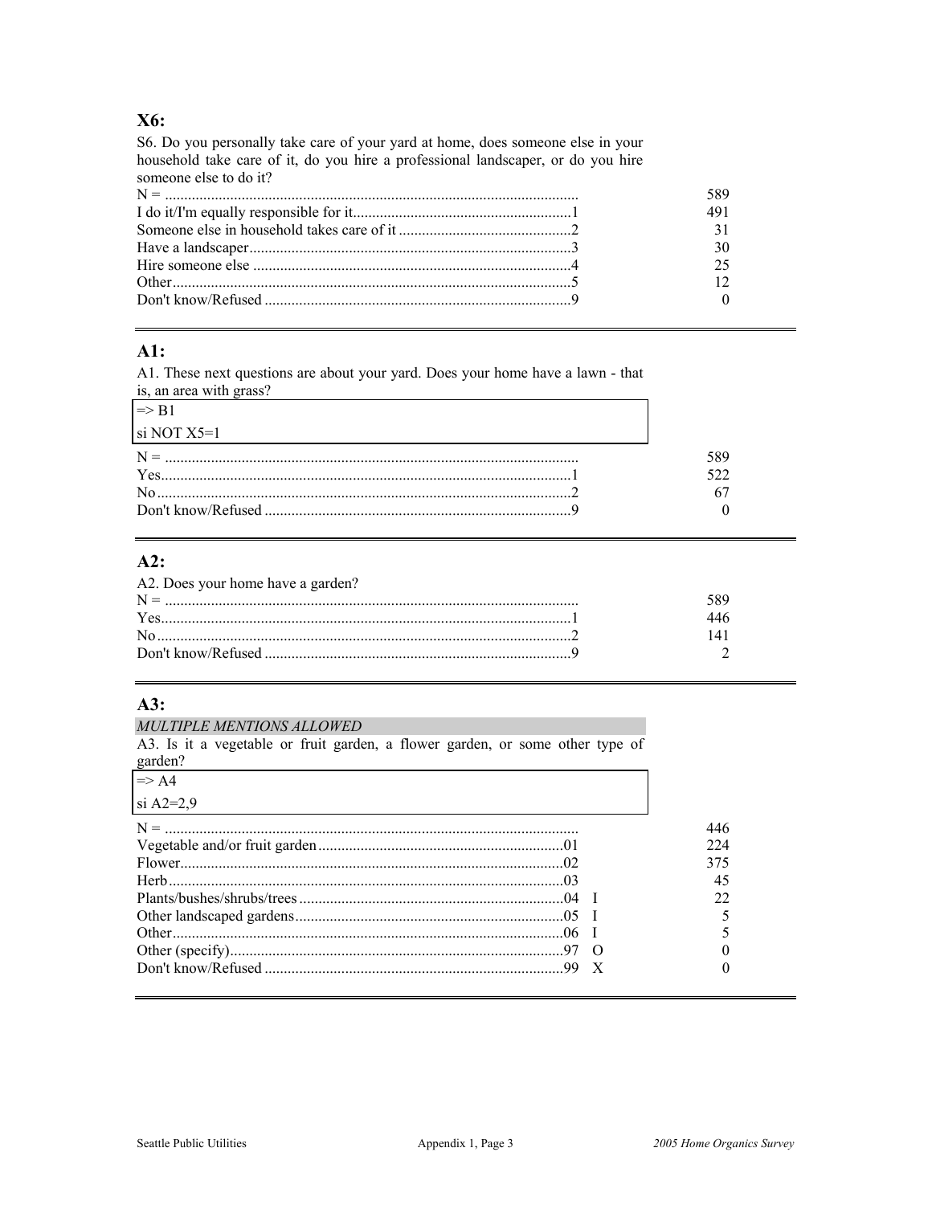## X6:

S6. Do you personally take care of your yard at home, does someone else in your household take care of it, do you hire a professional landscaper, or do you hire someone else to do it?

| | | | |
|---|---|---|---|
| N = | | | 589 |
| I do it/I'm equally responsible for it | 1 | | 491 |
| Someone else in household takes care of it | 2 | | 31 |
| Have a landscaper | 3 | | 30 |
| Hire someone else | 4 | | 25 |
| Other | 5 | | 12 |
| Don't know/Refused | 9 | | 0 |

## A1:

A1. These next questions are about your yard. Does your home have a lawn - that is, an area with grass?

=> B1
si NOT X5=1

| | | | |
|---|---|---|---|
| N = | | | 589 |
| Yes | 1 | | 522 |
| No | 2 | | 67 |
| Don't know/Refused | 9 | | 0 |

## A2:

A2. Does your home have a garden?

| | | | |
|---|---|---|---|
| N = | | | 589 |
| Yes | 1 | | 446 |
| No | 2 | | 141 |
| Don't know/Refused | 9 | | 2 |

## A3:

*MULTIPLE MENTIONS ALLOWED*

A3. Is it a vegetable or fruit garden, a flower garden, or some other type of garden?

=> A4
si A2=2,9

| | | | |
|---|---|---|---|
| N = | | | 446 |
| Vegetable and/or fruit garden | 01 | | 224 |
| Flower | 02 | | 375 |
| Herb | 03 | | 45 |
| Plants/bushes/shrubs/trees | 04 | I | 22 |
| Other landscaped gardens | 05 | I | 5 |
| Other | 06 | I | 5 |
| Other (specify) | 97 | O | 0 |
| Don't know/Refused | 99 | X | 0 |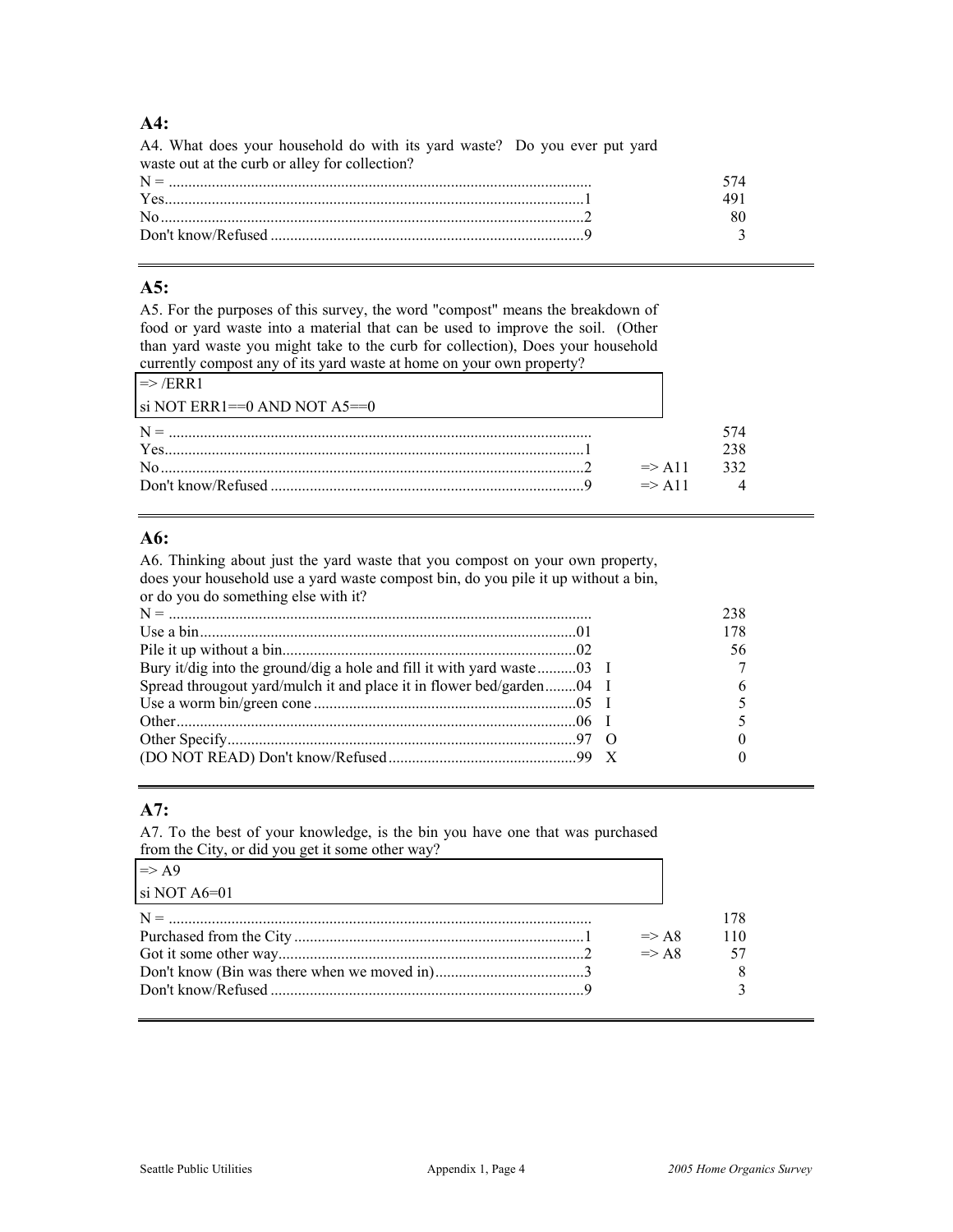## A4:

A4. What does your household do with its yard waste? Do you ever put yard waste out at the curb or alley for collection?

| | Code | | |
|---|---|---|---|
| N = | | | 574 |
| Yes | 1 | | 491 |
| No | 2 | | 80 |
| Don't know/Refused | 9 | | 3 |

---

## A5:

A5. For the purposes of this survey, the word "compost" means the breakdown of food or yard waste into a material that can be used to improve the soil. (Other than yard waste you might take to the curb for collection), Does your household currently compost any of its yard waste at home on your own property?

```
=> /ERR1
si NOT ERR1==0 AND NOT A5==0
```

| | Code | | |
|---|---|---|---|
| N = | | | 574 |
| Yes | 1 | | 238 |
| No | 2 | => A11 | 332 |
| Don't know/Refused | 9 | => A11 | 4 |

---

## A6:

A6. Thinking about just the yard waste that you compost on your own property, does your household use a yard waste compost bin, do you pile it up without a bin, or do you do something else with it?

| | Code | | |
|---|---|---|---|
| N = | | | 238 |
| Use a bin | 01 | | 178 |
| Pile it up without a bin | 02 | | 56 |
| Bury it/dig into the ground/dig a hole and fill it with yard waste | 03 | I | 7 |
| Spread througout yard/mulch it and place it in flower bed/garden | 04 | I | 6 |
| Use a worm bin/green cone | 05 | I | 5 |
| Other | 06 | I | 5 |
| Other Specify | 97 | O | 0 |
| (DO NOT READ) Don't know/Refused | 99 | X | 0 |

---

## A7:

A7. To the best of your knowledge, is the bin you have one that was purchased from the City, or did you get it some other way?

```
=> A9
si NOT A6=01
```

| | Code | | |
|---|---|---|---|
| N = | | | 178 |
| Purchased from the City | 1 | => A8 | 110 |
| Got it some other way | 2 | => A8 | 57 |
| Don't know (Bin was there when we moved in) | 3 | | 8 |
| Don't know/Refused | 9 | | 3 |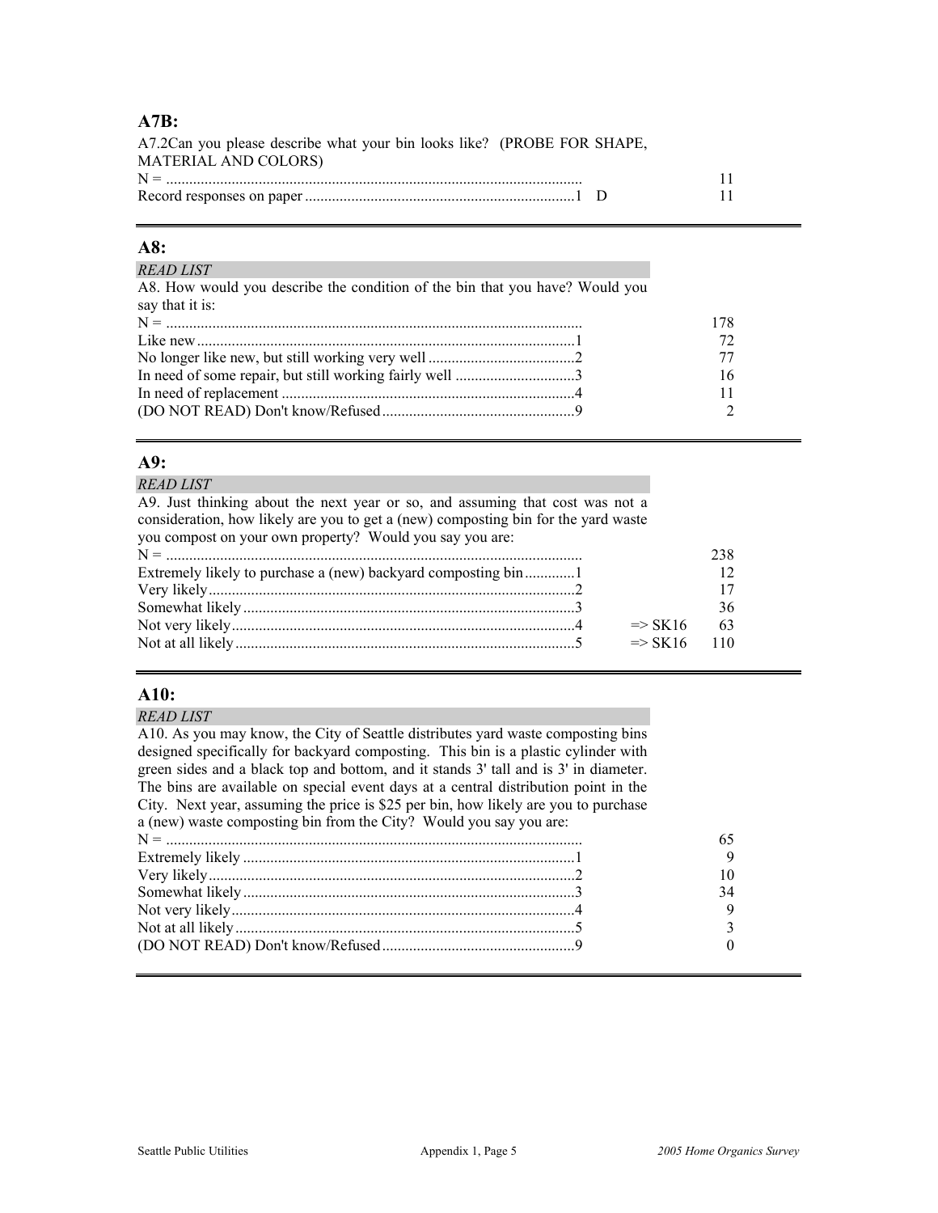### A7B:

A7.2Can you please describe what your bin looks like? (PROBE FOR SHAPE, MATERIAL AND COLORS)

| | | | |
|---|---|---|---|
| N = | | | 11 |
| Record responses on paper | 1 | D | 11 |

### A8:

*READ LIST*

A8. How would you describe the condition of the bin that you have? Would you say that it is:

| | | | |
|---|---|---|---|
| N = | | | 178 |
| Like new | 1 | | 72 |
| No longer like new, but still working very well | 2 | | 77 |
| In need of some repair, but still working fairly well | 3 | | 16 |
| In need of replacement | 4 | | 11 |
| (DO NOT READ) Don't know/Refused | 9 | | 2 |

### A9:

*READ LIST*

A9. Just thinking about the next year or so, and assuming that cost was not a consideration, how likely are you to get a (new) composting bin for the yard waste you compost on your own property? Would you say you are:

| | | | |
|---|---|---|---|
| N = | | | 238 |
| Extremely likely to purchase a (new) backyard composting bin | 1 | | 12 |
| Very likely | 2 | | 17 |
| Somewhat likely | 3 | | 36 |
| Not very likely | 4 | => SK16 | 63 |
| Not at all likely | 5 | => SK16 | 110 |

### A10:

*READ LIST*

A10. As you may know, the City of Seattle distributes yard waste composting bins designed specifically for backyard composting. This bin is a plastic cylinder with green sides and a black top and bottom, and it stands 3' tall and is 3' in diameter. The bins are available on special event days at a central distribution point in the City. Next year, assuming the price is $25 per bin, how likely are you to purchase a (new) waste composting bin from the City? Would you say you are:

| | | | |
|---|---|---|---|
| N = | | | 65 |
| Extremely likely | 1 | | 9 |
| Very likely | 2 | | 10 |
| Somewhat likely | 3 | | 34 |
| Not very likely | 4 | | 9 |
| Not at all likely | 5 | | 3 |
| (DO NOT READ) Don't know/Refused | 9 | | 0 |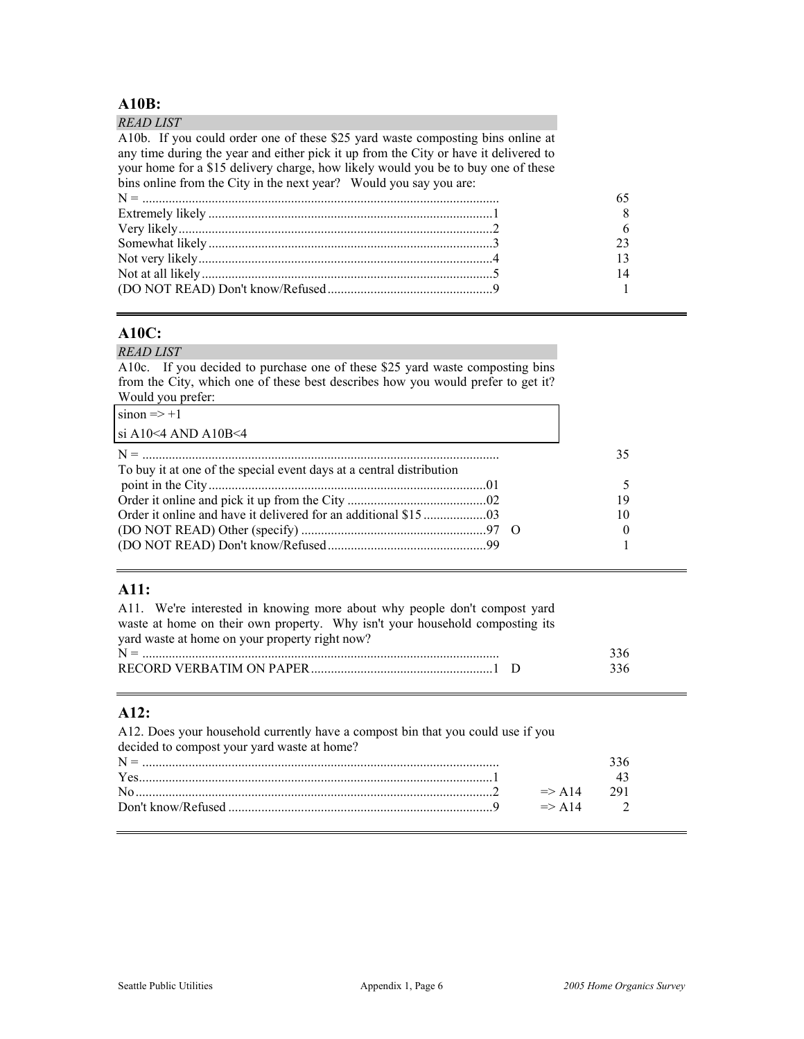## A10B:

*READ LIST*

A10b. If you could order one of these $25 yard waste composting bins online at any time during the year and either pick it up from the City or have it delivered to your home for a $15 delivery charge, how likely would you be to buy one of these bins online from the City in the next year? Would you say you are:

| | | | |
|---|---|---|---|
| N = | | | 65 |
| Extremely likely | 1 | | 8 |
| Very likely | 2 | | 6 |
| Somewhat likely | 3 | | 23 |
| Not very likely | 4 | | 13 |
| Not at all likely | 5 | | 14 |
| (DO NOT READ) Don't know/Refused | 9 | | 1 |

## A10C:

*READ LIST*

A10c. If you decided to purchase one of these $25 yard waste composting bins from the City, which one of these best describes how you would prefer to get it? Would you prefer:

sinon => +1

si A10<4 AND A10B<4

| | | | |
|---|---|---|---|
| N = | | | 35 |
| To buy it at one of the special event days at a central distribution point in the City | 01 | | 5 |
| Order it online and pick it up from the City | 02 | | 19 |
| Order it online and have it delivered for an additional $15 | 03 | | 10 |
| (DO NOT READ) Other (specify) | 97 | O | 0 |
| (DO NOT READ) Don't know/Refused | 99 | | 1 |

## A11:

A11. We're interested in knowing more about why people don't compost yard waste at home on their own property. Why isn't your household composting its yard waste at home on your property right now?

| | | | |
|---|---|---|---|
| N = | | | 336 |
| RECORD VERBATIM ON PAPER | 1 | D | 336 |

## A12:

A12. Does your household currently have a compost bin that you could use if you decided to compost your yard waste at home?

| | | | |
|---|---|---|---|
| N = | | | 336 |
| Yes | 1 | | 43 |
| No | 2 | => A14 | 291 |
| Don't know/Refused | 9 | => A14 | 2 |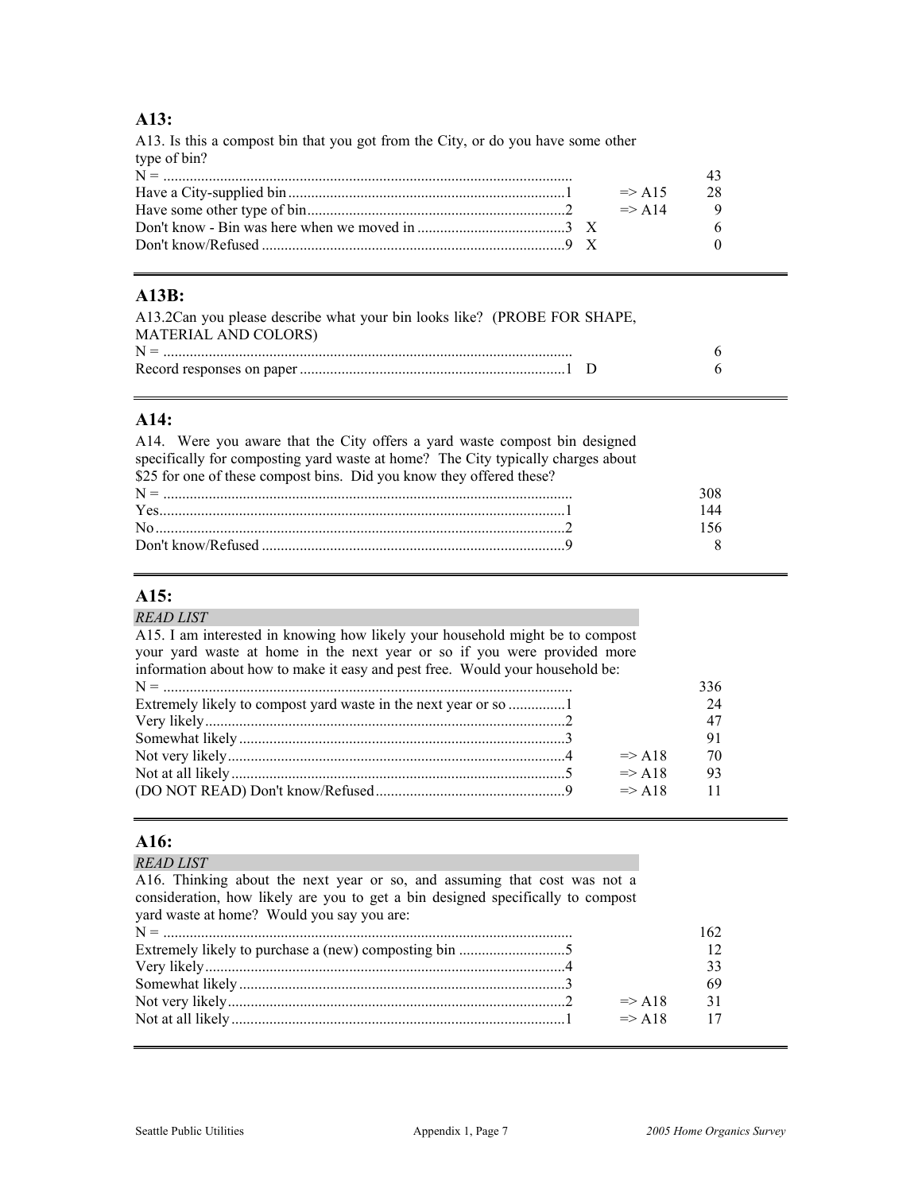## A13:

A13. Is this a compost bin that you got from the City, or do you have some other type of bin?

| Response | Code | | Skip | Count |
|---|---|---|---|---|
| N = | | | | 43 |
| Have a City-supplied bin | 1 | | => A15 | 28 |
| Have some other type of bin | 2 | | => A14 | 9 |
| Don't know - Bin was here when we moved in | 3 | X | | 6 |
| Don't know/Refused | 9 | X | | 0 |

## A13B:

A13.2Can you please describe what your bin looks like? (PROBE FOR SHAPE, MATERIAL AND COLORS)

| Response | Code | | Count |
|---|---|---|---|
| N = | | | 6 |
| Record responses on paper | 1 | D | 6 |

## A14:

A14. Were you aware that the City offers a yard waste compost bin designed specifically for composting yard waste at home? The City typically charges about $25 for one of these compost bins. Did you know they offered these?

| Response | Code | Count |
|---|---|---|
| N = | | 308 |
| Yes | 1 | 144 |
| No | 2 | 156 |
| Don't know/Refused | 9 | 8 |

## A15:

*READ LIST*

A15. I am interested in knowing how likely your household might be to compost your yard waste at home in the next year or so if you were provided more information about how to make it easy and pest free. Would your household be:

| Response | Code | Skip | Count |
|---|---|---|---|
| N = | | | 336 |
| Extremely likely to compost yard waste in the next year or so | 1 | | 24 |
| Very likely | 2 | | 47 |
| Somewhat likely | 3 | | 91 |
| Not very likely | 4 | => A18 | 70 |
| Not at all likely | 5 | => A18 | 93 |
| (DO NOT READ) Don't know/Refused | 9 | => A18 | 11 |

## A16:

*READ LIST*

A16. Thinking about the next year or so, and assuming that cost was not a consideration, how likely are you to get a bin designed specifically to compost yard waste at home? Would you say you are:

| Response | Code | Skip | Count |
|---|---|---|---|
| N = | | | 162 |
| Extremely likely to purchase a (new) composting bin | 5 | | 12 |
| Very likely | 4 | | 33 |
| Somewhat likely | 3 | | 69 |
| Not very likely | 2 | => A18 | 31 |
| Not at all likely | 1 | => A18 | 17 |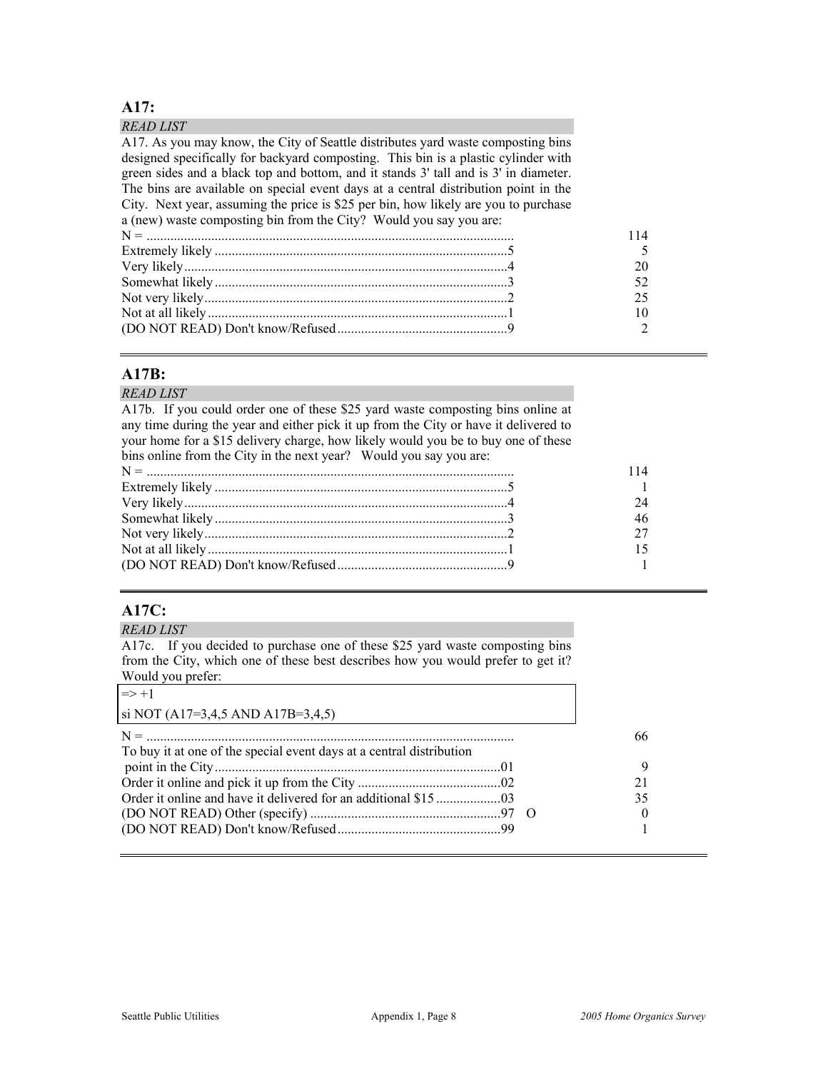## A17:

*READ LIST*

A17. As you may know, the City of Seattle distributes yard waste composting bins designed specifically for backyard composting. This bin is a plastic cylinder with green sides and a black top and bottom, and it stands 3' tall and is 3' in diameter. The bins are available on special event days at a central distribution point in the City. Next year, assuming the price is $25 per bin, how likely are you to purchase a (new) waste composting bin from the City? Would you say you are:

| Response | Code | Count |
|---|---|---|
| N = | | 114 |
| Extremely likely | 5 | 5 |
| Very likely | 4 | 20 |
| Somewhat likely | 3 | 52 |
| Not very likely | 2 | 25 |
| Not at all likely | 1 | 10 |
| (DO NOT READ) Don't know/Refused | 9 | 2 |

## A17B:

*READ LIST*

A17b. If you could order one of these $25 yard waste composting bins online at any time during the year and either pick it up from the City or have it delivered to your home for a $15 delivery charge, how likely would you be to buy one of these bins online from the City in the next year? Would you say you are:

| Response | Code | Count |
|---|---|---|
| N = | | 114 |
| Extremely likely | 5 | 1 |
| Very likely | 4 | 24 |
| Somewhat likely | 3 | 46 |
| Not very likely | 2 | 27 |
| Not at all likely | 1 | 15 |
| (DO NOT READ) Don't know/Refused | 9 | 1 |

## A17C:

*READ LIST*

A17c. If you decided to purchase one of these $25 yard waste composting bins from the City, which one of these best describes how you would prefer to get it? Would you prefer:

=> +1

si NOT (A17=3,4,5 AND A17B=3,4,5)

| Response | Code | Count |
|---|---|---|
| N = | | 66 |
| To buy it at one of the special event days at a central distribution point in the City | 01 | 9 |
| Order it online and pick it up from the City | 02 | 21 |
| Order it online and have it delivered for an additional $15 | 03 | 35 |
| (DO NOT READ) Other (specify) | 97 O | 0 |
| (DO NOT READ) Don't know/Refused | 99 | 1 |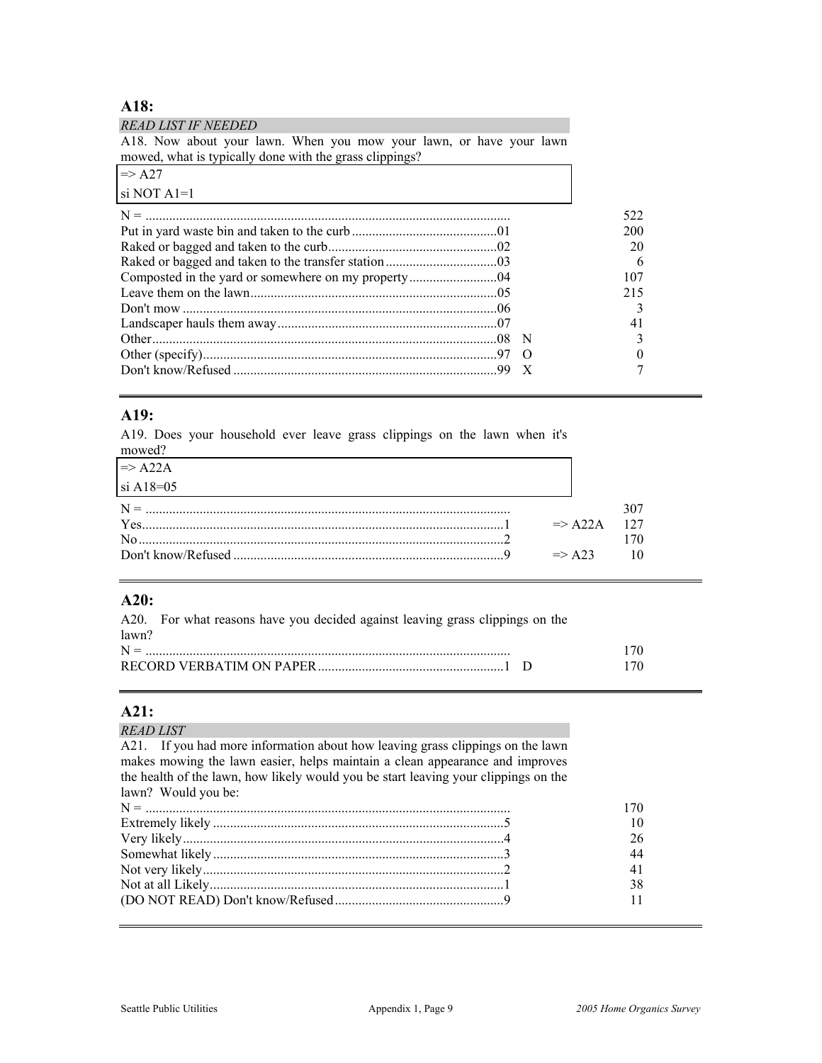## A18:

*READ LIST IF NEEDED*

A18. Now about your lawn. When you mow your lawn, or have your lawn mowed, what is typically done with the grass clippings?

=> A27
si NOT A1=1

| | Code | | | Count |
|---|---|---|---|---|
| N = | | | | 522 |
| Put in yard waste bin and taken to the curb | 01 | | | 200 |
| Raked or bagged and taken to the curb | 02 | | | 20 |
| Raked or bagged and taken to the transfer station | 03 | | | 6 |
| Composted in the yard or somewhere on my property | 04 | | | 107 |
| Leave them on the lawn | 05 | | | 215 |
| Don't mow | 06 | | | 3 |
| Landscaper hauls them away | 07 | | | 41 |
| Other | 08 | N | | 3 |
| Other (specify) | 97 | O | | 0 |
| Don't know/Refused | 99 | X | | 7 |

## A19:

A19. Does your household ever leave grass clippings on the lawn when it's mowed?

=> A22A
si A18=05

| | Code | | Skip | Count |
|---|---|---|---|---|
| N = | | | | 307 |
| Yes | 1 | | => A22A | 127 |
| No | 2 | | | 170 |
| Don't know/Refused | 9 | | => A23 | 10 |

## A20:

A20. For what reasons have you decided against leaving grass clippings on the lawn?

| | Code | | | Count |
|---|---|---|---|---|
| N = | | | | 170 |
| RECORD VERBATIM ON PAPER | 1 | D | | 170 |

## A21:

*READ LIST*

A21. If you had more information about how leaving grass clippings on the lawn makes mowing the lawn easier, helps maintain a clean appearance and improves the health of the lawn, how likely would you be start leaving your clippings on the lawn? Would you be:

| | Code | | | Count |
|---|---|---|---|---|
| N = | | | | 170 |
| Extremely likely | 5 | | | 10 |
| Very likely | 4 | | | 26 |
| Somewhat likely | 3 | | | 44 |
| Not very likely | 2 | | | 41 |
| Not at all Likely | 1 | | | 38 |
| (DO NOT READ) Don't know/Refused | 9 | | | 11 |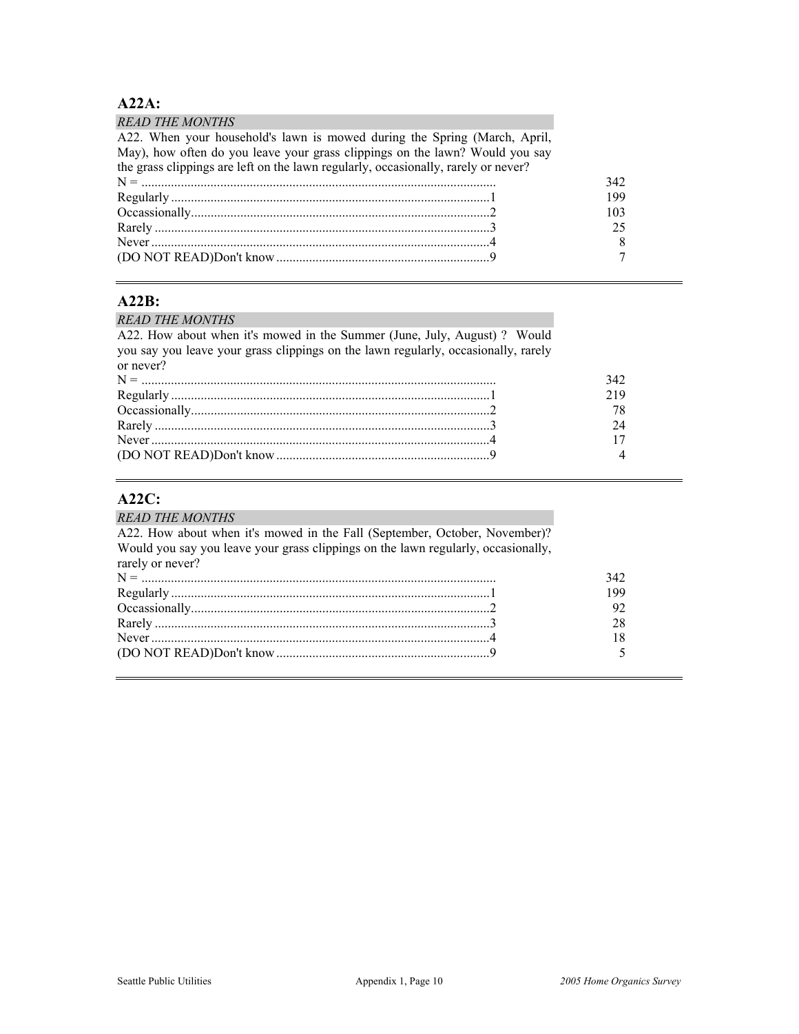## A22A:

*READ THE MONTHS*

A22. When your household's lawn is mowed during the Spring (March, April, May), how often do you leave your grass clippings on the lawn? Would you say the grass clippings are left on the lawn regularly, occasionally, rarely or never?

| | | |
|---|---|---|
| N = | | 342 |
| Regularly | 1 | 199 |
| Occassionally | 2 | 103 |
| Rarely | 3 | 25 |
| Never | 4 | 8 |
| (DO NOT READ)Don't know | 9 | 7 |

## A22B:

*READ THE MONTHS*

A22. How about when it's mowed in the Summer (June, July, August) ? Would you say you leave your grass clippings on the lawn regularly, occasionally, rarely or never?

| | | |
|---|---|---|
| N = | | 342 |
| Regularly | 1 | 219 |
| Occassionally | 2 | 78 |
| Rarely | 3 | 24 |
| Never | 4 | 17 |
| (DO NOT READ)Don't know | 9 | 4 |

## A22C:

*READ THE MONTHS*

A22. How about when it's mowed in the Fall (September, October, November)? Would you say you leave your grass clippings on the lawn regularly, occasionally, rarely or never?

| | | |
|---|---|---|
| N = | | 342 |
| Regularly | 1 | 199 |
| Occassionally | 2 | 92 |
| Rarely | 3 | 28 |
| Never | 4 | 18 |
| (DO NOT READ)Don't know | 9 | 5 |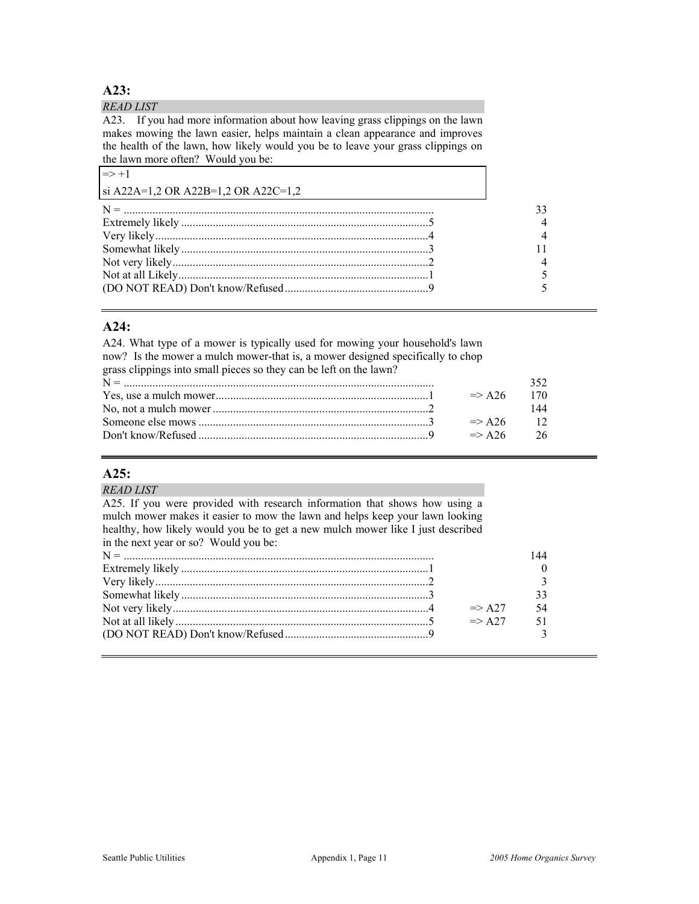## A23:

*READ LIST*

A23. If you had more information about how leaving grass clippings on the lawn makes mowing the lawn easier, helps maintain a clean appearance and improves the health of the lawn, how likely would you be to leave your grass clippings on the lawn more often? Would you be:

=> +1

si A22A=1,2 OR A22B=1,2 OR A22C=1,2

| | | | |
|---|---|---|---|
| N = | | | 33 |
| Extremely likely | 5 | | 4 |
| Very likely | 4 | | 4 |
| Somewhat likely | 3 | | 11 |
| Not very likely | 2 | | 4 |
| Not at all Likely | 1 | | 5 |
| (DO NOT READ) Don't know/Refused | 9 | | 5 |

## A24:

A24. What type of a mower is typically used for mowing your household's lawn now? Is the mower a mulch mower-that is, a mower designed specifically to chop grass clippings into small pieces so they can be left on the lawn?

| | | | |
|---|---|---|---|
| N = | | | 352 |
| Yes, use a mulch mower | 1 | => A26 | 170 |
| No, not a mulch mower | 2 | | 144 |
| Someone else mows | 3 | => A26 | 12 |
| Don't know/Refused | 9 | => A26 | 26 |

## A25:

*READ LIST*

A25. If you were provided with research information that shows how using a mulch mower makes it easier to mow the lawn and helps keep your lawn looking healthy, how likely would you be to get a new mulch mower like I just described in the next year or so? Would you be:

| | | | |
|---|---|---|---|
| N = | | | 144 |
| Extremely likely | 1 | | 0 |
| Very likely | 2 | | 3 |
| Somewhat likely | 3 | | 33 |
| Not very likely | 4 | => A27 | 54 |
| Not at all likely | 5 | => A27 | 51 |
| (DO NOT READ) Don't know/Refused | 9 | | 3 |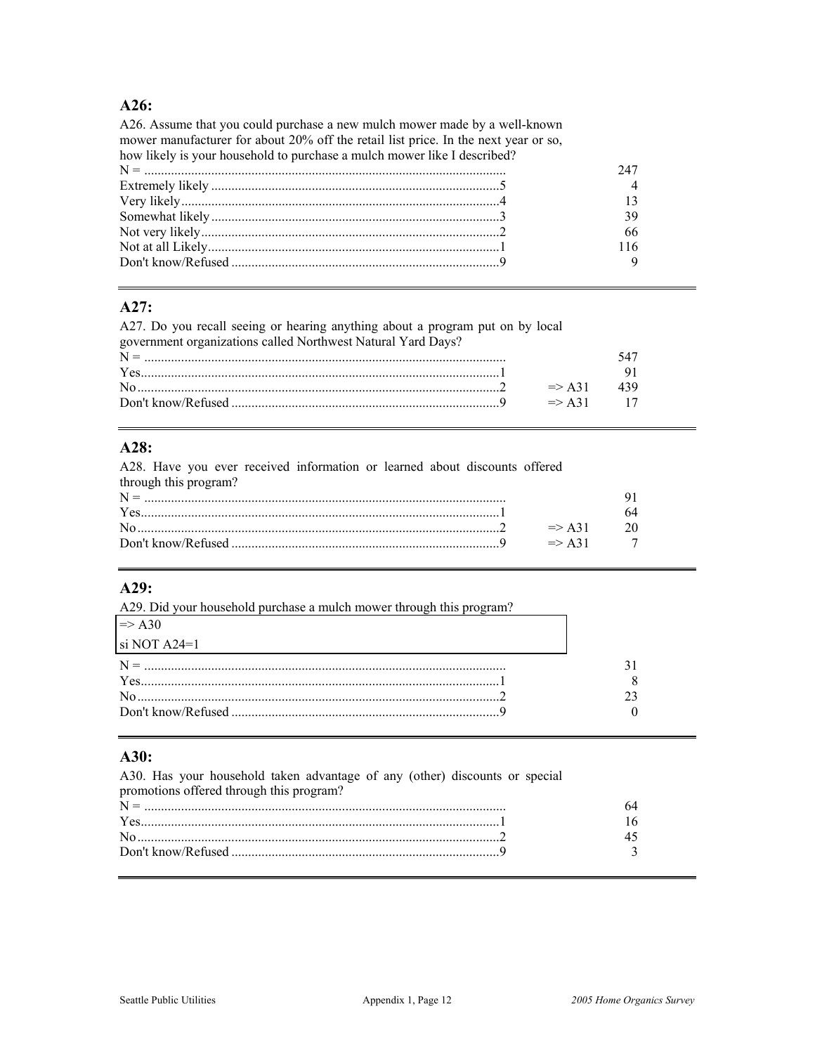## A26:

A26. Assume that you could purchase a new mulch mower made by a well-known mower manufacturer for about 20% off the retail list price. In the next year or so, how likely is your household to purchase a mulch mower like I described?

| | Code | | Count |
|---|---|---|---|
| N = | | | 247 |
| Extremely likely | 5 | | 4 |
| Very likely | 4 | | 13 |
| Somewhat likely | 3 | | 39 |
| Not very likely | 2 | | 66 |
| Not at all Likely | 1 | | 116 |
| Don't know/Refused | 9 | | 9 |

---

## A27:

A27. Do you recall seeing or hearing anything about a program put on by local government organizations called Northwest Natural Yard Days?

| | Code | Skip | Count |
|---|---|---|---|
| N = | | | 547 |
| Yes | 1 | | 91 |
| No | 2 | => A31 | 439 |
| Don't know/Refused | 9 | => A31 | 17 |

---

## A28:

A28. Have you ever received information or learned about discounts offered through this program?

| | Code | Skip | Count |
|---|---|---|---|
| N = | | | 91 |
| Yes | 1 | | 64 |
| No | 2 | => A31 | 20 |
| Don't know/Refused | 9 | => A31 | 7 |

---

## A29:

A29. Did your household purchase a mulch mower through this program?

=> A30
si NOT A24=1

| | Code | | Count |
|---|---|---|---|
| N = | | | 31 |
| Yes | 1 | | 8 |
| No | 2 | | 23 |
| Don't know/Refused | 9 | | 0 |

---

## A30:

A30. Has your household taken advantage of any (other) discounts or special promotions offered through this program?

| | Code | | Count |
|---|---|---|---|
| N = | | | 64 |
| Yes | 1 | | 16 |
| No | 2 | | 45 |
| Don't know/Refused | 9 | | 3 |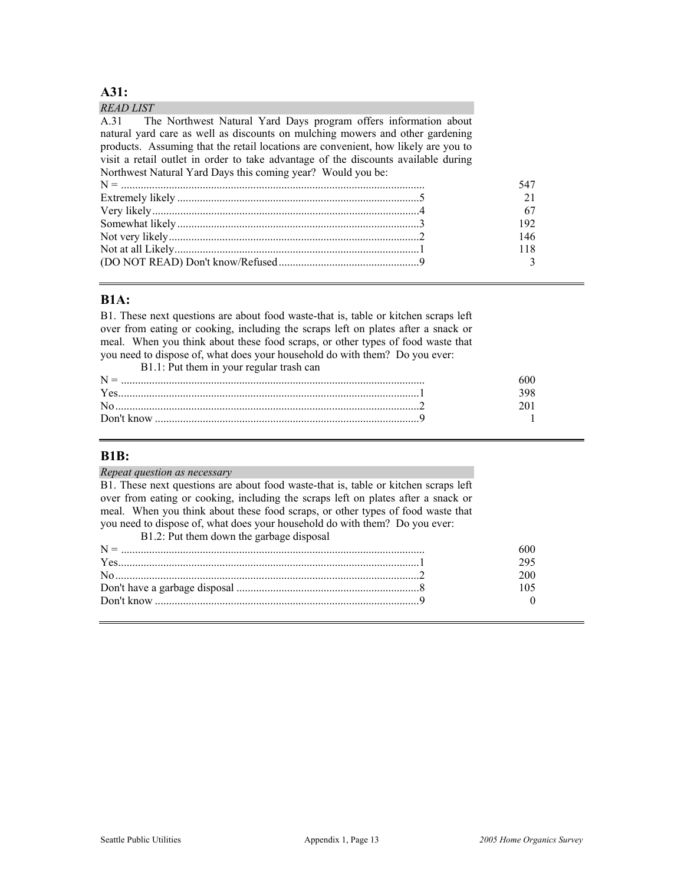## A31:

*READ LIST*

A.31 The Northwest Natural Yard Days program offers information about natural yard care as well as discounts on mulching mowers and other gardening products. Assuming that the retail locations are convenient, how likely are you to visit a retail outlet in order to take advantage of the discounts available during Northwest Natural Yard Days this coming year? Would you be:

| Response | Code | Count |
|---|---|---|
| N = | | 547 |
| Extremely likely | 5 | 21 |
| Very likely | 4 | 67 |
| Somewhat likely | 3 | 192 |
| Not very likely | 2 | 146 |
| Not at all Likely | 1 | 118 |
| (DO NOT READ) Don't know/Refused | 9 | 3 |

## B1A:

B1. These next questions are about food waste-that is, table or kitchen scraps left over from eating or cooking, including the scraps left on plates after a snack or meal. When you think about these food scraps, or other types of food waste that you need to dispose of, what does your household do with them? Do you ever:

B1.1: Put them in your regular trash can

| Response | Code | Count |
|---|---|---|
| N = | | 600 |
| Yes | 1 | 398 |
| No | 2 | 201 |
| Don't know | 9 | 1 |

## B1B:

*Repeat question as necessary*

B1. These next questions are about food waste-that is, table or kitchen scraps left over from eating or cooking, including the scraps left on plates after a snack or meal. When you think about these food scraps, or other types of food waste that you need to dispose of, what does your household do with them? Do you ever:

B1.2: Put them down the garbage disposal

| Response | Code | Count |
|---|---|---|
| N = | | 600 |
| Yes | 1 | 295 |
| No | 2 | 200 |
| Don't have a garbage disposal | 8 | 105 |
| Don't know | 9 | 0 |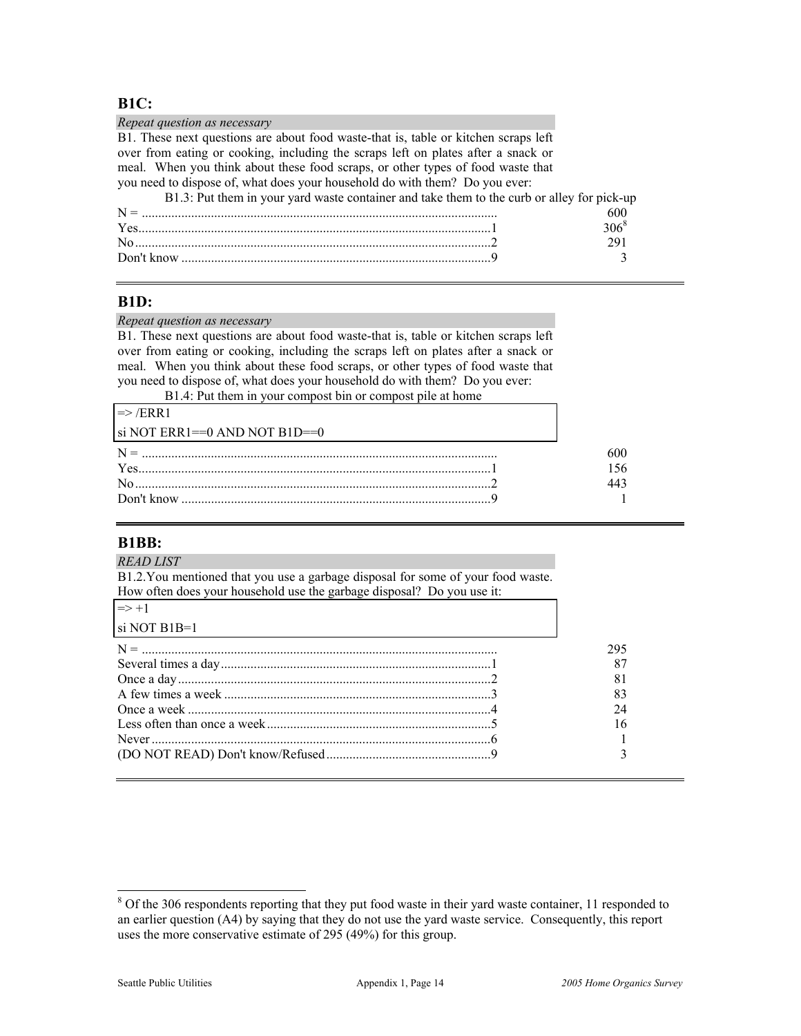## B1C:

*Repeat question as necessary*

B1. These next questions are about food waste-that is, table or kitchen scraps left over from eating or cooking, including the scraps left on plates after a snack or meal. When you think about these food scraps, or other types of food waste that you need to dispose of, what does your household do with them? Do you ever:

B1.3: Put them in your yard waste container and take them to the curb or alley for pick-up

| | | |
|---|---|---|
| N = | | 600 |
| Yes | 1 | 306[8] |
| No | 2 | 291 |
| Don't know | 9 | 3 |

## B1D:

*Repeat question as necessary*

B1. These next questions are about food waste-that is, table or kitchen scraps left over from eating or cooking, including the scraps left on plates after a snack or meal. When you think about these food scraps, or other types of food waste that you need to dispose of, what does your household do with them? Do you ever:

B1.4: Put them in your compost bin or compost pile at home

=> /ERR1

si NOT ERR1==0 AND NOT B1D==0

| | | |
|---|---|---|
| N = | | 600 |
| Yes | 1 | 156 |
| No | 2 | 443 |
| Don't know | 9 | 1 |

## B1BB:

*READ LIST*

B1.2.You mentioned that you use a garbage disposal for some of your food waste. How often does your household use the garbage disposal? Do you use it:

=> +1

si NOT B1B=1

| | | |
|---|---|---|
| N = | | 295 |
| Several times a day | 1 | 87 |
| Once a day | 2 | 81 |
| A few times a week | 3 | 83 |
| Once a week | 4 | 24 |
| Less often than once a week | 5 | 16 |
| Never | 6 | 1 |
| (DO NOT READ) Don't know/Refused | 9 | 3 |

[8] Of the 306 respondents reporting that they put food waste in their yard waste container, 11 responded to an earlier question (A4) by saying that they do not use the yard waste service. Consequently, this report uses the more conservative estimate of 295 (49%) for this group.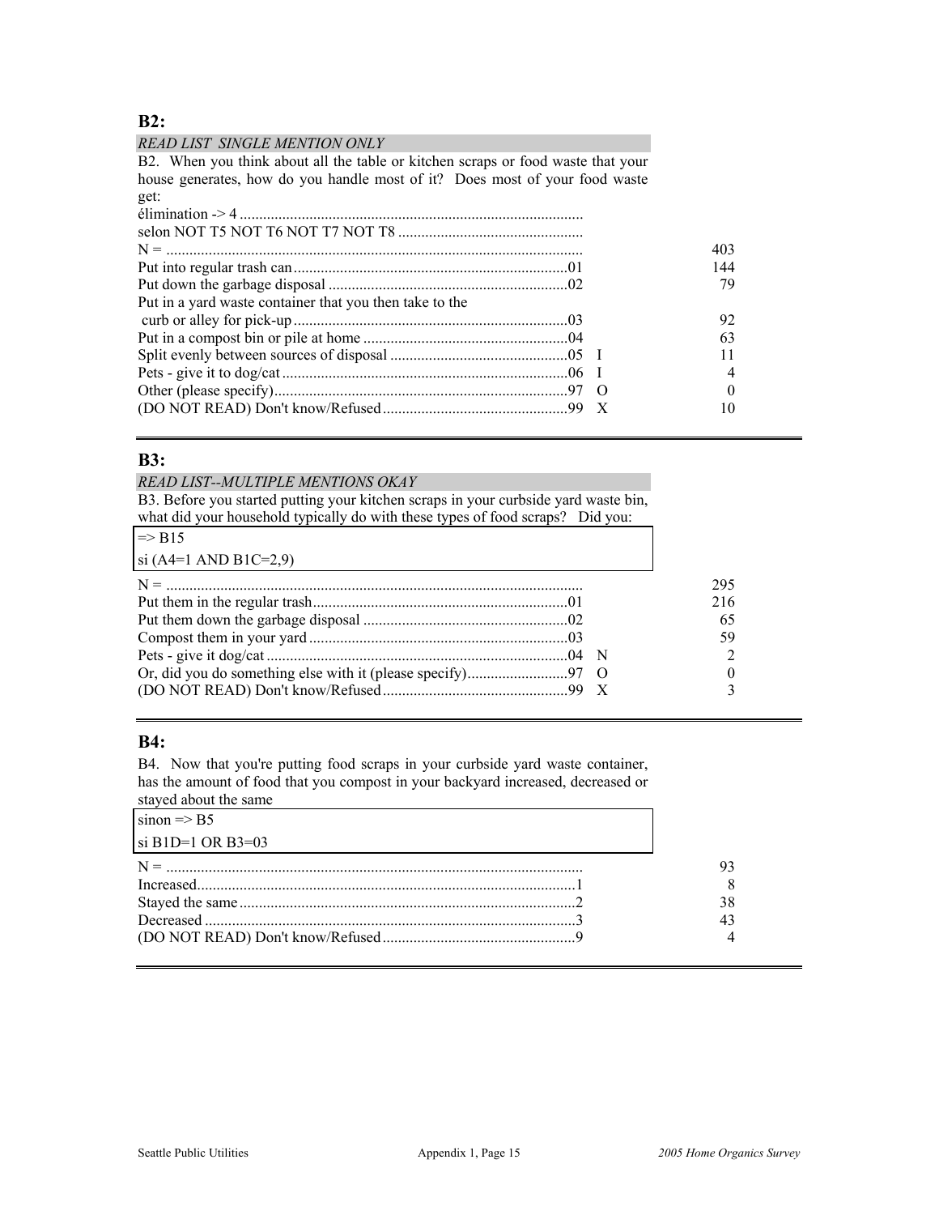## B2:

*READ LIST SINGLE MENTION ONLY*

B2. When you think about all the table or kitchen scraps or food waste that your house generates, how do you handle most of it? Does most of your food waste get:

élimination -> 4 ........................................................................................

selon NOT T5 NOT T6 NOT T7 NOT T8 ................................................

| | | | |
|---|---|---|---|
| N = ........................................................................................ | | | 403 |
| Put into regular trash can ....................................................................... | 01 | | 144 |
| Put down the garbage disposal ............................................................. | 02 | | 79 |
| Put in a yard waste container that you then take to the curb or alley for pick-up ...................................................................... | 03 | | 92 |
| Put in a compost bin or pile at home .................................................... | 04 | | 63 |
| Split evenly between sources of disposal ............................................. | 05 | I | 11 |
| Pets - give it to dog/cat .......................................................................... | 06 | I | 4 |
| Other (please specify) ............................................................................ | 97 | O | 0 |
| (DO NOT READ) Don't know/Refused ................................................ | 99 | X | 10 |

## B3:

*READ LIST--MULTIPLE MENTIONS OKAY*

B3. Before you started putting your kitchen scraps in your curbside yard waste bin, what did your household typically do with these types of food scraps? Did you:

=> B15

si (A4=1 AND B1C=2,9)

| | | | |
|---|---|---|---|
| N = ........................................................................................ | | | 295 |
| Put them in the regular trash .................................................................. | 01 | | 216 |
| Put them down the garbage disposal ..................................................... | 02 | | 65 |
| Compost them in your yard ................................................................... | 03 | | 59 |
| Pets - give it dog/cat .............................................................................. | 04 | N | 2 |
| Or, did you do something else with it (please specify) .......................... | 97 | O | 0 |
| (DO NOT READ) Don't know/Refused ................................................ | 99 | X | 3 |

## B4:

B4. Now that you're putting food scraps in your curbside yard waste container, has the amount of food that you compost in your backyard increased, decreased or stayed about the same

sinon => B5

si B1D=1 OR B3=03

| | | |
|---|---|---|
| N = ........................................................................................ | | 93 |
| Increased .................................................................................................. | 1 | 8 |
| Stayed the same ....................................................................................... | 2 | 38 |
| Decreased ................................................................................................ | 3 | 43 |
| (DO NOT READ) Don't know/Refused ................................................. | 9 | 4 |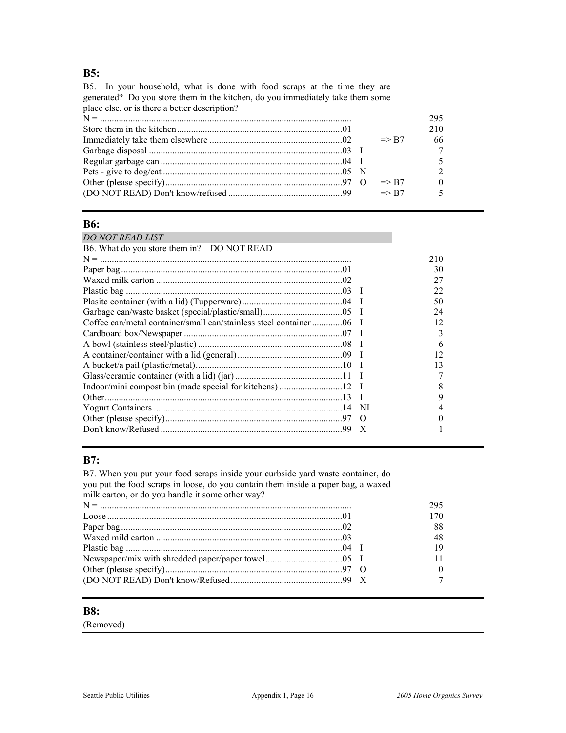## B5:

B5. In your household, what is done with food scraps at the time they are generated? Do you store them in the kitchen, do you immediately take them some place else, or is there a better description?

| Response | Code | | Skip | Count |
|---|---|---|---|---|
| N = | | | | 295 |
| Store them in the kitchen | 01 | | | 210 |
| Immediately take them elsewhere | 02 | | => B7 | 66 |
| Garbage disposal | 03 | I | | 7 |
| Regular garbage can | 04 | I | | 5 |
| Pets - give to dog/cat | 05 | N | | 2 |
| Other (please specify) | 97 | O | => B7 | 0 |
| (DO NOT READ) Don't know/refused | 99 | | => B7 | 5 |

## B6:

*DO NOT READ LIST*

B6. What do you store them in? DO NOT READ

| Response | Code | | Count |
|---|---|---|---|
| N = | | | 210 |
| Paper bag | 01 | | 30 |
| Waxed milk carton | 02 | | 27 |
| Plastic bag | 03 | I | 22 |
| Plasitc container (with a lid) (Tupperware) | 04 | I | 50 |
| Garbage can/waste basket (special/plastic/small) | 05 | I | 24 |
| Coffee can/metal container/small can/stainless steel container | 06 | I | 12 |
| Cardboard box/Newspaper | 07 | I | 3 |
| A bowl (stainless steel/plastic) | 08 | I | 6 |
| A container/container with a lid (general) | 09 | I | 12 |
| A bucket/a pail (plastic/metal) | 10 | I | 13 |
| Glass/ceramic container (with a lid) (jar) | 11 | I | 7 |
| Indoor/mini compost bin (made special for kitchens) | 12 | I | 8 |
| Other | 13 | I | 9 |
| Yogurt Containers | 14 | NI | 4 |
| Other (please specify) | 97 | O | 0 |
| Don't know/Refused | 99 | X | 1 |

## B7:

B7. When you put your food scraps inside your curbside yard waste container, do you put the food scraps in loose, do you contain them inside a paper bag, a waxed milk carton, or do you handle it some other way?

| Response | Code | | Count |
|---|---|---|---|
| N = | | | 295 |
| Loose | 01 | | 170 |
| Paper bag | 02 | | 88 |
| Waxed mild carton | 03 | | 48 |
| Plastic bag | 04 | I | 19 |
| Newspaper/mix with shredded paper/paper towel | 05 | I | 11 |
| Other (please specify) | 97 | O | 0 |
| (DO NOT READ) Don't know/Refused | 99 | X | 7 |

## B8:

(Removed)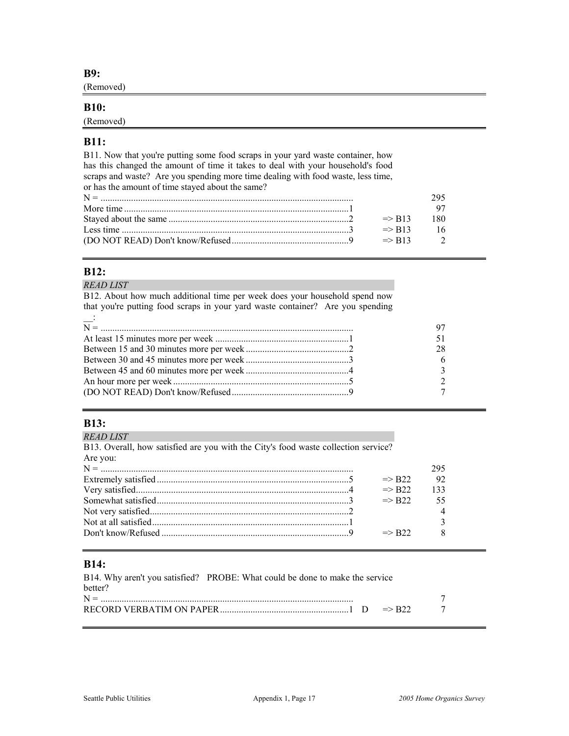## B9:

(Removed)

## B10:

(Removed)

## B11:

B11. Now that you're putting some food scraps in your yard waste container, how has this changed the amount of time it takes to deal with your household's food scraps and waste? Are you spending more time dealing with food waste, less time, or has the amount of time stayed about the same?

| | | | |
|---|---|---|---|
| N = | | | 295 |
| More time | 1 | | 97 |
| Stayed about the same | 2 | => B13 | 180 |
| Less time | 3 | => B13 | 16 |
| (DO NOT READ) Don't know/Refused | 9 | => B13 | 2 |

## B12:

*READ LIST*

B12. About how much additional time per week does your household spend now that you're putting food scraps in your yard waste container? Are you spending __:

| | | |
|---|---|---|
| N = | | 97 |
| At least 15 minutes more per week | 1 | 51 |
| Between 15 and 30 minutes more per week | 2 | 28 |
| Between 30 and 45 minutes more per week | 3 | 6 |
| Between 45 and 60 minutes more per week | 4 | 3 |
| An hour more per week | 5 | 2 |
| (DO NOT READ) Don't know/Refused | 9 | 7 |

## B13:

*READ LIST*

B13. Overall, how satisfied are you with the City's food waste collection service? Are you:

| | | | |
|---|---|---|---|
| N = | | | 295 |
| Extremely satisfied | 5 | => B22 | 92 |
| Very satisfied | 4 | => B22 | 133 |
| Somewhat satisfied | 3 | => B22 | 55 |
| Not very satisfied | 2 | | 4 |
| Not at all satisfied | 1 | | 3 |
| Don't know/Refused | 9 | => B22 | 8 |

## B14:

B14. Why aren't you satisfied? PROBE: What could be done to make the service better?

| | | | |
|---|---|---|---|
| N = | | | 7 |
| RECORD VERBATIM ON PAPER | 1 D | => B22 | 7 |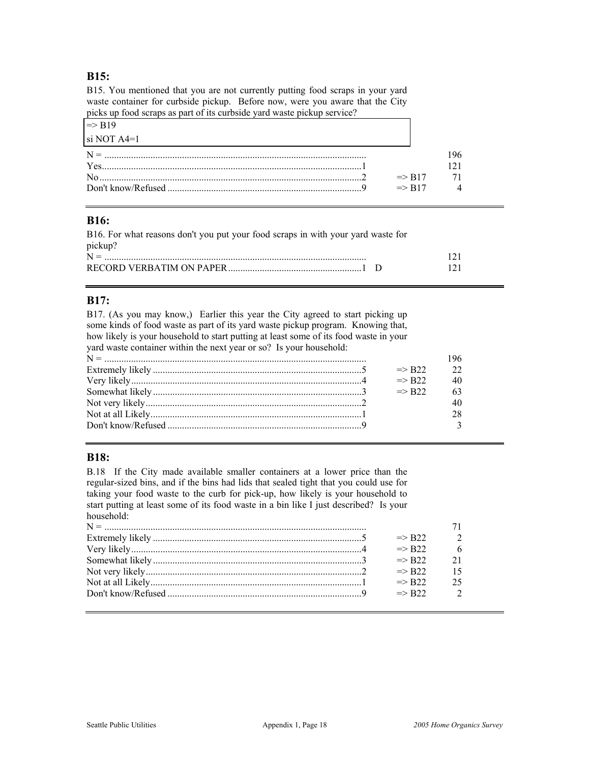## B15:

B15. You mentioned that you are not currently putting food scraps in your yard waste container for curbside pickup. Before now, were you aware that the City picks up food scraps as part of its curbside yard waste pickup service?

=> B19
si NOT A4=1

| | | | |
|---|---|---|---|
| N = | | | 196 |
| Yes | 1 | | 121 |
| No | 2 | => B17 | 71 |
| Don't know/Refused | 9 | => B17 | 4 |

## B16:

B16. For what reasons don't you put your food scraps in with your yard waste for pickup?

| | | | |
|---|---|---|---|
| N = | | | 121 |
| RECORD VERBATIM ON PAPER | 1 | D | 121 |

## B17:

B17. (As you may know,) Earlier this year the City agreed to start picking up some kinds of food waste as part of its yard waste pickup program. Knowing that, how likely is your household to start putting at least some of its food waste in your yard waste container within the next year or so? Is your household:

| | | | |
|---|---|---|---|
| N = | | | 196 |
| Extremely likely | 5 | => B22 | 22 |
| Very likely | 4 | => B22 | 40 |
| Somewhat likely | 3 | => B22 | 63 |
| Not very likely | 2 | | 40 |
| Not at all Likely | 1 | | 28 |
| Don't know/Refused | 9 | | 3 |

## B18:

B.18 If the City made available smaller containers at a lower price than the regular-sized bins, and if the bins had lids that sealed tight that you could use for taking your food waste to the curb for pick-up, how likely is your household to start putting at least some of its food waste in a bin like I just described? Is your household:

| | | | |
|---|---|---|---|
| N = | | | 71 |
| Extremely likely | 5 | => B22 | 2 |
| Very likely | 4 | => B22 | 6 |
| Somewhat likely | 3 | => B22 | 21 |
| Not very likely | 2 | => B22 | 15 |
| Not at all Likely | 1 | => B22 | 25 |
| Don't know/Refused | 9 | => B22 | 2 |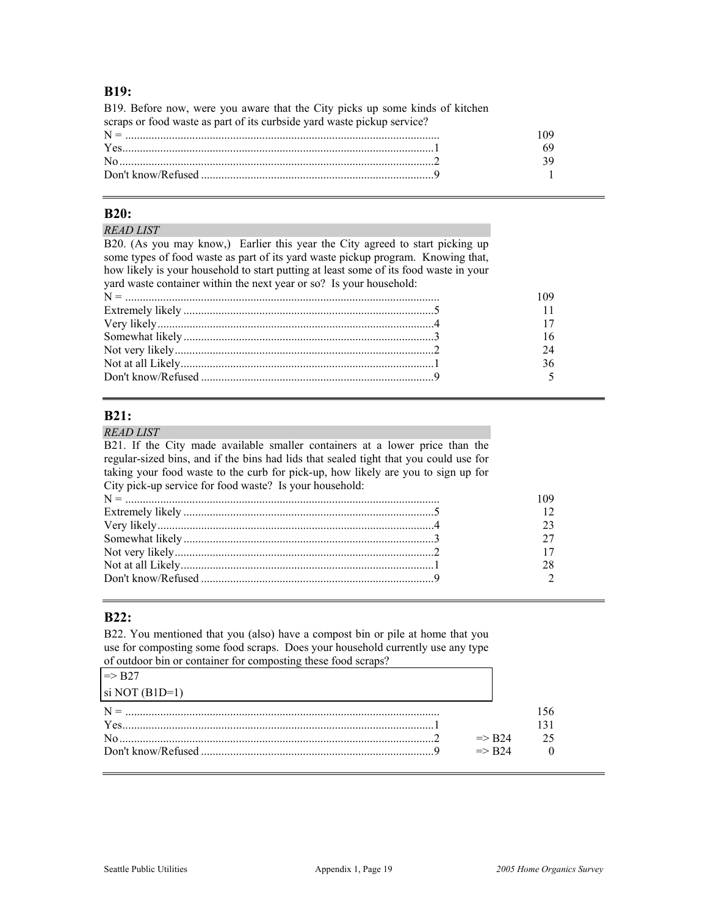## B19:

B19. Before now, were you aware that the City picks up some kinds of kitchen scraps or food waste as part of its curbside yard waste pickup service?

| | Code | Count |
|---|---|---|
| N = | | 109 |
| Yes | 1 | 69 |
| No | 2 | 39 |
| Don't know/Refused | 9 | 1 |

---

## B20:

*READ LIST*

B20. (As you may know,) Earlier this year the City agreed to start picking up some types of food waste as part of its yard waste pickup program. Knowing that, how likely is your household to start putting at least some of its food waste in your yard waste container within the next year or so? Is your household:

| | Code | Count |
|---|---|---|
| N = | | 109 |
| Extremely likely | 5 | 11 |
| Very likely | 4 | 17 |
| Somewhat likely | 3 | 16 |
| Not very likely | 2 | 24 |
| Not at all Likely | 1 | 36 |
| Don't know/Refused | 9 | 5 |

---

## B21:

*READ LIST*

B21. If the City made available smaller containers at a lower price than the regular-sized bins, and if the bins had lids that sealed tight that you could use for taking your food waste to the curb for pick-up, how likely are you to sign up for City pick-up service for food waste? Is your household:

| | Code | Count |
|---|---|---|
| N = | | 109 |
| Extremely likely | 5 | 12 |
| Very likely | 4 | 23 |
| Somewhat likely | 3 | 27 |
| Not very likely | 2 | 17 |
| Not at all Likely | 1 | 28 |
| Don't know/Refused | 9 | 2 |

---

## B22:

B22. You mentioned that you (also) have a compost bin or pile at home that you use for composting some food scraps. Does your household currently use any type of outdoor bin or container for composting these food scraps?

=> B27
si NOT (B1D=1)

| | Code | Skip | Count |
|---|---|---|---|
| N = | | | 156 |
| Yes | 1 | | 131 |
| No | 2 | => B24 | 25 |
| Don't know/Refused | 9 | => B24 | 0 |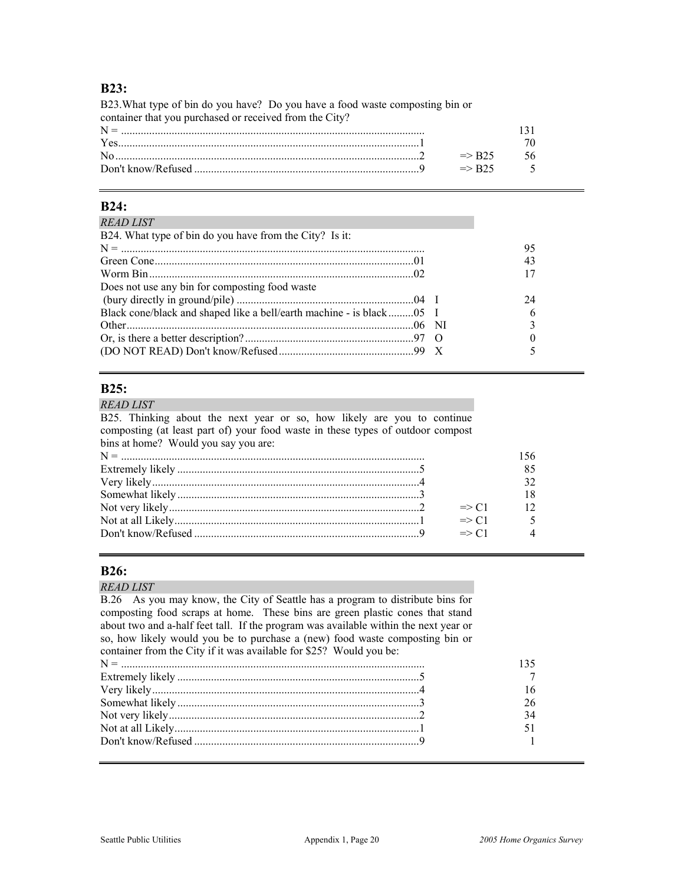## B23:

B23.What type of bin do you have? Do you have a food waste composting bin or container that you purchased or received from the City?

| | Code | Skip | |
|---|---|---|---|
| N = | | | 131 |
| Yes | 1 | | 70 |
| No | 2 | => B25 | 56 |
| Don't know/Refused | 9 | => B25 | 5 |

## B24:

*READ LIST*

B24. What type of bin do you have from the City? Is it:

| | Code | | |
|---|---|---|---|
| N = | | | 95 |
| Green Cone | 01 | | 43 |
| Worm Bin | 02 | | 17 |
| Does not use any bin for composting food waste (bury directly in ground/pile) | 04 | I | 24 |
| Black cone/black and shaped like a bell/earth machine - is black | 05 | I | 6 |
| Other | 06 | NI | 3 |
| Or, is there a better description? | 97 | O | 0 |
| (DO NOT READ) Don't know/Refused | 99 | X | 5 |

## B25:

*READ LIST*

B25. Thinking about the next year or so, how likely are you to continue composting (at least part of) your food waste in these types of outdoor compost bins at home? Would you say you are:

| | Code | Skip | |
|---|---|---|---|
| N = | | | 156 |
| Extremely likely | 5 | | 85 |
| Very likely | 4 | | 32 |
| Somewhat likely | 3 | | 18 |
| Not very likely | 2 | => C1 | 12 |
| Not at all Likely | 1 | => C1 | 5 |
| Don't know/Refused | 9 | => C1 | 4 |

## B26:

*READ LIST*

B.26 As you may know, the City of Seattle has a program to distribute bins for composting food scraps at home. These bins are green plastic cones that stand about two and a-half feet tall. If the program was available within the next year or so, how likely would you be to purchase a (new) food waste composting bin or container from the City if it was available for $25? Would you be:

| | Code | |
|---|---|---|
| N = | | 135 |
| Extremely likely | 5 | 7 |
| Very likely | 4 | 16 |
| Somewhat likely | 3 | 26 |
| Not very likely | 2 | 34 |
| Not at all Likely | 1 | 51 |
| Don't know/Refused | 9 | 1 |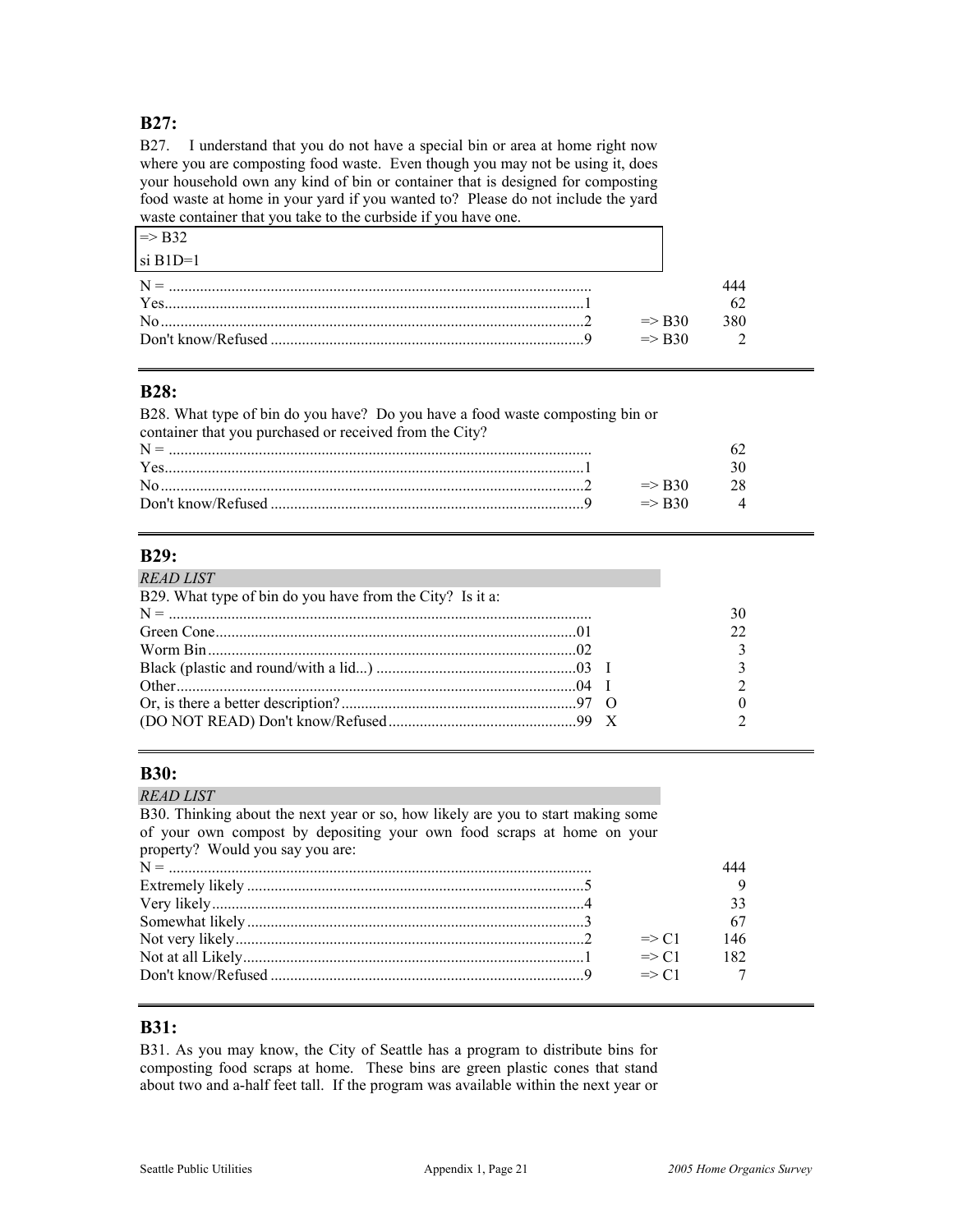## B27:

B27. I understand that you do not have a special bin or area at home right now where you are composting food waste. Even though you may not be using it, does your household own any kind of bin or container that is designed for composting food waste at home in your yard if you wanted to? Please do not include the yard waste container that you take to the curbside if you have one.

=> B32
si B1D=1

| | | | |
|---|---|---|---|
| N = | | | 444 |
| Yes | 1 | | 62 |
| No | 2 | => B30 | 380 |
| Don't know/Refused | 9 | => B30 | 2 |

## B28:

B28. What type of bin do you have? Do you have a food waste composting bin or container that you purchased or received from the City?

| | | | |
|---|---|---|---|
| N = | | | 62 |
| Yes | 1 | | 30 |
| No | 2 | => B30 | 28 |
| Don't know/Refused | 9 | => B30 | 4 |

## B29:

*READ LIST*

B29. What type of bin do you have from the City? Is it a:

| | | | |
|---|---|---|---|
| N = | | | 30 |
| Green Cone | 01 | | 22 |
| Worm Bin | 02 | | 3 |
| Black (plastic and round/with a lid...) | 03 | I | 3 |
| Other | 04 | I | 2 |
| Or, is there a better description? | 97 | O | 0 |
| (DO NOT READ) Don't know/Refused | 99 | X | 2 |

## B30:

*READ LIST*

B30. Thinking about the next year or so, how likely are you to start making some of your own compost by depositing your own food scraps at home on your property? Would you say you are:

| | | | |
|---|---|---|---|
| N = | | | 444 |
| Extremely likely | 5 | | 9 |
| Very likely | 4 | | 33 |
| Somewhat likely | 3 | | 67 |
| Not very likely | 2 | => C1 | 146 |
| Not at all Likely | 1 | => C1 | 182 |
| Don't know/Refused | 9 | => C1 | 7 |

## B31:

B31. As you may know, the City of Seattle has a program to distribute bins for composting food scraps at home. These bins are green plastic cones that stand about two and a-half feet tall. If the program was available within the next year or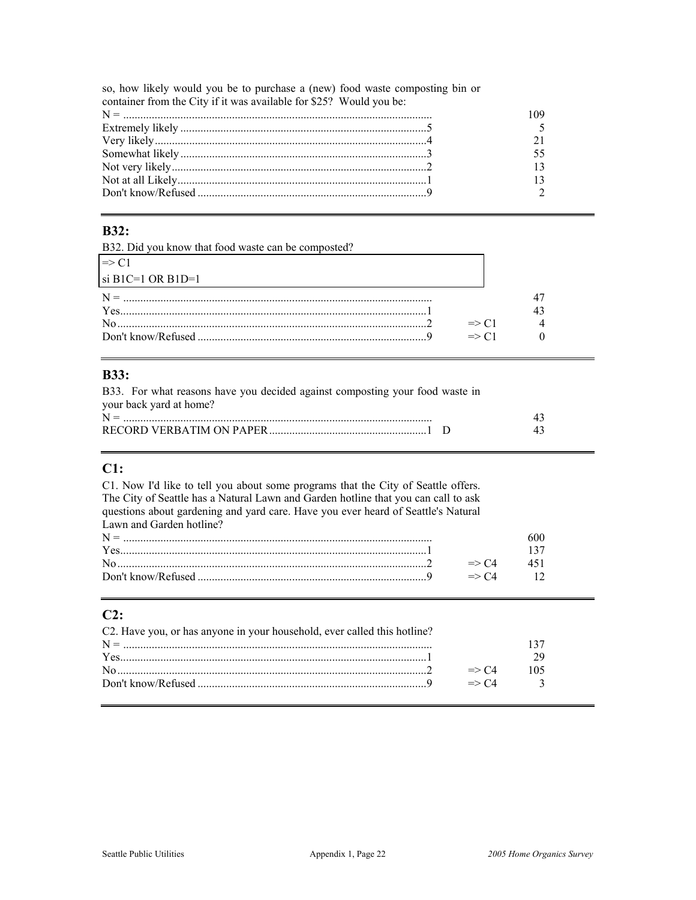so, how likely would you be to purchase a (new) food waste composting bin or container from the City if it was available for $25? Would you be:

| | | | |
|---|---|---|---|
| N = | | | 109 |
| Extremely likely | 5 | | 5 |
| Very likely | 4 | | 21 |
| Somewhat likely | 3 | | 55 |
| Not very likely | 2 | | 13 |
| Not at all Likely | 1 | | 13 |
| Don't know/Refused | 9 | | 2 |

## B32:

B32. Did you know that food waste can be composted?

=> C1
si B1C=1 OR B1D=1

| | | | |
|---|---|---|---|
| N = | | | 47 |
| Yes | 1 | | 43 |
| No | 2 | => C1 | 4 |
| Don't know/Refused | 9 | => C1 | 0 |

## B33:

B33. For what reasons have you decided against composting your food waste in your back yard at home?

| | | | |
|---|---|---|---|
| N = | | | 43 |
| RECORD VERBATIM ON PAPER | 1 D | | 43 |

## C1:

C1. Now I'd like to tell you about some programs that the City of Seattle offers. The City of Seattle has a Natural Lawn and Garden hotline that you can call to ask questions about gardening and yard care. Have you ever heard of Seattle's Natural Lawn and Garden hotline?

| | | | |
|---|---|---|---|
| N = | | | 600 |
| Yes | 1 | | 137 |
| No | 2 | => C4 | 451 |
| Don't know/Refused | 9 | => C4 | 12 |

## C2:

C2. Have you, or has anyone in your household, ever called this hotline?

| | | | |
|---|---|---|---|
| N = | | | 137 |
| Yes | 1 | | 29 |
| No | 2 | => C4 | 105 |
| Don't know/Refused | 9 | => C4 | 3 |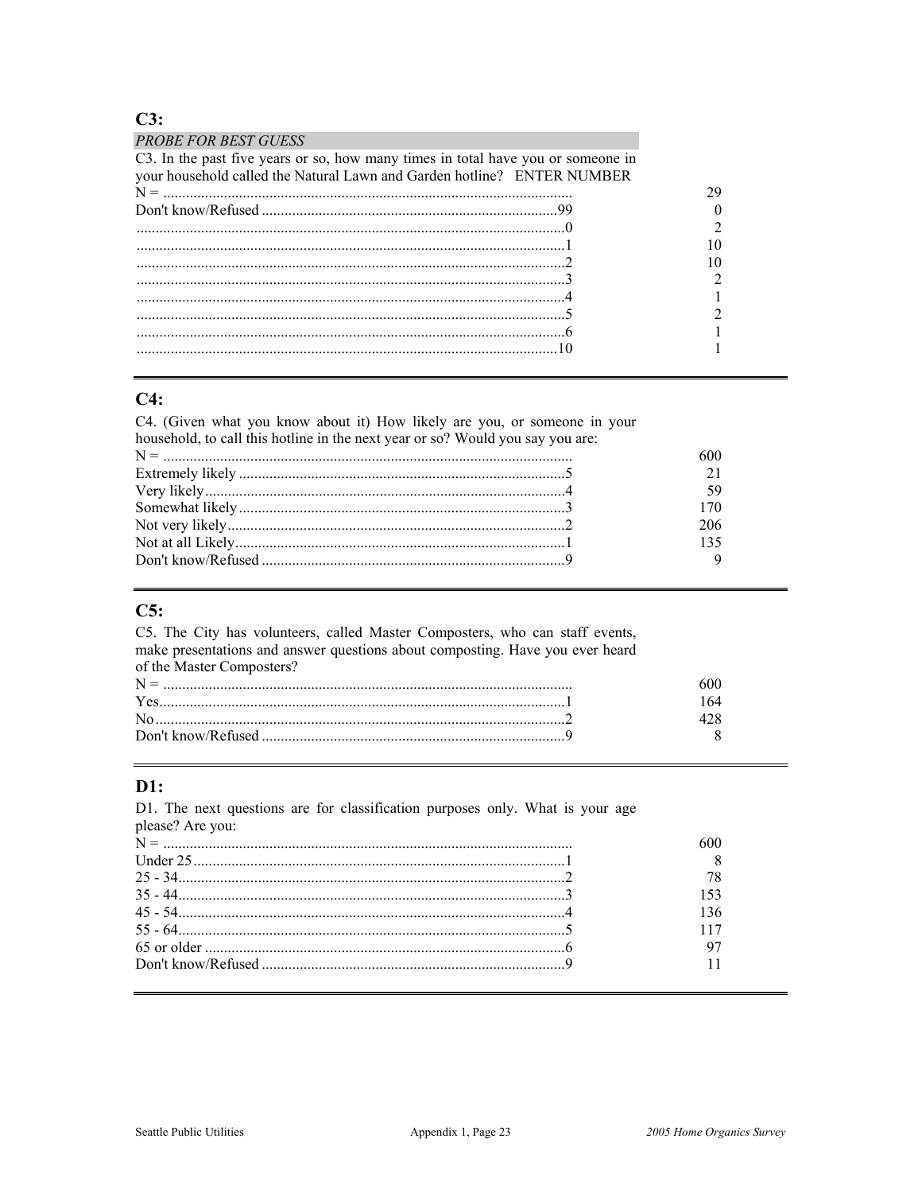## C3:

*PROBE FOR BEST GUESS*

C3. In the past five years or so, how many times in total have you or someone in your household called the Natural Lawn and Garden hotline? ENTER NUMBER

| | |
|---|---|
| N = | 29 |
| Don't know/Refused ....99 | 0 |
| ....0 | 2 |
| ....1 | 10 |
| ....2 | 10 |
| ....3 | 2 |
| ....4 | 1 |
| ....5 | 2 |
| ....6 | 1 |
| ....10 | 1 |

## C4:

C4. (Given what you know about it) How likely are you, or someone in your household, to call this hotline in the next year or so? Would you say you are:

| | |
|---|---|
| N = | 600 |
| Extremely likely ....5 | 21 |
| Very likely....4 | 59 |
| Somewhat likely....3 | 170 |
| Not very likely....2 | 206 |
| Not at all Likely....1 | 135 |
| Don't know/Refused ....9 | 9 |

## C5:

C5. The City has volunteers, called Master Composters, who can staff events, make presentations and answer questions about composting. Have you ever heard of the Master Composters?

| | |
|---|---|
| N = | 600 |
| Yes....1 | 164 |
| No....2 | 428 |
| Don't know/Refused ....9 | 8 |

## D1:

D1. The next questions are for classification purposes only. What is your age please? Are you:

| | |
|---|---|
| N = | 600 |
| Under 25....1 | 8 |
| 25 - 34....2 | 78 |
| 35 - 44....3 | 153 |
| 45 - 54....4 | 136 |
| 55 - 64....5 | 117 |
| 65 or older ....6 | 97 |
| Don't know/Refused ....9 | 11 |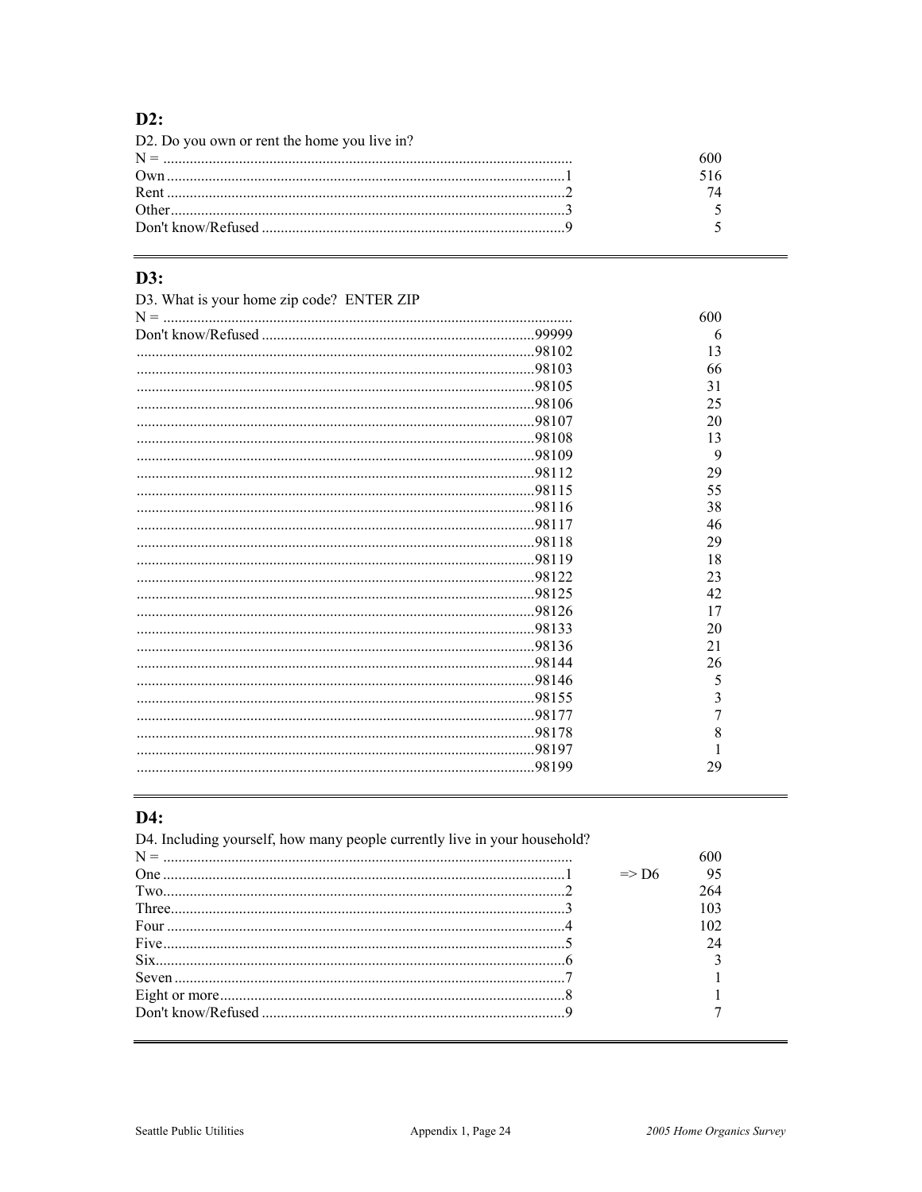## D2:

D2. Do you own or rent the home you live in?

| Response | Code | | Count |
|---|---|---|---|
| N = | | | 600 |
| Own | 1 | | 516 |
| Rent | 2 | | 74 |
| Other | 3 | | 5 |
| Don't know/Refused | 9 | | 5 |

## D3:

D3. What is your home zip code? ENTER ZIP

| Response | Code | | Count |
|---|---|---|---|
| N = | | | 600 |
| Don't know/Refused | 99999 | | 6 |
| | 98102 | | 13 |
| | 98103 | | 66 |
| | 98105 | | 31 |
| | 98106 | | 25 |
| | 98107 | | 20 |
| | 98108 | | 13 |
| | 98109 | | 9 |
| | 98112 | | 29 |
| | 98115 | | 55 |
| | 98116 | | 38 |
| | 98117 | | 46 |
| | 98118 | | 29 |
| | 98119 | | 18 |
| | 98122 | | 23 |
| | 98125 | | 42 |
| | 98126 | | 17 |
| | 98133 | | 20 |
| | 98136 | | 21 |
| | 98144 | | 26 |
| | 98146 | | 5 |
| | 98155 | | 3 |
| | 98177 | | 7 |
| | 98178 | | 8 |
| | 98197 | | 1 |
| | 98199 | | 29 |

## D4:

D4. Including yourself, how many people currently live in your household?

| Response | Code | | Count |
|---|---|---|---|
| N = | | | 600 |
| One | 1 | => D6 | 95 |
| Two | 2 | | 264 |
| Three | 3 | | 103 |
| Four | 4 | | 102 |
| Five | 5 | | 24 |
| Six | 6 | | 3 |
| Seven | 7 | | 1 |
| Eight or more | 8 | | 1 |
| Don't know/Refused | 9 | | 7 |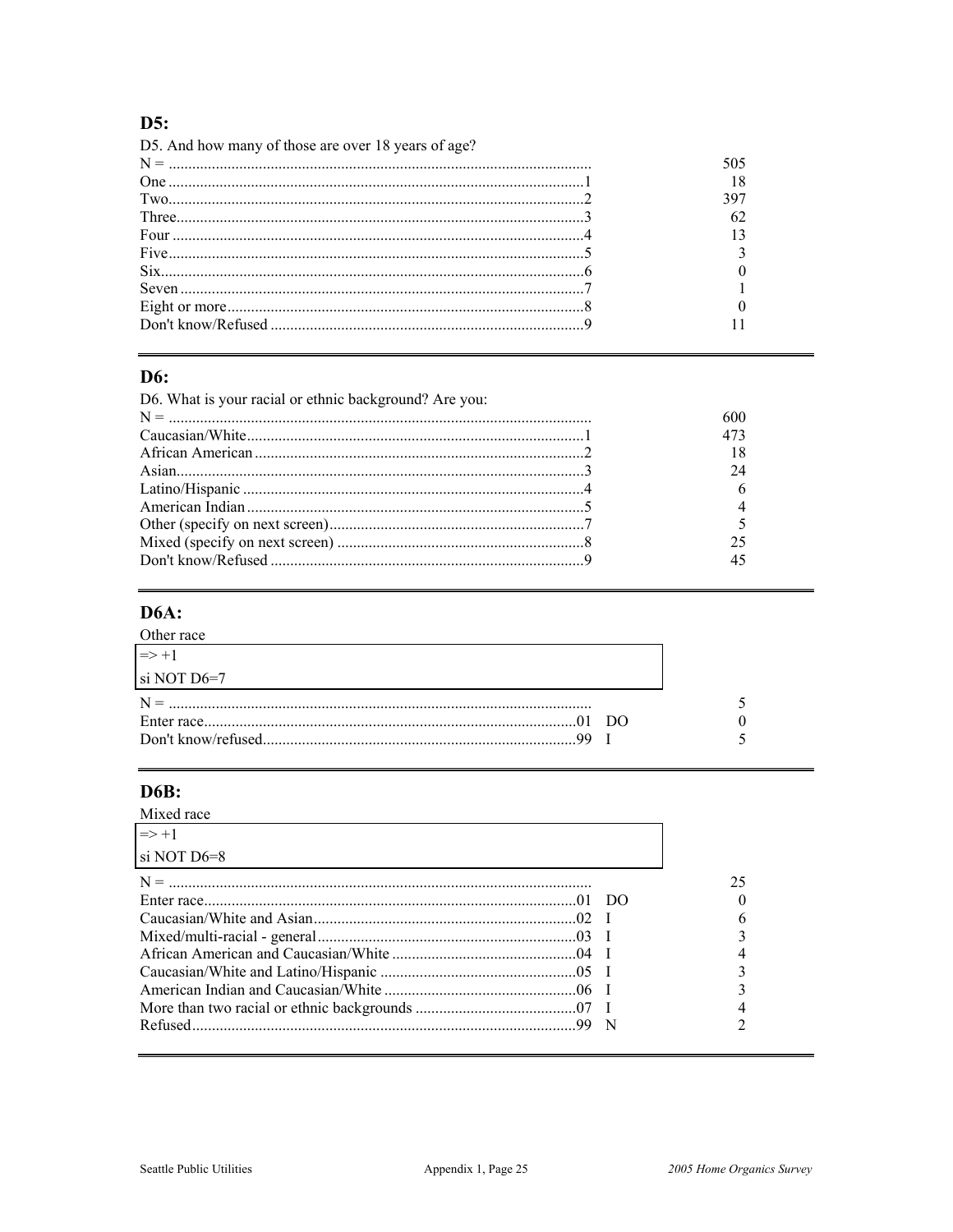## D5:

D5. And how many of those are over 18 years of age?

| | Code | Count |
|---|---|---|
| N = | | 505 |
| One | 1 | 18 |
| Two | 2 | 397 |
| Three | 3 | 62 |
| Four | 4 | 13 |
| Five | 5 | 3 |
| Six | 6 | 0 |
| Seven | 7 | 1 |
| Eight or more | 8 | 0 |
| Don't know/Refused | 9 | 11 |

## D6:

D6. What is your racial or ethnic background? Are you:

| | Code | Count |
|---|---|---|
| N = | | 600 |
| Caucasian/White | 1 | 473 |
| African American | 2 | 18 |
| Asian | 3 | 24 |
| Latino/Hispanic | 4 | 6 |
| American Indian | 5 | 4 |
| Other (specify on next screen) | 7 | 5 |
| Mixed (specify on next screen) | 8 | 25 |
| Don't know/Refused | 9 | 45 |

## D6A:

Other race

=> +1
si NOT D6=7

| | Code | | Count |
|---|---|---|---|
| N = | | | 5 |
| Enter race | 01 | DO | 0 |
| Don't know/refused | 99 | I | 5 |

## D6B:

Mixed race

=> +1
si NOT D6=8

| | Code | | Count |
|---|---|---|---|
| N = | | | 25 |
| Enter race | 01 | DO | 0 |
| Caucasian/White and Asian | 02 | I | 6 |
| Mixed/multi-racial - general | 03 | I | 3 |
| African American and Caucasian/White | 04 | I | 4 |
| Caucasian/White and Latino/Hispanic | 05 | I | 3 |
| American Indian and Caucasian/White | 06 | I | 3 |
| More than two racial or ethnic backgrounds | 07 | I | 4 |
| Refused | 99 | N | 2 |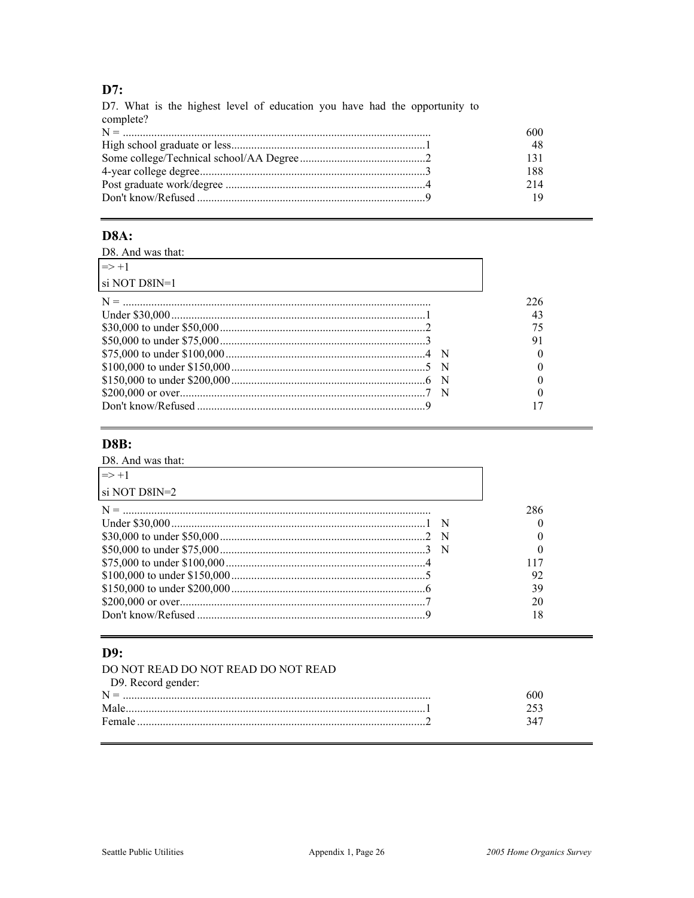## D7:

D7. What is the highest level of education you have had the opportunity to complete?

| | | | |
|---|---|---|---|
| N = | | | 600 |
| High school graduate or less | 1 | | 48 |
| Some college/Technical school/AA Degree | 2 | | 131 |
| 4-year college degree | 3 | | 188 |
| Post graduate work/degree | 4 | | 214 |
| Don't know/Refused | 9 | | 19 |

## D8A:

D8. And was that:

```
=> +1
si NOT D8IN=1
```

| | | | |
|---|---|---|---|
| N = | | | 226 |
| Under $30,000 | 1 | | 43 |
| $30,000 to under $50,000 | 2 | | 75 |
| $50,000 to under $75,000 | 3 | | 91 |
| $75,000 to under $100,000 | 4 | N | 0 |
| $100,000 to under $150,000 | 5 | N | 0 |
| $150,000 to under $200,000 | 6 | N | 0 |
| $200,000 or over | 7 | N | 0 |
| Don't know/Refused | 9 | | 17 |

## D8B:

D8. And was that:

```
=> +1
si NOT D8IN=2
```

| | | | |
|---|---|---|---|
| N = | | | 286 |
| Under $30,000 | 1 | N | 0 |
| $30,000 to under $50,000 | 2 | N | 0 |
| $50,000 to under $75,000 | 3 | N | 0 |
| $75,000 to under $100,000 | 4 | | 117 |
| $100,000 to under $150,000 | 5 | | 92 |
| $150,000 to under $200,000 | 6 | | 39 |
| $200,000 or over | 7 | | 20 |
| Don't know/Refused | 9 | | 18 |

## D9:

DO NOT READ DO NOT READ DO NOT READ

D9. Record gender:

| | | |
|---|---|---|
| N = | | 600 |
| Male | 1 | 253 |
| Female | 2 | 347 |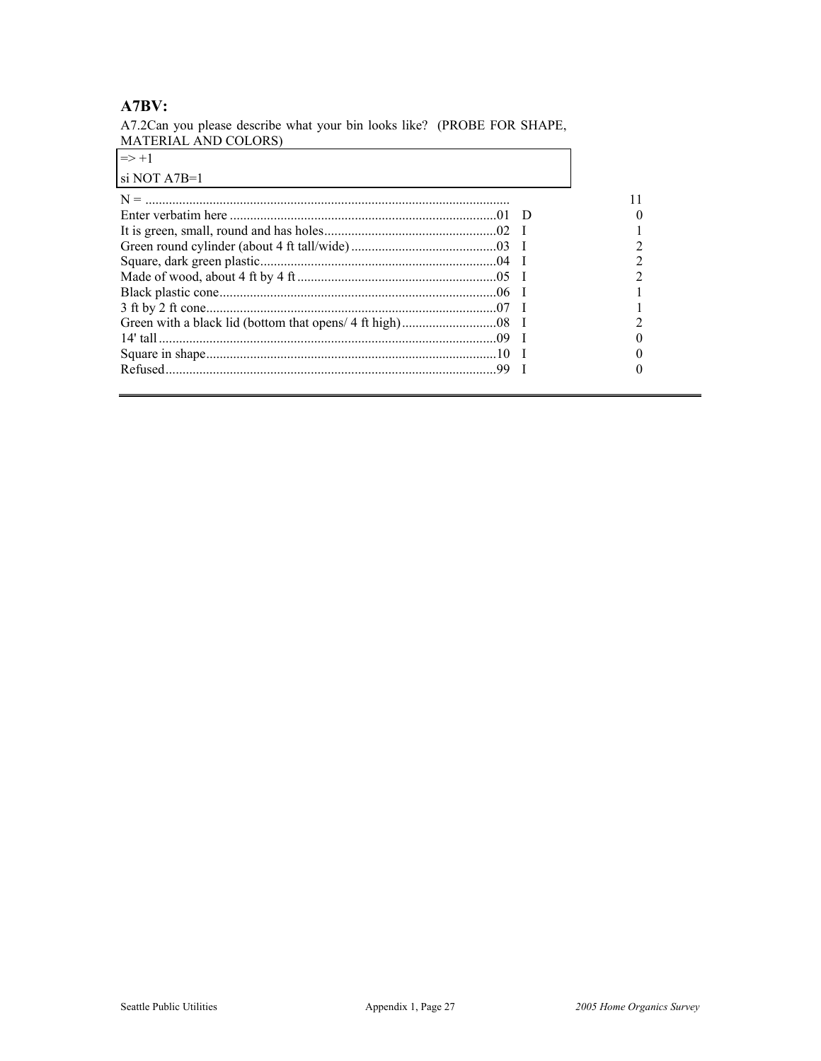## A7BV:

A7.2Can you please describe what your bin looks like? (PROBE FOR SHAPE, MATERIAL AND COLORS)

| => +1 |
|---|
| si NOT A7B=1 |

| | | | |
|---|---|---|---|
| N = | | | 11 |
| Enter verbatim here | 01 | D | 0 |
| It is green, small, round and has holes | 02 | I | 1 |
| Green round cylinder (about 4 ft tall/wide) | 03 | I | 2 |
| Square, dark green plastic | 04 | I | 2 |
| Made of wood, about 4 ft by 4 ft | 05 | I | 2 |
| Black plastic cone | 06 | I | 1 |
| 3 ft by 2 ft cone | 07 | I | 1 |
| Green with a black lid (bottom that opens/ 4 ft high) | 08 | I | 2 |
| 14' tall | 09 | I | 0 |
| Square in shape | 10 | I | 0 |
| Refused | 99 | I | 0 |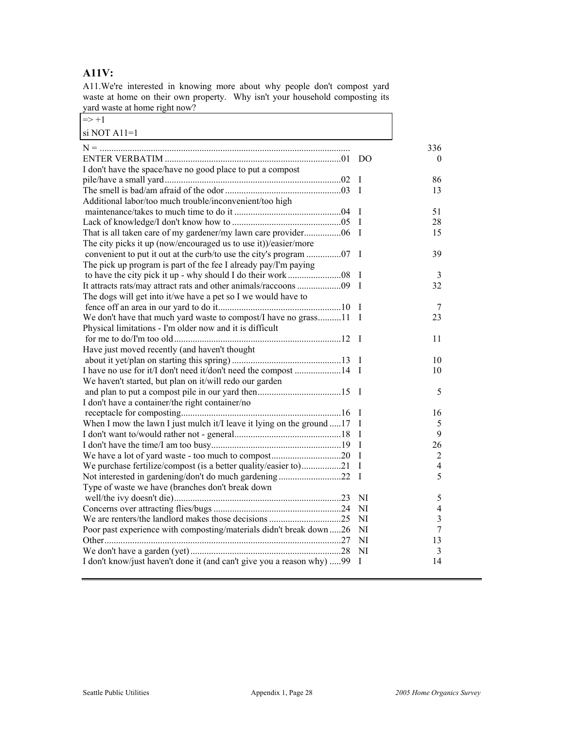## A11V:

A11.We're interested in knowing more about why people don't compost yard waste at home on their own property. Why isn't your household composting its yard waste at home right now?

```
=> +1
si NOT A11=1
```

| Response | Code | | Count |
|---|---|---|---|
| N = | | | 336 |
| ENTER VERBATIM | 01 | DO | 0 |
| I don't have the space/have no good place to put a compost pile/have a small yard | 02 | I | 86 |
| The smell is bad/am afraid of the odor | 03 | I | 13 |
| Additional labor/too much trouble/inconvenient/too high maintenance/takes to much time to do it | 04 | I | 51 |
| Lack of knowledge/I don't know how to | 05 | I | 28 |
| That is all taken care of my gardener/my lawn care provider | 06 | I | 15 |
| The city picks it up (now/encouraged us to use it))/easier/more convenient to put it out at the curb/to use the city's program | 07 | I | 39 |
| The pick up program is part of the fee I already pay/I'm paying to have the city pick it up - why should I do their work | 08 | I | 3 |
| It attracts rats/may attract rats and other animals/raccoons | 09 | I | 32 |
| The dogs will get into it/we have a pet so I we would have to fence off an area in our yard to do it | 10 | I | 7 |
| We don't have that much yard waste to compost/I have no grass | 11 | I | 23 |
| Physical limitations - I'm older now and it is difficult for me to do/I'm too old | 12 | I | 11 |
| Have just moved recently (and haven't thought about it yet/plan on starting this spring) | 13 | I | 10 |
| I have no use for it/I don't need it/don't need the compost | 14 | I | 10 |
| We haven't started, but plan on it/will redo our garden and plan to put a compost pile in our yard then | 15 | I | 5 |
| I don't have a container/the right container/no receptacle for composting | 16 | I | 16 |
| When I mow the lawn I just mulch it/I leave it lying on the ground | 17 | I | 5 |
| I don't want to/would rather not - general | 18 | I | 9 |
| I don't have the time/I am too busy | 19 | I | 26 |
| We have a lot of yard waste - too much to compost | 20 | I | 2 |
| We purchase fertilize/compost (is a better quality/easier to) | 21 | I | 4 |
| Not interested in gardening/don't do much gardening | 22 | I | 5 |
| Type of waste we have (branches don't break down well/the ivy doesn't die) | 23 | NI | 5 |
| Concerns over attracting flies/bugs | 24 | NI | 4 |
| We are renters/the landlord makes those decisions | 25 | NI | 3 |
| Poor past experience with composting/materials didn't break down | 26 | NI | 7 |
| Other | 27 | NI | 13 |
| We don't have a garden (yet) | 28 | NI | 3 |
| I don't know/just haven't done it (and can't give you a reason why) | 99 | I | 14 |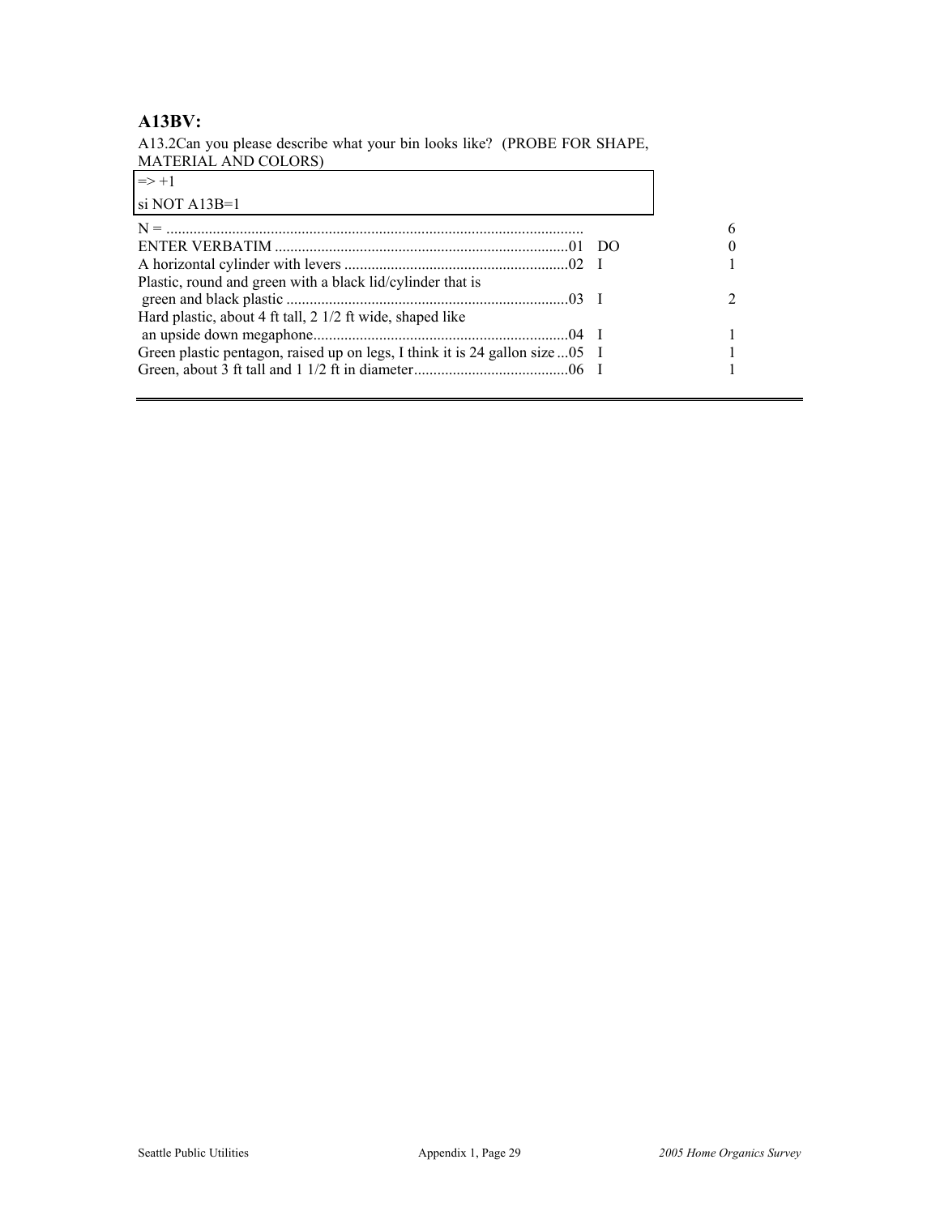**A13BV:**

A13.2Can you please describe what your bin looks like? (PROBE FOR SHAPE, MATERIAL AND COLORS)

| |
|---|
| => +1 |
| si NOT A13B=1 |

| Response | Code | | Count |
|---|---|---|---|
| N = | | | 6 |
| ENTER VERBATIM | 01 | DO | 0 |
| A horizontal cylinder with levers | 02 | I | 1 |
| Plastic, round and green with a black lid/cylinder that is green and black plastic | 03 | I | 2 |
| Hard plastic, about 4 ft tall, 2 1/2 ft wide, shaped like an upside down megaphone | 04 | I | 1 |
| Green plastic pentagon, raised up on legs, I think it is 24 gallon size | 05 | I | 1 |
| Green, about 3 ft tall and 1 1/2 ft in diameter | 06 | I | 1 |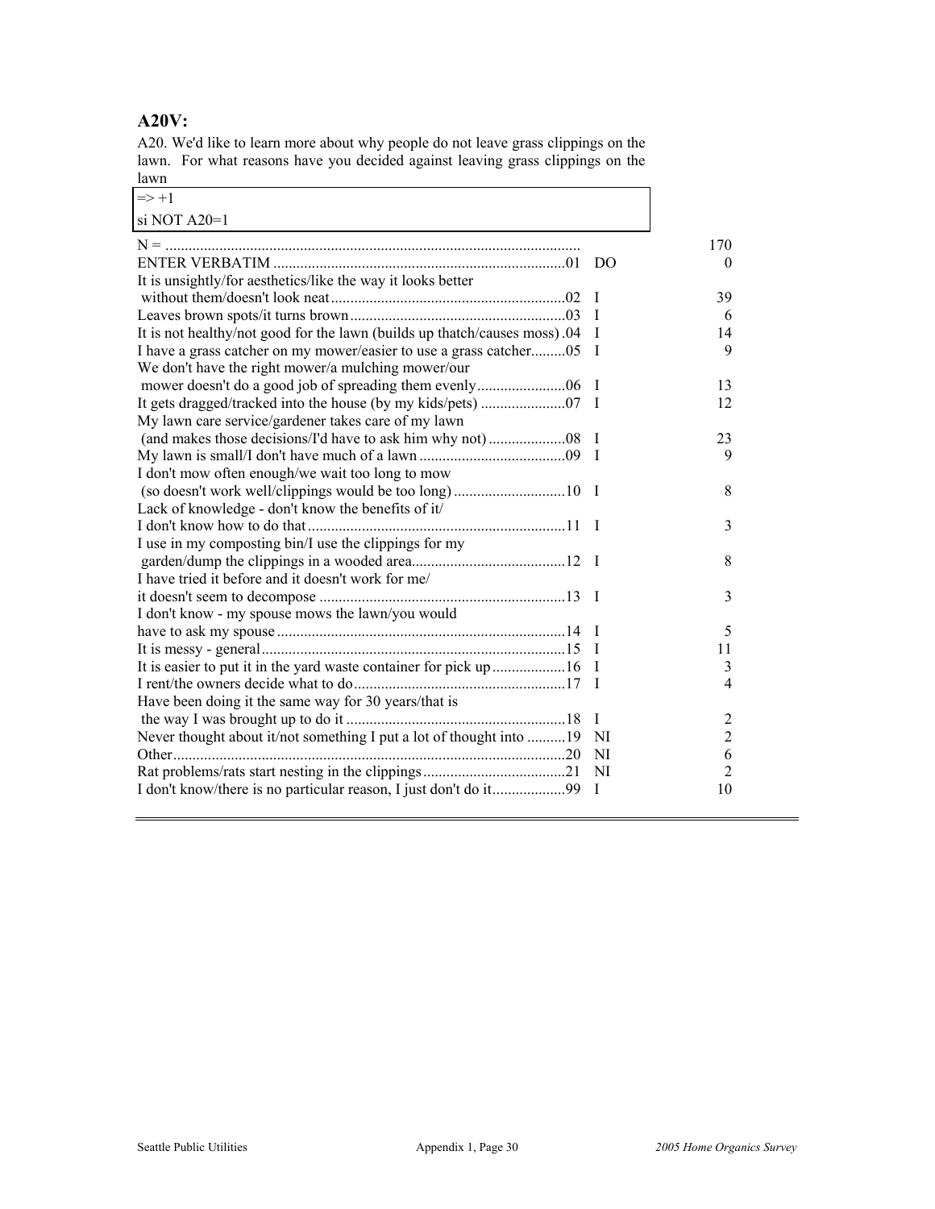## A20V:

A20. We'd like to learn more about why people do not leave grass clippings on the lawn. For what reasons have you decided against leaving grass clippings on the lawn

| => +1 |
|---|
| si NOT A20=1 |

| Response | Code | Type | Count |
|---|---|---|---|
| N = | | | 170 |
| ENTER VERBATIM | 01 | DO | 0 |
| It is unsightly/for aesthetics/like the way it looks better without them/doesn't look neat | 02 | I | 39 |
| Leaves brown spots/it turns brown | 03 | I | 6 |
| It is not healthy/not good for the lawn (builds up thatch/causes moss) | 04 | I | 14 |
| I have a grass catcher on my mower/easier to use a grass catcher | 05 | I | 9 |
| We don't have the right mower/a mulching mower/our mower doesn't do a good job of spreading them evenly | 06 | I | 13 |
| It gets dragged/tracked into the house (by my kids/pets) | 07 | I | 12 |
| My lawn care service/gardener takes care of my lawn (and makes those decisions/I'd have to ask him why not) | 08 | I | 23 |
| My lawn is small/I don't have much of a lawn | 09 | I | 9 |
| I don't mow often enough/we wait too long to mow (so doesn't work well/clippings would be too long) | 10 | I | 8 |
| Lack of knowledge - don't know the benefits of it/ I don't know how to do that | 11 | I | 3 |
| I use in my composting bin/I use the clippings for my garden/dump the clippings in a wooded area | 12 | I | 8 |
| I have tried it before and it doesn't work for me/ it doesn't seem to decompose | 13 | I | 3 |
| I don't know - my spouse mows the lawn/you would have to ask my spouse | 14 | I | 5 |
| It is messy - general | 15 | I | 11 |
| It is easier to put it in the yard waste container for pick up | 16 | I | 3 |
| I rent/the owners decide what to do | 17 | I | 4 |
| Have been doing it the same way for 30 years/that is the way I was brought up to do it | 18 | I | 2 |
| Never thought about it/not something I put a lot of thought into | 19 | NI | 2 |
| Other | 20 | NI | 6 |
| Rat problems/rats start nesting in the clippings | 21 | NI | 2 |
| I don't know/there is no particular reason, I just don't do it | 99 | I | 10 |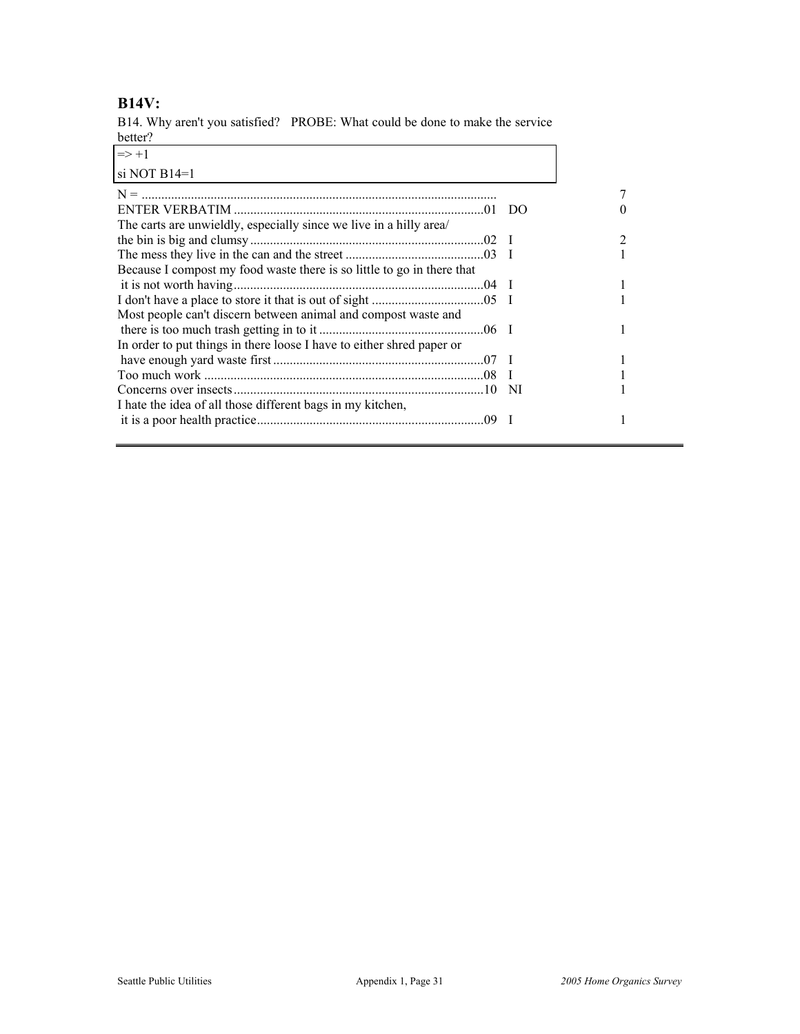**B14V:**

B14. Why aren't you satisfied? PROBE: What could be done to make the service better?

| => +1 |
|---|
| si NOT B14=1 |

| | | | |
|---|---|---|---|
| N = | | | 7 |
| ENTER VERBATIM | 01 | DO | 0 |
| The carts are unwieldly, especially since we live in a hilly area/ the bin is big and clumsy | 02 | I | 2 |
| The mess they live in the can and the street | 03 | I | 1 |
| Because I compost my food waste there is so little to go in there that it is not worth having | 04 | I | 1 |
| I don't have a place to store it that is out of sight | 05 | I | 1 |
| Most people can't discern between animal and compost waste and there is too much trash getting in to it | 06 | I | 1 |
| In order to put things in there loose I have to either shred paper or have enough yard waste first | 07 | I | 1 |
| Too much work | 08 | I | 1 |
| Concerns over insects | 10 | NI | 1 |
| I hate the idea of all those different bags in my kitchen, it is a poor health practice | 09 | I | 1 |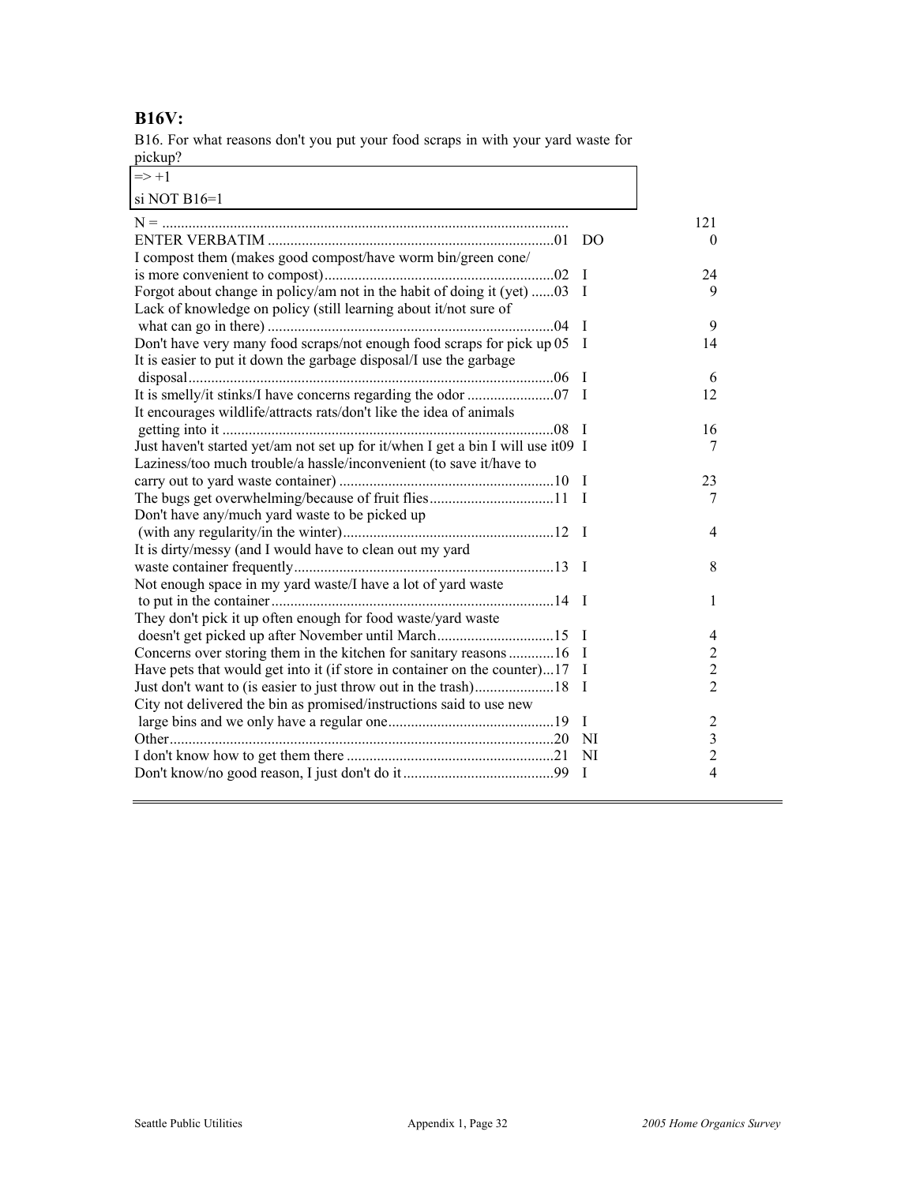## B16V:

B16. For what reasons don't you put your food scraps in with your yard waste for pickup?

| => +1 |
|---|
| si NOT B16=1 |

| Response | Code | | Count |
|---|---|---|---|
| N = | | | 121 |
| ENTER VERBATIM | 01 | DO | 0 |
| I compost them (makes good compost/have worm bin/green cone/ is more convenient to compost) | 02 | I | 24 |
| Forgot about change in policy/am not in the habit of doing it (yet) | 03 | I | 9 |
| Lack of knowledge on policy (still learning about it/not sure of what can go in there) | 04 | I | 9 |
| Don't have very many food scraps/not enough food scraps for pick up | 05 | I | 14 |
| It is easier to put it down the garbage disposal/I use the garbage disposal | 06 | I | 6 |
| It is smelly/it stinks/I have concerns regarding the odor | 07 | I | 12 |
| It encourages wildlife/attracts rats/don't like the idea of animals getting into it | 08 | I | 16 |
| Just haven't started yet/am not set up for it/when I get a bin I will use it | 09 | I | 7 |
| Laziness/too much trouble/a hassle/inconvenient (to save it/have to carry out to yard waste container) | 10 | I | 23 |
| The bugs get overwhelming/because of fruit flies | 11 | I | 7 |
| Don't have any/much yard waste to be picked up (with any regularity/in the winter) | 12 | I | 4 |
| It is dirty/messy (and I would have to clean out my yard waste container frequently | 13 | I | 8 |
| Not enough space in my yard waste/I have a lot of yard waste to put in the container | 14 | I | 1 |
| They don't pick it up often enough for food waste/yard waste doesn't get picked up after November until March | 15 | I | 4 |
| Concerns over storing them in the kitchen for sanitary reasons | 16 | I | 2 |
| Have pets that would get into it (if store in container on the counter) | 17 | I | 2 |
| Just don't want to (is easier to just throw out in the trash) | 18 | I | 2 |
| City not delivered the bin as promised/instructions said to use new large bins and we only have a regular one | 19 | I | 2 |
| Other | 20 | NI | 3 |
| I don't know how to get them there | 21 | NI | 2 |
| Don't know/no good reason, I just don't do it | 99 | I | 4 |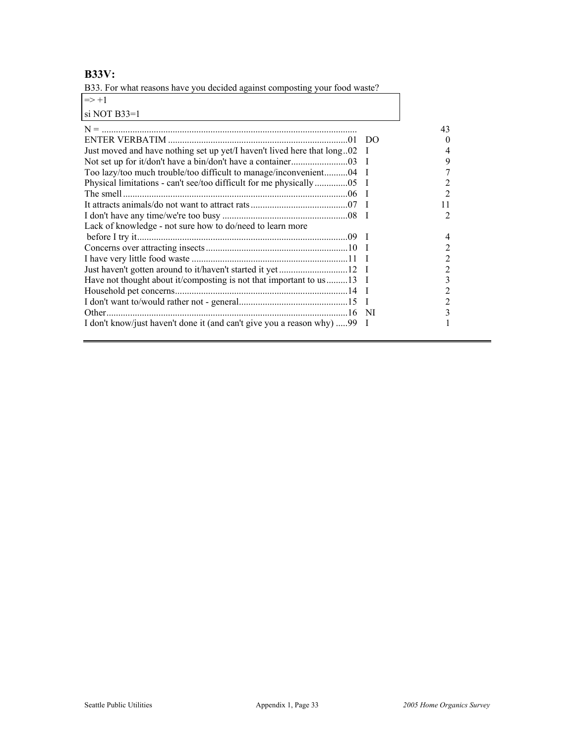## B33V:

B33. For what reasons have you decided against composting your food waste?

=> +1

si NOT B33=1

| | | | |
|---|---|---|---|
| N = | | | 43 |
| ENTER VERBATIM | 01 | DO | 0 |
| Just moved and have nothing set up yet/I haven't lived here that long | 02 | I | 4 |
| Not set up for it/don't have a bin/don't have a container | 03 | I | 9 |
| Too lazy/too much trouble/too difficult to manage/inconvenient | 04 | I | 7 |
| Physical limitations - can't see/too difficult for me physically | 05 | I | 2 |
| The smell | 06 | I | 2 |
| It attracts animals/do not want to attract rats | 07 | I | 11 |
| I don't have any time/we're too busy | 08 | I | 2 |
| Lack of knowledge - not sure how to do/need to learn more before I try it | 09 | I | 4 |
| Concerns over attracting insects | 10 | I | 2 |
| I have very little food waste | 11 | I | 2 |
| Just haven't gotten around to it/haven't started it yet | 12 | I | 2 |
| Have not thought about it/composting is not that important to us | 13 | I | 3 |
| Household pet concerns | 14 | I | 2 |
| I don't want to/would rather not - general | 15 | I | 2 |
| Other | 16 | NI | 3 |
| I don't know/just haven't done it (and can't give you a reason why) | 99 | I | 1 |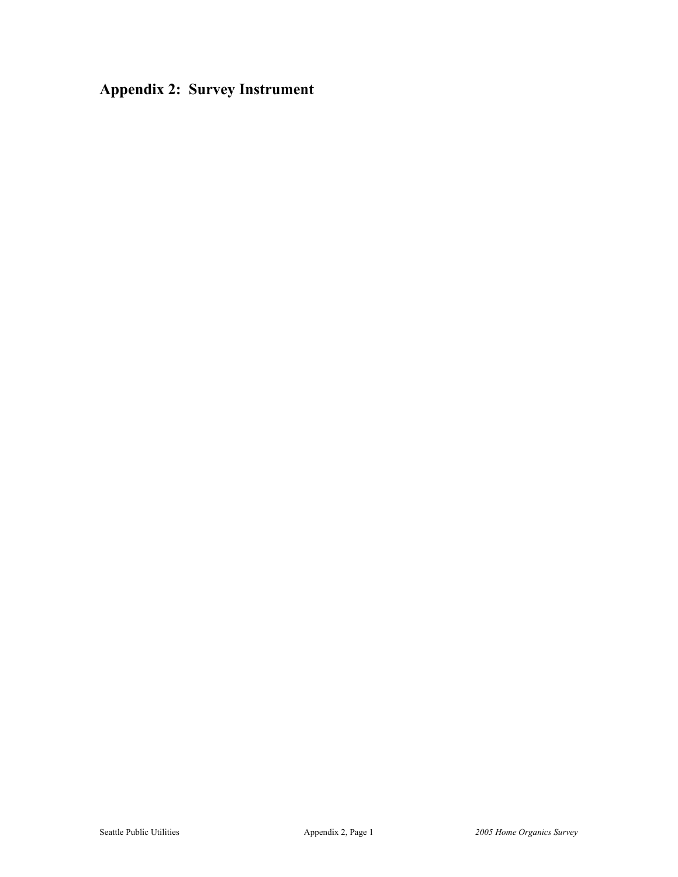# Appendix 2: Survey Instrument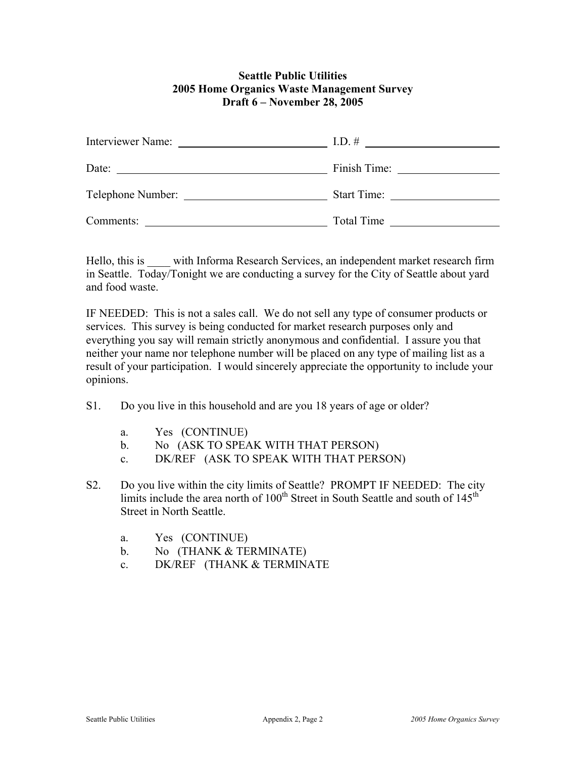**Seattle Public Utilities**
**2005 Home Organics Waste Management Survey**
**Draft 6 – November 28, 2005**

Interviewer Name: ________________________ I.D. # ________________________

Date: ________________________ Finish Time: ________________________

Telephone Number: ________________________ Start Time: ________________________

Comments: ________________________ Total Time ________________________

Hello, this is ____ with Informa Research Services, an independent market research firm in Seattle. Today/Tonight we are conducting a survey for the City of Seattle about yard and food waste.

IF NEEDED: This is not a sales call. We do not sell any type of consumer products or services. This survey is being conducted for market research purposes only and everything you say will remain strictly anonymous and confidential. I assure you that neither your name nor telephone number will be placed on any type of mailing list as a result of your participation. I would sincerely appreciate the opportunity to include your opinions.

S1. Do you live in this household and are you 18 years of age or older?

- a. Yes (CONTINUE)
- b. No (ASK TO SPEAK WITH THAT PERSON)
- c. DK/REF (ASK TO SPEAK WITH THAT PERSON)

S2. Do you live within the city limits of Seattle? PROMPT IF NEEDED: The city limits include the area north of 100th Street in South Seattle and south of 145th Street in North Seattle.

- a. Yes (CONTINUE)
- b. No (THANK & TERMINATE)
- c. DK/REF (THANK & TERMINATE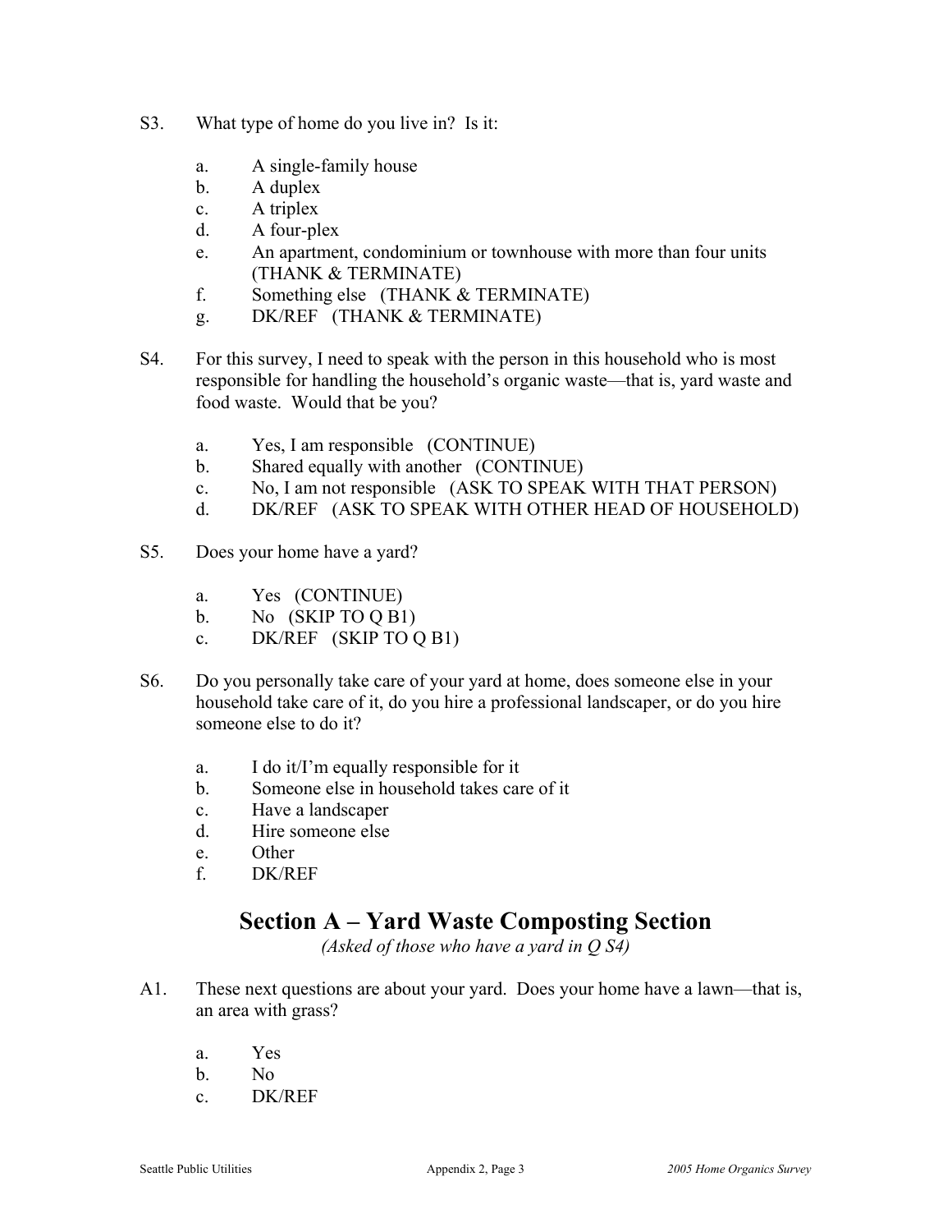S3. What type of home do you live in? Is it:

- a. A single-family house
- b. A duplex
- c. A triplex
- d. A four-plex
- e. An apartment, condominium or townhouse with more than four units (THANK & TERMINATE)
- f. Something else (THANK & TERMINATE)
- g. DK/REF (THANK & TERMINATE)

S4. For this survey, I need to speak with the person in this household who is most responsible for handling the household's organic waste—that is, yard waste and food waste. Would that be you?

- a. Yes, I am responsible (CONTINUE)
- b. Shared equally with another (CONTINUE)
- c. No, I am not responsible (ASK TO SPEAK WITH THAT PERSON)
- d. DK/REF (ASK TO SPEAK WITH OTHER HEAD OF HOUSEHOLD)

S5. Does your home have a yard?

- a. Yes (CONTINUE)
- b. No (SKIP TO Q B1)
- c. DK/REF (SKIP TO Q B1)

S6. Do you personally take care of your yard at home, does someone else in your household take care of it, do you hire a professional landscaper, or do you hire someone else to do it?

- a. I do it/I'm equally responsible for it
- b. Someone else in household takes care of it
- c. Have a landscaper
- d. Hire someone else
- e. Other
- f. DK/REF

## Section A – Yard Waste Composting Section

*(Asked of those who have a yard in Q S4)*

A1. These next questions are about your yard. Does your home have a lawn—that is, an area with grass?

- a. Yes
- b. No
- c. DK/REF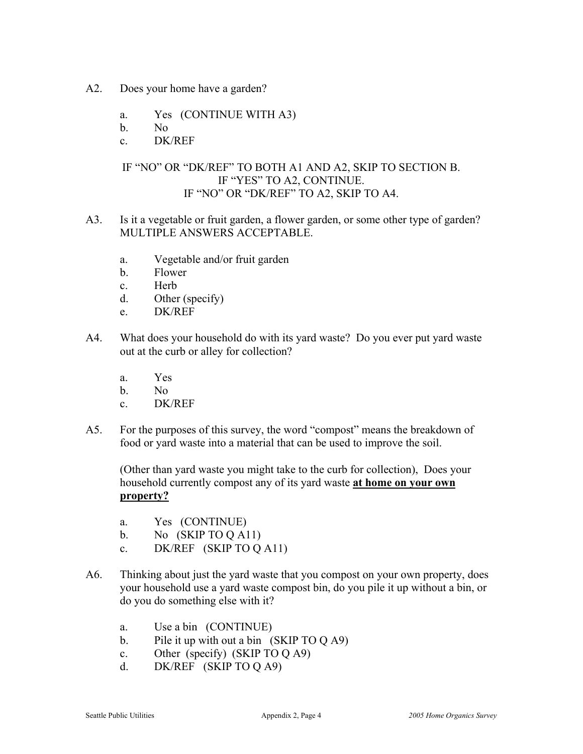A2. Does your home have a garden?

a. Yes (CONTINUE WITH A3)
b. No
c. DK/REF

IF "NO" OR "DK/REF" TO BOTH A1 AND A2, SKIP TO SECTION B.
IF "YES" TO A2, CONTINUE.
IF "NO" OR "DK/REF" TO A2, SKIP TO A4.

A3. Is it a vegetable or fruit garden, a flower garden, or some other type of garden? MULTIPLE ANSWERS ACCEPTABLE.

a. Vegetable and/or fruit garden
b. Flower
c. Herb
d. Other (specify)
e. DK/REF

A4. What does your household do with its yard waste? Do you ever put yard waste out at the curb or alley for collection?

a. Yes
b. No
c. DK/REF

A5. For the purposes of this survey, the word "compost" means the breakdown of food or yard waste into a material that can be used to improve the soil.

(Other than yard waste you might take to the curb for collection), Does your household currently compost any of its yard waste **at home on your own property?**

a. Yes (CONTINUE)
b. No (SKIP TO Q A11)
c. DK/REF (SKIP TO Q A11)

A6. Thinking about just the yard waste that you compost on your own property, does your household use a yard waste compost bin, do you pile it up without a bin, or do you do something else with it?

a. Use a bin (CONTINUE)
b. Pile it up with out a bin (SKIP TO Q A9)
c. Other (specify) (SKIP TO Q A9)
d. DK/REF (SKIP TO Q A9)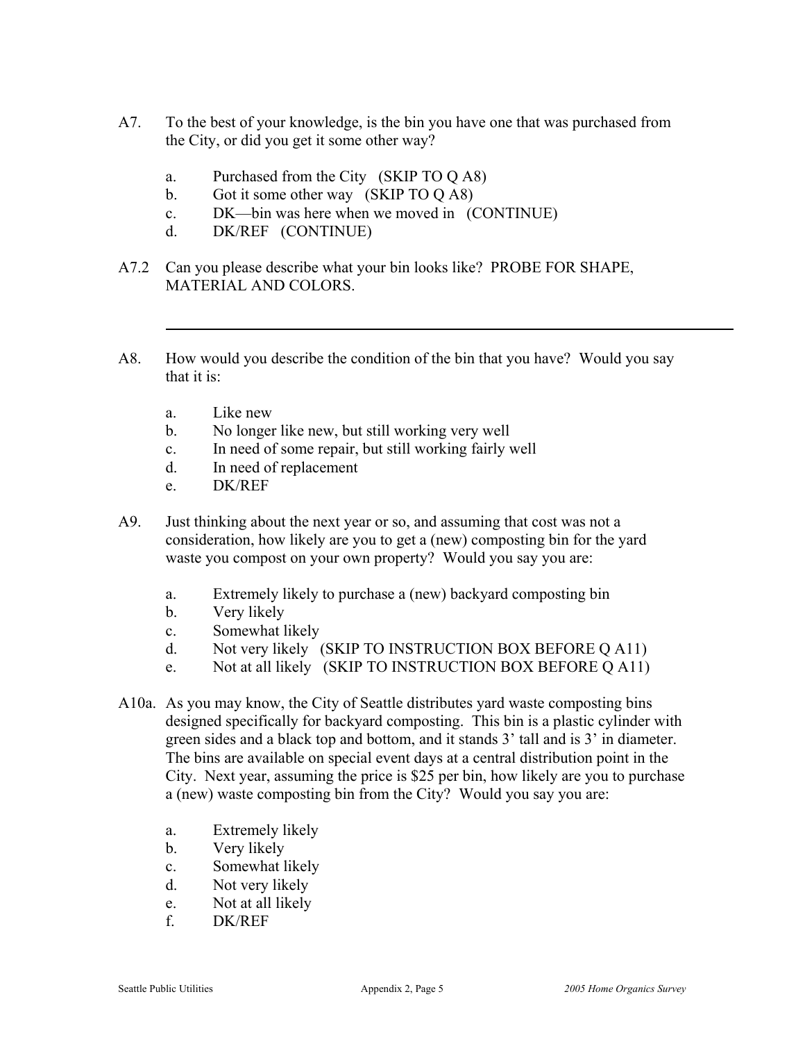A7. To the best of your knowledge, is the bin you have one that was purchased from the City, or did you get it some other way?

a. Purchased from the City (SKIP TO Q A8)
b. Got it some other way (SKIP TO Q A8)
c. DK—bin was here when we moved in (CONTINUE)
d. DK/REF (CONTINUE)

A7.2 Can you please describe what your bin looks like? PROBE FOR SHAPE, MATERIAL AND COLORS.

---

A8. How would you describe the condition of the bin that you have? Would you say that it is:

a. Like new
b. No longer like new, but still working very well
c. In need of some repair, but still working fairly well
d. In need of replacement
e. DK/REF

A9. Just thinking about the next year or so, and assuming that cost was not a consideration, how likely are you to get a (new) composting bin for the yard waste you compost on your own property? Would you say you are:

a. Extremely likely to purchase a (new) backyard composting bin
b. Very likely
c. Somewhat likely
d. Not very likely (SKIP TO INSTRUCTION BOX BEFORE Q A11)
e. Not at all likely (SKIP TO INSTRUCTION BOX BEFORE Q A11)

A10a. As you may know, the City of Seattle distributes yard waste composting bins designed specifically for backyard composting. This bin is a plastic cylinder with green sides and a black top and bottom, and it stands 3' tall and is 3' in diameter. The bins are available on special event days at a central distribution point in the City. Next year, assuming the price is $25 per bin, how likely are you to purchase a (new) waste composting bin from the City? Would you say you are:

a. Extremely likely
b. Very likely
c. Somewhat likely
d. Not very likely
e. Not at all likely
f. DK/REF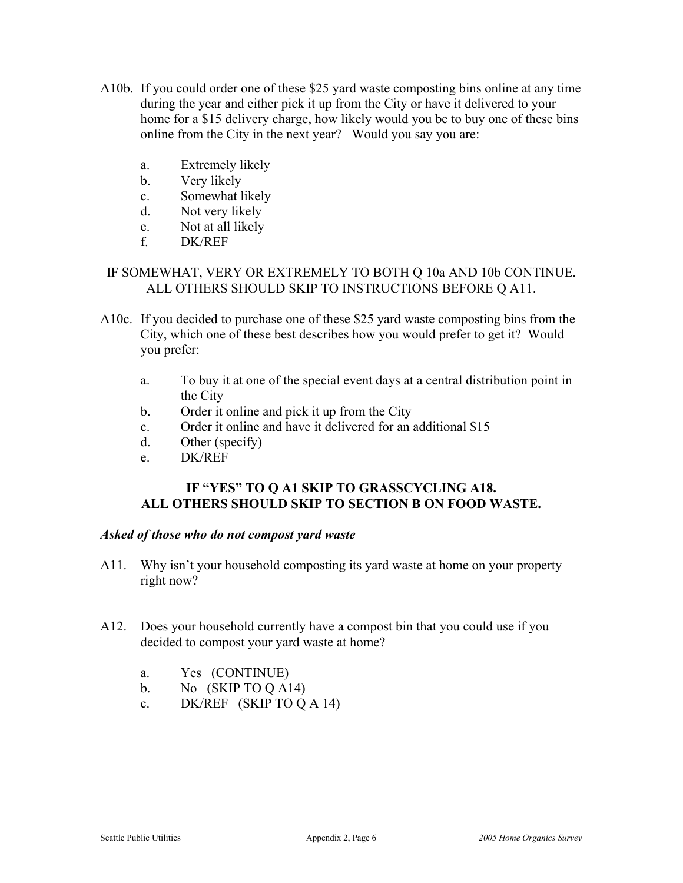A10b. If you could order one of these $25 yard waste composting bins online at any time during the year and either pick it up from the City or have it delivered to your home for a $15 delivery charge, how likely would you be to buy one of these bins online from the City in the next year? Would you say you are:

a. Extremely likely
b. Very likely
c. Somewhat likely
d. Not very likely
e. Not at all likely
f. DK/REF

IF SOMEWHAT, VERY OR EXTREMELY TO BOTH Q 10a AND 10b CONTINUE. ALL OTHERS SHOULD SKIP TO INSTRUCTIONS BEFORE Q A11.

A10c. If you decided to purchase one of these $25 yard waste composting bins from the City, which one of these best describes how you would prefer to get it? Would you prefer:

a. To buy it at one of the special event days at a central distribution point in the City
b. Order it online and pick it up from the City
c. Order it online and have it delivered for an additional $15
d. Other (specify)
e. DK/REF

**IF "YES" TO Q A1 SKIP TO GRASSCYCLING A18.**
**ALL OTHERS SHOULD SKIP TO SECTION B ON FOOD WASTE.**

***Asked of those who do not compost yard waste***

A11. Why isn't your household composting its yard waste at home on your property right now?

_______________________________________________

A12. Does your household currently have a compost bin that you could use if you decided to compost your yard waste at home?

a. Yes (CONTINUE)
b. No (SKIP TO Q A14)
c. DK/REF (SKIP TO Q A 14)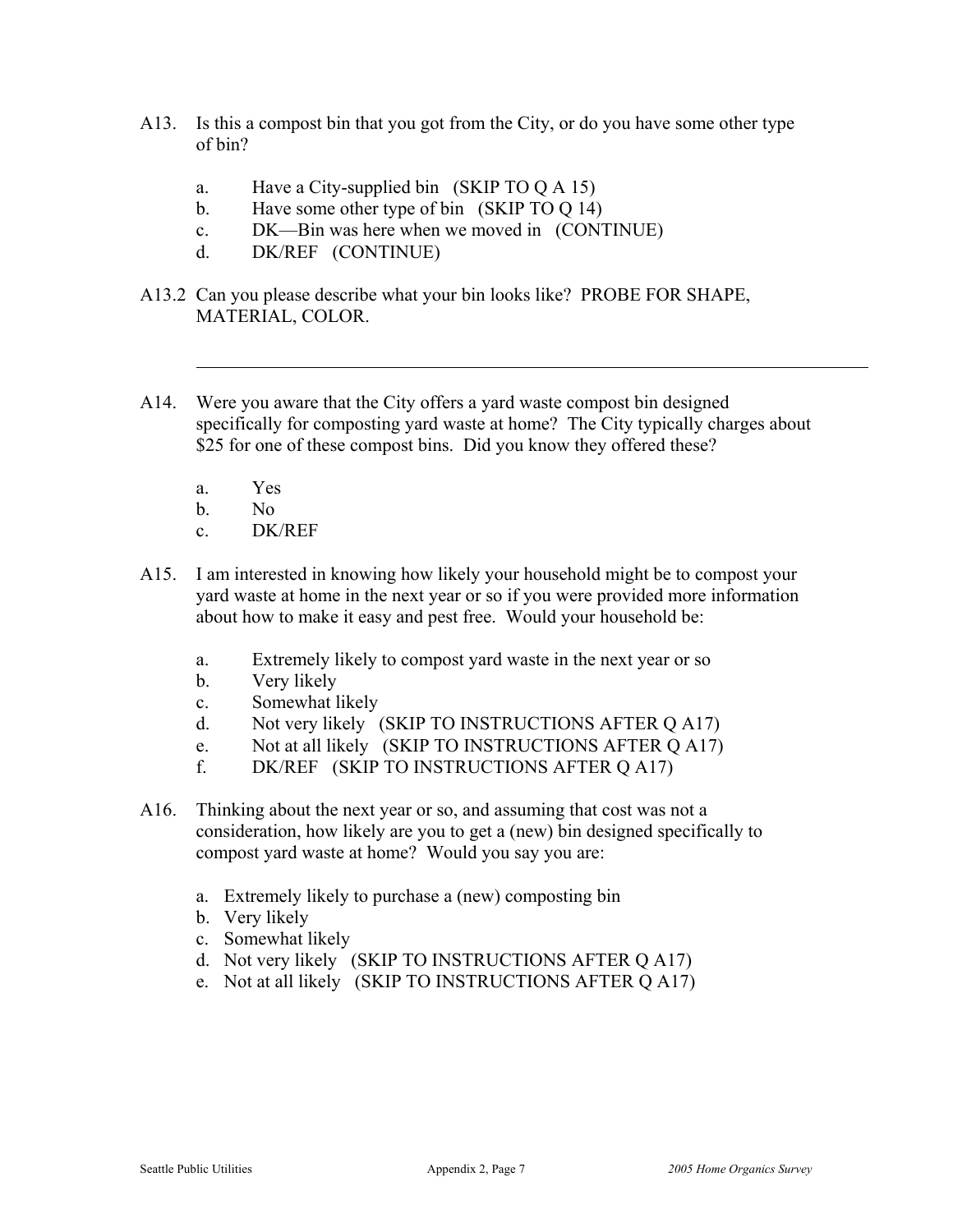A13. Is this a compost bin that you got from the City, or do you have some other type of bin?

a. Have a City-supplied bin (SKIP TO Q A 15)
b. Have some other type of bin (SKIP TO Q 14)
c. DK—Bin was here when we moved in (CONTINUE)
d. DK/REF (CONTINUE)

A13.2 Can you please describe what your bin looks like? PROBE FOR SHAPE, MATERIAL, COLOR.

---

A14. Were you aware that the City offers a yard waste compost bin designed specifically for composting yard waste at home? The City typically charges about $25 for one of these compost bins. Did you know they offered these?

a. Yes
b. No
c. DK/REF

A15. I am interested in knowing how likely your household might be to compost your yard waste at home in the next year or so if you were provided more information about how to make it easy and pest free. Would your household be:

a. Extremely likely to compost yard waste in the next year or so
b. Very likely
c. Somewhat likely
d. Not very likely (SKIP TO INSTRUCTIONS AFTER Q A17)
e. Not at all likely (SKIP TO INSTRUCTIONS AFTER Q A17)
f. DK/REF (SKIP TO INSTRUCTIONS AFTER Q A17)

A16. Thinking about the next year or so, and assuming that cost was not a consideration, how likely are you to get a (new) bin designed specifically to compost yard waste at home? Would you say you are:

a. Extremely likely to purchase a (new) composting bin
b. Very likely
c. Somewhat likely
d. Not very likely (SKIP TO INSTRUCTIONS AFTER Q A17)
e. Not at all likely (SKIP TO INSTRUCTIONS AFTER Q A17)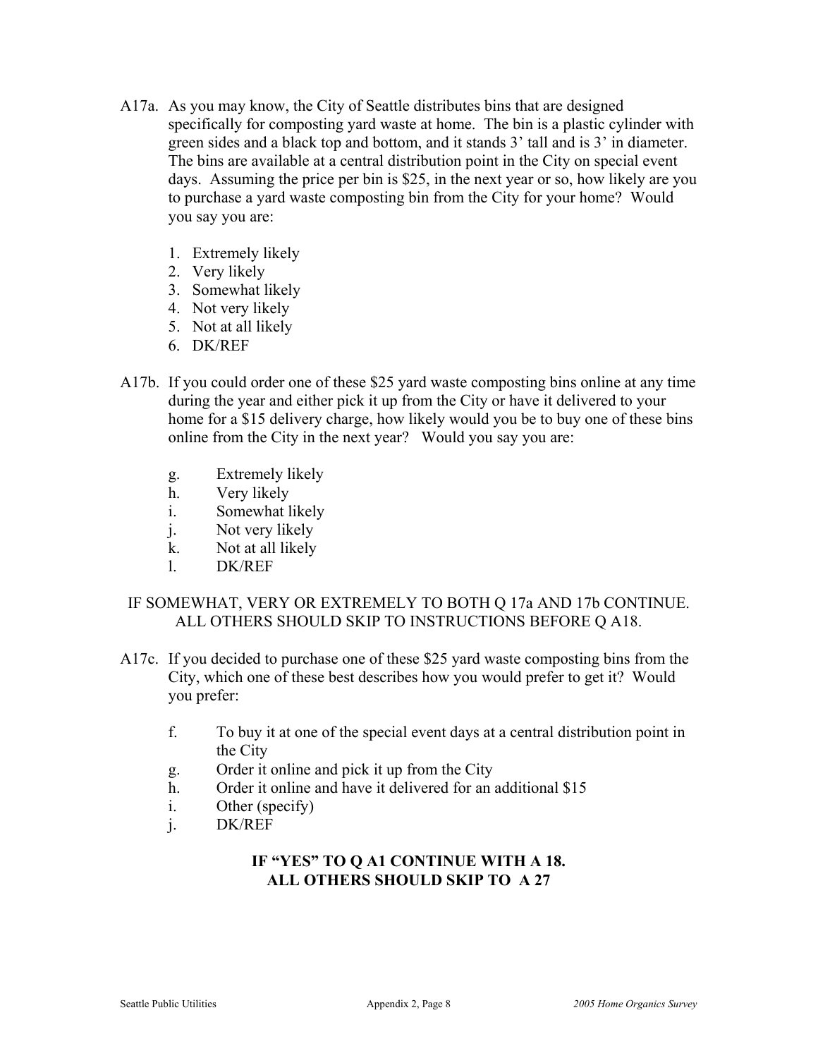A17a. As you may know, the City of Seattle distributes bins that are designed specifically for composting yard waste at home. The bin is a plastic cylinder with green sides and a black top and bottom, and it stands 3' tall and is 3' in diameter. The bins are available at a central distribution point in the City on special event days. Assuming the price per bin is $25, in the next year or so, how likely are you to purchase a yard waste composting bin from the City for your home? Would you say you are:

1. Extremely likely
2. Very likely
3. Somewhat likely
4. Not very likely
5. Not at all likely
6. DK/REF

A17b. If you could order one of these $25 yard waste composting bins online at any time during the year and either pick it up from the City or have it delivered to your home for a $15 delivery charge, how likely would you be to buy one of these bins online from the City in the next year? Would you say you are:

g. Extremely likely
h. Very likely
i. Somewhat likely
j. Not very likely
k. Not at all likely
l. DK/REF

IF SOMEWHAT, VERY OR EXTREMELY TO BOTH Q 17a AND 17b CONTINUE. ALL OTHERS SHOULD SKIP TO INSTRUCTIONS BEFORE Q A18.

A17c. If you decided to purchase one of these $25 yard waste composting bins from the City, which one of these best describes how you would prefer to get it? Would you prefer:

f. To buy it at one of the special event days at a central distribution point in the City
g. Order it online and pick it up from the City
h. Order it online and have it delivered for an additional $15
i. Other (specify)
j. DK/REF

**IF "YES" TO Q A1 CONTINUE WITH A 18.**
**ALL OTHERS SHOULD SKIP TO A 27**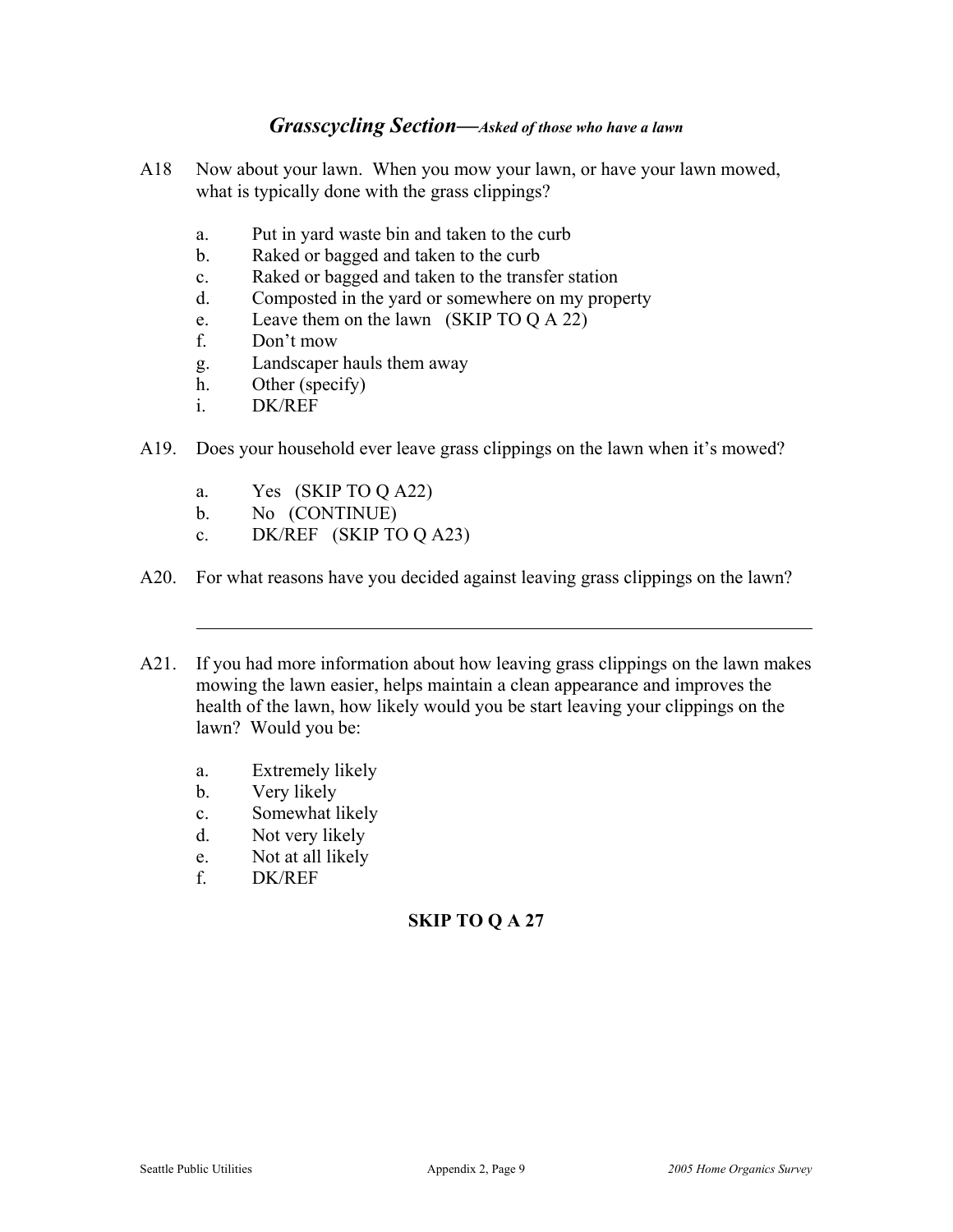## *Grasscycling Section—Asked of those who have a lawn*

A18 Now about your lawn. When you mow your lawn, or have your lawn mowed, what is typically done with the grass clippings?

a. Put in yard waste bin and taken to the curb
b. Raked or bagged and taken to the curb
c. Raked or bagged and taken to the transfer station
d. Composted in the yard or somewhere on my property
e. Leave them on the lawn (SKIP TO Q A 22)
f. Don't mow
g. Landscaper hauls them away
h. Other (specify)
i. DK/REF

A19. Does your household ever leave grass clippings on the lawn when it's mowed?

a. Yes (SKIP TO Q A22)
b. No (CONTINUE)
c. DK/REF (SKIP TO Q A23)

A20. For what reasons have you decided against leaving grass clippings on the lawn?

---

A21. If you had more information about how leaving grass clippings on the lawn makes mowing the lawn easier, helps maintain a clean appearance and improves the health of the lawn, how likely would you be start leaving your clippings on the lawn? Would you be:

a. Extremely likely
b. Very likely
c. Somewhat likely
d. Not very likely
e. Not at all likely
f. DK/REF

**SKIP TO Q A 27**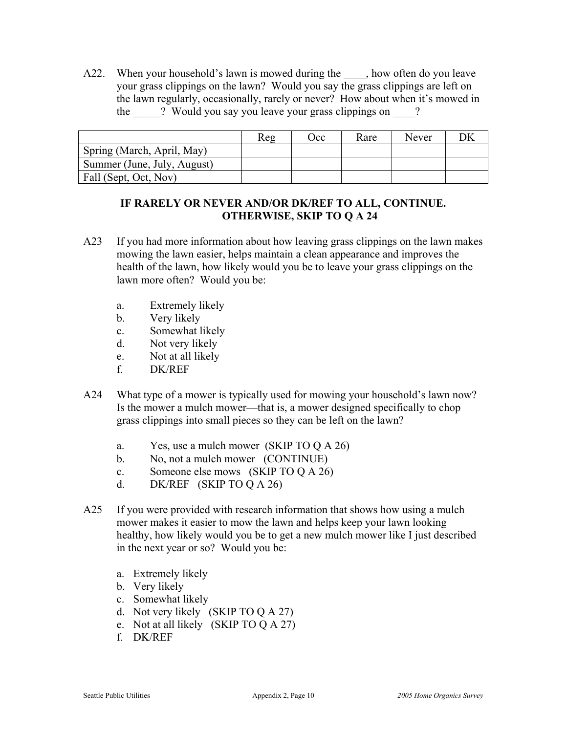A22. When your household's lawn is mowed during the ____, how often do you leave your grass clippings on the lawn? Would you say the grass clippings are left on the lawn regularly, occasionally, rarely or never? How about when it's mowed in the _____? Would you say you leave your grass clippings on ____?

| | Reg | Occ | Rare | Never | DK |
|---|---|---|---|---|---|
| Spring (March, April, May) | | | | | |
| Summer (June, July, August) | | | | | |
| Fall (Sept, Oct, Nov) | | | | | |

**IF RARELY OR NEVER AND/OR DK/REF TO ALL, CONTINUE. OTHERWISE, SKIP TO Q A 24**

A23 If you had more information about how leaving grass clippings on the lawn makes mowing the lawn easier, helps maintain a clean appearance and improves the health of the lawn, how likely would you be to leave your grass clippings on the lawn more often? Would you be:

a. Extremely likely
b. Very likely
c. Somewhat likely
d. Not very likely
e. Not at all likely
f. DK/REF

A24 What type of a mower is typically used for mowing your household's lawn now? Is the mower a mulch mower—that is, a mower designed specifically to chop grass clippings into small pieces so they can be left on the lawn?

a. Yes, use a mulch mower (SKIP TO Q A 26)
b. No, not a mulch mower (CONTINUE)
c. Someone else mows (SKIP TO Q A 26)
d. DK/REF (SKIP TO Q A 26)

A25 If you were provided with research information that shows how using a mulch mower makes it easier to mow the lawn and helps keep your lawn looking healthy, how likely would you be to get a new mulch mower like I just described in the next year or so? Would you be:

a. Extremely likely
b. Very likely
c. Somewhat likely
d. Not very likely (SKIP TO Q A 27)
e. Not at all likely (SKIP TO Q A 27)
f. DK/REF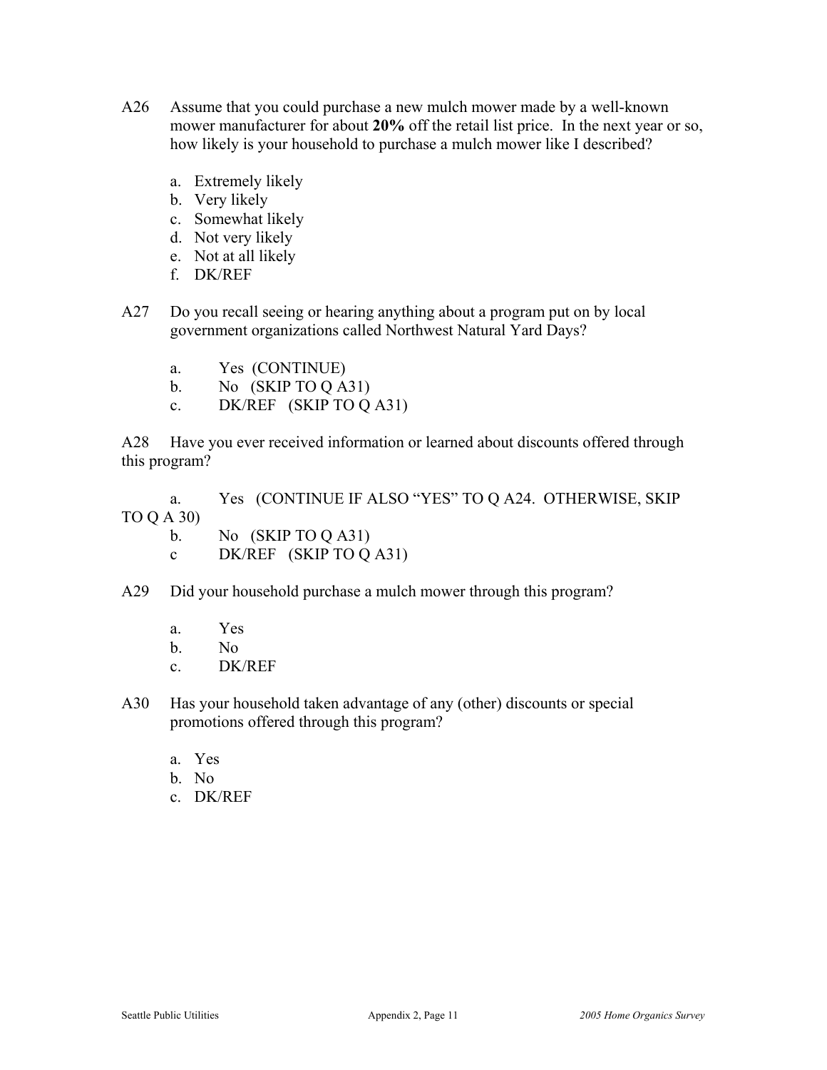A26 Assume that you could purchase a new mulch mower made by a well-known mower manufacturer for about **20%** off the retail list price. In the next year or so, how likely is your household to purchase a mulch mower like I described?

a. Extremely likely
b. Very likely
c. Somewhat likely
d. Not very likely
e. Not at all likely
f. DK/REF

A27 Do you recall seeing or hearing anything about a program put on by local government organizations called Northwest Natural Yard Days?

a. Yes (CONTINUE)
b. No (SKIP TO Q A31)
c. DK/REF (SKIP TO Q A31)

A28 Have you ever received information or learned about discounts offered through this program?

a. Yes (CONTINUE IF ALSO "YES" TO Q A24. OTHERWISE, SKIP TO Q A 30)
b. No (SKIP TO Q A31)
c DK/REF (SKIP TO Q A31)

A29 Did your household purchase a mulch mower through this program?

a. Yes
b. No
c. DK/REF

A30 Has your household taken advantage of any (other) discounts or special promotions offered through this program?

a. Yes
b. No
c. DK/REF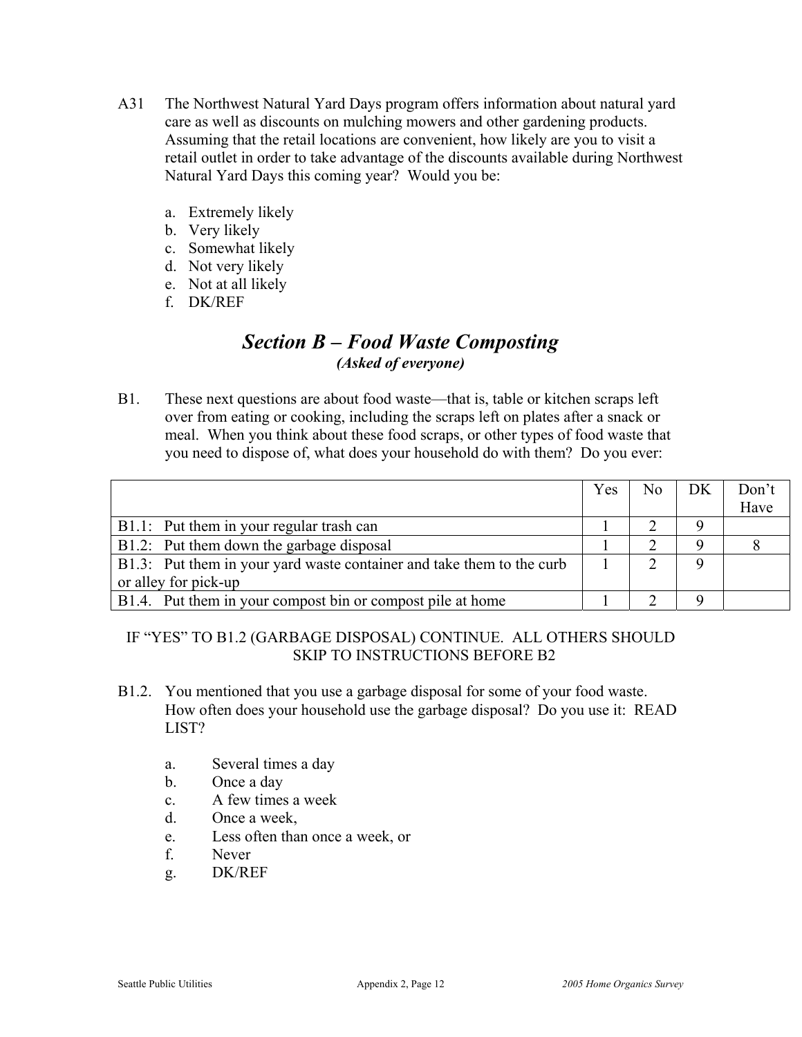A31 The Northwest Natural Yard Days program offers information about natural yard care as well as discounts on mulching mowers and other gardening products. Assuming that the retail locations are convenient, how likely are you to visit a retail outlet in order to take advantage of the discounts available during Northwest Natural Yard Days this coming year? Would you be:

a. Extremely likely
b. Very likely
c. Somewhat likely
d. Not very likely
e. Not at all likely
f. DK/REF

## *Section B – Food Waste Composting*

***(Asked of everyone)***

B1. These next questions are about food waste—that is, table or kitchen scraps left over from eating or cooking, including the scraps left on plates after a snack or meal. When you think about these food scraps, or other types of food waste that you need to dispose of, what does your household do with them? Do you ever:

| | Yes | No | DK | Don't Have |
|---|---|---|---|---|
| B1.1: Put them in your regular trash can | 1 | 2 | 9 | |
| B1.2: Put them down the garbage disposal | 1 | 2 | 9 | 8 |
| B1.3: Put them in your yard waste container and take them to the curb or alley for pick-up | 1 | 2 | 9 | |
| B1.4. Put them in your compost bin or compost pile at home | 1 | 2 | 9 | |

IF "YES" TO B1.2 (GARBAGE DISPOSAL) CONTINUE. ALL OTHERS SHOULD SKIP TO INSTRUCTIONS BEFORE B2

B1.2. You mentioned that you use a garbage disposal for some of your food waste. How often does your household use the garbage disposal? Do you use it: READ LIST?

a. Several times a day
b. Once a day
c. A few times a week
d. Once a week,
e. Less often than once a week, or
f. Never
g. DK/REF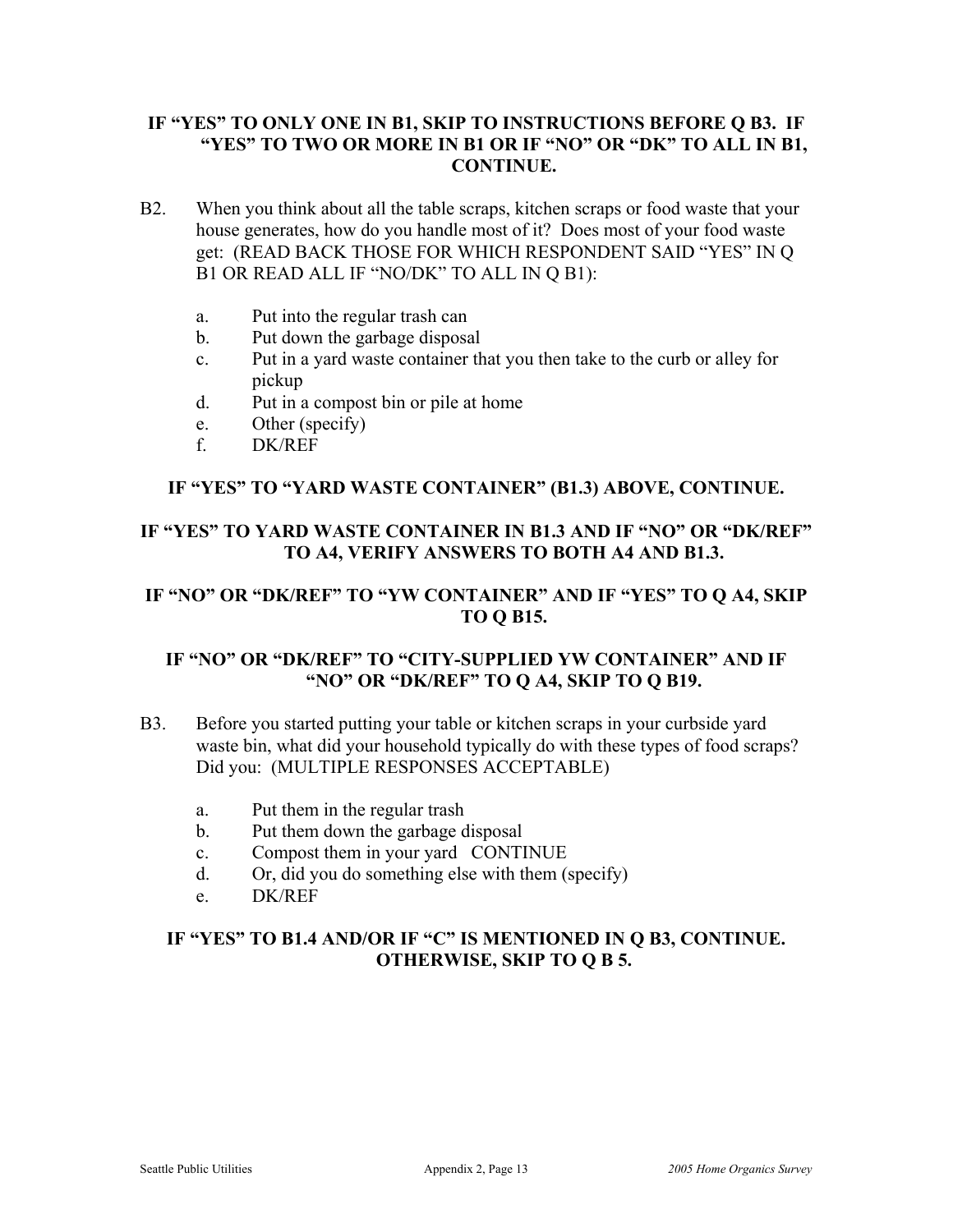**IF "YES" TO ONLY ONE IN B1, SKIP TO INSTRUCTIONS BEFORE Q B3. IF "YES" TO TWO OR MORE IN B1 OR IF "NO" OR "DK" TO ALL IN B1, CONTINUE.**

B2. When you think about all the table scraps, kitchen scraps or food waste that your house generates, how do you handle most of it? Does most of your food waste get: (READ BACK THOSE FOR WHICH RESPONDENT SAID "YES" IN Q B1 OR READ ALL IF "NO/DK" TO ALL IN Q B1):

a. Put into the regular trash can
b. Put down the garbage disposal
c. Put in a yard waste container that you then take to the curb or alley for pickup
d. Put in a compost bin or pile at home
e. Other (specify)
f. DK/REF

**IF "YES" TO "YARD WASTE CONTAINER" (B1.3) ABOVE, CONTINUE.**

**IF "YES" TO YARD WASTE CONTAINER IN B1.3 AND IF "NO" OR "DK/REF" TO A4, VERIFY ANSWERS TO BOTH A4 AND B1.3.**

**IF "NO" OR "DK/REF" TO "YW CONTAINER" AND IF "YES" TO Q A4, SKIP TO Q B15.**

**IF "NO" OR "DK/REF" TO "CITY-SUPPLIED YW CONTAINER" AND IF "NO" OR "DK/REF" TO Q A4, SKIP TO Q B19.**

B3. Before you started putting your table or kitchen scraps in your curbside yard waste bin, what did your household typically do with these types of food scraps? Did you: (MULTIPLE RESPONSES ACCEPTABLE)

a. Put them in the regular trash
b. Put them down the garbage disposal
c. Compost them in your yard CONTINUE
d. Or, did you do something else with them (specify)
e. DK/REF

**IF "YES" TO B1.4 AND/OR IF "C" IS MENTIONED IN Q B3, CONTINUE. OTHERWISE, SKIP TO Q B 5.**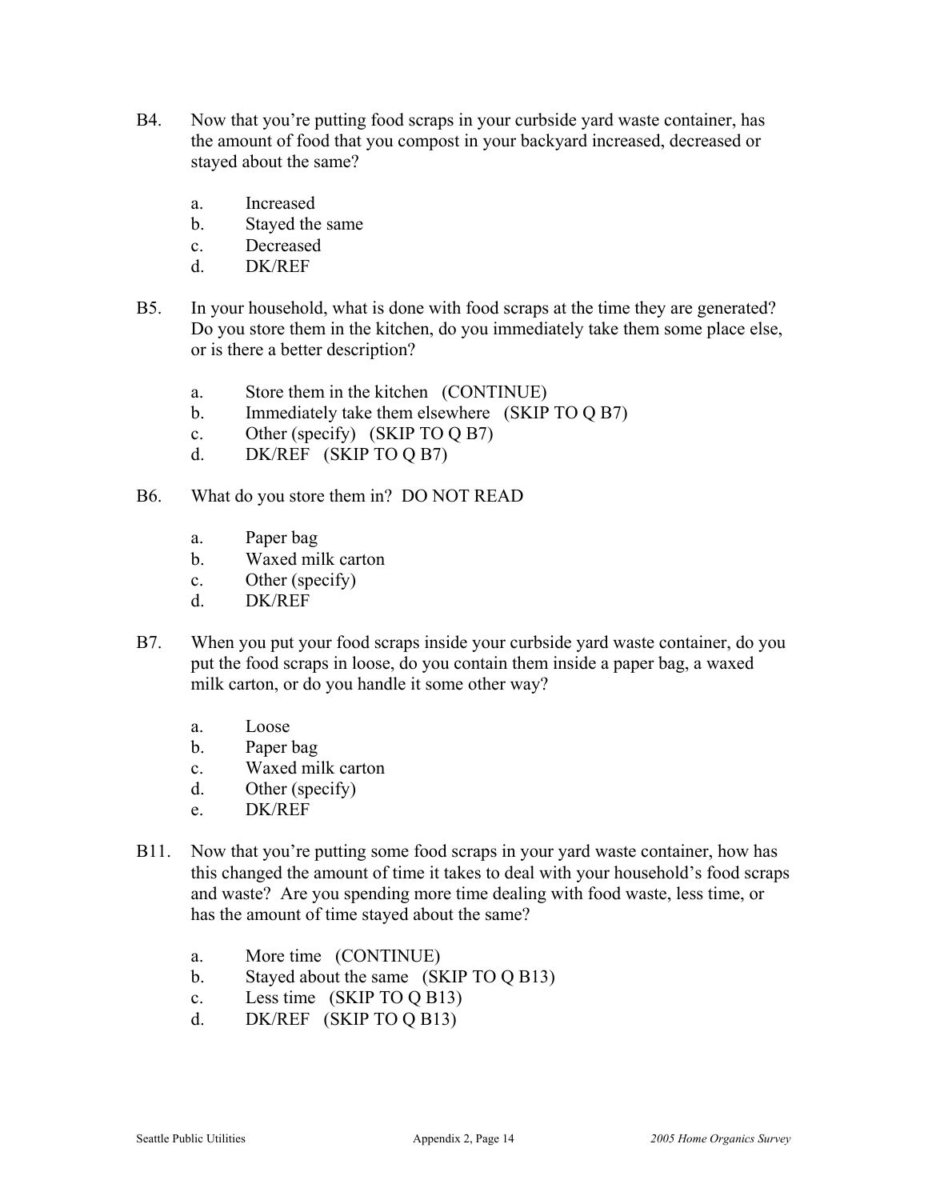B4. Now that you're putting food scraps in your curbside yard waste container, has the amount of food that you compost in your backyard increased, decreased or stayed about the same?

   a. Increased
   b. Stayed the same
   c. Decreased
   d. DK/REF

B5. In your household, what is done with food scraps at the time they are generated? Do you store them in the kitchen, do you immediately take them some place else, or is there a better description?

   a. Store them in the kitchen (CONTINUE)
   b. Immediately take them elsewhere (SKIP TO Q B7)
   c. Other (specify) (SKIP TO Q B7)
   d. DK/REF (SKIP TO Q B7)

B6. What do you store them in? DO NOT READ

   a. Paper bag
   b. Waxed milk carton
   c. Other (specify)
   d. DK/REF

B7. When you put your food scraps inside your curbside yard waste container, do you put the food scraps in loose, do you contain them inside a paper bag, a waxed milk carton, or do you handle it some other way?

   a. Loose
   b. Paper bag
   c. Waxed milk carton
   d. Other (specify)
   e. DK/REF

B11. Now that you're putting some food scraps in your yard waste container, how has this changed the amount of time it takes to deal with your household's food scraps and waste? Are you spending more time dealing with food waste, less time, or has the amount of time stayed about the same?

   a. More time (CONTINUE)
   b. Stayed about the same (SKIP TO Q B13)
   c. Less time (SKIP TO Q B13)
   d. DK/REF (SKIP TO Q B13)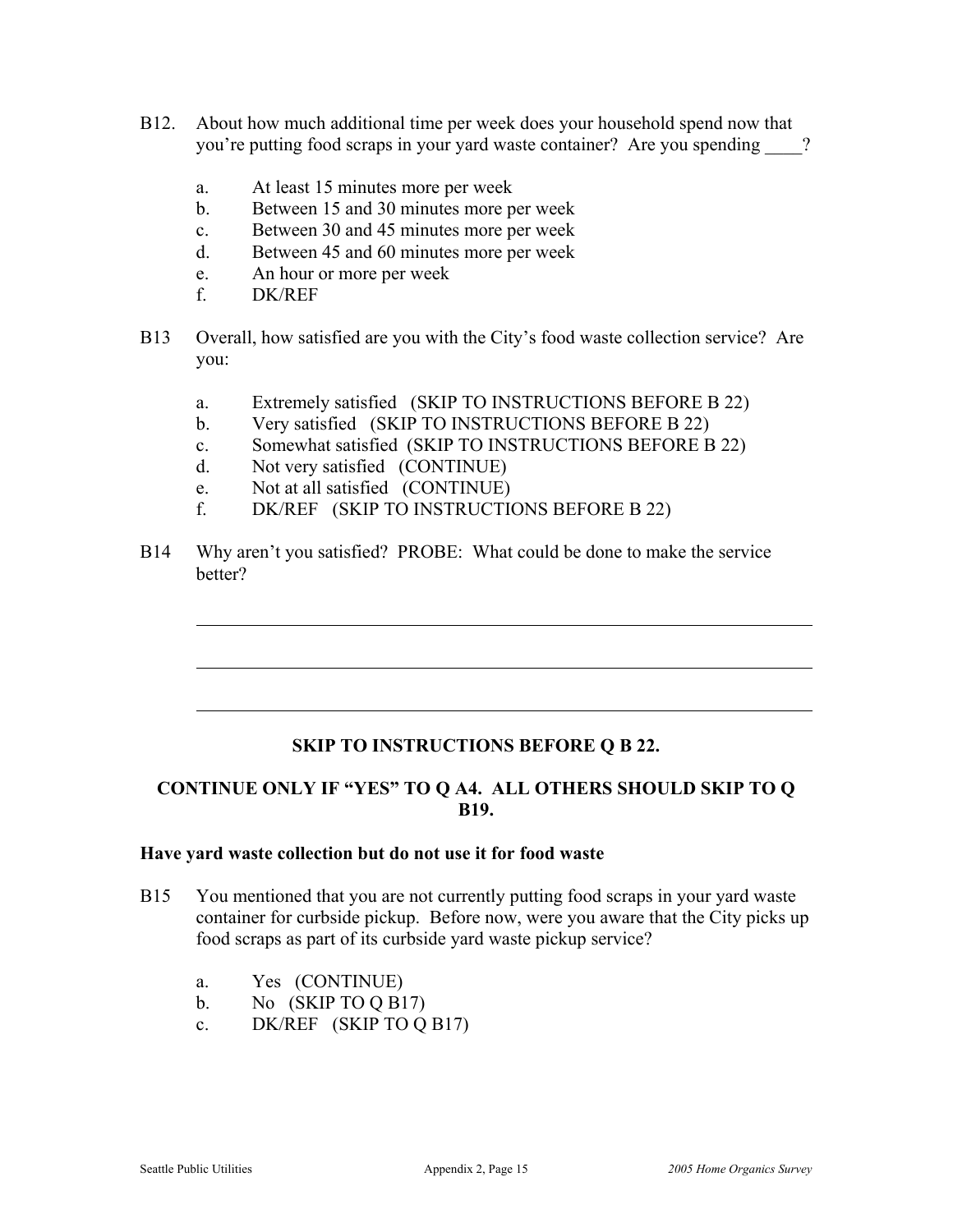B12. About how much additional time per week does your household spend now that you're putting food scraps in your yard waste container? Are you spending ____?

- a. At least 15 minutes more per week
- b. Between 15 and 30 minutes more per week
- c. Between 30 and 45 minutes more per week
- d. Between 45 and 60 minutes more per week
- e. An hour or more per week
- f. DK/REF

B13 Overall, how satisfied are you with the City's food waste collection service? Are you:

- a. Extremely satisfied (SKIP TO INSTRUCTIONS BEFORE B 22)
- b. Very satisfied (SKIP TO INSTRUCTIONS BEFORE B 22)
- c. Somewhat satisfied (SKIP TO INSTRUCTIONS BEFORE B 22)
- d. Not very satisfied (CONTINUE)
- e. Not at all satisfied (CONTINUE)
- f. DK/REF (SKIP TO INSTRUCTIONS BEFORE B 22)

B14 Why aren't you satisfied? PROBE: What could be done to make the service better?

______________________________________________________________________

______________________________________________________________________

______________________________________________________________________

**SKIP TO INSTRUCTIONS BEFORE Q B 22.**

**CONTINUE ONLY IF "YES" TO Q A4. ALL OTHERS SHOULD SKIP TO Q B19.**

**Have yard waste collection but do not use it for food waste**

B15 You mentioned that you are not currently putting food scraps in your yard waste container for curbside pickup. Before now, were you aware that the City picks up food scraps as part of its curbside yard waste pickup service?

- a. Yes (CONTINUE)
- b. No (SKIP TO Q B17)
- c. DK/REF (SKIP TO Q B17)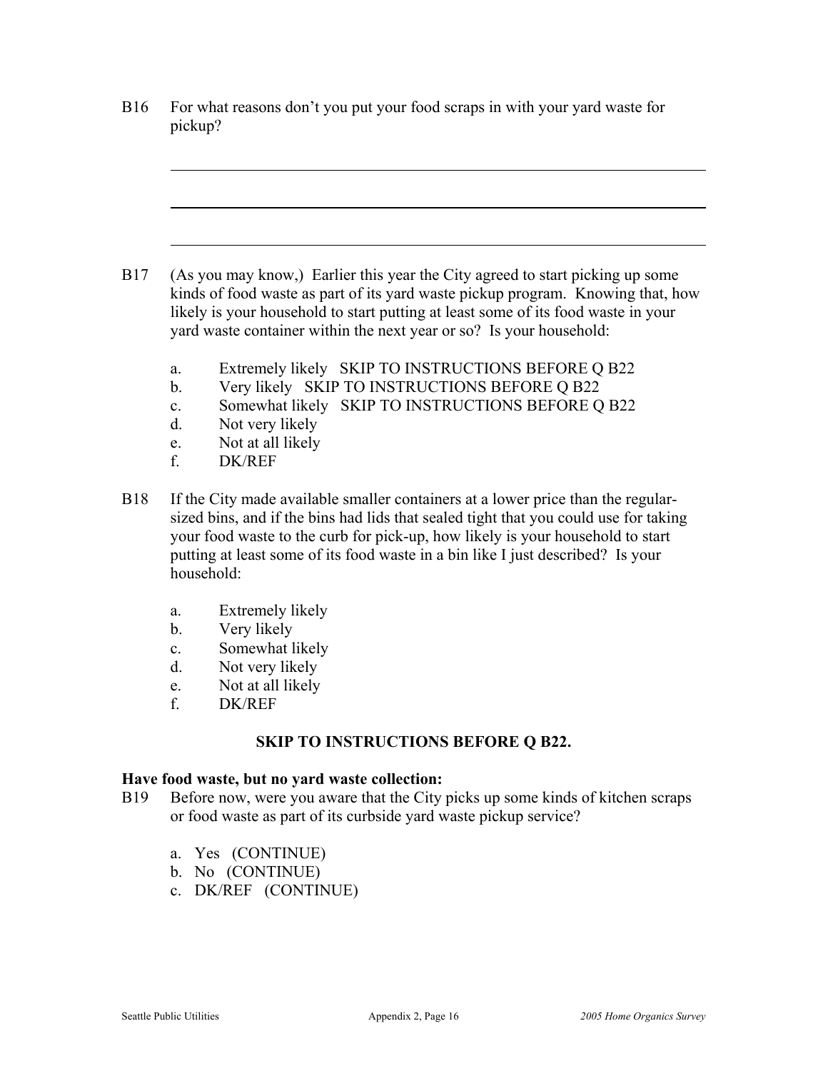B16 For what reasons don't you put your food scraps in with your yard waste for pickup?

\_\_\_\_\_\_\_\_\_\_\_\_\_\_\_\_\_\_\_\_\_\_\_\_\_\_\_\_\_\_\_\_\_\_\_\_\_\_\_\_\_\_\_\_\_\_\_\_\_\_\_\_\_\_\_\_

\_\_\_\_\_\_\_\_\_\_\_\_\_\_\_\_\_\_\_\_\_\_\_\_\_\_\_\_\_\_\_\_\_\_\_\_\_\_\_\_\_\_\_\_\_\_\_\_\_\_\_\_\_\_\_\_

\_\_\_\_\_\_\_\_\_\_\_\_\_\_\_\_\_\_\_\_\_\_\_\_\_\_\_\_\_\_\_\_\_\_\_\_\_\_\_\_\_\_\_\_\_\_\_\_\_\_\_\_\_\_\_\_

B17 (As you may know,) Earlier this year the City agreed to start picking up some kinds of food waste as part of its yard waste pickup program. Knowing that, how likely is your household to start putting at least some of its food waste in your yard waste container within the next year or so? Is your household:

a. Extremely likely SKIP TO INSTRUCTIONS BEFORE Q B22
b. Very likely SKIP TO INSTRUCTIONS BEFORE Q B22
c. Somewhat likely SKIP TO INSTRUCTIONS BEFORE Q B22
d. Not very likely
e. Not at all likely
f. DK/REF

B18 If the City made available smaller containers at a lower price than the regular-sized bins, and if the bins had lids that sealed tight that you could use for taking your food waste to the curb for pick-up, how likely is your household to start putting at least some of its food waste in a bin like I just described? Is your household:

a. Extremely likely
b. Very likely
c. Somewhat likely
d. Not very likely
e. Not at all likely
f. DK/REF

**SKIP TO INSTRUCTIONS BEFORE Q B22.**

**Have food waste, but no yard waste collection:**

B19 Before now, were you aware that the City picks up some kinds of kitchen scraps or food waste as part of its curbside yard waste pickup service?

a. Yes (CONTINUE)
b. No (CONTINUE)
c. DK/REF (CONTINUE)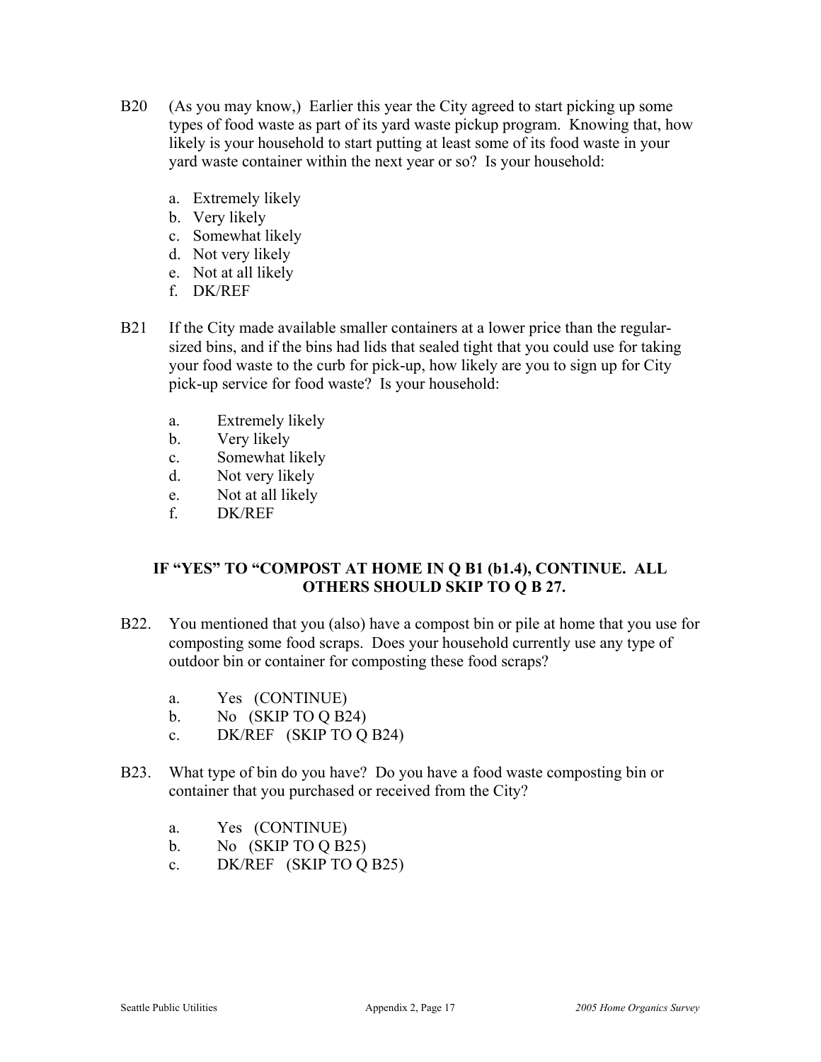B20 (As you may know,) Earlier this year the City agreed to start picking up some types of food waste as part of its yard waste pickup program. Knowing that, how likely is your household to start putting at least some of its food waste in your yard waste container within the next year or so? Is your household:

a. Extremely likely
b. Very likely
c. Somewhat likely
d. Not very likely
e. Not at all likely
f. DK/REF

B21 If the City made available smaller containers at a lower price than the regular-sized bins, and if the bins had lids that sealed tight that you could use for taking your food waste to the curb for pick-up, how likely are you to sign up for City pick-up service for food waste? Is your household:

a. Extremely likely
b. Very likely
c. Somewhat likely
d. Not very likely
e. Not at all likely
f. DK/REF

**IF "YES" TO "COMPOST AT HOME IN Q B1 (b1.4), CONTINUE. ALL OTHERS SHOULD SKIP TO Q B 27.**

B22. You mentioned that you (also) have a compost bin or pile at home that you use for composting some food scraps. Does your household currently use any type of outdoor bin or container for composting these food scraps?

a. Yes (CONTINUE)
b. No (SKIP TO Q B24)
c. DK/REF (SKIP TO Q B24)

B23. What type of bin do you have? Do you have a food waste composting bin or container that you purchased or received from the City?

a. Yes (CONTINUE)
b. No (SKIP TO Q B25)
c. DK/REF (SKIP TO Q B25)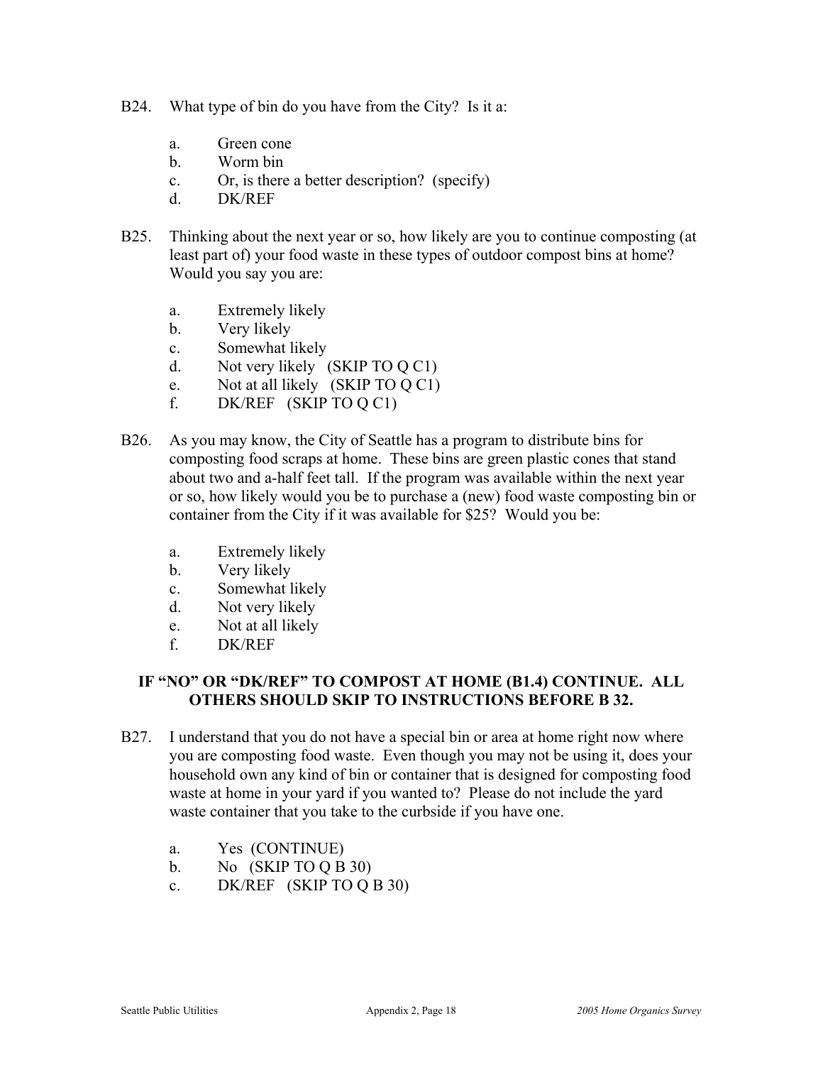B24. What type of bin do you have from the City? Is it a:

a. Green cone
b. Worm bin
c. Or, is there a better description? (specify)
d. DK/REF

B25. Thinking about the next year or so, how likely are you to continue composting (at least part of) your food waste in these types of outdoor compost bins at home? Would you say you are:

a. Extremely likely
b. Very likely
c. Somewhat likely
d. Not very likely (SKIP TO Q C1)
e. Not at all likely (SKIP TO Q C1)
f. DK/REF (SKIP TO Q C1)

B26. As you may know, the City of Seattle has a program to distribute bins for composting food scraps at home. These bins are green plastic cones that stand about two and a-half feet tall. If the program was available within the next year or so, how likely would you be to purchase a (new) food waste composting bin or container from the City if it was available for $25? Would you be:

a. Extremely likely
b. Very likely
c. Somewhat likely
d. Not very likely
e. Not at all likely
f. DK/REF

**IF "NO" OR "DK/REF" TO COMPOST AT HOME (B1.4) CONTINUE. ALL OTHERS SHOULD SKIP TO INSTRUCTIONS BEFORE B 32.**

B27. I understand that you do not have a special bin or area at home right now where you are composting food waste. Even though you may not be using it, does your household own any kind of bin or container that is designed for composting food waste at home in your yard if you wanted to? Please do not include the yard waste container that you take to the curbside if you have one.

a. Yes (CONTINUE)
b. No (SKIP TO Q B 30)
c. DK/REF (SKIP TO Q B 30)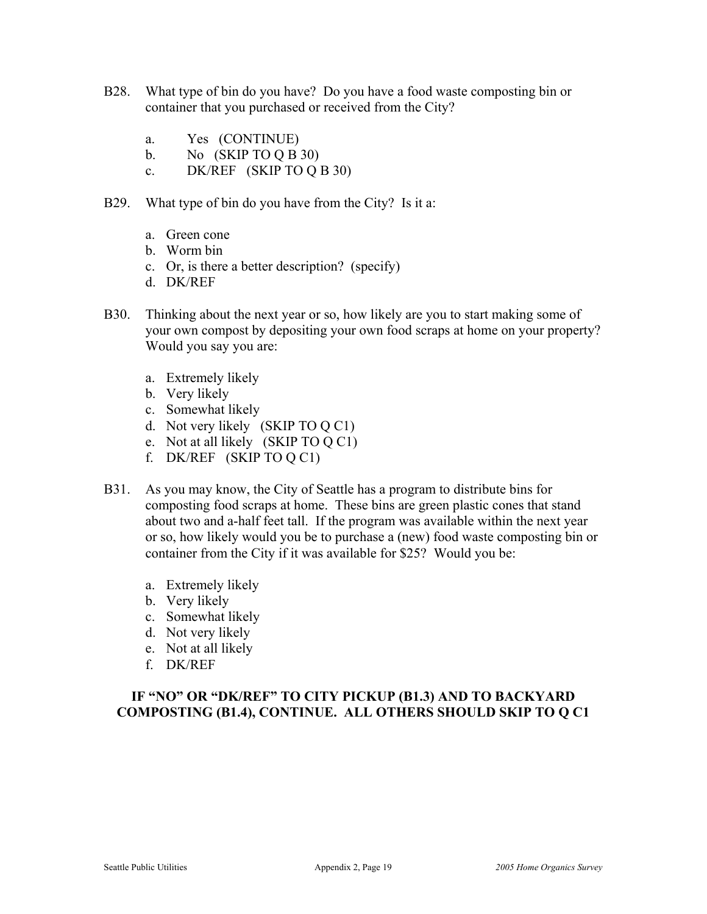B28. What type of bin do you have? Do you have a food waste composting bin or container that you purchased or received from the City?

a. Yes (CONTINUE)
b. No (SKIP TO Q B 30)
c. DK/REF (SKIP TO Q B 30)

B29. What type of bin do you have from the City? Is it a:

a. Green cone
b. Worm bin
c. Or, is there a better description? (specify)
d. DK/REF

B30. Thinking about the next year or so, how likely are you to start making some of your own compost by depositing your own food scraps at home on your property? Would you say you are:

a. Extremely likely
b. Very likely
c. Somewhat likely
d. Not very likely (SKIP TO Q C1)
e. Not at all likely (SKIP TO Q C1)
f. DK/REF (SKIP TO Q C1)

B31. As you may know, the City of Seattle has a program to distribute bins for composting food scraps at home. These bins are green plastic cones that stand about two and a-half feet tall. If the program was available within the next year or so, how likely would you be to purchase a (new) food waste composting bin or container from the City if it was available for $25? Would you be:

a. Extremely likely
b. Very likely
c. Somewhat likely
d. Not very likely
e. Not at all likely
f. DK/REF

**IF "NO" OR "DK/REF" TO CITY PICKUP (B1.3) AND TO BACKYARD COMPOSTING (B1.4), CONTINUE. ALL OTHERS SHOULD SKIP TO Q C1**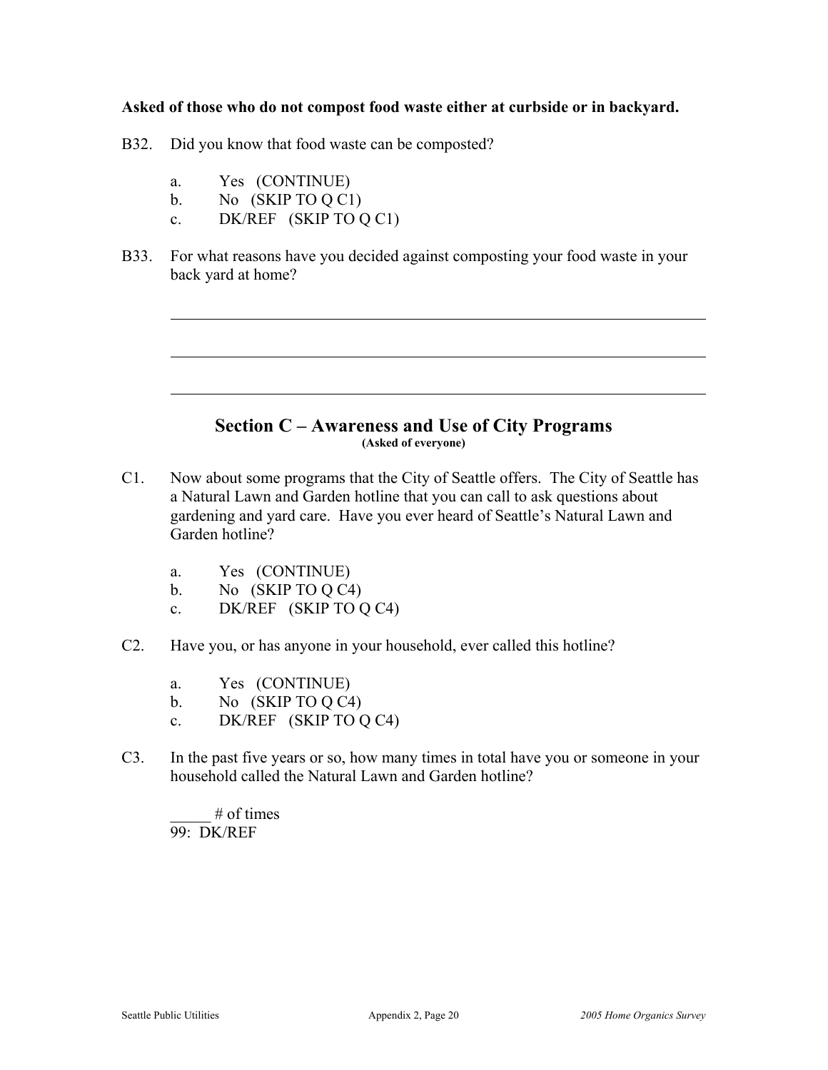**Asked of those who do not compost food waste either at curbside or in backyard.**

B32. Did you know that food waste can be composted?

a. Yes (CONTINUE)
b. No (SKIP TO Q C1)
c. DK/REF (SKIP TO Q C1)

B33. For what reasons have you decided against composting your food waste in your back yard at home?

______________________________________________________________________

______________________________________________________________________

______________________________________________________________________

## Section C – Awareness and Use of City Programs

**(Asked of everyone)**

C1. Now about some programs that the City of Seattle offers. The City of Seattle has a Natural Lawn and Garden hotline that you can call to ask questions about gardening and yard care. Have you ever heard of Seattle's Natural Lawn and Garden hotline?

a. Yes (CONTINUE)
b. No (SKIP TO Q C4)
c. DK/REF (SKIP TO Q C4)

C2. Have you, or has anyone in your household, ever called this hotline?

a. Yes (CONTINUE)
b. No (SKIP TO Q C4)
c. DK/REF (SKIP TO Q C4)

C3. In the past five years or so, how many times in total have you or someone in your household called the Natural Lawn and Garden hotline?

_____ # of times
99: DK/REF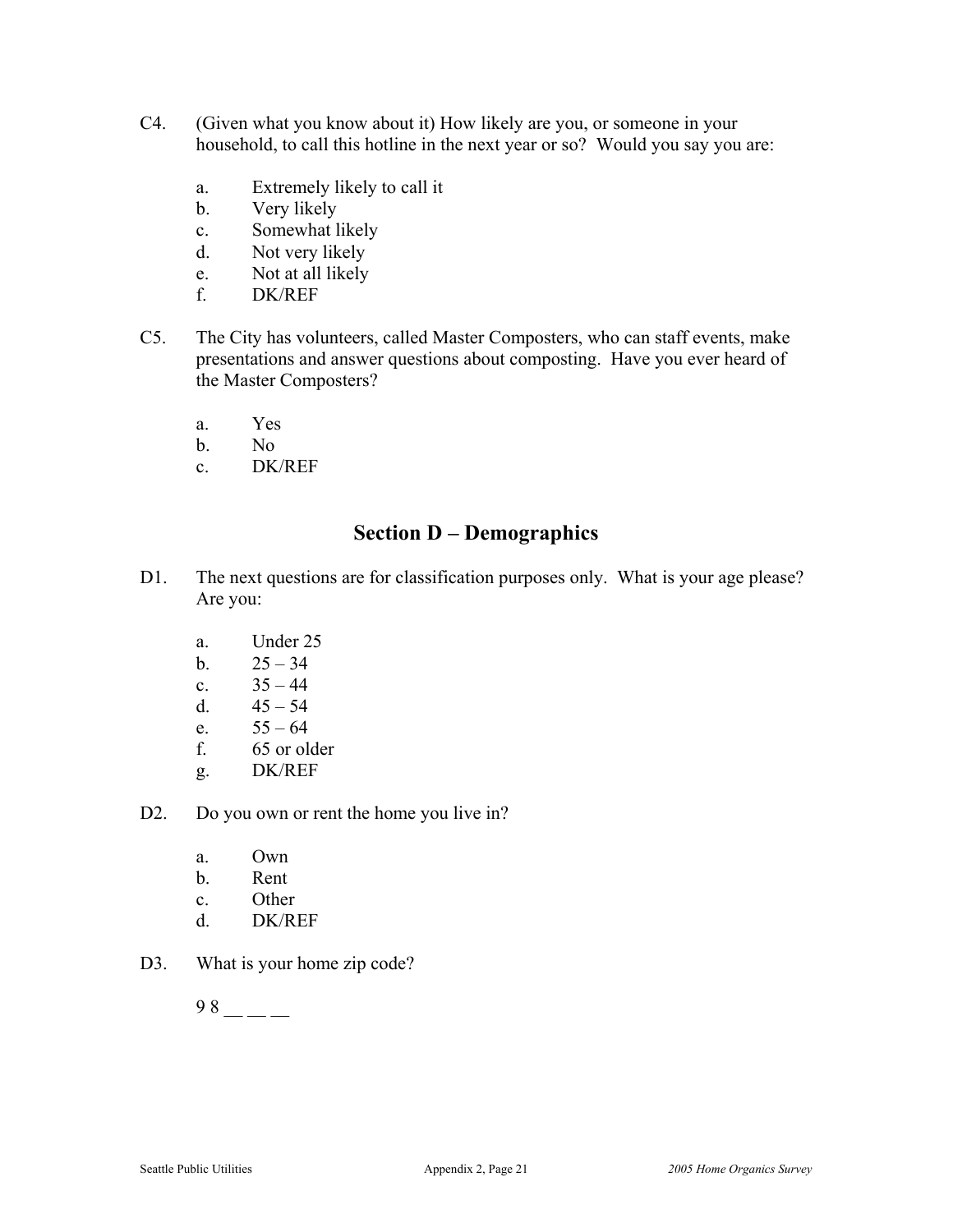C4. (Given what you know about it) How likely are you, or someone in your household, to call this hotline in the next year or so? Would you say you are:

a. Extremely likely to call it
b. Very likely
c. Somewhat likely
d. Not very likely
e. Not at all likely
f. DK/REF

C5. The City has volunteers, called Master Composters, who can staff events, make presentations and answer questions about composting. Have you ever heard of the Master Composters?

a. Yes
b. No
c. DK/REF

## Section D – Demographics

D1. The next questions are for classification purposes only. What is your age please? Are you:

a. Under 25
b. 25 – 34
c. 35 – 44
d. 45 – 54
e. 55 – 64
f. 65 or older
g. DK/REF

D2. Do you own or rent the home you live in?

a. Own
b. Rent
c. Other
d. DK/REF

D3. What is your home zip code?

9 8 __ __ __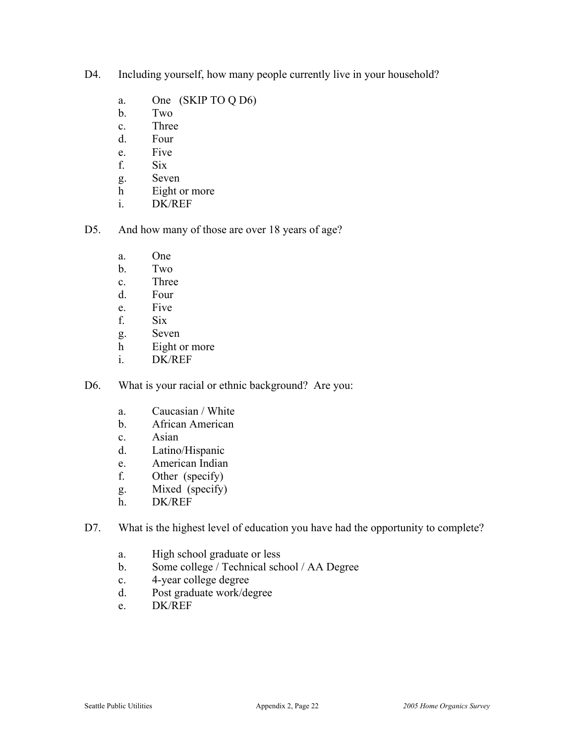D4. Including yourself, how many people currently live in your household?

a. One (SKIP TO Q D6)
b. Two
c. Three
d. Four
e. Five
f. Six
g. Seven
h Eight or more
i. DK/REF

D5. And how many of those are over 18 years of age?

a. One
b. Two
c. Three
d. Four
e. Five
f. Six
g. Seven
h Eight or more
i. DK/REF

D6. What is your racial or ethnic background? Are you:

a. Caucasian / White
b. African American
c. Asian
d. Latino/Hispanic
e. American Indian
f. Other (specify)
g. Mixed (specify)
h. DK/REF

D7. What is the highest level of education you have had the opportunity to complete?

a. High school graduate or less
b. Some college / Technical school / AA Degree
c. 4-year college degree
d. Post graduate work/degree
e. DK/REF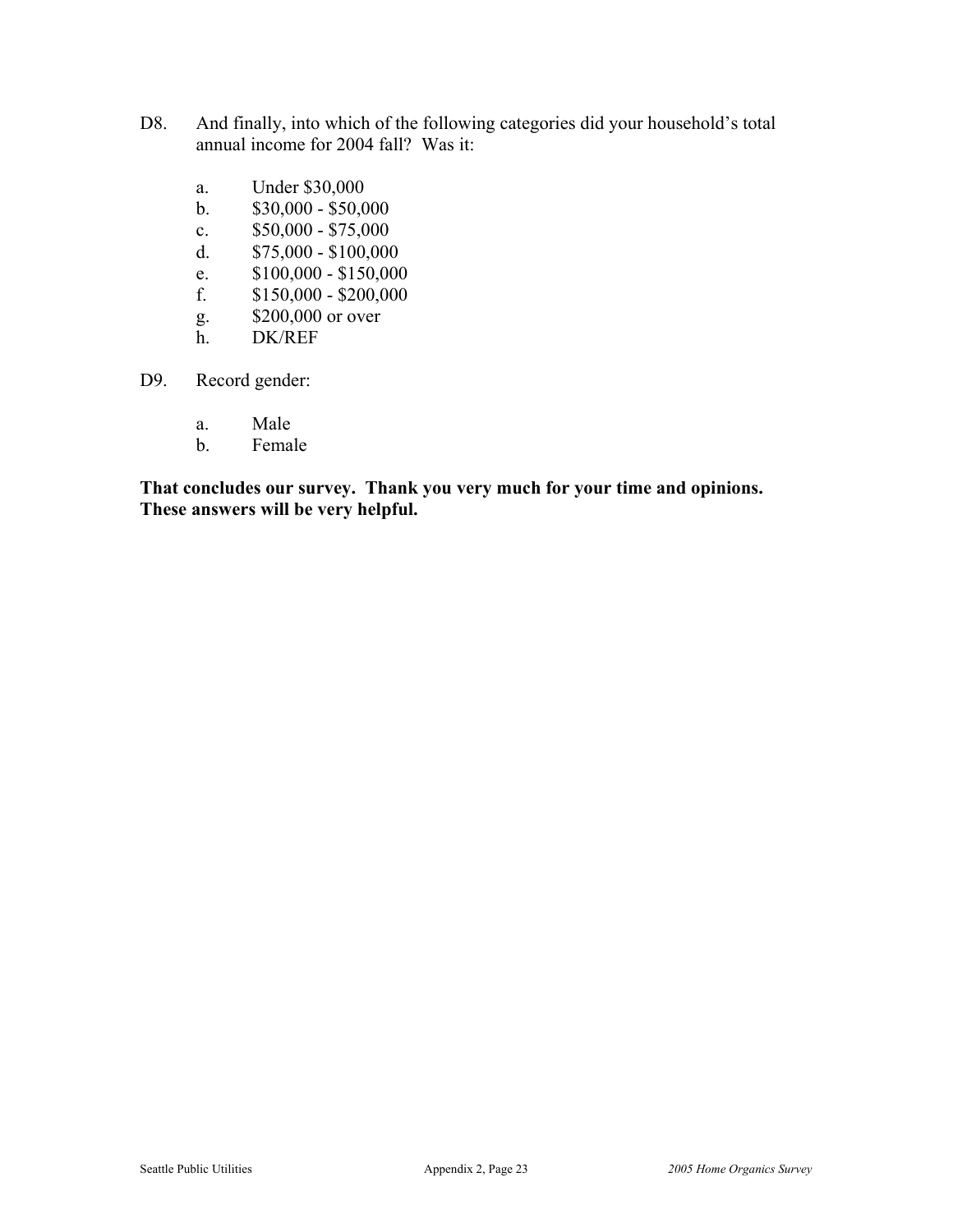D8. And finally, into which of the following categories did your household's total annual income for 2004 fall? Was it:

a. Under $30,000
b. $30,000 - $50,000
c. $50,000 - $75,000
d. $75,000 - $100,000
e. $100,000 - $150,000
f. $150,000 - $200,000
g. $200,000 or over
h. DK/REF

D9. Record gender:

a. Male
b. Female

**That concludes our survey. Thank you very much for your time and opinions. These answers will be very helpful.**